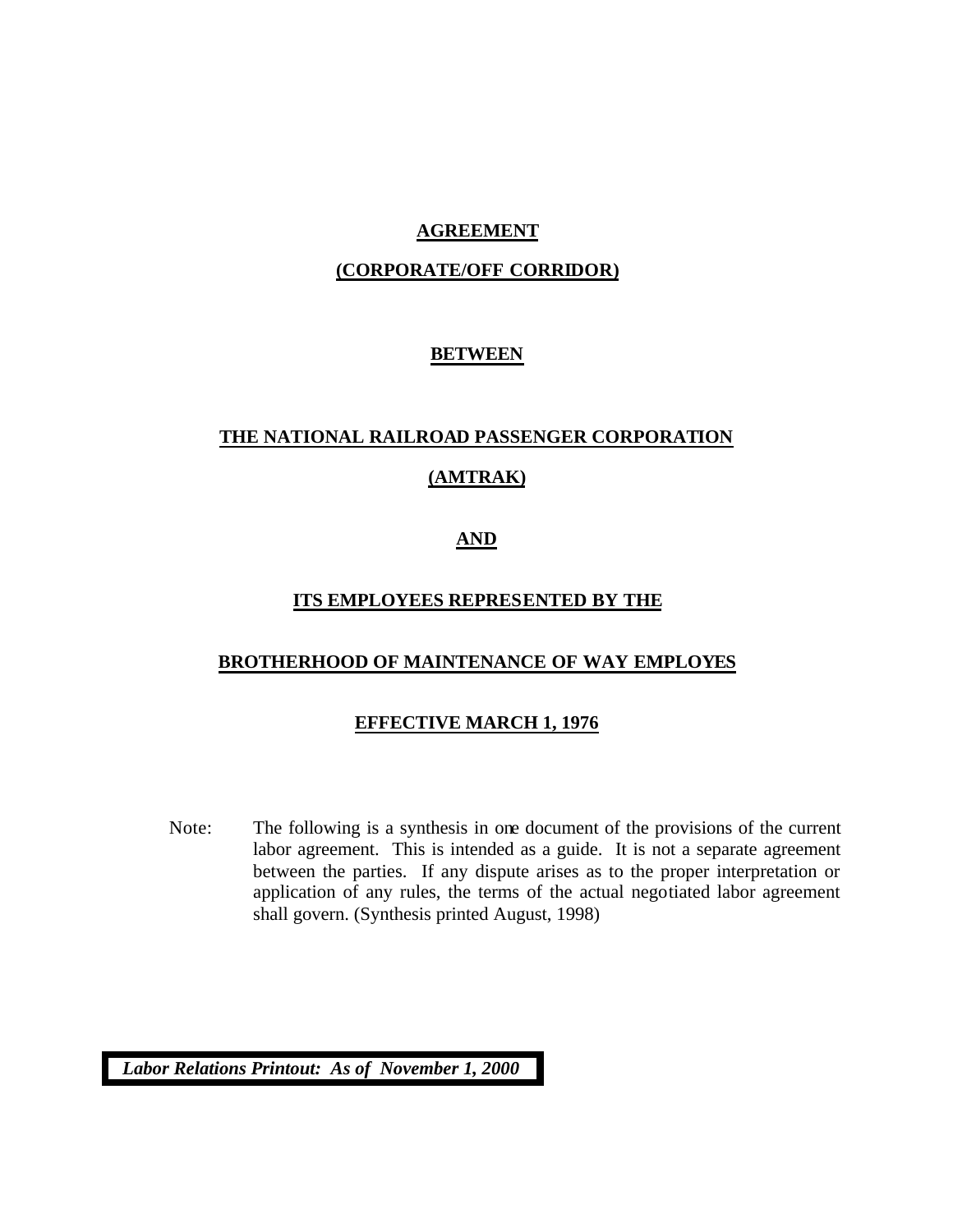# AGREEMENT

## (CORPORATE/OFF CORRIDOR)

## BETWEEN

## THE NATIONAL RAILROAD PASSENGER CORPORATION

## (AMTRAK)

## AND

## ITS EMPLOYEES REPRESENTED BY THE

## BROTHERHOOD OF MAINTENANCE OF WAY EMPLOYES

## EFFECTIVE MARCH 1, 1976

Note: The following is a synthesis in one document of the provisions of the current labor agreement. This is intended as a guide. It is not a separate agreement between the parties. If any dispute arises as to the proper interpretation or application of any rules, the terms of the actual negotiated labor agreement shall govern. (Synthesis printed August, 1998)

***Labor Relations Printout: As of November 1, 2000***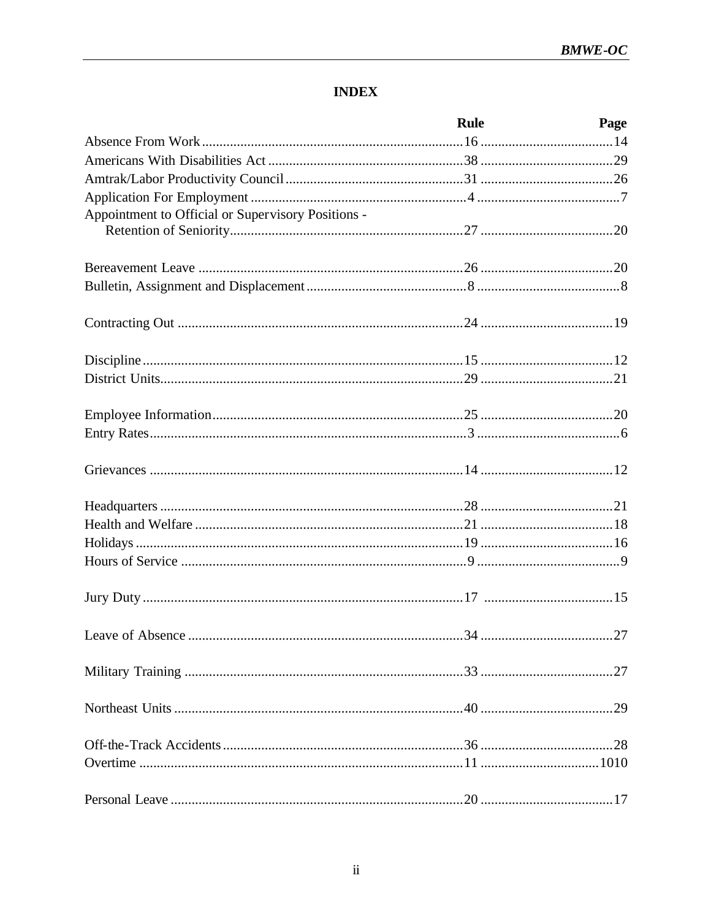# INDEX

| | Rule | Page |
|---|---|---|
| Absence From Work | 16 | 14 |
| Americans With Disabilities Act | 38 | 29 |
| Amtrak/Labor Productivity Council | 31 | 26 |
| Application For Employment | 4 | 7 |
| Appointment to Official or Supervisory Positions - Retention of Seniority | 27 | 20 |
| Bereavement Leave | 26 | 20 |
| Bulletin, Assignment and Displacement | 8 | 8 |
| Contracting Out | 24 | 19 |
| Discipline | 15 | 12 |
| District Units | 29 | 21 |
| Employee Information | 25 | 20 |
| Entry Rates | 3 | 6 |
| Grievances | 14 | 12 |
| Headquarters | 28 | 21 |
| Health and Welfare | 21 | 18 |
| Holidays | 19 | 16 |
| Hours of Service | 9 | 9 |
| Jury Duty | 17 | 15 |
| Leave of Absence | 34 | 27 |
| Military Training | 33 | 27 |
| Northeast Units | 40 | 29 |
| Off-the-Track Accidents | 36 | 28 |
| Overtime | 11 | 1010 |
| Personal Leave | 20 | 17 |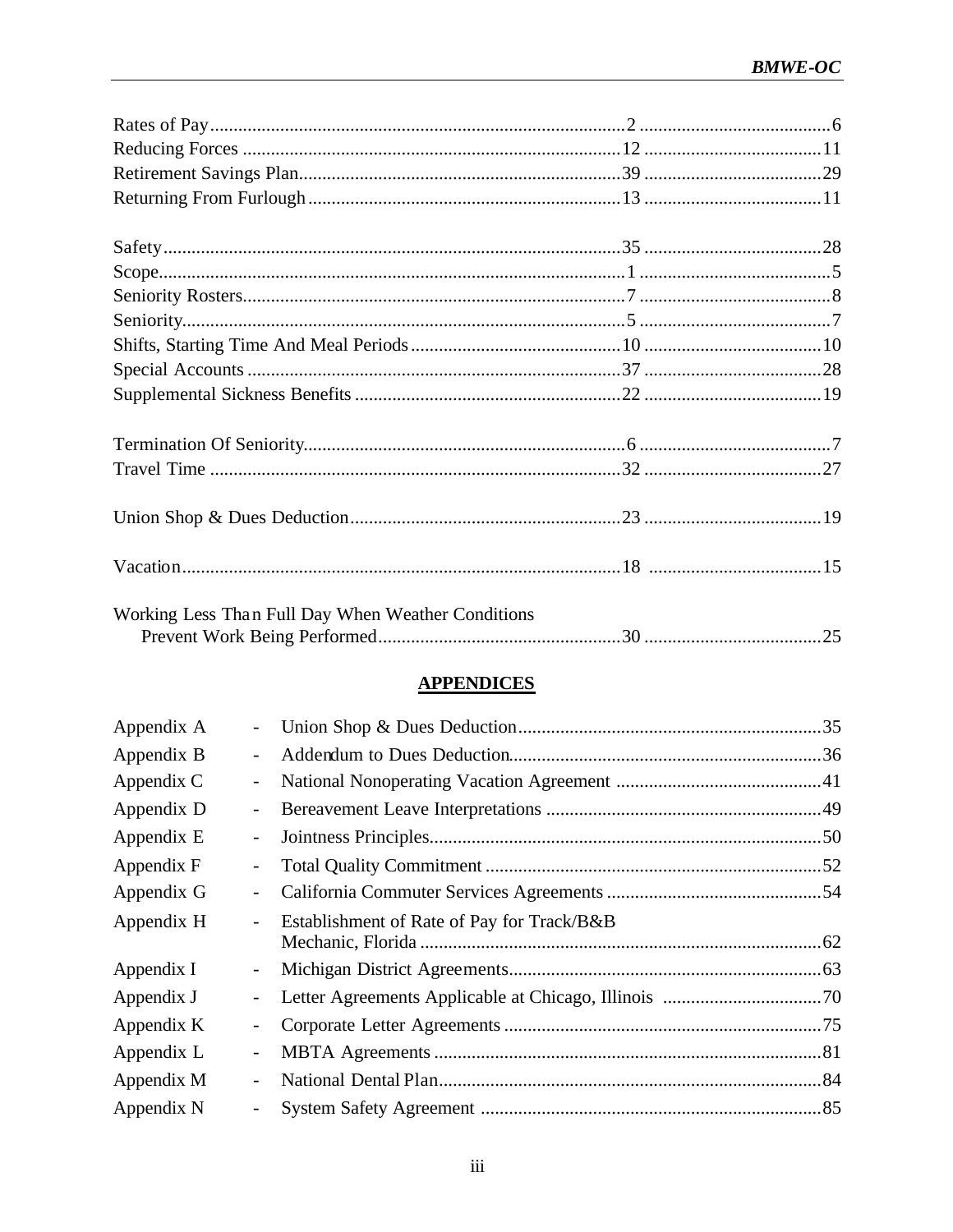| | | |
|---|---|---|
| Rates of Pay | 2 | 6 |
| Reducing Forces | 12 | 11 |
| Retirement Savings Plan | 39 | 29 |
| Returning From Furlough | 13 | 11 |
| Safety | 35 | 28 |
| Scope | 1 | 5 |
| Seniority Rosters | 7 | 8 |
| Seniority | 5 | 7 |
| Shifts, Starting Time And Meal Periods | 10 | 10 |
| Special Accounts | 37 | 28 |
| Supplemental Sickness Benefits | 22 | 19 |
| Termination Of Seniority | 6 | 7 |
| Travel Time | 32 | 27 |
| Union Shop & Dues Deduction | 23 | 19 |
| Vacation | 18 | 15 |
| Working Less Than Full Day When Weather Conditions Prevent Work Being Performed | 30 | 25 |

## APPENDICES

| | | |
|---|---|---|
| Appendix A | - Union Shop & Dues Deduction | 35 |
| Appendix B | - Addendum to Dues Deduction | 36 |
| Appendix C | - National Nonoperating Vacation Agreement | 41 |
| Appendix D | - Bereavement Leave Interpretations | 49 |
| Appendix E | - Jointness Principles | 50 |
| Appendix F | - Total Quality Commitment | 52 |
| Appendix G | - California Commuter Services Agreements | 54 |
| Appendix H | - Establishment of Rate of Pay for Track/B&B Mechanic, Florida | 62 |
| Appendix I | - Michigan District Agreements | 63 |
| Appendix J | - Letter Agreements Applicable at Chicago, Illinois | 70 |
| Appendix K | - Corporate Letter Agreements | 75 |
| Appendix L | - MBTA Agreements | 81 |
| Appendix M | - National Dental Plan | 84 |
| Appendix N | - System Safety Agreement | 85 |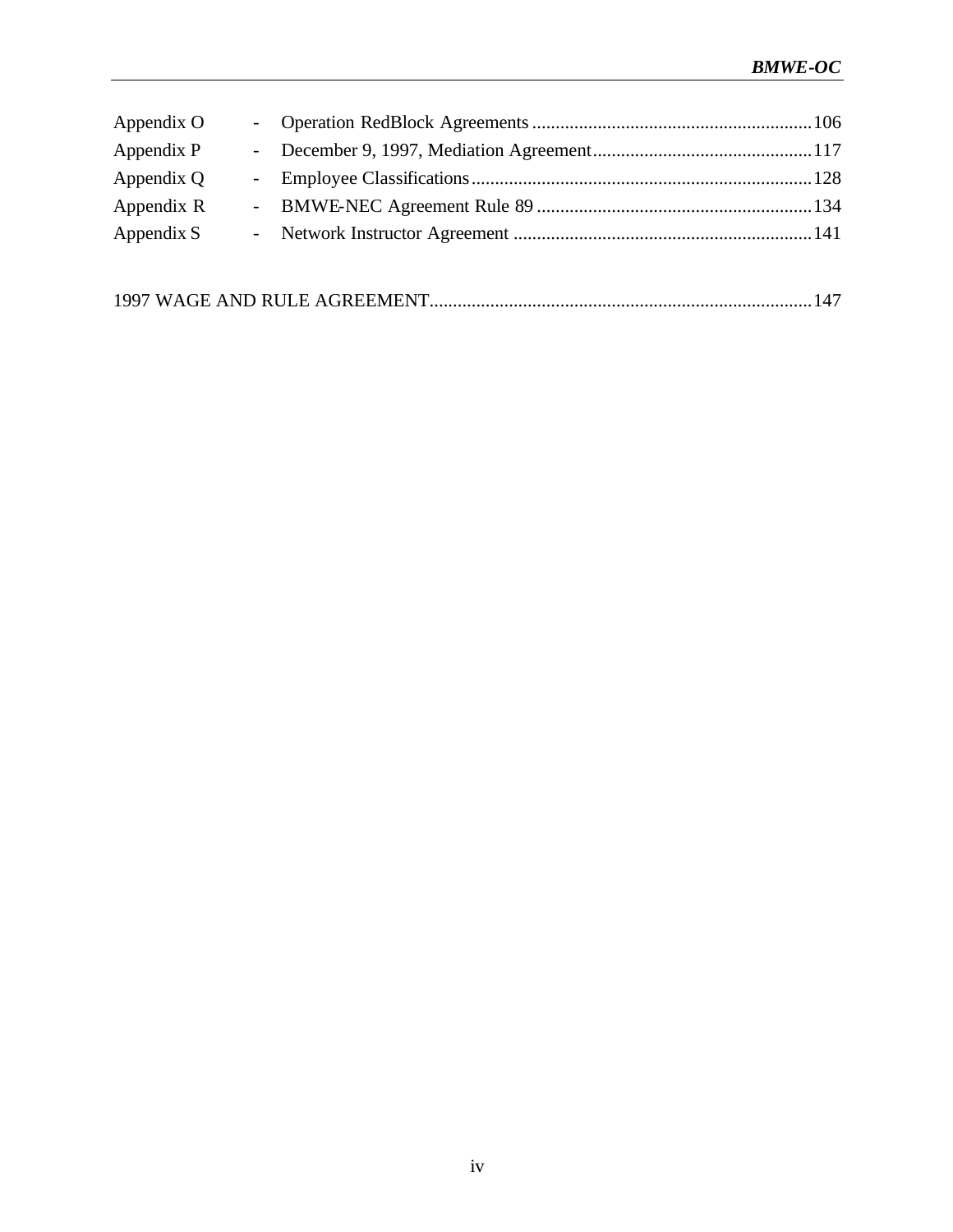Appendix O - Operation RedBlock Agreements ............................................................ 106
Appendix P - December 9, 1997, Mediation Agreement ............................................... 117
Appendix Q - Employee Classifications ......................................................................... 128
Appendix R - BMWE-NEC Agreement Rule 89 ........................................................... 134
Appendix S - Network Instructor Agreement ................................................................ 141

1997 WAGE AND RULE AGREEMENT ................................................................................. 147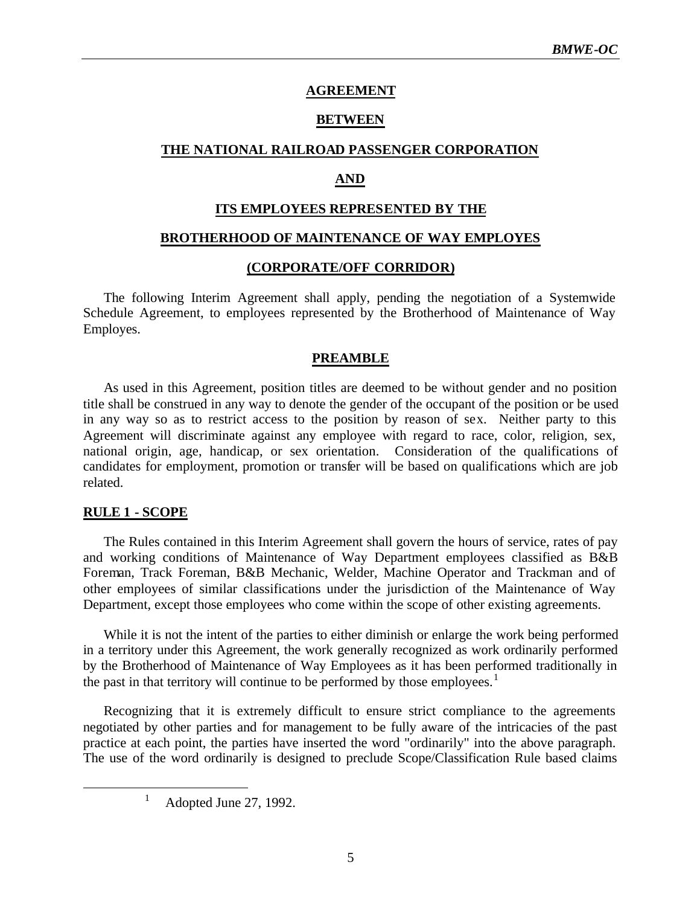# AGREEMENT

# BETWEEN

# THE NATIONAL RAILROAD PASSENGER CORPORATION

# AND

# ITS EMPLOYEES REPRESENTED BY THE

# BROTHERHOOD OF MAINTENANCE OF WAY EMPLOYES

# (CORPORATE/OFF CORRIDOR)

The following Interim Agreement shall apply, pending the negotiation of a Systemwide Schedule Agreement, to employees represented by the Brotherhood of Maintenance of Way Employes.

## PREAMBLE

As used in this Agreement, position titles are deemed to be without gender and no position title shall be construed in any way to denote the gender of the occupant of the position or be used in any way so as to restrict access to the position by reason of sex. Neither party to this Agreement will discriminate against any employee with regard to race, color, religion, sex, national origin, age, handicap, or sex orientation. Consideration of the qualifications of candidates for employment, promotion or transfer will be based on qualifications which are job related.

## RULE 1 - SCOPE

The Rules contained in this Interim Agreement shall govern the hours of service, rates of pay and working conditions of Maintenance of Way Department employees classified as B&B Foreman, Track Foreman, B&B Mechanic, Welder, Machine Operator and Trackman and of other employees of similar classifications under the jurisdiction of the Maintenance of Way Department, except those employees who come within the scope of other existing agreements.

While it is not the intent of the parties to either diminish or enlarge the work being performed in a territory under this Agreement, the work generally recognized as work ordinarily performed by the Brotherhood of Maintenance of Way Employees as it has been performed traditionally in the past in that territory will continue to be performed by those employees.[1]

Recognizing that it is extremely difficult to ensure strict compliance to the agreements negotiated by other parties and for management to be fully aware of the intricacies of the past practice at each point, the parties have inserted the word "ordinarily" into the above paragraph. The use of the word ordinarily is designed to preclude Scope/Classification Rule based claims

[1] Adopted June 27, 1992.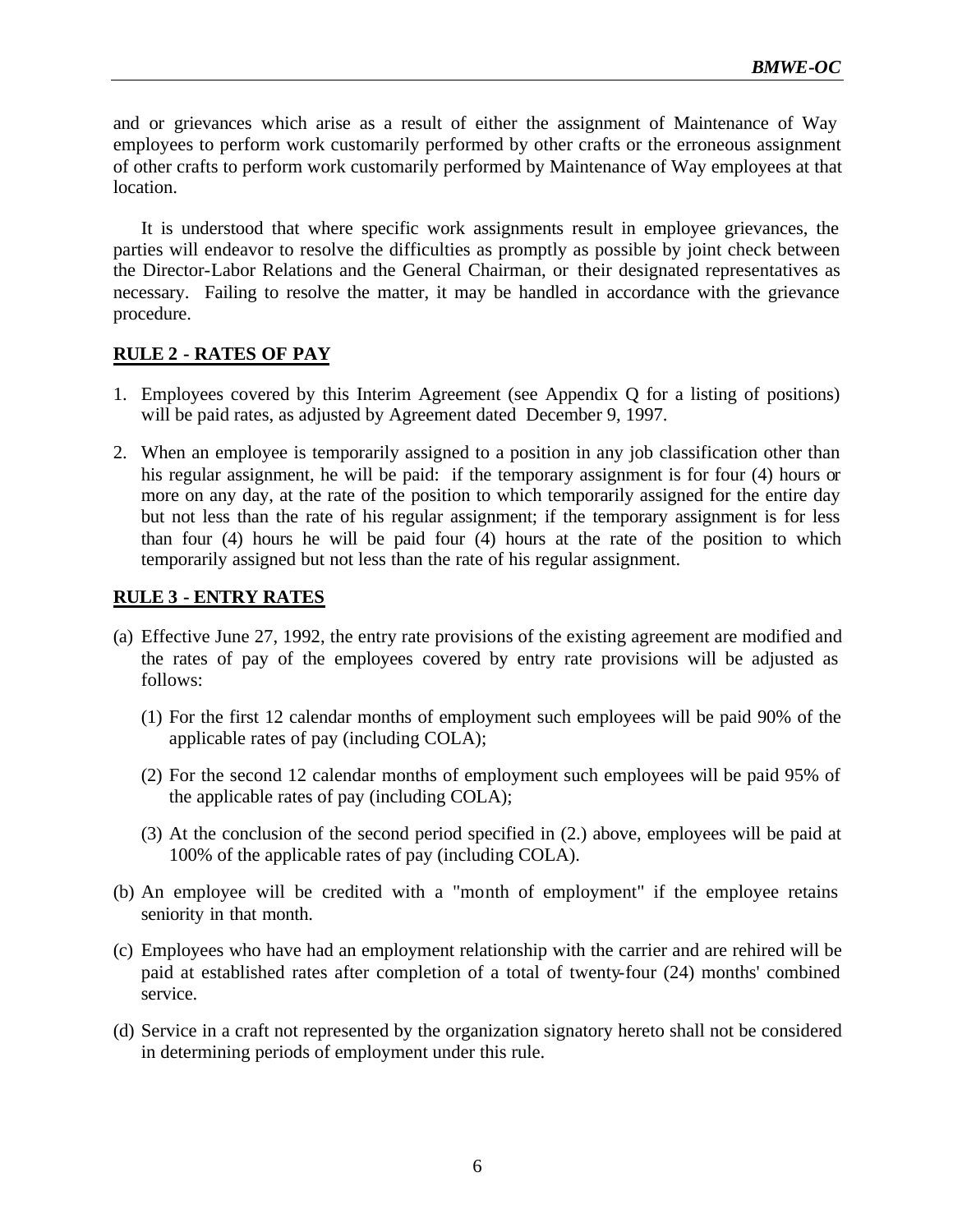and or grievances which arise as a result of either the assignment of Maintenance of Way employees to perform work customarily performed by other crafts or the erroneous assignment of other crafts to perform work customarily performed by Maintenance of Way employees at that location.

It is understood that where specific work assignments result in employee grievances, the parties will endeavor to resolve the difficulties as promptly as possible by joint check between the Director-Labor Relations and the General Chairman, or their designated representatives as necessary. Failing to resolve the matter, it may be handled in accordance with the grievance procedure.

## RULE 2 - RATES OF PAY

1. Employees covered by this Interim Agreement (see Appendix Q for a listing of positions) will be paid rates, as adjusted by Agreement dated December 9, 1997.

2. When an employee is temporarily assigned to a position in any job classification other than his regular assignment, he will be paid: if the temporary assignment is for four (4) hours or more on any day, at the rate of the position to which temporarily assigned for the entire day but not less than the rate of his regular assignment; if the temporary assignment is for less than four (4) hours he will be paid four (4) hours at the rate of the position to which temporarily assigned but not less than the rate of his regular assignment.

## RULE 3 - ENTRY RATES

(a) Effective June 27, 1992, the entry rate provisions of the existing agreement are modified and the rates of pay of the employees covered by entry rate provisions will be adjusted as follows:

   (1) For the first 12 calendar months of employment such employees will be paid 90% of the applicable rates of pay (including COLA);

   (2) For the second 12 calendar months of employment such employees will be paid 95% of the applicable rates of pay (including COLA);

   (3) At the conclusion of the second period specified in (2.) above, employees will be paid at 100% of the applicable rates of pay (including COLA).

(b) An employee will be credited with a "month of employment" if the employee retains seniority in that month.

(c) Employees who have had an employment relationship with the carrier and are rehired will be paid at established rates after completion of a total of twenty-four (24) months' combined service.

(d) Service in a craft not represented by the organization signatory hereto shall not be considered in determining periods of employment under this rule.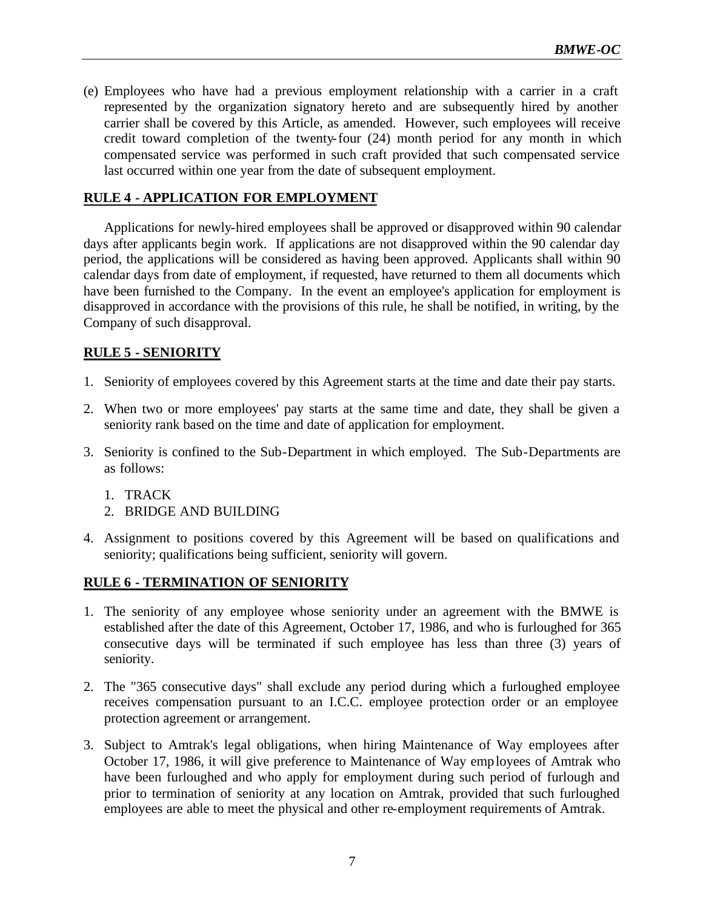(e) Employees who have had a previous employment relationship with a carrier in a craft represented by the organization signatory hereto and are subsequently hired by another carrier shall be covered by this Article, as amended. However, such employees will receive credit toward completion of the twenty-four (24) month period for any month in which compensated service was performed in such craft provided that such compensated service last occurred within one year from the date of subsequent employment.

## RULE 4 - APPLICATION FOR EMPLOYMENT

Applications for newly-hired employees shall be approved or disapproved within 90 calendar days after applicants begin work. If applications are not disapproved within the 90 calendar day period, the applications will be considered as having been approved. Applicants shall within 90 calendar days from date of employment, if requested, have returned to them all documents which have been furnished to the Company. In the event an employee's application for employment is disapproved in accordance with the provisions of this rule, he shall be notified, in writing, by the Company of such disapproval.

## RULE 5 - SENIORITY

1. Seniority of employees covered by this Agreement starts at the time and date their pay starts.
2. When two or more employees' pay starts at the same time and date, they shall be given a seniority rank based on the time and date of application for employment.
3. Seniority is confined to the Sub-Department in which employed. The Sub-Departments are as follows:
   1. TRACK
   2. BRIDGE AND BUILDING
4. Assignment to positions covered by this Agreement will be based on qualifications and seniority; qualifications being sufficient, seniority will govern.

## RULE 6 - TERMINATION OF SENIORITY

1. The seniority of any employee whose seniority under an agreement with the BMWE is established after the date of this Agreement, October 17, 1986, and who is furloughed for 365 consecutive days will be terminated if such employee has less than three (3) years of seniority.
2. The "365 consecutive days" shall exclude any period during which a furloughed employee receives compensation pursuant to an I.C.C. employee protection order or an employee protection agreement or arrangement.
3. Subject to Amtrak's legal obligations, when hiring Maintenance of Way employees after October 17, 1986, it will give preference to Maintenance of Way employees of Amtrak who have been furloughed and who apply for employment during such period of furlough and prior to termination of seniority at any location on Amtrak, provided that such furloughed employees are able to meet the physical and other re-employment requirements of Amtrak.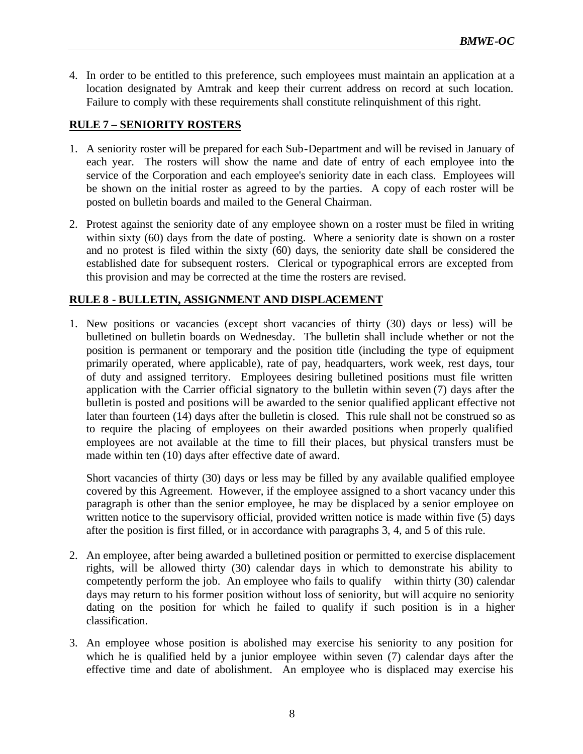4. In order to be entitled to this preference, such employees must maintain an application at a location designated by Amtrak and keep their current address on record at such location. Failure to comply with these requirements shall constitute relinquishment of this right.

## RULE 7 – SENIORITY ROSTERS

1. A seniority roster will be prepared for each Sub-Department and will be revised in January of each year. The rosters will show the name and date of entry of each employee into the service of the Corporation and each employee's seniority date in each class. Employees will be shown on the initial roster as agreed to by the parties. A copy of each roster will be posted on bulletin boards and mailed to the General Chairman.

2. Protest against the seniority date of any employee shown on a roster must be filed in writing within sixty (60) days from the date of posting. Where a seniority date is shown on a roster and no protest is filed within the sixty (60) days, the seniority date shall be considered the established date for subsequent rosters. Clerical or typographical errors are excepted from this provision and may be corrected at the time the rosters are revised.

## RULE 8 - BULLETIN, ASSIGNMENT AND DISPLACEMENT

1. New positions or vacancies (except short vacancies of thirty (30) days or less) will be bulletined on bulletin boards on Wednesday. The bulletin shall include whether or not the position is permanent or temporary and the position title (including the type of equipment primarily operated, where applicable), rate of pay, headquarters, work week, rest days, tour of duty and assigned territory. Employees desiring bulletined positions must file written application with the Carrier official signatory to the bulletin within seven (7) days after the bulletin is posted and positions will be awarded to the senior qualified applicant effective not later than fourteen (14) days after the bulletin is closed. This rule shall not be construed so as to require the placing of employees on their awarded positions when properly qualified employees are not available at the time to fill their places, but physical transfers must be made within ten (10) days after effective date of award.

   Short vacancies of thirty (30) days or less may be filled by any available qualified employee covered by this Agreement. However, if the employee assigned to a short vacancy under this paragraph is other than the senior employee, he may be displaced by a senior employee on written notice to the supervisory official, provided written notice is made within five (5) days after the position is first filled, or in accordance with paragraphs 3, 4, and 5 of this rule.

2. An employee, after being awarded a bulletined position or permitted to exercise displacement rights, will be allowed thirty (30) calendar days in which to demonstrate his ability to competently perform the job. An employee who fails to qualify within thirty (30) calendar days may return to his former position without loss of seniority, but will acquire no seniority dating on the position for which he failed to qualify if such position is in a higher classification.

3. An employee whose position is abolished may exercise his seniority to any position for which he is qualified held by a junior employee within seven (7) calendar days after the effective time and date of abolishment. An employee who is displaced may exercise his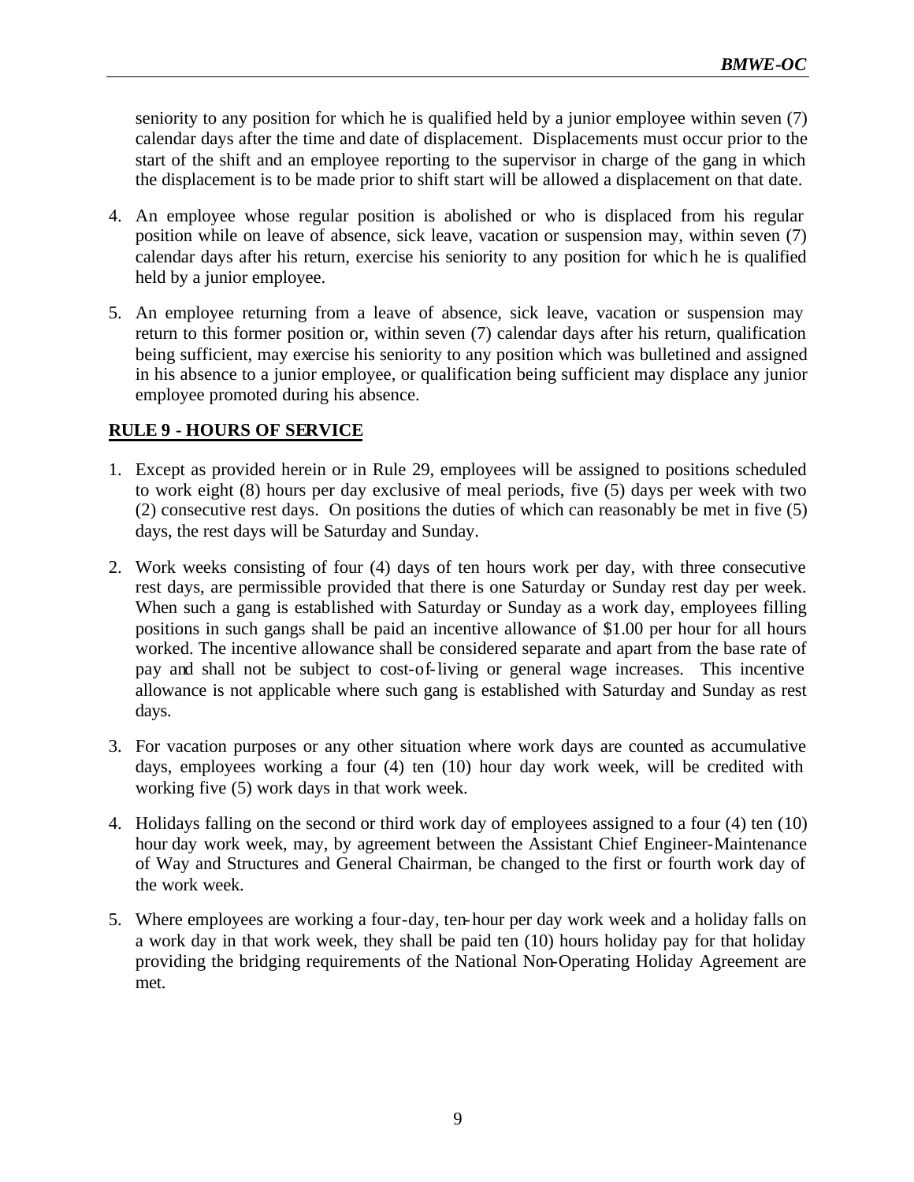seniority to any position for which he is qualified held by a junior employee within seven (7) calendar days after the time and date of displacement. Displacements must occur prior to the start of the shift and an employee reporting to the supervisor in charge of the gang in which the displacement is to be made prior to shift start will be allowed a displacement on that date.

4. An employee whose regular position is abolished or who is displaced from his regular position while on leave of absence, sick leave, vacation or suspension may, within seven (7) calendar days after his return, exercise his seniority to any position for which he is qualified held by a junior employee.

5. An employee returning from a leave of absence, sick leave, vacation or suspension may return to this former position or, within seven (7) calendar days after his return, qualification being sufficient, may exercise his seniority to any position which was bulletined and assigned in his absence to a junior employee, or qualification being sufficient may displace any junior employee promoted during his absence.

## RULE 9 - HOURS OF SERVICE

1. Except as provided herein or in Rule 29, employees will be assigned to positions scheduled to work eight (8) hours per day exclusive of meal periods, five (5) days per week with two (2) consecutive rest days. On positions the duties of which can reasonably be met in five (5) days, the rest days will be Saturday and Sunday.

2. Work weeks consisting of four (4) days of ten hours work per day, with three consecutive rest days, are permissible provided that there is one Saturday or Sunday rest day per week. When such a gang is established with Saturday or Sunday as a work day, employees filling positions in such gangs shall be paid an incentive allowance of $1.00 per hour for all hours worked. The incentive allowance shall be considered separate and apart from the base rate of pay and shall not be subject to cost-of-living or general wage increases. This incentive allowance is not applicable where such gang is established with Saturday and Sunday as rest days.

3. For vacation purposes or any other situation where work days are counted as accumulative days, employees working a four (4) ten (10) hour day work week, will be credited with working five (5) work days in that work week.

4. Holidays falling on the second or third work day of employees assigned to a four (4) ten (10) hour day work week, may, by agreement between the Assistant Chief Engineer-Maintenance of Way and Structures and General Chairman, be changed to the first or fourth work day of the work week.

5. Where employees are working a four-day, ten-hour per day work week and a holiday falls on a work day in that work week, they shall be paid ten (10) hours holiday pay for that holiday providing the bridging requirements of the National Non-Operating Holiday Agreement are met.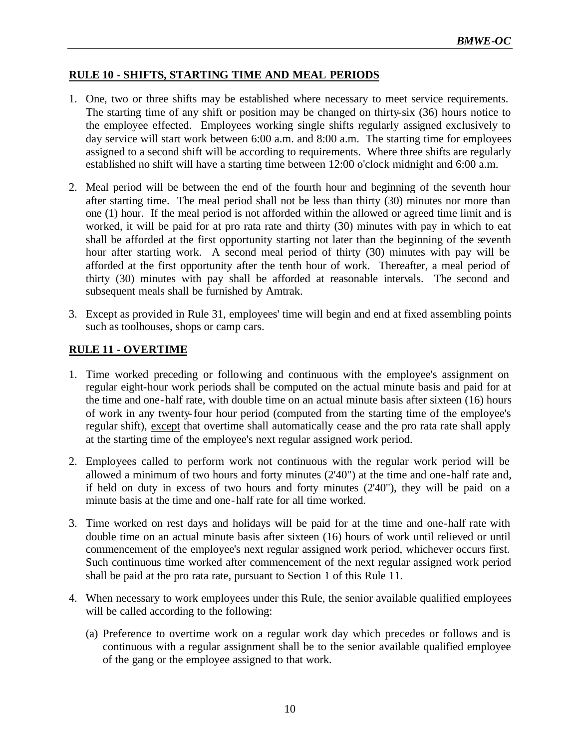## RULE 10 - SHIFTS, STARTING TIME AND MEAL PERIODS

1. One, two or three shifts may be established where necessary to meet service requirements. The starting time of any shift or position may be changed on thirty-six (36) hours notice to the employee effected. Employees working single shifts regularly assigned exclusively to day service will start work between 6:00 a.m. and 8:00 a.m. The starting time for employees assigned to a second shift will be according to requirements. Where three shifts are regularly established no shift will have a starting time between 12:00 o'clock midnight and 6:00 a.m.

2. Meal period will be between the end of the fourth hour and beginning of the seventh hour after starting time. The meal period shall not be less than thirty (30) minutes nor more than one (1) hour. If the meal period is not afforded within the allowed or agreed time limit and is worked, it will be paid for at pro rata rate and thirty (30) minutes with pay in which to eat shall be afforded at the first opportunity starting not later than the beginning of the seventh hour after starting work. A second meal period of thirty (30) minutes with pay will be afforded at the first opportunity after the tenth hour of work. Thereafter, a meal period of thirty (30) minutes with pay shall be afforded at reasonable intervals. The second and subsequent meals shall be furnished by Amtrak.

3. Except as provided in Rule 31, employees' time will begin and end at fixed assembling points such as toolhouses, shops or camp cars.

## RULE 11 - OVERTIME

1. Time worked preceding or following and continuous with the employee's assignment on regular eight-hour work periods shall be computed on the actual minute basis and paid for at the time and one-half rate, with double time on an actual minute basis after sixteen (16) hours of work in any twenty-four hour period (computed from the starting time of the employee's regular shift), except that overtime shall automatically cease and the pro rata rate shall apply at the starting time of the employee's next regular assigned work period.

2. Employees called to perform work not continuous with the regular work period will be allowed a minimum of two hours and forty minutes (2'40") at the time and one-half rate and, if held on duty in excess of two hours and forty minutes (2'40"), they will be paid on a minute basis at the time and one-half rate for all time worked.

3. Time worked on rest days and holidays will be paid for at the time and one-half rate with double time on an actual minute basis after sixteen (16) hours of work until relieved or until commencement of the employee's next regular assigned work period, whichever occurs first. Such continuous time worked after commencement of the next regular assigned work period shall be paid at the pro rata rate, pursuant to Section 1 of this Rule 11.

4. When necessary to work employees under this Rule, the senior available qualified employees will be called according to the following:

   (a) Preference to overtime work on a regular work day which precedes or follows and is continuous with a regular assignment shall be to the senior available qualified employee of the gang or the employee assigned to that work.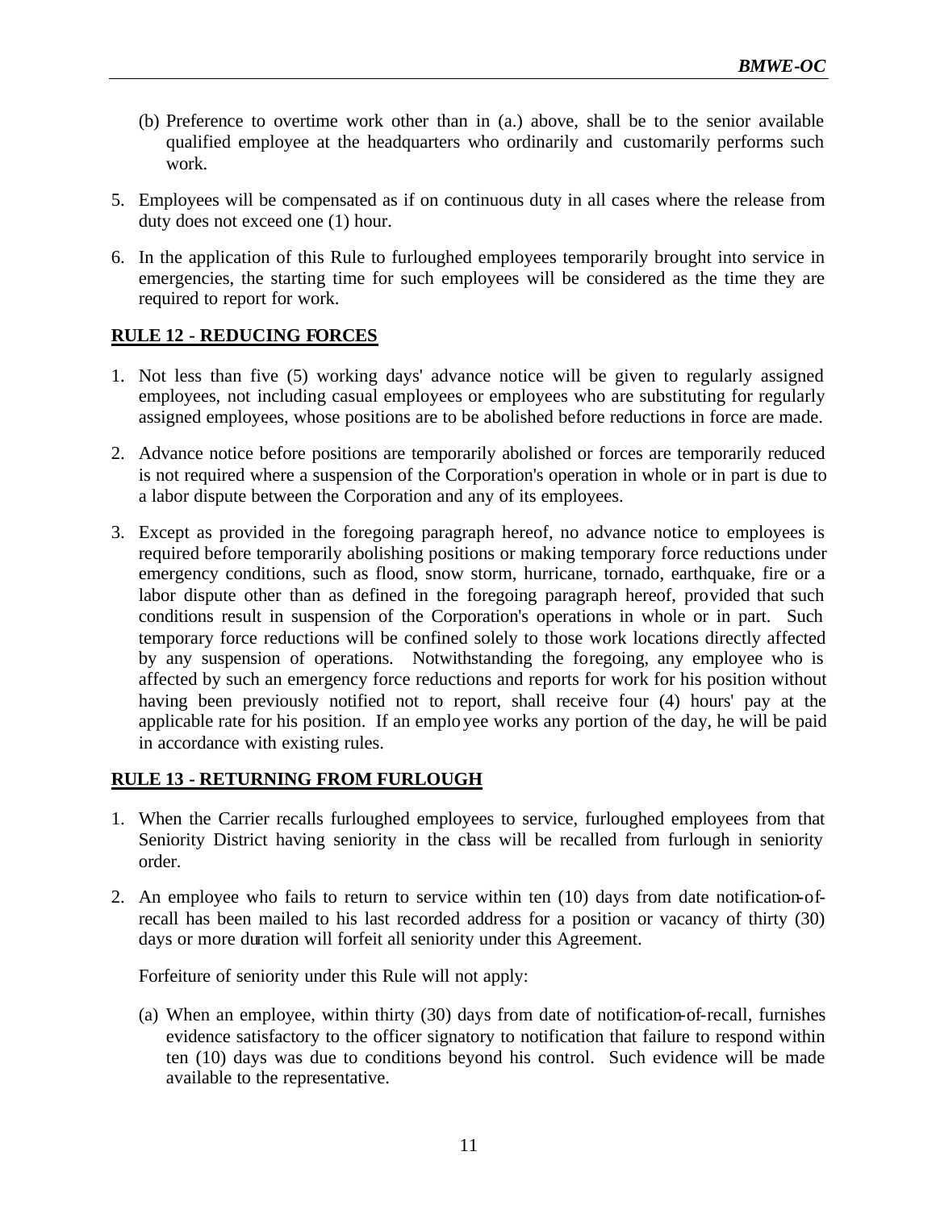(b) Preference to overtime work other than in (a.) above, shall be to the senior available qualified employee at the headquarters who ordinarily and customarily performs such work.

5. Employees will be compensated as if on continuous duty in all cases where the release from duty does not exceed one (1) hour.

6. In the application of this Rule to furloughed employees temporarily brought into service in emergencies, the starting time for such employees will be considered as the time they are required to report for work.

## RULE 12 - REDUCING FORCES

1. Not less than five (5) working days' advance notice will be given to regularly assigned employees, not including casual employees or employees who are substituting for regularly assigned employees, whose positions are to be abolished before reductions in force are made.

2. Advance notice before positions are temporarily abolished or forces are temporarily reduced is not required where a suspension of the Corporation's operation in whole or in part is due to a labor dispute between the Corporation and any of its employees.

3. Except as provided in the foregoing paragraph hereof, no advance notice to employees is required before temporarily abolishing positions or making temporary force reductions under emergency conditions, such as flood, snow storm, hurricane, tornado, earthquake, fire or a labor dispute other than as defined in the foregoing paragraph hereof, provided that such conditions result in suspension of the Corporation's operations in whole or in part. Such temporary force reductions will be confined solely to those work locations directly affected by any suspension of operations. Notwithstanding the foregoing, any employee who is affected by such an emergency force reductions and reports for work for his position without having been previously notified not to report, shall receive four (4) hours' pay at the applicable rate for his position. If an employee works any portion of the day, he will be paid in accordance with existing rules.

## RULE 13 - RETURNING FROM FURLOUGH

1. When the Carrier recalls furloughed employees to service, furloughed employees from that Seniority District having seniority in the class will be recalled from furlough in seniority order.

2. An employee who fails to return to service within ten (10) days from date notification-of-recall has been mailed to his last recorded address for a position or vacancy of thirty (30) days or more duration will forfeit all seniority under this Agreement.

   Forfeiture of seniority under this Rule will not apply:

   (a) When an employee, within thirty (30) days from date of notification-of-recall, furnishes evidence satisfactory to the officer signatory to notification that failure to respond within ten (10) days was due to conditions beyond his control. Such evidence will be made available to the representative.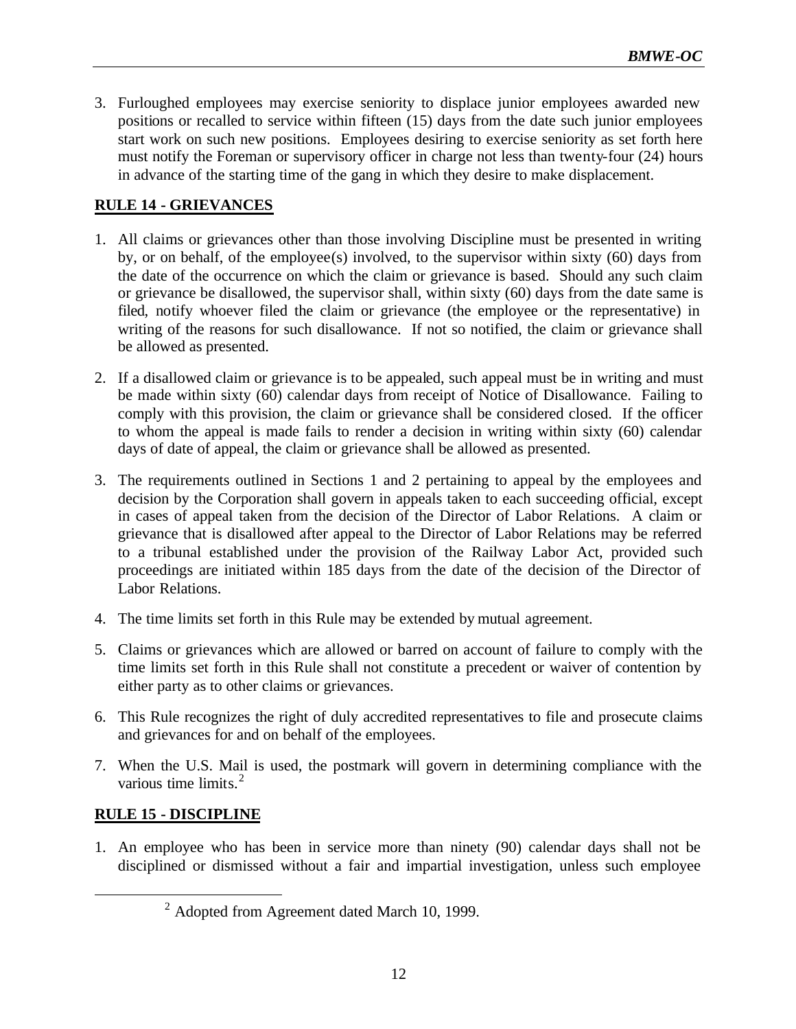3. Furloughed employees may exercise seniority to displace junior employees awarded new positions or recalled to service within fifteen (15) days from the date such junior employees start work on such new positions. Employees desiring to exercise seniority as set forth here must notify the Foreman or supervisory officer in charge not less than twenty-four (24) hours in advance of the starting time of the gang in which they desire to make displacement.

## RULE 14 - GRIEVANCES

1. All claims or grievances other than those involving Discipline must be presented in writing by, or on behalf, of the employee(s) involved, to the supervisor within sixty (60) days from the date of the occurrence on which the claim or grievance is based. Should any such claim or grievance be disallowed, the supervisor shall, within sixty (60) days from the date same is filed, notify whoever filed the claim or grievance (the employee or the representative) in writing of the reasons for such disallowance. If not so notified, the claim or grievance shall be allowed as presented.

2. If a disallowed claim or grievance is to be appealed, such appeal must be in writing and must be made within sixty (60) calendar days from receipt of Notice of Disallowance. Failing to comply with this provision, the claim or grievance shall be considered closed. If the officer to whom the appeal is made fails to render a decision in writing within sixty (60) calendar days of date of appeal, the claim or grievance shall be allowed as presented.

3. The requirements outlined in Sections 1 and 2 pertaining to appeal by the employees and decision by the Corporation shall govern in appeals taken to each succeeding official, except in cases of appeal taken from the decision of the Director of Labor Relations. A claim or grievance that is disallowed after appeal to the Director of Labor Relations may be referred to a tribunal established under the provision of the Railway Labor Act, provided such proceedings are initiated within 185 days from the date of the decision of the Director of Labor Relations.

4. The time limits set forth in this Rule may be extended by mutual agreement.

5. Claims or grievances which are allowed or barred on account of failure to comply with the time limits set forth in this Rule shall not constitute a precedent or waiver of contention by either party as to other claims or grievances.

6. This Rule recognizes the right of duly accredited representatives to file and prosecute claims and grievances for and on behalf of the employees.

7. When the U.S. Mail is used, the postmark will govern in determining compliance with the various time limits.[2]

## RULE 15 - DISCIPLINE

1. An employee who has been in service more than ninety (90) calendar days shall not be disciplined or dismissed without a fair and impartial investigation, unless such employee

[2] Adopted from Agreement dated March 10, 1999.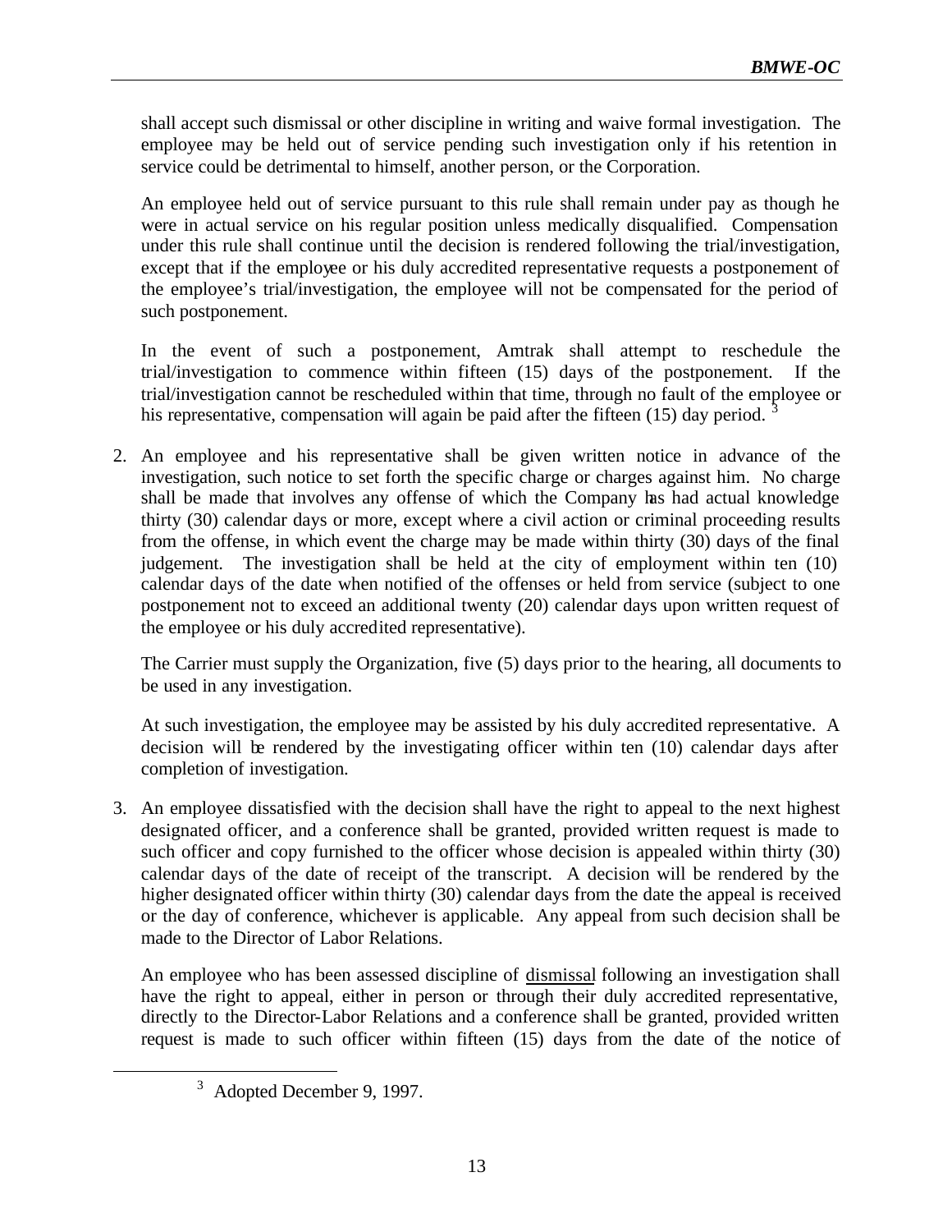shall accept such dismissal or other discipline in writing and waive formal investigation. The employee may be held out of service pending such investigation only if his retention in service could be detrimental to himself, another person, or the Corporation.

An employee held out of service pursuant to this rule shall remain under pay as though he were in actual service on his regular position unless medically disqualified. Compensation under this rule shall continue until the decision is rendered following the trial/investigation, except that if the employee or his duly accredited representative requests a postponement of the employee's trial/investigation, the employee will not be compensated for the period of such postponement.

In the event of such a postponement, Amtrak shall attempt to reschedule the trial/investigation to commence within fifteen (15) days of the postponement. If the trial/investigation cannot be rescheduled within that time, through no fault of the employee or his representative, compensation will again be paid after the fifteen (15) day period. [3]

2. An employee and his representative shall be given written notice in advance of the investigation, such notice to set forth the specific charge or charges against him. No charge shall be made that involves any offense of which the Company has had actual knowledge thirty (30) calendar days or more, except where a civil action or criminal proceeding results from the offense, in which event the charge may be made within thirty (30) days of the final judgement. The investigation shall be held at the city of employment within ten (10) calendar days of the date when notified of the offenses or held from service (subject to one postponement not to exceed an additional twenty (20) calendar days upon written request of the employee or his duly accredited representative).

   The Carrier must supply the Organization, five (5) days prior to the hearing, all documents to be used in any investigation.

   At such investigation, the employee may be assisted by his duly accredited representative. A decision will be rendered by the investigating officer within ten (10) calendar days after completion of investigation.

3. An employee dissatisfied with the decision shall have the right to appeal to the next highest designated officer, and a conference shall be granted, provided written request is made to such officer and copy furnished to the officer whose decision is appealed within thirty (30) calendar days of the date of receipt of the transcript. A decision will be rendered by the higher designated officer within thirty (30) calendar days from the date the appeal is received or the day of conference, whichever is applicable. Any appeal from such decision shall be made to the Director of Labor Relations.

   An employee who has been assessed discipline of <u>dismissal</u> following an investigation shall have the right to appeal, either in person or through their duly accredited representative, directly to the Director-Labor Relations and a conference shall be granted, provided written request is made to such officer within fifteen (15) days from the date of the notice of

[3] Adopted December 9, 1997.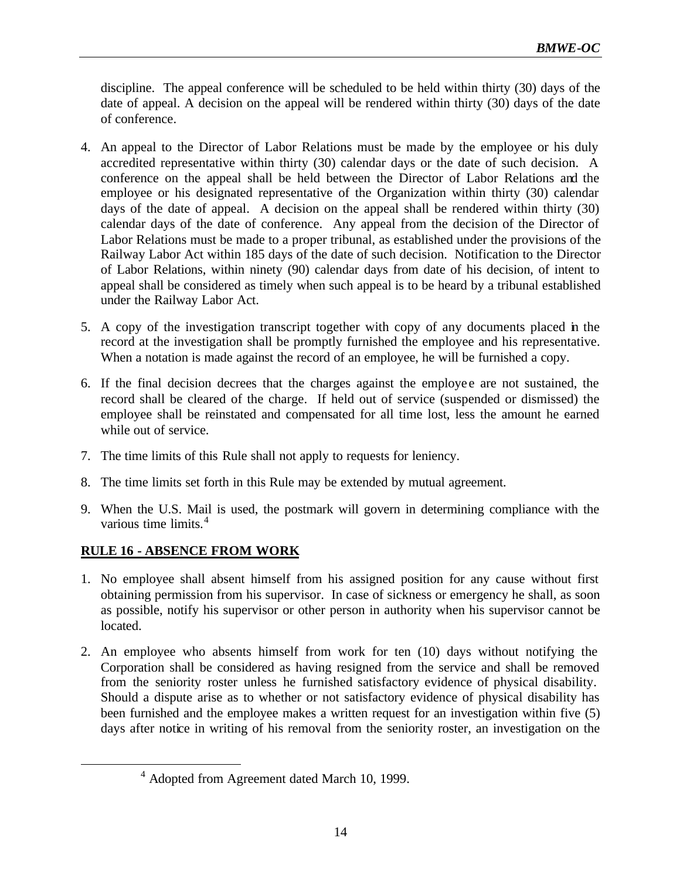discipline. The appeal conference will be scheduled to be held within thirty (30) days of the date of appeal. A decision on the appeal will be rendered within thirty (30) days of the date of conference.

4. An appeal to the Director of Labor Relations must be made by the employee or his duly accredited representative within thirty (30) calendar days or the date of such decision. A conference on the appeal shall be held between the Director of Labor Relations and the employee or his designated representative of the Organization within thirty (30) calendar days of the date of appeal. A decision on the appeal shall be rendered within thirty (30) calendar days of the date of conference. Any appeal from the decision of the Director of Labor Relations must be made to a proper tribunal, as established under the provisions of the Railway Labor Act within 185 days of the date of such decision. Notification to the Director of Labor Relations, within ninety (90) calendar days from date of his decision, of intent to appeal shall be considered as timely when such appeal is to be heard by a tribunal established under the Railway Labor Act.

5. A copy of the investigation transcript together with copy of any documents placed in the record at the investigation shall be promptly furnished the employee and his representative. When a notation is made against the record of an employee, he will be furnished a copy.

6. If the final decision decrees that the charges against the employee are not sustained, the record shall be cleared of the charge. If held out of service (suspended or dismissed) the employee shall be reinstated and compensated for all time lost, less the amount he earned while out of service.

7. The time limits of this Rule shall not apply to requests for leniency.

8. The time limits set forth in this Rule may be extended by mutual agreement.

9. When the U.S. Mail is used, the postmark will govern in determining compliance with the various time limits.[4]

## RULE 16 - ABSENCE FROM WORK

1. No employee shall absent himself from his assigned position for any cause without first obtaining permission from his supervisor. In case of sickness or emergency he shall, as soon as possible, notify his supervisor or other person in authority when his supervisor cannot be located.

2. An employee who absents himself from work for ten (10) days without notifying the Corporation shall be considered as having resigned from the service and shall be removed from the seniority roster unless he furnished satisfactory evidence of physical disability. Should a dispute arise as to whether or not satisfactory evidence of physical disability has been furnished and the employee makes a written request for an investigation within five (5) days after notice in writing of his removal from the seniority roster, an investigation on the

[4] Adopted from Agreement dated March 10, 1999.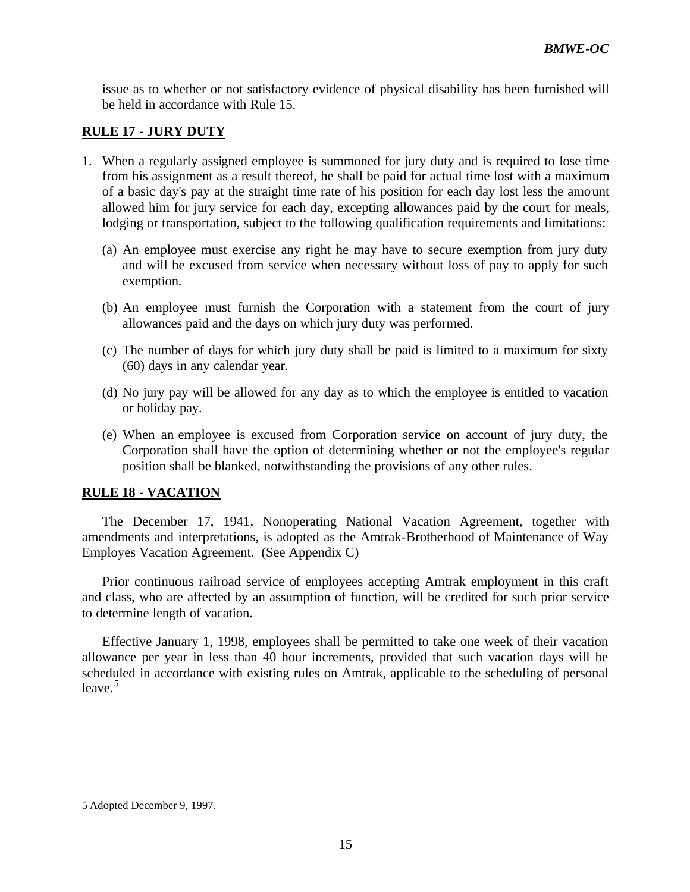issue as to whether or not satisfactory evidence of physical disability has been furnished will be held in accordance with Rule 15.

## RULE 17 - JURY DUTY

1. When a regularly assigned employee is summoned for jury duty and is required to lose time from his assignment as a result thereof, he shall be paid for actual time lost with a maximum of a basic day's pay at the straight time rate of his position for each day lost less the amount allowed him for jury service for each day, excepting allowances paid by the court for meals, lodging or transportation, subject to the following qualification requirements and limitations:

   (a) An employee must exercise any right he may have to secure exemption from jury duty and will be excused from service when necessary without loss of pay to apply for such exemption.

   (b) An employee must furnish the Corporation with a statement from the court of jury allowances paid and the days on which jury duty was performed.

   (c) The number of days for which jury duty shall be paid is limited to a maximum for sixty (60) days in any calendar year.

   (d) No jury pay will be allowed for any day as to which the employee is entitled to vacation or holiday pay.

   (e) When an employee is excused from Corporation service on account of jury duty, the Corporation shall have the option of determining whether or not the employee's regular position shall be blanked, notwithstanding the provisions of any other rules.

## RULE 18 - VACATION

The December 17, 1941, Nonoperating National Vacation Agreement, together with amendments and interpretations, is adopted as the Amtrak-Brotherhood of Maintenance of Way Employes Vacation Agreement. (See Appendix C)

Prior continuous railroad service of employees accepting Amtrak employment in this craft and class, who are affected by an assumption of function, will be credited for such prior service to determine length of vacation.

Effective January 1, 1998, employees shall be permitted to take one week of their vacation allowance per year in less than 40 hour increments, provided that such vacation days will be scheduled in accordance with existing rules on Amtrak, applicable to the scheduling of personal leave.[5]

---

5 Adopted December 9, 1997.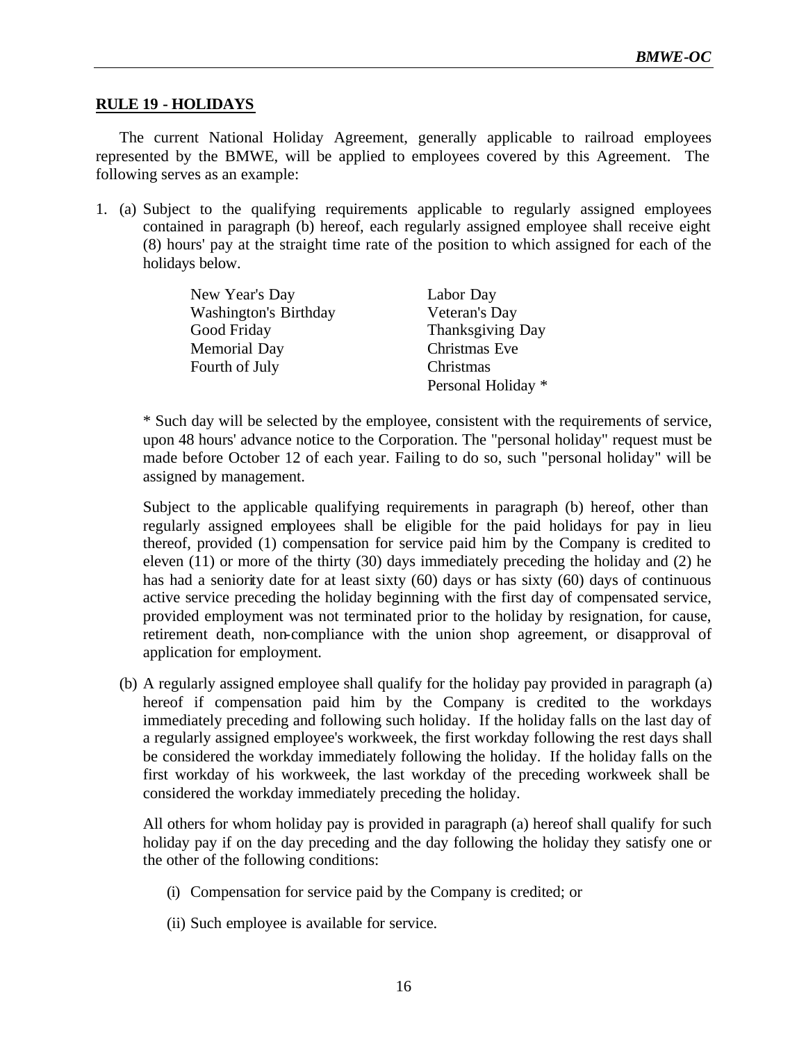## RULE 19 - HOLIDAYS

The current National Holiday Agreement, generally applicable to railroad employees represented by the BMWE, will be applied to employees covered by this Agreement. The following serves as an example:

1. (a) Subject to the qualifying requirements applicable to regularly assigned employees contained in paragraph (b) hereof, each regularly assigned employee shall receive eight (8) hours' pay at the straight time rate of the position to which assigned for each of the holidays below.

| | |
|---|---|
| New Year's Day | Labor Day |
| Washington's Birthday | Veteran's Day |
| Good Friday | Thanksgiving Day |
| Memorial Day | Christmas Eve |
| Fourth of July | Christmas |
| | Personal Holiday * |

   * Such day will be selected by the employee, consistent with the requirements of service, upon 48 hours' advance notice to the Corporation. The "personal holiday" request must be made before October 12 of each year. Failing to do so, such "personal holiday" will be assigned by management.

   Subject to the applicable qualifying requirements in paragraph (b) hereof, other than regularly assigned employees shall be eligible for the paid holidays for pay in lieu thereof, provided (1) compensation for service paid him by the Company is credited to eleven (11) or more of the thirty (30) days immediately preceding the holiday and (2) he has had a seniority date for at least sixty (60) days or has sixty (60) days of continuous active service preceding the holiday beginning with the first day of compensated service, provided employment was not terminated prior to the holiday by resignation, for cause, retirement death, non-compliance with the union shop agreement, or disapproval of application for employment.

   (b) A regularly assigned employee shall qualify for the holiday pay provided in paragraph (a) hereof if compensation paid him by the Company is credited to the workdays immediately preceding and following such holiday. If the holiday falls on the last day of a regularly assigned employee's workweek, the first workday following the rest days shall be considered the workday immediately following the holiday. If the holiday falls on the first workday of his workweek, the last workday of the preceding workweek shall be considered the workday immediately preceding the holiday.

   All others for whom holiday pay is provided in paragraph (a) hereof shall qualify for such holiday pay if on the day preceding and the day following the holiday they satisfy one or the other of the following conditions:

   (i) Compensation for service paid by the Company is credited; or

   (ii) Such employee is available for service.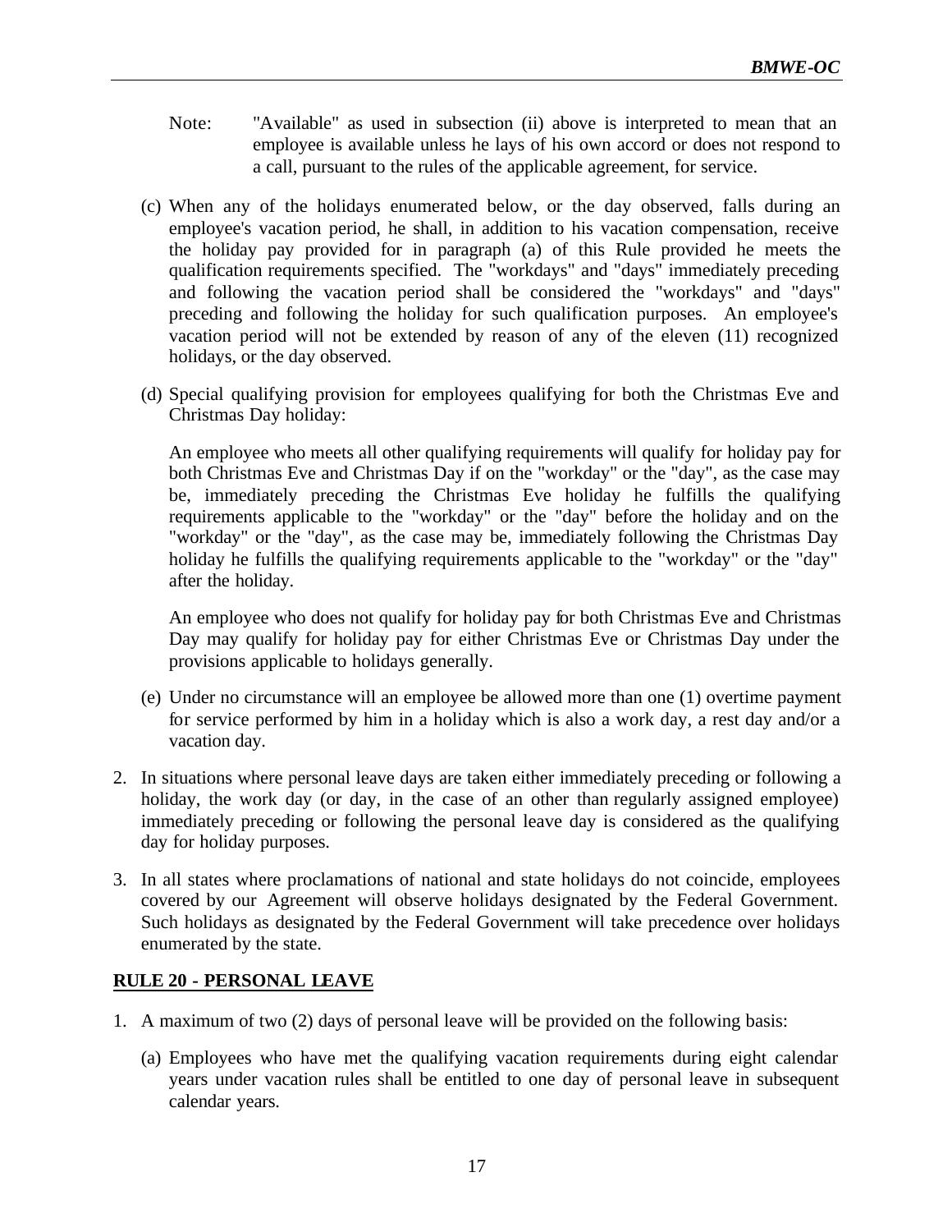Note: "Available" as used in subsection (ii) above is interpreted to mean that an employee is available unless he lays of his own accord or does not respond to a call, pursuant to the rules of the applicable agreement, for service.

(c) When any of the holidays enumerated below, or the day observed, falls during an employee's vacation period, he shall, in addition to his vacation compensation, receive the holiday pay provided for in paragraph (a) of this Rule provided he meets the qualification requirements specified. The "workdays" and "days" immediately preceding and following the vacation period shall be considered the "workdays" and "days" preceding and following the holiday for such qualification purposes. An employee's vacation period will not be extended by reason of any of the eleven (11) recognized holidays, or the day observed.

(d) Special qualifying provision for employees qualifying for both the Christmas Eve and Christmas Day holiday:

An employee who meets all other qualifying requirements will qualify for holiday pay for both Christmas Eve and Christmas Day if on the "workday" or the "day", as the case may be, immediately preceding the Christmas Eve holiday he fulfills the qualifying requirements applicable to the "workday" or the "day" before the holiday and on the "workday" or the "day", as the case may be, immediately following the Christmas Day holiday he fulfills the qualifying requirements applicable to the "workday" or the "day" after the holiday.

An employee who does not qualify for holiday pay for both Christmas Eve and Christmas Day may qualify for holiday pay for either Christmas Eve or Christmas Day under the provisions applicable to holidays generally.

(e) Under no circumstance will an employee be allowed more than one (1) overtime payment for service performed by him in a holiday which is also a work day, a rest day and/or a vacation day.

2. In situations where personal leave days are taken either immediately preceding or following a holiday, the work day (or day, in the case of an other than regularly assigned employee) immediately preceding or following the personal leave day is considered as the qualifying day for holiday purposes.

3. In all states where proclamations of national and state holidays do not coincide, employees covered by our Agreement will observe holidays designated by the Federal Government. Such holidays as designated by the Federal Government will take precedence over holidays enumerated by the state.

## RULE 20 - PERSONAL LEAVE

1. A maximum of two (2) days of personal leave will be provided on the following basis:

   (a) Employees who have met the qualifying vacation requirements during eight calendar years under vacation rules shall be entitled to one day of personal leave in subsequent calendar years.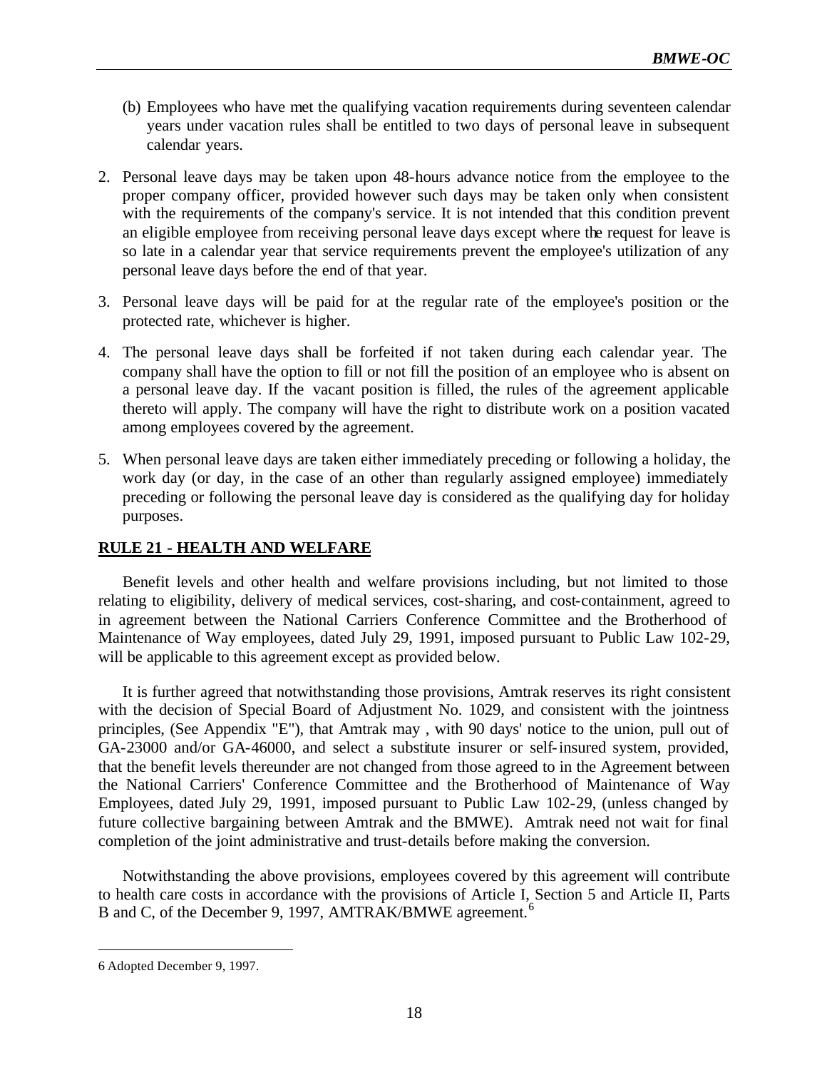(b) Employees who have met the qualifying vacation requirements during seventeen calendar years under vacation rules shall be entitled to two days of personal leave in subsequent calendar years.

2. Personal leave days may be taken upon 48-hours advance notice from the employee to the proper company officer, provided however such days may be taken only when consistent with the requirements of the company's service. It is not intended that this condition prevent an eligible employee from receiving personal leave days except where the request for leave is so late in a calendar year that service requirements prevent the employee's utilization of any personal leave days before the end of that year.

3. Personal leave days will be paid for at the regular rate of the employee's position or the protected rate, whichever is higher.

4. The personal leave days shall be forfeited if not taken during each calendar year. The company shall have the option to fill or not fill the position of an employee who is absent on a personal leave day. If the vacant position is filled, the rules of the agreement applicable thereto will apply. The company will have the right to distribute work on a position vacated among employees covered by the agreement.

5. When personal leave days are taken either immediately preceding or following a holiday, the work day (or day, in the case of an other than regularly assigned employee) immediately preceding or following the personal leave day is considered as the qualifying day for holiday purposes.

## RULE 21 - HEALTH AND WELFARE

Benefit levels and other health and welfare provisions including, but not limited to those relating to eligibility, delivery of medical services, cost-sharing, and cost-containment, agreed to in agreement between the National Carriers Conference Committee and the Brotherhood of Maintenance of Way employees, dated July 29, 1991, imposed pursuant to Public Law 102-29, will be applicable to this agreement except as provided below.

It is further agreed that notwithstanding those provisions, Amtrak reserves its right consistent with the decision of Special Board of Adjustment No. 1029, and consistent with the jointness principles, (See Appendix "E"), that Amtrak may , with 90 days' notice to the union, pull out of GA-23000 and/or GA-46000, and select a substitute insurer or self-insured system, provided, that the benefit levels thereunder are not changed from those agreed to in the Agreement between the National Carriers' Conference Committee and the Brotherhood of Maintenance of Way Employees, dated July 29, 1991, imposed pursuant to Public Law 102-29, (unless changed by future collective bargaining between Amtrak and the BMWE). Amtrak need not wait for final completion of the joint administrative and trust-details before making the conversion.

Notwithstanding the above provisions, employees covered by this agreement will contribute to health care costs in accordance with the provisions of Article I, Section 5 and Article II, Parts B and C, of the December 9, 1997, AMTRAK/BMWE agreement.[6]

---

6 Adopted December 9, 1997.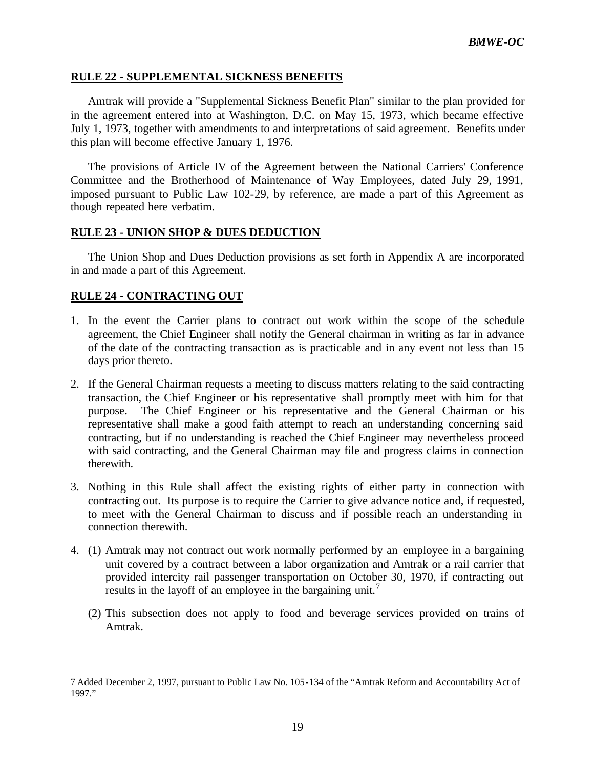**RULE 22 - SUPPLEMENTAL SICKNESS BENEFITS**

Amtrak will provide a "Supplemental Sickness Benefit Plan" similar to the plan provided for in the agreement entered into at Washington, D.C. on May 15, 1973, which became effective July 1, 1973, together with amendments to and interpretations of said agreement. Benefits under this plan will become effective January 1, 1976.

The provisions of Article IV of the Agreement between the National Carriers' Conference Committee and the Brotherhood of Maintenance of Way Employees, dated July 29, 1991, imposed pursuant to Public Law 102-29, by reference, are made a part of this Agreement as though repeated here verbatim.

**RULE 23 - UNION SHOP & DUES DEDUCTION**

The Union Shop and Dues Deduction provisions as set forth in Appendix A are incorporated in and made a part of this Agreement.

**RULE 24 - CONTRACTING OUT**

1. In the event the Carrier plans to contract out work within the scope of the schedule agreement, the Chief Engineer shall notify the General chairman in writing as far in advance of the date of the contracting transaction as is practicable and in any event not less than 15 days prior thereto.

2. If the General Chairman requests a meeting to discuss matters relating to the said contracting transaction, the Chief Engineer or his representative shall promptly meet with him for that purpose. The Chief Engineer or his representative and the General Chairman or his representative shall make a good faith attempt to reach an understanding concerning said contracting, but if no understanding is reached the Chief Engineer may nevertheless proceed with said contracting, and the General Chairman may file and progress claims in connection therewith.

3. Nothing in this Rule shall affect the existing rights of either party in connection with contracting out. Its purpose is to require the Carrier to give advance notice and, if requested, to meet with the General Chairman to discuss and if possible reach an understanding in connection therewith.

4. (1) Amtrak may not contract out work normally performed by an employee in a bargaining unit covered by a contract between a labor organization and Amtrak or a rail carrier that provided intercity rail passenger transportation on October 30, 1970, if contracting out results in the layoff of an employee in the bargaining unit.[7]

   (2) This subsection does not apply to food and beverage services provided on trains of Amtrak.

---

7 Added December 2, 1997, pursuant to Public Law No. 105-134 of the "Amtrak Reform and Accountability Act of 1997."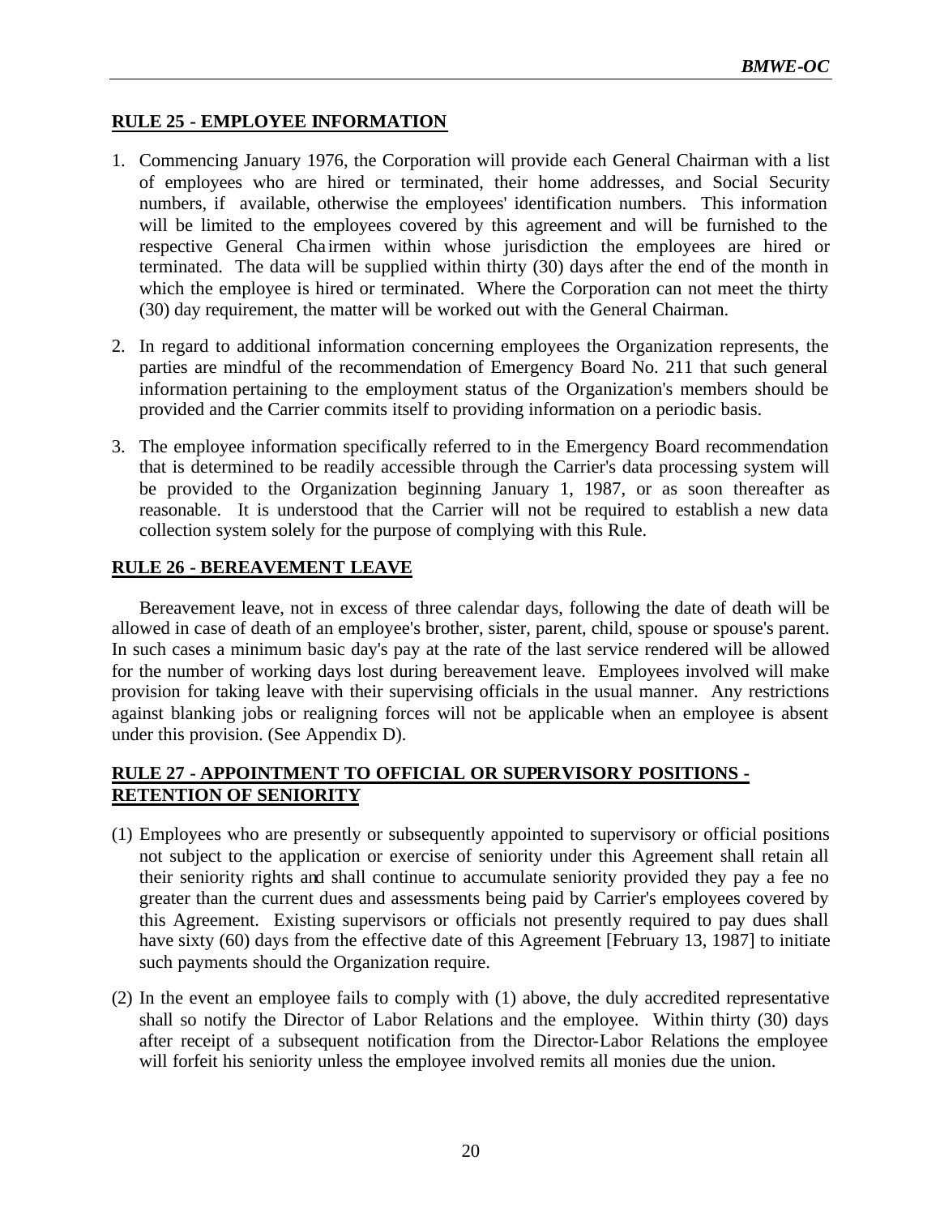## RULE 25 - EMPLOYEE INFORMATION

1. Commencing January 1976, the Corporation will provide each General Chairman with a list of employees who are hired or terminated, their home addresses, and Social Security numbers, if available, otherwise the employees' identification numbers. This information will be limited to the employees covered by this agreement and will be furnished to the respective General Chairmen within whose jurisdiction the employees are hired or terminated. The data will be supplied within thirty (30) days after the end of the month in which the employee is hired or terminated. Where the Corporation can not meet the thirty (30) day requirement, the matter will be worked out with the General Chairman.

2. In regard to additional information concerning employees the Organization represents, the parties are mindful of the recommendation of Emergency Board No. 211 that such general information pertaining to the employment status of the Organization's members should be provided and the Carrier commits itself to providing information on a periodic basis.

3. The employee information specifically referred to in the Emergency Board recommendation that is determined to be readily accessible through the Carrier's data processing system will be provided to the Organization beginning January 1, 1987, or as soon thereafter as reasonable. It is understood that the Carrier will not be required to establish a new data collection system solely for the purpose of complying with this Rule.

## RULE 26 - BEREAVEMENT LEAVE

Bereavement leave, not in excess of three calendar days, following the date of death will be allowed in case of death of an employee's brother, sister, parent, child, spouse or spouse's parent. In such cases a minimum basic day's pay at the rate of the last service rendered will be allowed for the number of working days lost during bereavement leave. Employees involved will make provision for taking leave with their supervising officials in the usual manner. Any restrictions against blanking jobs or realigning forces will not be applicable when an employee is absent under this provision. (See Appendix D).

## RULE 27 - APPOINTMENT TO OFFICIAL OR SUPERVISORY POSITIONS - RETENTION OF SENIORITY

(1) Employees who are presently or subsequently appointed to supervisory or official positions not subject to the application or exercise of seniority under this Agreement shall retain all their seniority rights and shall continue to accumulate seniority provided they pay a fee no greater than the current dues and assessments being paid by Carrier's employees covered by this Agreement. Existing supervisors or officials not presently required to pay dues shall have sixty (60) days from the effective date of this Agreement [February 13, 1987] to initiate such payments should the Organization require.

(2) In the event an employee fails to comply with (1) above, the duly accredited representative shall so notify the Director of Labor Relations and the employee. Within thirty (30) days after receipt of a subsequent notification from the Director-Labor Relations the employee will forfeit his seniority unless the employee involved remits all monies due the union.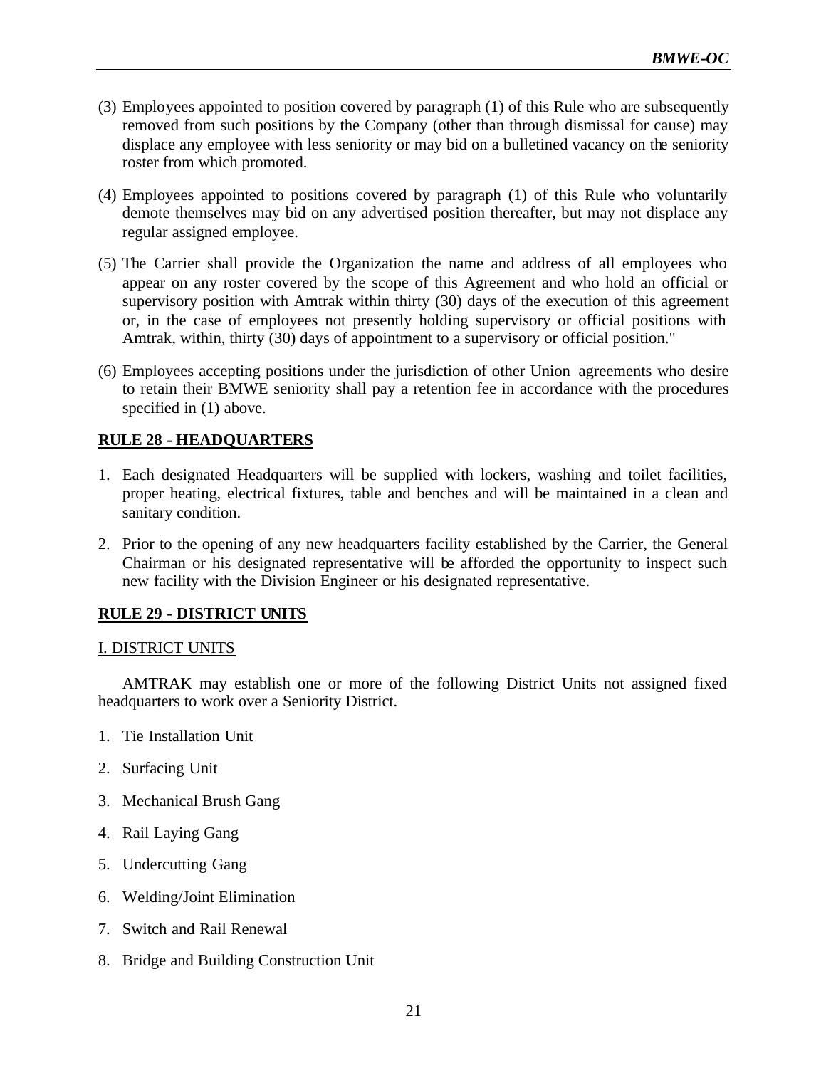(3) Employees appointed to position covered by paragraph (1) of this Rule who are subsequently removed from such positions by the Company (other than through dismissal for cause) may displace any employee with less seniority or may bid on a bulletined vacancy on the seniority roster from which promoted.

(4) Employees appointed to positions covered by paragraph (1) of this Rule who voluntarily demote themselves may bid on any advertised position thereafter, but may not displace any regular assigned employee.

(5) The Carrier shall provide the Organization the name and address of all employees who appear on any roster covered by the scope of this Agreement and who hold an official or supervisory position with Amtrak within thirty (30) days of the execution of this agreement or, in the case of employees not presently holding supervisory or official positions with Amtrak, within, thirty (30) days of appointment to a supervisory or official position."

(6) Employees accepting positions under the jurisdiction of other Union agreements who desire to retain their BMWE seniority shall pay a retention fee in accordance with the procedures specified in (1) above.

## RULE 28 - HEADQUARTERS

1. Each designated Headquarters will be supplied with lockers, washing and toilet facilities, proper heating, electrical fixtures, table and benches and will be maintained in a clean and sanitary condition.

2. Prior to the opening of any new headquarters facility established by the Carrier, the General Chairman or his designated representative will be afforded the opportunity to inspect such new facility with the Division Engineer or his designated representative.

## RULE 29 - DISTRICT UNITS

### I. DISTRICT UNITS

AMTRAK may establish one or more of the following District Units not assigned fixed headquarters to work over a Seniority District.

1. Tie Installation Unit
2. Surfacing Unit
3. Mechanical Brush Gang
4. Rail Laying Gang
5. Undercutting Gang
6. Welding/Joint Elimination
7. Switch and Rail Renewal
8. Bridge and Building Construction Unit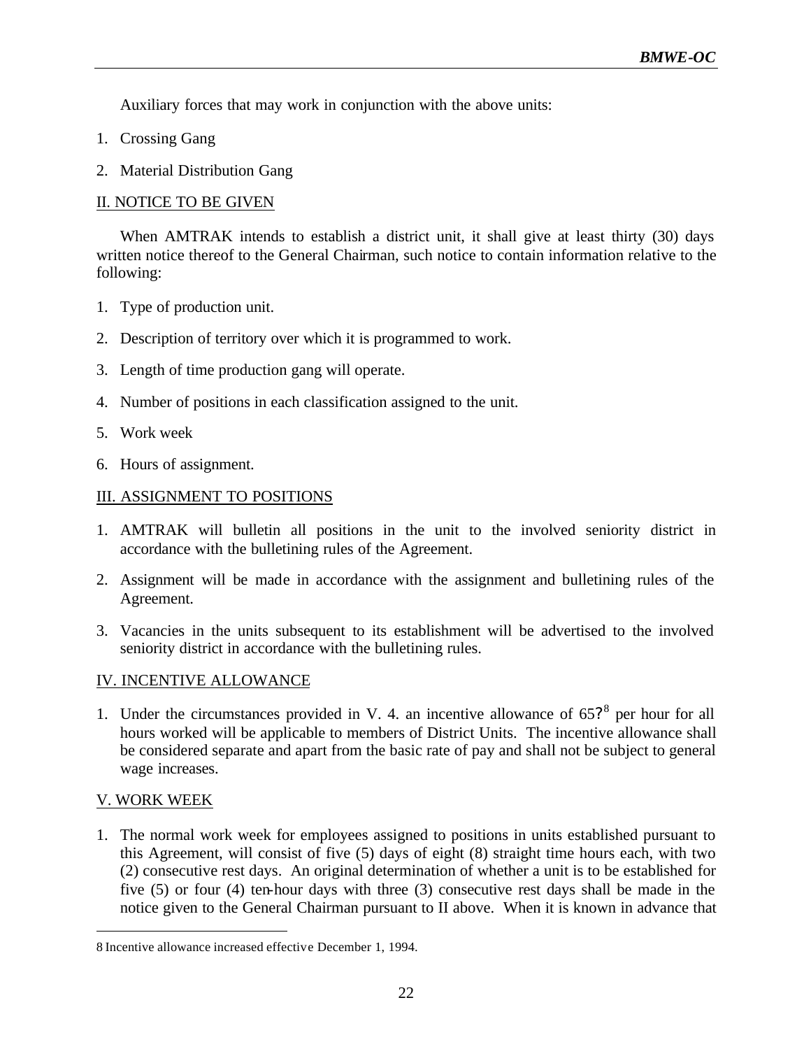Auxiliary forces that may work in conjunction with the above units:

1. Crossing Gang
2. Material Distribution Gang

II. NOTICE TO BE GIVEN

When AMTRAK intends to establish a district unit, it shall give at least thirty (30) days written notice thereof to the General Chairman, such notice to contain information relative to the following:

1. Type of production unit.
2. Description of territory over which it is programmed to work.
3. Length of time production gang will operate.
4. Number of positions in each classification assigned to the unit.
5. Work week
6. Hours of assignment.

III. ASSIGNMENT TO POSITIONS

1. AMTRAK will bulletin all positions in the unit to the involved seniority district in accordance with the bulletining rules of the Agreement.
2. Assignment will be made in accordance with the assignment and bulletining rules of the Agreement.
3. Vacancies in the units subsequent to its establishment will be advertised to the involved seniority district in accordance with the bulletining rules.

IV. INCENTIVE ALLOWANCE

1. Under the circumstances provided in V. 4. an incentive allowance of 65?[8] per hour for all hours worked will be applicable to members of District Units. The incentive allowance shall be considered separate and apart from the basic rate of pay and shall not be subject to general wage increases.

V. WORK WEEK

1. The normal work week for employees assigned to positions in units established pursuant to this Agreement, will consist of five (5) days of eight (8) straight time hours each, with two (2) consecutive rest days. An original determination of whether a unit is to be established for five (5) or four (4) ten-hour days with three (3) consecutive rest days shall be made in the notice given to the General Chairman pursuant to II above. When it is known in advance that

8 Incentive allowance increased effective December 1, 1994.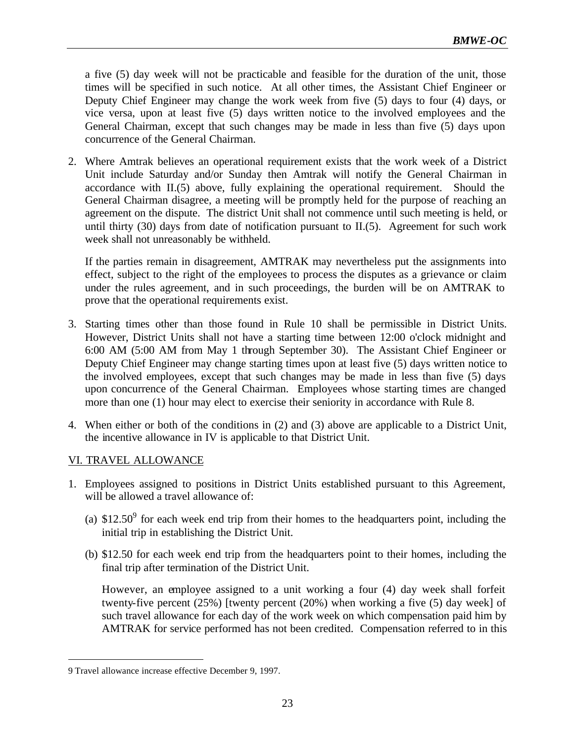a five (5) day week will not be practicable and feasible for the duration of the unit, those times will be specified in such notice. At all other times, the Assistant Chief Engineer or Deputy Chief Engineer may change the work week from five (5) days to four (4) days, or vice versa, upon at least five (5) days written notice to the involved employees and the General Chairman, except that such changes may be made in less than five (5) days upon concurrence of the General Chairman.

2. Where Amtrak believes an operational requirement exists that the work week of a District Unit include Saturday and/or Sunday then Amtrak will notify the General Chairman in accordance with II.(5) above, fully explaining the operational requirement. Should the General Chairman disagree, a meeting will be promptly held for the purpose of reaching an agreement on the dispute. The district Unit shall not commence until such meeting is held, or until thirty (30) days from date of notification pursuant to II.(5). Agreement for such work week shall not unreasonably be withheld.

   If the parties remain in disagreement, AMTRAK may nevertheless put the assignments into effect, subject to the right of the employees to process the disputes as a grievance or claim under the rules agreement, and in such proceedings, the burden will be on AMTRAK to prove that the operational requirements exist.

3. Starting times other than those found in Rule 10 shall be permissible in District Units. However, District Units shall not have a starting time between 12:00 o'clock midnight and 6:00 AM (5:00 AM from May 1 through September 30). The Assistant Chief Engineer or Deputy Chief Engineer may change starting times upon at least five (5) days written notice to the involved employees, except that such changes may be made in less than five (5) days upon concurrence of the General Chairman. Employees whose starting times are changed more than one (1) hour may elect to exercise their seniority in accordance with Rule 8.

4. When either or both of the conditions in (2) and (3) above are applicable to a District Unit, the incentive allowance in IV is applicable to that District Unit.

VI. TRAVEL ALLOWANCE

1. Employees assigned to positions in District Units established pursuant to this Agreement, will be allowed a travel allowance of:

   (a) $12.50[9] for each week end trip from their homes to the headquarters point, including the initial trip in establishing the District Unit.

   (b) $12.50 for each week end trip from the headquarters point to their homes, including the final trip after termination of the District Unit.

   However, an employee assigned to a unit working a four (4) day week shall forfeit twenty-five percent (25%) [twenty percent (20%) when working a five (5) day week] of such travel allowance for each day of the work week on which compensation paid him by AMTRAK for service performed has not been credited. Compensation referred to in this

9 Travel allowance increase effective December 9, 1997.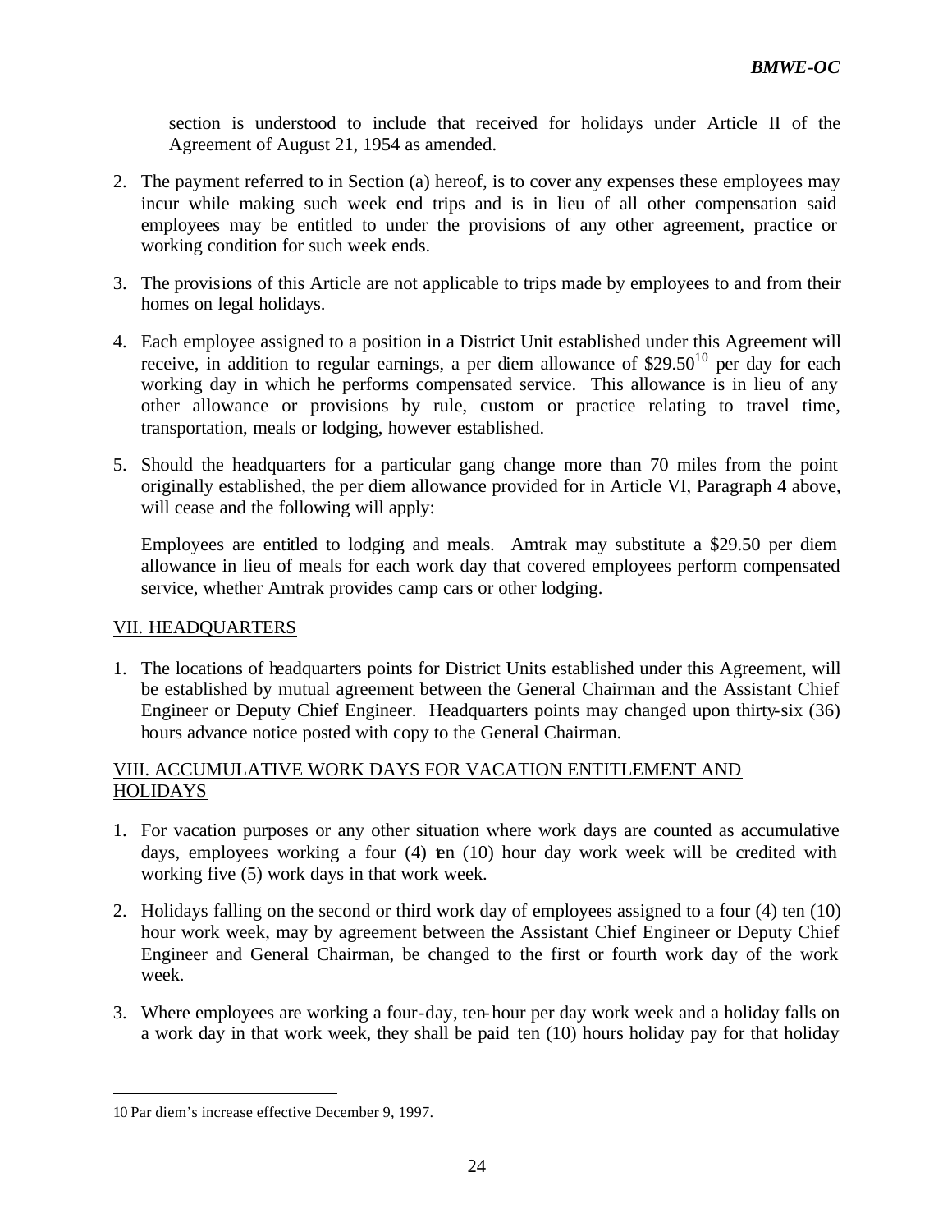section is understood to include that received for holidays under Article II of the Agreement of August 21, 1954 as amended.

2. The payment referred to in Section (a) hereof, is to cover any expenses these employees may incur while making such week end trips and is in lieu of all other compensation said employees may be entitled to under the provisions of any other agreement, practice or working condition for such week ends.

3. The provisions of this Article are not applicable to trips made by employees to and from their homes on legal holidays.

4. Each employee assigned to a position in a District Unit established under this Agreement will receive, in addition to regular earnings, a per diem allowance of $29.50[10] per day for each working day in which he performs compensated service. This allowance is in lieu of any other allowance or provisions by rule, custom or practice relating to travel time, transportation, meals or lodging, however established.

5. Should the headquarters for a particular gang change more than 70 miles from the point originally established, the per diem allowance provided for in Article VI, Paragraph 4 above, will cease and the following will apply:

   Employees are entitled to lodging and meals. Amtrak may substitute a $29.50 per diem allowance in lieu of meals for each work day that covered employees perform compensated service, whether Amtrak provides camp cars or other lodging.

## VII. HEADQUARTERS

1. The locations of headquarters points for District Units established under this Agreement, will be established by mutual agreement between the General Chairman and the Assistant Chief Engineer or Deputy Chief Engineer. Headquarters points may changed upon thirty-six (36) hours advance notice posted with copy to the General Chairman.

## VIII. ACCUMULATIVE WORK DAYS FOR VACATION ENTITLEMENT AND HOLIDAYS

1. For vacation purposes or any other situation where work days are counted as accumulative days, employees working a four (4) ten (10) hour day work week will be credited with working five (5) work days in that work week.

2. Holidays falling on the second or third work day of employees assigned to a four (4) ten (10) hour work week, may by agreement between the Assistant Chief Engineer or Deputy Chief Engineer and General Chairman, be changed to the first or fourth work day of the work week.

3. Where employees are working a four-day, ten-hour per day work week and a holiday falls on a work day in that work week, they shall be paid ten (10) hours holiday pay for that holiday

---

10 Par diem's increase effective December 9, 1997.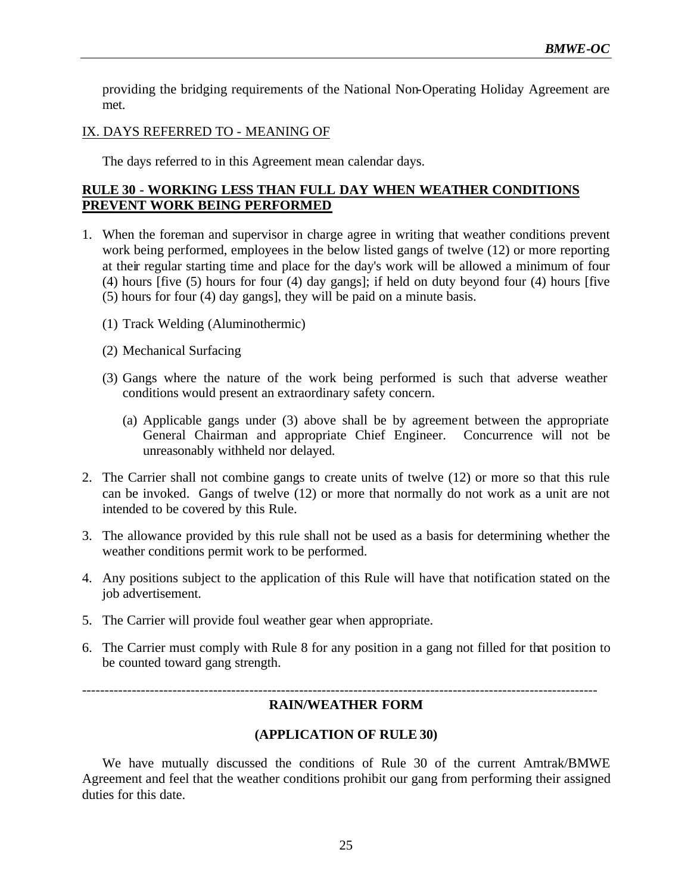providing the bridging requirements of the National Non-Operating Holiday Agreement are met.

IX. DAYS REFERRED TO - MEANING OF

The days referred to in this Agreement mean calendar days.

## RULE 30 - WORKING LESS THAN FULL DAY WHEN WEATHER CONDITIONS PREVENT WORK BEING PERFORMED

1. When the foreman and supervisor in charge agree in writing that weather conditions prevent work being performed, employees in the below listed gangs of twelve (12) or more reporting at their regular starting time and place for the day's work will be allowed a minimum of four (4) hours [five (5) hours for four (4) day gangs]; if held on duty beyond four (4) hours [five (5) hours for four (4) day gangs], they will be paid on a minute basis.

   (1) Track Welding (Aluminothermic)

   (2) Mechanical Surfacing

   (3) Gangs where the nature of the work being performed is such that adverse weather conditions would present an extraordinary safety concern.

      (a) Applicable gangs under (3) above shall be by agreement between the appropriate General Chairman and appropriate Chief Engineer. Concurrence will not be unreasonably withheld nor delayed.

2. The Carrier shall not combine gangs to create units of twelve (12) or more so that this rule can be invoked. Gangs of twelve (12) or more that normally do not work as a unit are not intended to be covered by this Rule.

3. The allowance provided by this rule shall not be used as a basis for determining whether the weather conditions permit work to be performed.

4. Any positions subject to the application of this Rule will have that notification stated on the job advertisement.

5. The Carrier will provide foul weather gear when appropriate.

6. The Carrier must comply with Rule 8 for any position in a gang not filled for that position to be counted toward gang strength.

---

**RAIN/WEATHER FORM**

**(APPLICATION OF RULE 30)**

We have mutually discussed the conditions of Rule 30 of the current Amtrak/BMWE Agreement and feel that the weather conditions prohibit our gang from performing their assigned duties for this date.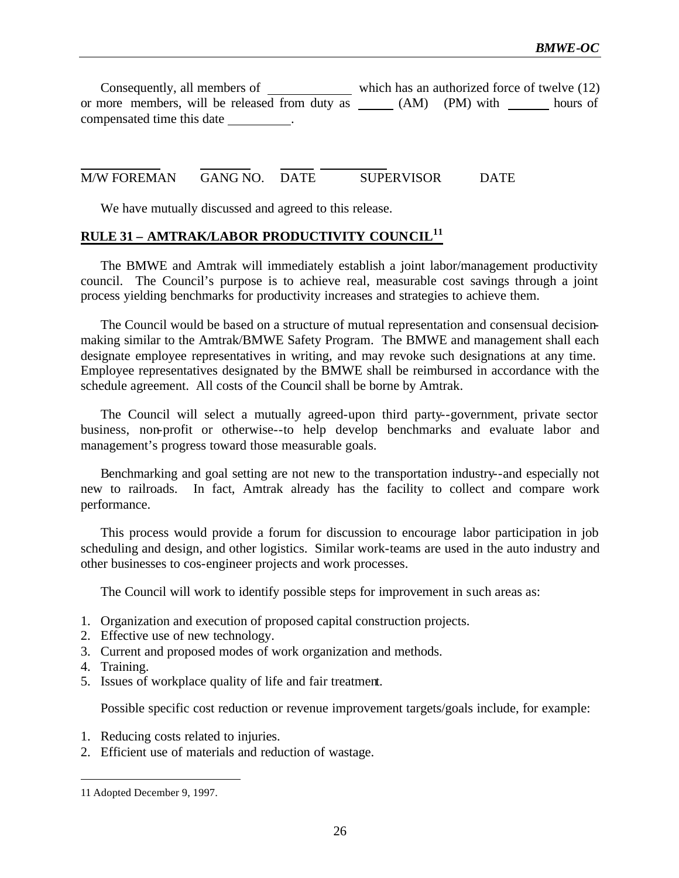Consequently, all members of ____________ which has an authorized force of twelve (12) or more members, will be released from duty as _____ (AM) (PM) with ______ hours of compensated time this date _________.

| ___________ | _______ | _____ | __________ | |
|---|---|---|---|---|
| M/W FOREMAN | GANG NO. | DATE | SUPERVISOR | DATE |

We have mutually discussed and agreed to this release.

## RULE 31 – AMTRAK/LABOR PRODUCTIVITY COUNCIL[11]

The BMWE and Amtrak will immediately establish a joint labor/management productivity council. The Council's purpose is to achieve real, measurable cost savings through a joint process yielding benchmarks for productivity increases and strategies to achieve them.

The Council would be based on a structure of mutual representation and consensual decision-making similar to the Amtrak/BMWE Safety Program. The BMWE and management shall each designate employee representatives in writing, and may revoke such designations at any time. Employee representatives designated by the BMWE shall be reimbursed in accordance with the schedule agreement. All costs of the Council shall be borne by Amtrak.

The Council will select a mutually agreed-upon third party--government, private sector business, non-profit or otherwise--to help develop benchmarks and evaluate labor and management's progress toward those measurable goals.

Benchmarking and goal setting are not new to the transportation industry--and especially not new to railroads. In fact, Amtrak already has the facility to collect and compare work performance.

This process would provide a forum for discussion to encourage labor participation in job scheduling and design, and other logistics. Similar work-teams are used in the auto industry and other businesses to cos-engineer projects and work processes.

The Council will work to identify possible steps for improvement in such areas as:

1. Organization and execution of proposed capital construction projects.
2. Effective use of new technology.
3. Current and proposed modes of work organization and methods.
4. Training.
5. Issues of workplace quality of life and fair treatment.

Possible specific cost reduction or revenue improvement targets/goals include, for example:

1. Reducing costs related to injuries.
2. Efficient use of materials and reduction of wastage.

---

11 Adopted December 9, 1997.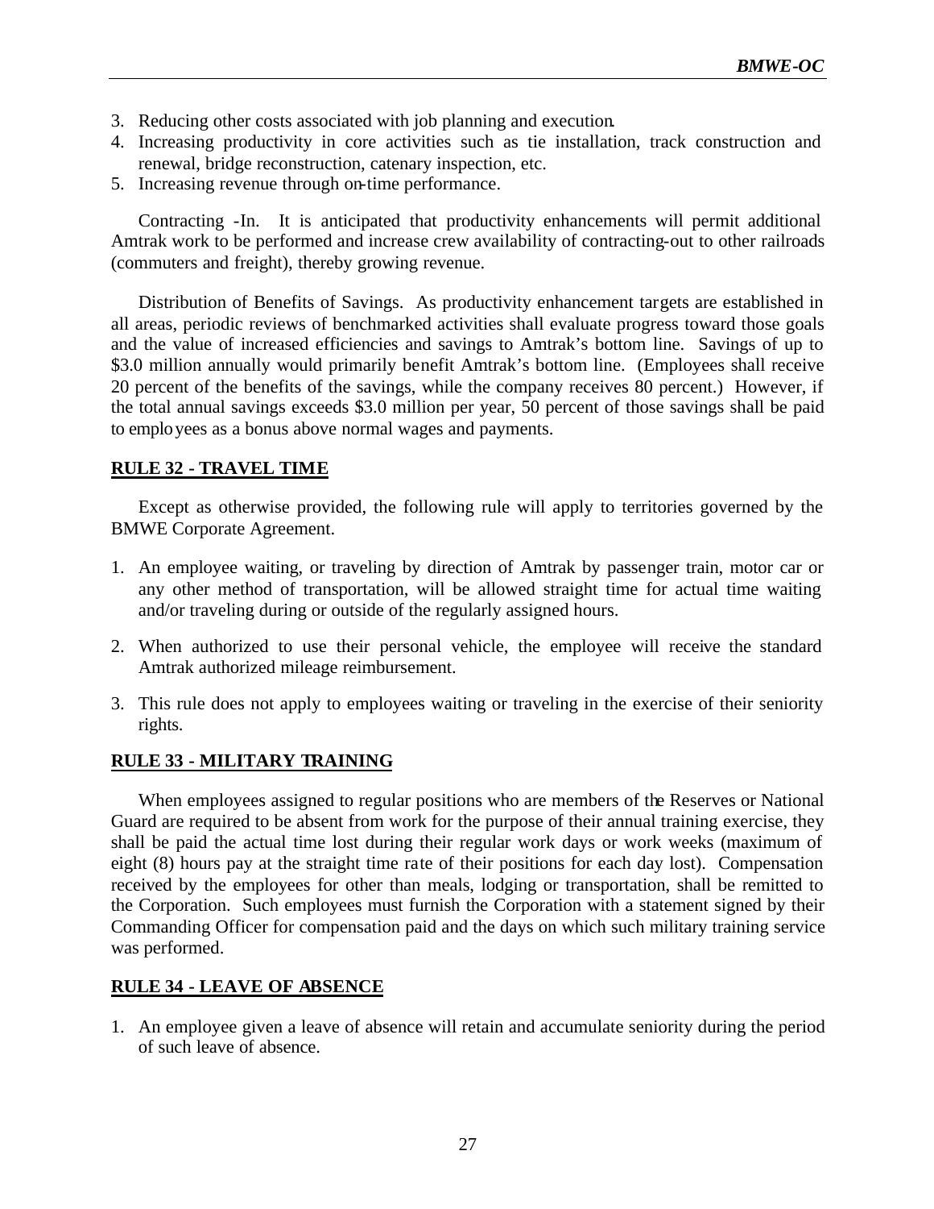3. Reducing other costs associated with job planning and execution.
4. Increasing productivity in core activities such as tie installation, track construction and renewal, bridge reconstruction, catenary inspection, etc.
5. Increasing revenue through on-time performance.

Contracting -In. It is anticipated that productivity enhancements will permit additional Amtrak work to be performed and increase crew availability of contracting-out to other railroads (commuters and freight), thereby growing revenue.

Distribution of Benefits of Savings. As productivity enhancement targets are established in all areas, periodic reviews of benchmarked activities shall evaluate progress toward those goals and the value of increased efficiencies and savings to Amtrak's bottom line. Savings of up to $3.0 million annually would primarily benefit Amtrak's bottom line. (Employees shall receive 20 percent of the benefits of the savings, while the company receives 80 percent.) However, if the total annual savings exceeds $3.0 million per year, 50 percent of those savings shall be paid to employees as a bonus above normal wages and payments.

## RULE 32 - TRAVEL TIME

Except as otherwise provided, the following rule will apply to territories governed by the BMWE Corporate Agreement.

1. An employee waiting, or traveling by direction of Amtrak by passenger train, motor car or any other method of transportation, will be allowed straight time for actual time waiting and/or traveling during or outside of the regularly assigned hours.

2. When authorized to use their personal vehicle, the employee will receive the standard Amtrak authorized mileage reimbursement.

3. This rule does not apply to employees waiting or traveling in the exercise of their seniority rights.

## RULE 33 - MILITARY TRAINING

When employees assigned to regular positions who are members of the Reserves or National Guard are required to be absent from work for the purpose of their annual training exercise, they shall be paid the actual time lost during their regular work days or work weeks (maximum of eight (8) hours pay at the straight time rate of their positions for each day lost). Compensation received by the employees for other than meals, lodging or transportation, shall be remitted to the Corporation. Such employees must furnish the Corporation with a statement signed by their Commanding Officer for compensation paid and the days on which such military training service was performed.

## RULE 34 - LEAVE OF ABSENCE

1. An employee given a leave of absence will retain and accumulate seniority during the period of such leave of absence.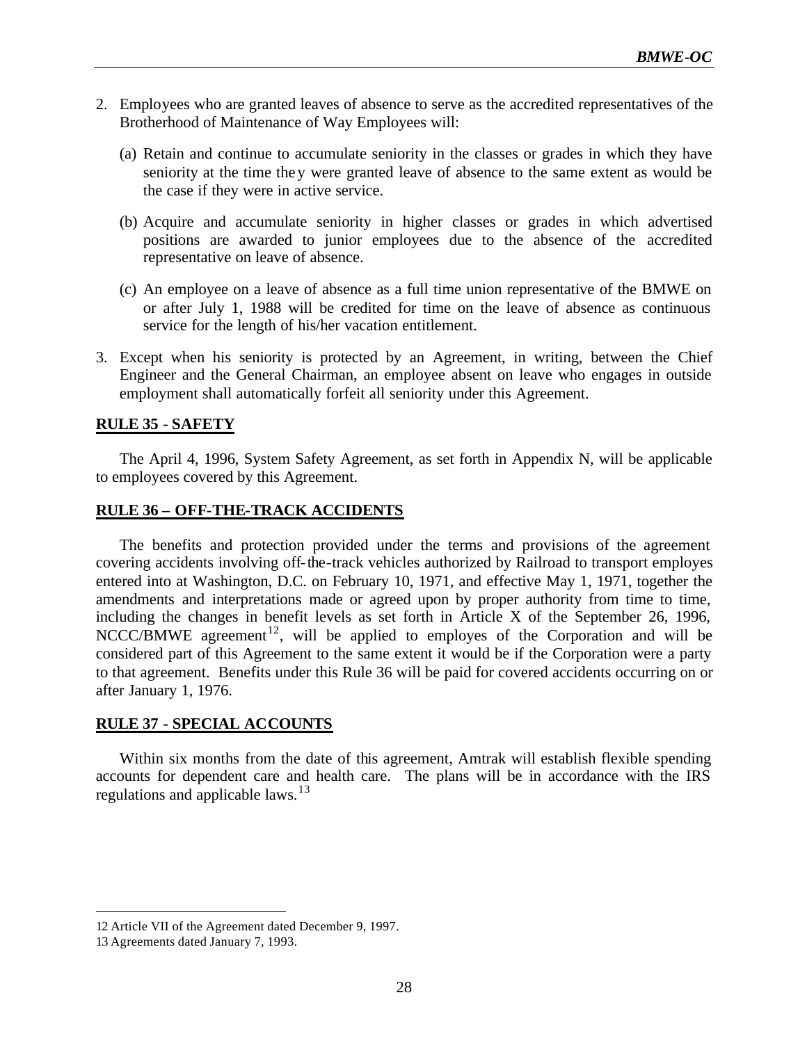2. Employees who are granted leaves of absence to serve as the accredited representatives of the Brotherhood of Maintenance of Way Employees will:

   (a) Retain and continue to accumulate seniority in the classes or grades in which they have seniority at the time they were granted leave of absence to the same extent as would be the case if they were in active service.

   (b) Acquire and accumulate seniority in higher classes or grades in which advertised positions are awarded to junior employees due to the absence of the accredited representative on leave of absence.

   (c) An employee on a leave of absence as a full time union representative of the BMWE on or after July 1, 1988 will be credited for time on the leave of absence as continuous service for the length of his/her vacation entitlement.

3. Except when his seniority is protected by an Agreement, in writing, between the Chief Engineer and the General Chairman, an employee absent on leave who engages in outside employment shall automatically forfeit all seniority under this Agreement.

## RULE 35 - SAFETY

The April 4, 1996, System Safety Agreement, as set forth in Appendix N, will be applicable to employees covered by this Agreement.

## RULE 36 – OFF-THE-TRACK ACCIDENTS

The benefits and protection provided under the terms and provisions of the agreement covering accidents involving off-the-track vehicles authorized by Railroad to transport employes entered into at Washington, D.C. on February 10, 1971, and effective May 1, 1971, together the amendments and interpretations made or agreed upon by proper authority from time to time, including the changes in benefit levels as set forth in Article X of the September 26, 1996, NCCC/BMWE agreement[12], will be applied to employes of the Corporation and will be considered part of this Agreement to the same extent it would be if the Corporation were a party to that agreement. Benefits under this Rule 36 will be paid for covered accidents occurring on or after January 1, 1976.

## RULE 37 - SPECIAL ACCOUNTS

Within six months from the date of this agreement, Amtrak will establish flexible spending accounts for dependent care and health care. The plans will be in accordance with the IRS regulations and applicable laws.[13]

---

12 Article VII of the Agreement dated December 9, 1997.

13 Agreements dated January 7, 1993.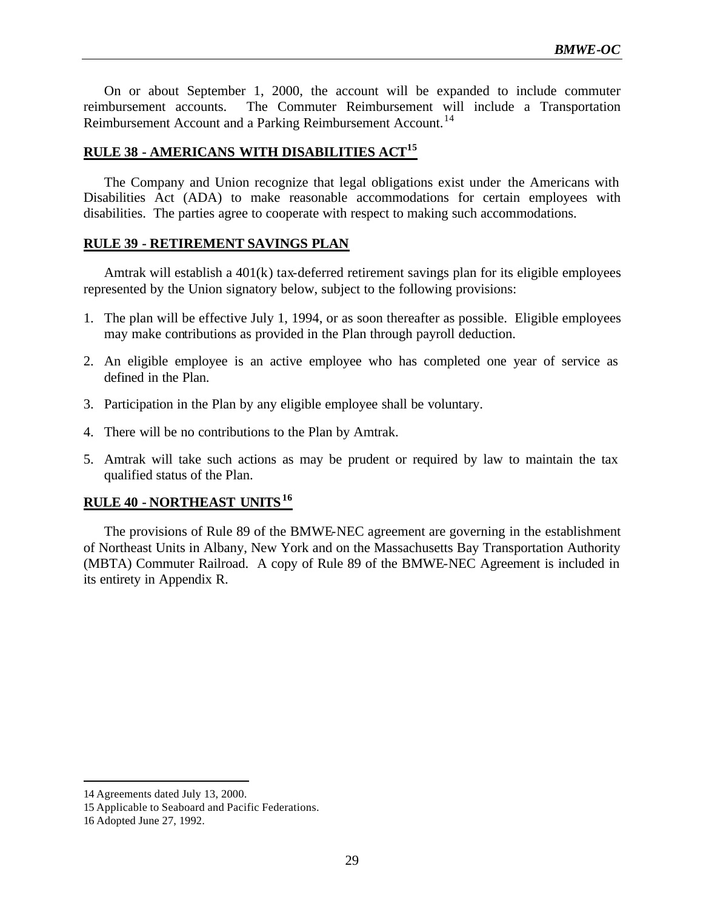On or about September 1, 2000, the account will be expanded to include commuter reimbursement accounts. The Commuter Reimbursement will include a Transportation Reimbursement Account and a Parking Reimbursement Account.[14]

## RULE 38 - AMERICANS WITH DISABILITIES ACT[15]

The Company and Union recognize that legal obligations exist under the Americans with Disabilities Act (ADA) to make reasonable accommodations for certain employees with disabilities. The parties agree to cooperate with respect to making such accommodations.

## RULE 39 - RETIREMENT SAVINGS PLAN

Amtrak will establish a 401(k) tax-deferred retirement savings plan for its eligible employees represented by the Union signatory below, subject to the following provisions:

1. The plan will be effective July 1, 1994, or as soon thereafter as possible. Eligible employees may make contributions as provided in the Plan through payroll deduction.
2. An eligible employee is an active employee who has completed one year of service as defined in the Plan.
3. Participation in the Plan by any eligible employee shall be voluntary.
4. There will be no contributions to the Plan by Amtrak.
5. Amtrak will take such actions as may be prudent or required by law to maintain the tax qualified status of the Plan.

## RULE 40 - NORTHEAST UNITS[16]

The provisions of Rule 89 of the BMWE-NEC agreement are governing in the establishment of Northeast Units in Albany, New York and on the Massachusetts Bay Transportation Authority (MBTA) Commuter Railroad. A copy of Rule 89 of the BMWE-NEC Agreement is included in its entirety in Appendix R.

---

14 Agreements dated July 13, 2000.

15 Applicable to Seaboard and Pacific Federations.

16 Adopted June 27, 1992.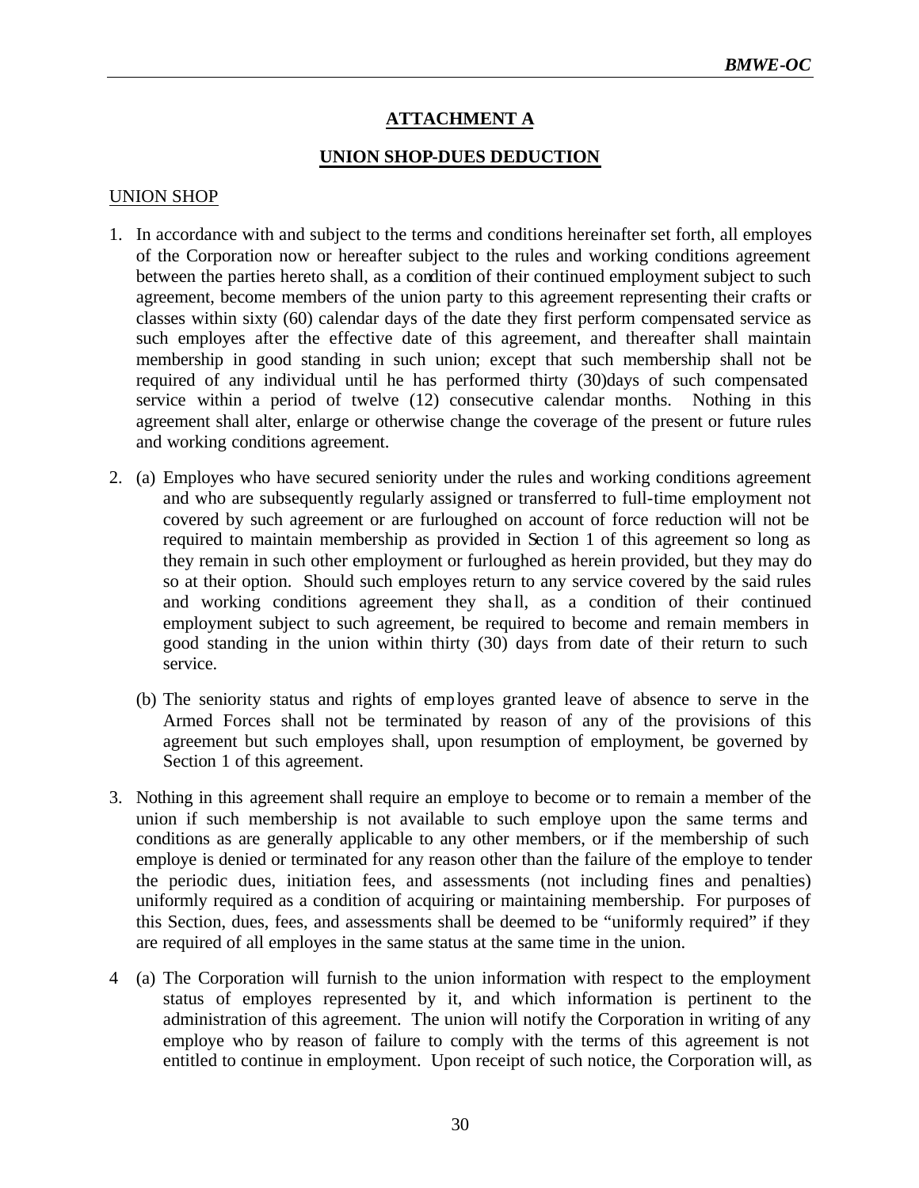## ATTACHMENT A

## UNION SHOP-DUES DEDUCTION

UNION SHOP

1. In accordance with and subject to the terms and conditions hereinafter set forth, all employes of the Corporation now or hereafter subject to the rules and working conditions agreement between the parties hereto shall, as a condition of their continued employment subject to such agreement, become members of the union party to this agreement representing their crafts or classes within sixty (60) calendar days of the date they first perform compensated service as such employes after the effective date of this agreement, and thereafter shall maintain membership in good standing in such union; except that such membership shall not be required of any individual until he has performed thirty (30)days of such compensated service within a period of twelve (12) consecutive calendar months. Nothing in this agreement shall alter, enlarge or otherwise change the coverage of the present or future rules and working conditions agreement.

2. (a) Employes who have secured seniority under the rules and working conditions agreement and who are subsequently regularly assigned or transferred to full-time employment not covered by such agreement or are furloughed on account of force reduction will not be required to maintain membership as provided in Section 1 of this agreement so long as they remain in such other employment or furloughed as herein provided, but they may do so at their option. Should such employes return to any service covered by the said rules and working conditions agreement they shall, as a condition of their continued employment subject to such agreement, be required to become and remain members in good standing in the union within thirty (30) days from date of their return to such service.

   (b) The seniority status and rights of employes granted leave of absence to serve in the Armed Forces shall not be terminated by reason of any of the provisions of this agreement but such employes shall, upon resumption of employment, be governed by Section 1 of this agreement.

3. Nothing in this agreement shall require an employe to become or to remain a member of the union if such membership is not available to such employe upon the same terms and conditions as are generally applicable to any other members, or if the membership of such employe is denied or terminated for any reason other than the failure of the employe to tender the periodic dues, initiation fees, and assessments (not including fines and penalties) uniformly required as a condition of acquiring or maintaining membership. For purposes of this Section, dues, fees, and assessments shall be deemed to be "uniformly required" if they are required of all employes in the same status at the same time in the union.

4 (a) The Corporation will furnish to the union information with respect to the employment status of employes represented by it, and which information is pertinent to the administration of this agreement. The union will notify the Corporation in writing of any employe who by reason of failure to comply with the terms of this agreement is not entitled to continue in employment. Upon receipt of such notice, the Corporation will, as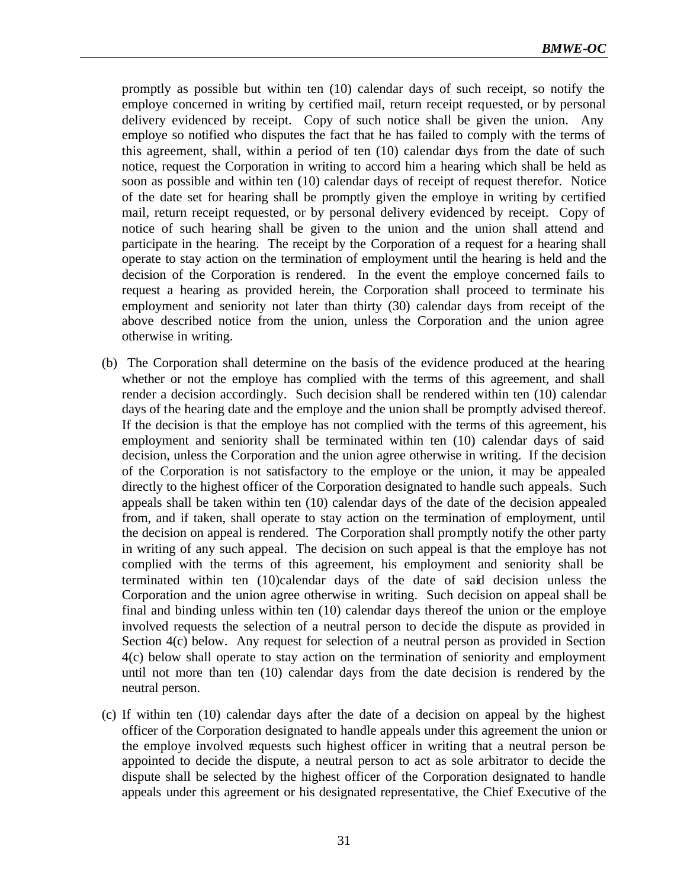promptly as possible but within ten (10) calendar days of such receipt, so notify the employe concerned in writing by certified mail, return receipt requested, or by personal delivery evidenced by receipt. Copy of such notice shall be given the union. Any employe so notified who disputes the fact that he has failed to comply with the terms of this agreement, shall, within a period of ten (10) calendar days from the date of such notice, request the Corporation in writing to accord him a hearing which shall be held as soon as possible and within ten (10) calendar days of receipt of request therefor. Notice of the date set for hearing shall be promptly given the employe in writing by certified mail, return receipt requested, or by personal delivery evidenced by receipt. Copy of notice of such hearing shall be given to the union and the union shall attend and participate in the hearing. The receipt by the Corporation of a request for a hearing shall operate to stay action on the termination of employment until the hearing is held and the decision of the Corporation is rendered. In the event the employe concerned fails to request a hearing as provided herein, the Corporation shall proceed to terminate his employment and seniority not later than thirty (30) calendar days from receipt of the above described notice from the union, unless the Corporation and the union agree otherwise in writing.

(b) The Corporation shall determine on the basis of the evidence produced at the hearing whether or not the employe has complied with the terms of this agreement, and shall render a decision accordingly. Such decision shall be rendered within ten (10) calendar days of the hearing date and the employe and the union shall be promptly advised thereof. If the decision is that the employe has not complied with the terms of this agreement, his employment and seniority shall be terminated within ten (10) calendar days of said decision, unless the Corporation and the union agree otherwise in writing. If the decision of the Corporation is not satisfactory to the employe or the union, it may be appealed directly to the highest officer of the Corporation designated to handle such appeals. Such appeals shall be taken within ten (10) calendar days of the date of the decision appealed from, and if taken, shall operate to stay action on the termination of employment, until the decision on appeal is rendered. The Corporation shall promptly notify the other party in writing of any such appeal. The decision on such appeal is that the employe has not complied with the terms of this agreement, his employment and seniority shall be terminated within ten (10)calendar days of the date of said decision unless the Corporation and the union agree otherwise in writing. Such decision on appeal shall be final and binding unless within ten (10) calendar days thereof the union or the employe involved requests the selection of a neutral person to decide the dispute as provided in Section 4(c) below. Any request for selection of a neutral person as provided in Section 4(c) below shall operate to stay action on the termination of seniority and employment until not more than ten (10) calendar days from the date decision is rendered by the neutral person.

(c) If within ten (10) calendar days after the date of a decision on appeal by the highest officer of the Corporation designated to handle appeals under this agreement the union or the employe involved requests such highest officer in writing that a neutral person be appointed to decide the dispute, a neutral person to act as sole arbitrator to decide the dispute shall be selected by the highest officer of the Corporation designated to handle appeals under this agreement or his designated representative, the Chief Executive of the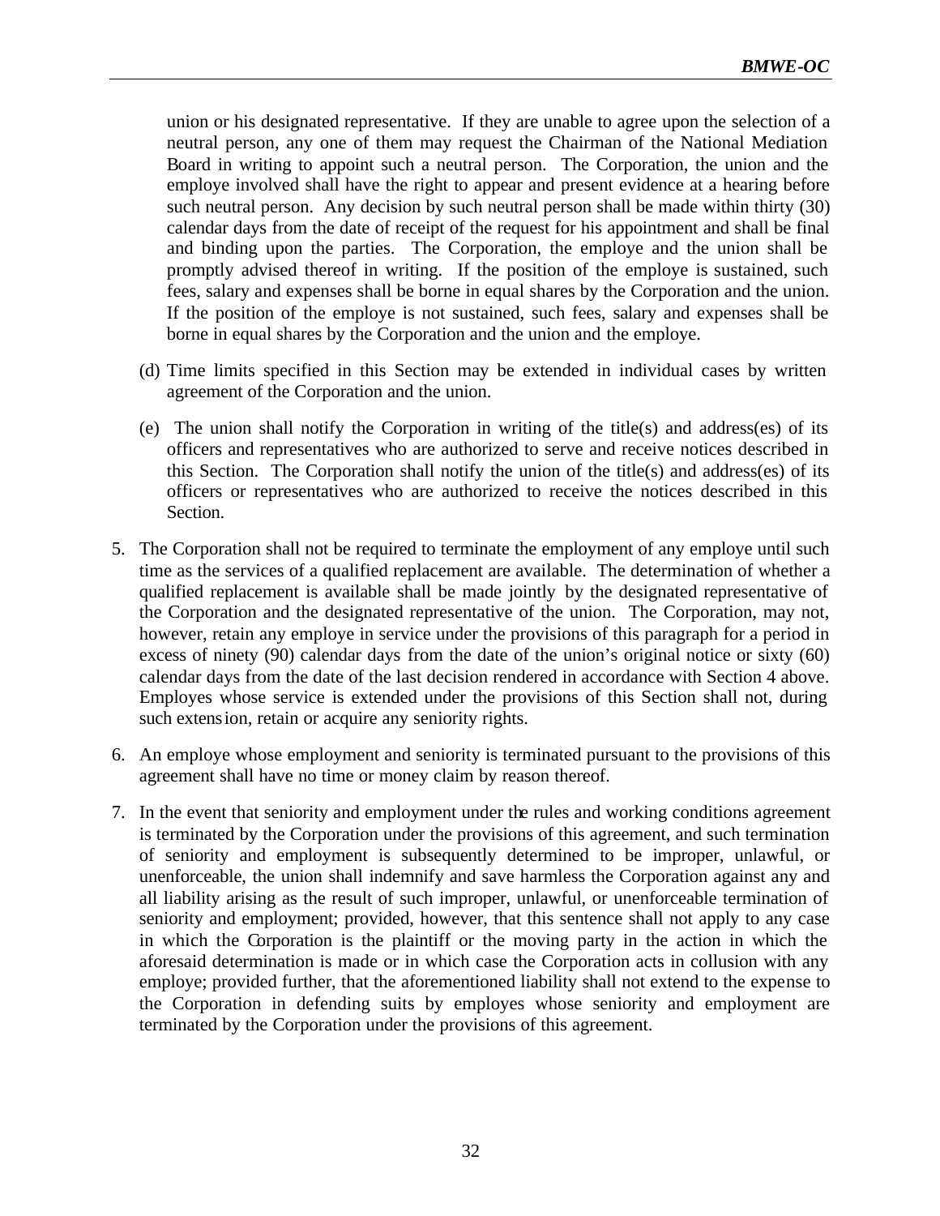union or his designated representative. If they are unable to agree upon the selection of a neutral person, any one of them may request the Chairman of the National Mediation Board in writing to appoint such a neutral person. The Corporation, the union and the employe involved shall have the right to appear and present evidence at a hearing before such neutral person. Any decision by such neutral person shall be made within thirty (30) calendar days from the date of receipt of the request for his appointment and shall be final and binding upon the parties. The Corporation, the employe and the union shall be promptly advised thereof in writing. If the position of the employe is sustained, such fees, salary and expenses shall be borne in equal shares by the Corporation and the union. If the position of the employe is not sustained, such fees, salary and expenses shall be borne in equal shares by the Corporation and the union and the employe.

(d) Time limits specified in this Section may be extended in individual cases by written agreement of the Corporation and the union.

(e) The union shall notify the Corporation in writing of the title(s) and address(es) of its officers and representatives who are authorized to serve and receive notices described in this Section. The Corporation shall notify the union of the title(s) and address(es) of its officers or representatives who are authorized to receive the notices described in this Section.

5. The Corporation shall not be required to terminate the employment of any employe until such time as the services of a qualified replacement are available. The determination of whether a qualified replacement is available shall be made jointly by the designated representative of the Corporation and the designated representative of the union. The Corporation, may not, however, retain any employe in service under the provisions of this paragraph for a period in excess of ninety (90) calendar days from the date of the union's original notice or sixty (60) calendar days from the date of the last decision rendered in accordance with Section 4 above. Employes whose service is extended under the provisions of this Section shall not, during such extension, retain or acquire any seniority rights.

6. An employe whose employment and seniority is terminated pursuant to the provisions of this agreement shall have no time or money claim by reason thereof.

7. In the event that seniority and employment under the rules and working conditions agreement is terminated by the Corporation under the provisions of this agreement, and such termination of seniority and employment is subsequently determined to be improper, unlawful, or unenforceable, the union shall indemnify and save harmless the Corporation against any and all liability arising as the result of such improper, unlawful, or unenforceable termination of seniority and employment; provided, however, that this sentence shall not apply to any case in which the Corporation is the plaintiff or the moving party in the action in which the aforesaid determination is made or in which case the Corporation acts in collusion with any employe; provided further, that the aforementioned liability shall not extend to the expense to the Corporation in defending suits by employes whose seniority and employment are terminated by the Corporation under the provisions of this agreement.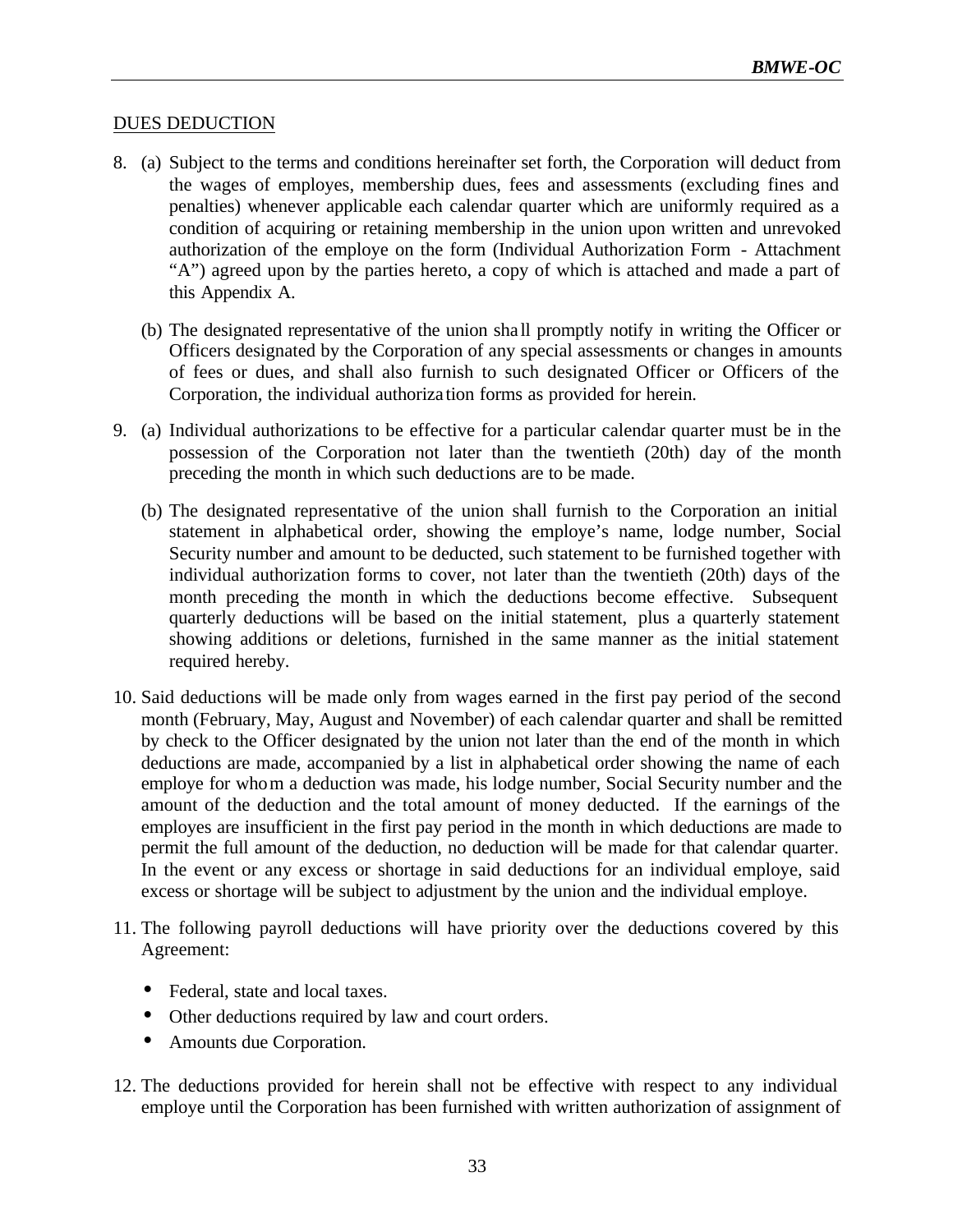DUES DEDUCTION

8. (a) Subject to the terms and conditions hereinafter set forth, the Corporation will deduct from the wages of employes, membership dues, fees and assessments (excluding fines and penalties) whenever applicable each calendar quarter which are uniformly required as a condition of acquiring or retaining membership in the union upon written and unrevoked authorization of the employe on the form (Individual Authorization Form - Attachment "A") agreed upon by the parties hereto, a copy of which is attached and made a part of this Appendix A.

   (b) The designated representative of the union shall promptly notify in writing the Officer or Officers designated by the Corporation of any special assessments or changes in amounts of fees or dues, and shall also furnish to such designated Officer or Officers of the Corporation, the individual authorization forms as provided for herein.

9. (a) Individual authorizations to be effective for a particular calendar quarter must be in the possession of the Corporation not later than the twentieth (20th) day of the month preceding the month in which such deductions are to be made.

   (b) The designated representative of the union shall furnish to the Corporation an initial statement in alphabetical order, showing the employe's name, lodge number, Social Security number and amount to be deducted, such statement to be furnished together with individual authorization forms to cover, not later than the twentieth (20th) days of the month preceding the month in which the deductions become effective. Subsequent quarterly deductions will be based on the initial statement, plus a quarterly statement showing additions or deletions, furnished in the same manner as the initial statement required hereby.

10. Said deductions will be made only from wages earned in the first pay period of the second month (February, May, August and November) of each calendar quarter and shall be remitted by check to the Officer designated by the union not later than the end of the month in which deductions are made, accompanied by a list in alphabetical order showing the name of each employe for whom a deduction was made, his lodge number, Social Security number and the amount of the deduction and the total amount of money deducted. If the earnings of the employes are insufficient in the first pay period in the month in which deductions are made to permit the full amount of the deduction, no deduction will be made for that calendar quarter. In the event or any excess or shortage in said deductions for an individual employe, said excess or shortage will be subject to adjustment by the union and the individual employe.

11. The following payroll deductions will have priority over the deductions covered by this Agreement:

    - Federal, state and local taxes.
    - Other deductions required by law and court orders.
    - Amounts due Corporation.

12. The deductions provided for herein shall not be effective with respect to any individual employe until the Corporation has been furnished with written authorization of assignment of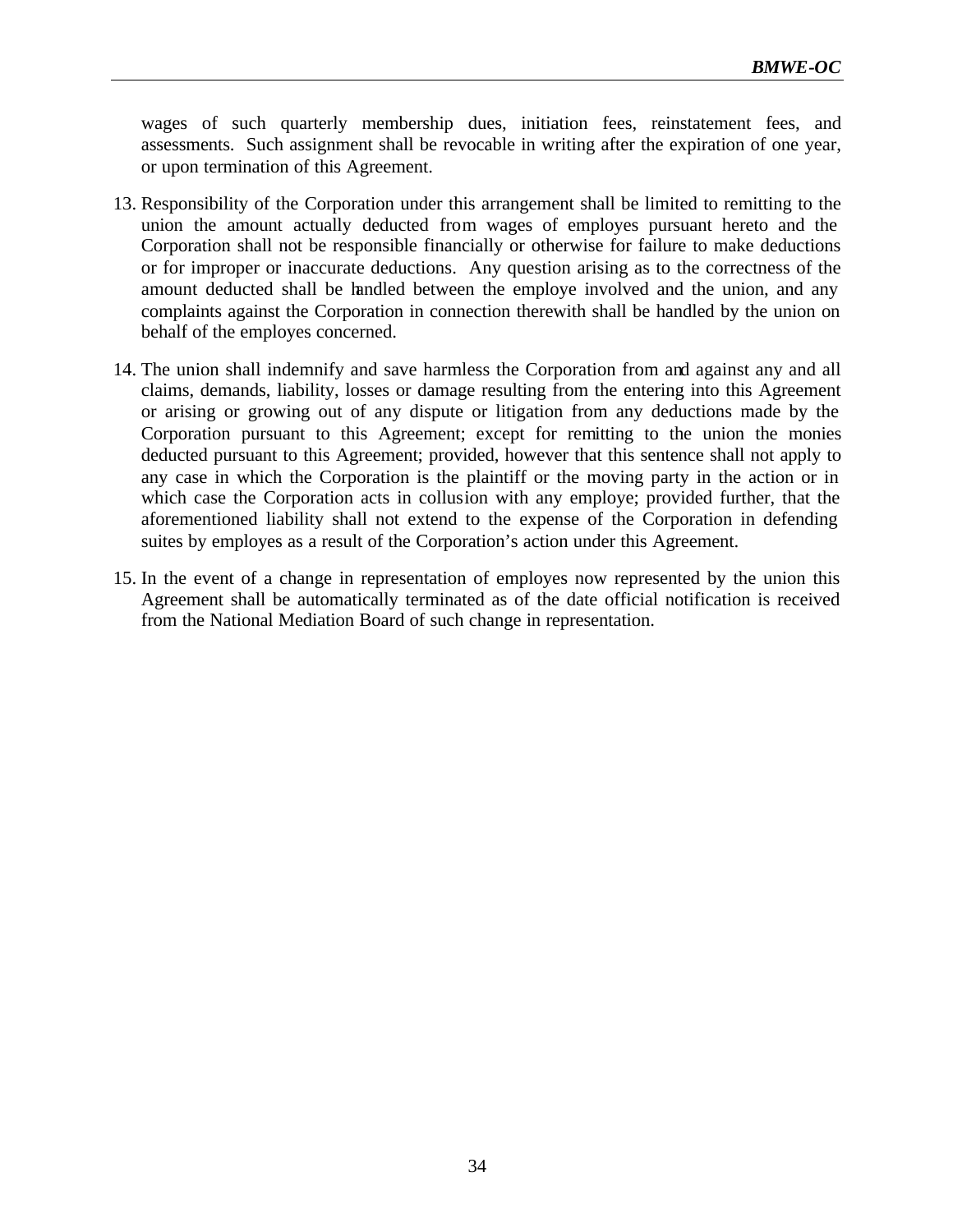wages of such quarterly membership dues, initiation fees, reinstatement fees, and assessments. Such assignment shall be revocable in writing after the expiration of one year, or upon termination of this Agreement.

13. Responsibility of the Corporation under this arrangement shall be limited to remitting to the union the amount actually deducted from wages of employes pursuant hereto and the Corporation shall not be responsible financially or otherwise for failure to make deductions or for improper or inaccurate deductions. Any question arising as to the correctness of the amount deducted shall be handled between the employe involved and the union, and any complaints against the Corporation in connection therewith shall be handled by the union on behalf of the employes concerned.

14. The union shall indemnify and save harmless the Corporation from and against any and all claims, demands, liability, losses or damage resulting from the entering into this Agreement or arising or growing out of any dispute or litigation from any deductions made by the Corporation pursuant to this Agreement; except for remitting to the union the monies deducted pursuant to this Agreement; provided, however that this sentence shall not apply to any case in which the Corporation is the plaintiff or the moving party in the action or in which case the Corporation acts in collusion with any employe; provided further, that the aforementioned liability shall not extend to the expense of the Corporation in defending suites by employes as a result of the Corporation's action under this Agreement.

15. In the event of a change in representation of employes now represented by the union this Agreement shall be automatically terminated as of the date official notification is received from the National Mediation Board of such change in representation.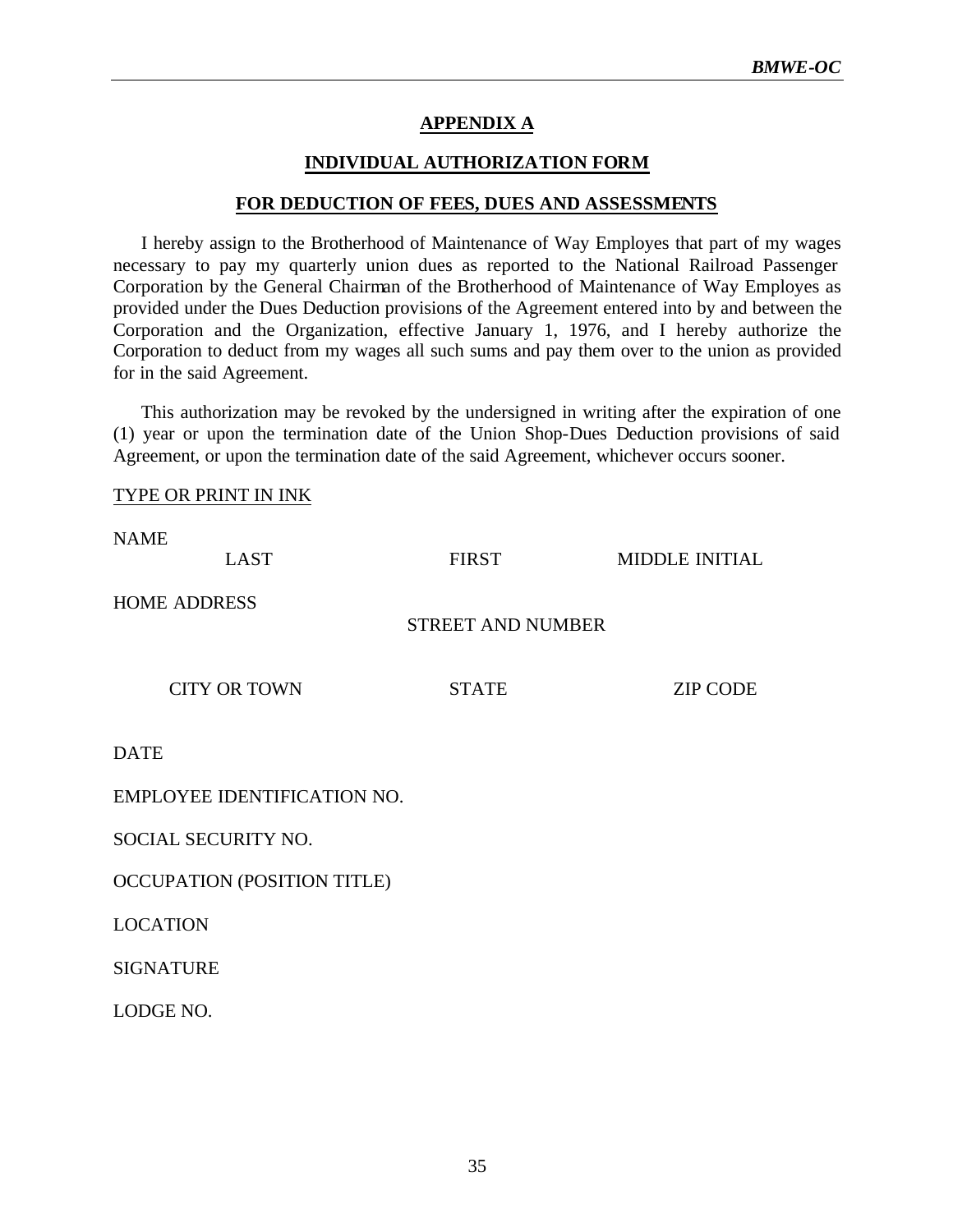## APPENDIX A

## INDIVIDUAL AUTHORIZATION FORM

## FOR DEDUCTION OF FEES, DUES AND ASSESSMENTS

I hereby assign to the Brotherhood of Maintenance of Way Employes that part of my wages necessary to pay my quarterly union dues as reported to the National Railroad Passenger Corporation by the General Chairman of the Brotherhood of Maintenance of Way Employes as provided under the Dues Deduction provisions of the Agreement entered into by and between the Corporation and the Organization, effective January 1, 1976, and I hereby authorize the Corporation to deduct from my wages all such sums and pay them over to the union as provided for in the said Agreement.

This authorization may be revoked by the undersigned in writing after the expiration of one (1) year or upon the termination date of the Union Shop-Dues Deduction provisions of said Agreement, or upon the termination date of the said Agreement, whichever occurs sooner.

TYPE OR PRINT IN INK

NAME

LAST FIRST MIDDLE INITIAL

HOME ADDRESS

STREET AND NUMBER

CITY OR TOWN STATE ZIP CODE

DATE

EMPLOYEE IDENTIFICATION NO.

SOCIAL SECURITY NO.

OCCUPATION (POSITION TITLE)

LOCATION

SIGNATURE

LODGE NO.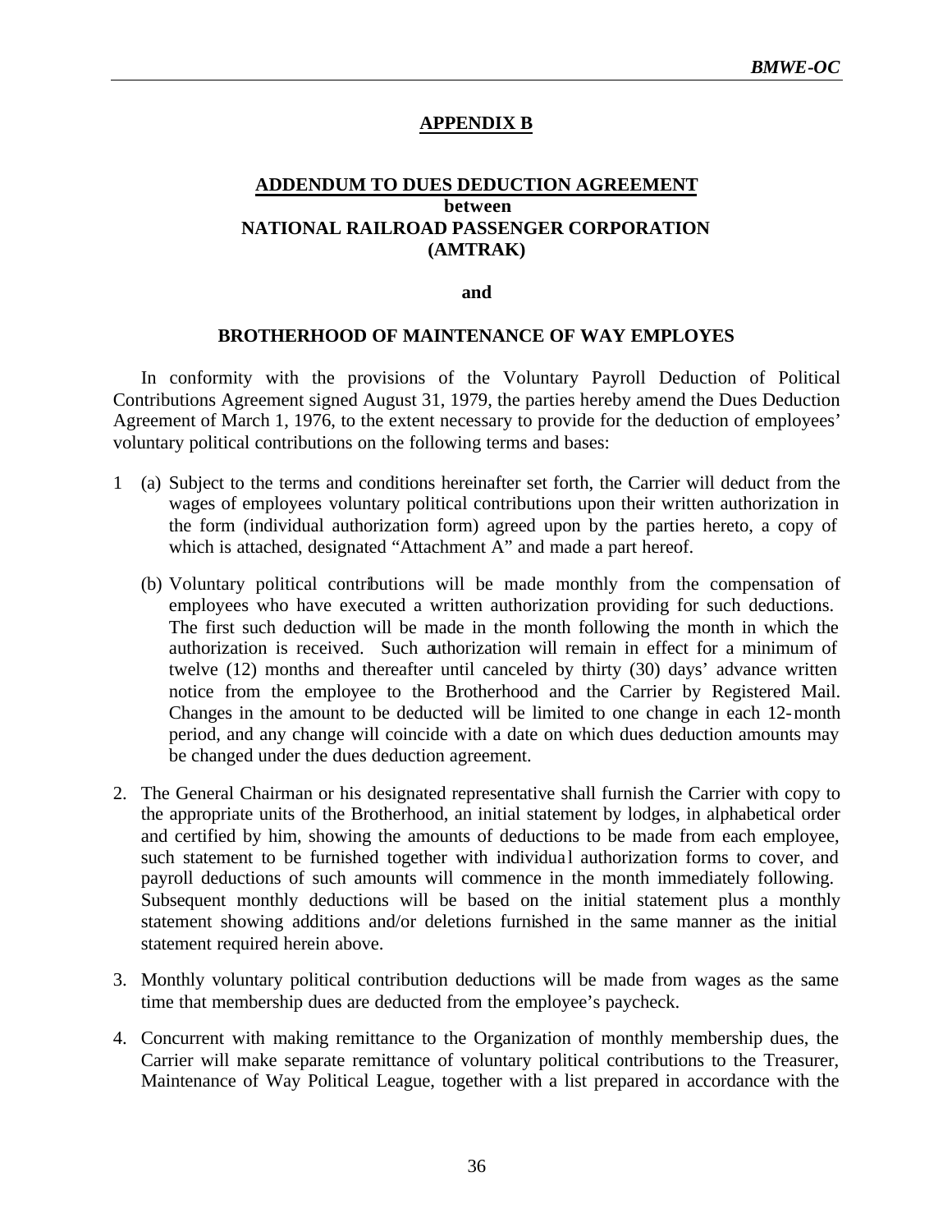## APPENDIX B

### ADDENDUM TO DUES DEDUCTION AGREEMENT
**between**
**NATIONAL RAILROAD PASSENGER CORPORATION (AMTRAK)**

**and**

**BROTHERHOOD OF MAINTENANCE OF WAY EMPLOYES**

In conformity with the provisions of the Voluntary Payroll Deduction of Political Contributions Agreement signed August 31, 1979, the parties hereby amend the Dues Deduction Agreement of March 1, 1976, to the extent necessary to provide for the deduction of employees' voluntary political contributions on the following terms and bases:

1 (a) Subject to the terms and conditions hereinafter set forth, the Carrier will deduct from the wages of employees voluntary political contributions upon their written authorization in the form (individual authorization form) agreed upon by the parties hereto, a copy of which is attached, designated "Attachment A" and made a part hereof.

  (b) Voluntary political contributions will be made monthly from the compensation of employees who have executed a written authorization providing for such deductions. The first such deduction will be made in the month following the month in which the authorization is received. Such authorization will remain in effect for a minimum of twelve (12) months and thereafter until canceled by thirty (30) days' advance written notice from the employee to the Brotherhood and the Carrier by Registered Mail. Changes in the amount to be deducted will be limited to one change in each 12-month period, and any change will coincide with a date on which dues deduction amounts may be changed under the dues deduction agreement.

2. The General Chairman or his designated representative shall furnish the Carrier with copy to the appropriate units of the Brotherhood, an initial statement by lodges, in alphabetical order and certified by him, showing the amounts of deductions to be made from each employee, such statement to be furnished together with individual authorization forms to cover, and payroll deductions of such amounts will commence in the month immediately following. Subsequent monthly deductions will be based on the initial statement plus a monthly statement showing additions and/or deletions furnished in the same manner as the initial statement required herein above.

3. Monthly voluntary political contribution deductions will be made from wages as the same time that membership dues are deducted from the employee's paycheck.

4. Concurrent with making remittance to the Organization of monthly membership dues, the Carrier will make separate remittance of voluntary political contributions to the Treasurer, Maintenance of Way Political League, together with a list prepared in accordance with the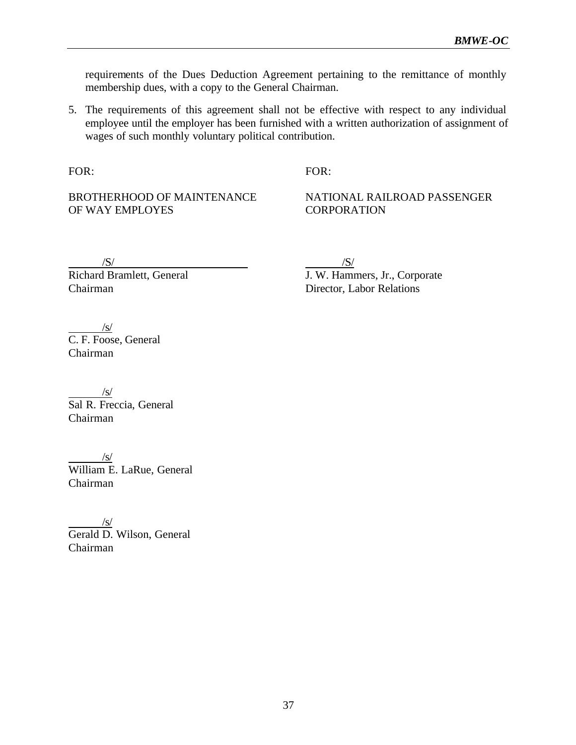requirements of the Dues Deduction Agreement pertaining to the remittance of monthly membership dues, with a copy to the General Chairman.

5. The requirements of this agreement shall not be effective with respect to any individual employee until the employer has been furnished with a written authorization of assignment of wages of such monthly voluntary political contribution.

| | |
|---|---|
| FOR: | FOR: |
| BROTHERHOOD OF MAINTENANCE OF WAY EMPLOYES | NATIONAL RAILROAD PASSENGER CORPORATION |
| /S/<br>Richard Bramlett, General Chairman | /S/<br>J. W. Hammers, Jr., Corporate Director, Labor Relations |
| /s/<br>C. F. Foose, General Chairman | |
| /s/<br>Sal R. Freccia, General Chairman | |
| /s/<br>William E. LaRue, General Chairman | |
| /s/<br>Gerald D. Wilson, General Chairman | |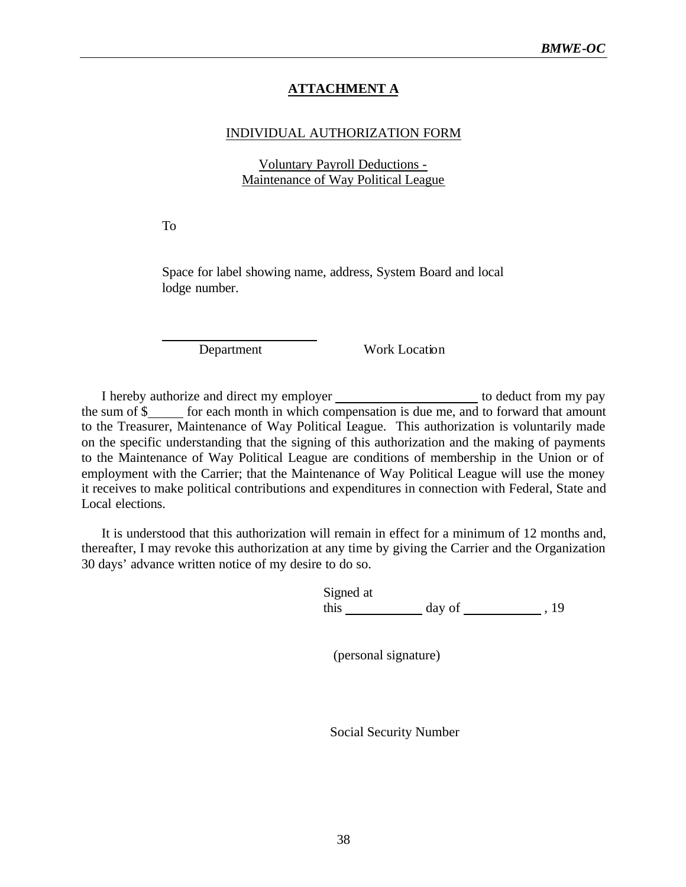## ATTACHMENT A

INDIVIDUAL AUTHORIZATION FORM

Voluntary Payroll Deductions -
Maintenance of Way Political League

To

Space for label showing name, address, System Board and local lodge number.

______________________
Department Work Location

I hereby authorize and direct my employer ____________________ to deduct from my pay the sum of $_____ for each month in which compensation is due me, and to forward that amount to the Treasurer, Maintenance of Way Political League. This authorization is voluntarily made on the specific understanding that the signing of this authorization and the making of payments to the Maintenance of Way Political League are conditions of membership in the Union or of employment with the Carrier; that the Maintenance of Way Political League will use the money it receives to make political contributions and expenditures in connection with Federal, State and Local elections.

It is understood that this authorization will remain in effect for a minimum of 12 months and, thereafter, I may revoke this authorization at any time by giving the Carrier and the Organization 30 days' advance written notice of my desire to do so.

Signed at
this __________ day of __________ , 19

(personal signature)

Social Security Number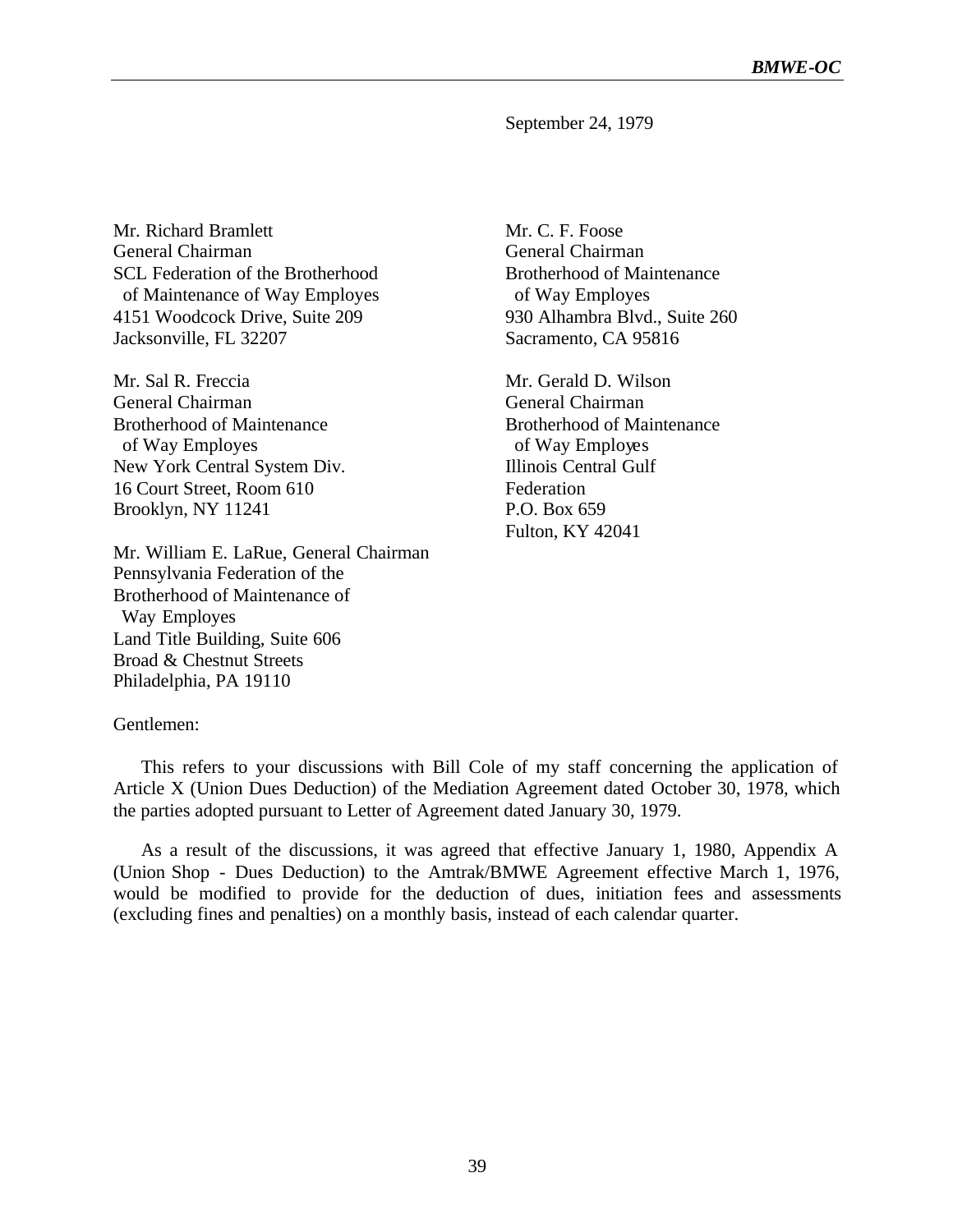September 24, 1979

Mr. Richard Bramlett
General Chairman
SCL Federation of the Brotherhood
of Maintenance of Way Employes
4151 Woodcock Drive, Suite 209
Jacksonville, FL 32207

Mr. C. F. Foose
General Chairman
Brotherhood of Maintenance
of Way Employes
930 Alhambra Blvd., Suite 260
Sacramento, CA 95816

Mr. Sal R. Freccia
General Chairman
Brotherhood of Maintenance
of Way Employes
New York Central System Div.
16 Court Street, Room 610
Brooklyn, NY 11241

Mr. Gerald D. Wilson
General Chairman
Brotherhood of Maintenance
of Way Employes
Illinois Central Gulf
Federation
P.O. Box 659
Fulton, KY 42041

Mr. William E. LaRue, General Chairman
Pennsylvania Federation of the
Brotherhood of Maintenance of
Way Employes
Land Title Building, Suite 606
Broad & Chestnut Streets
Philadelphia, PA 19110

Gentlemen:

This refers to your discussions with Bill Cole of my staff concerning the application of Article X (Union Dues Deduction) of the Mediation Agreement dated October 30, 1978, which the parties adopted pursuant to Letter of Agreement dated January 30, 1979.

As a result of the discussions, it was agreed that effective January 1, 1980, Appendix A (Union Shop - Dues Deduction) to the Amtrak/BMWE Agreement effective March 1, 1976, would be modified to provide for the deduction of dues, initiation fees and assessments (excluding fines and penalties) on a monthly basis, instead of each calendar quarter.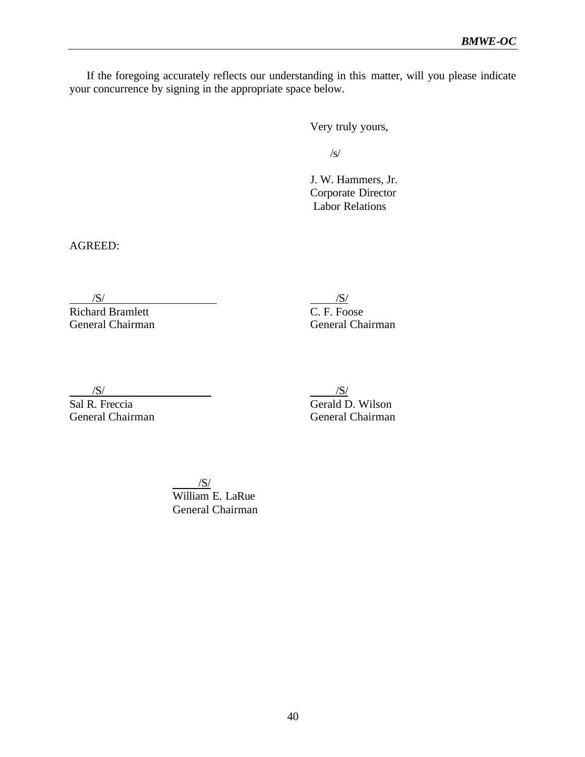If the foregoing accurately reflects our understanding in this matter, will you please indicate your concurrence by signing in the appropriate space below.

Very truly yours,

/s/

J. W. Hammers, Jr.
Corporate Director
Labor Relations

AGREED:

/S/
Richard Bramlett
General Chairman

/S/
C. F. Foose
General Chairman

/S/
Sal R. Freccia
General Chairman

/S/
Gerald D. Wilson
General Chairman

/S/
William E. LaRue
General Chairman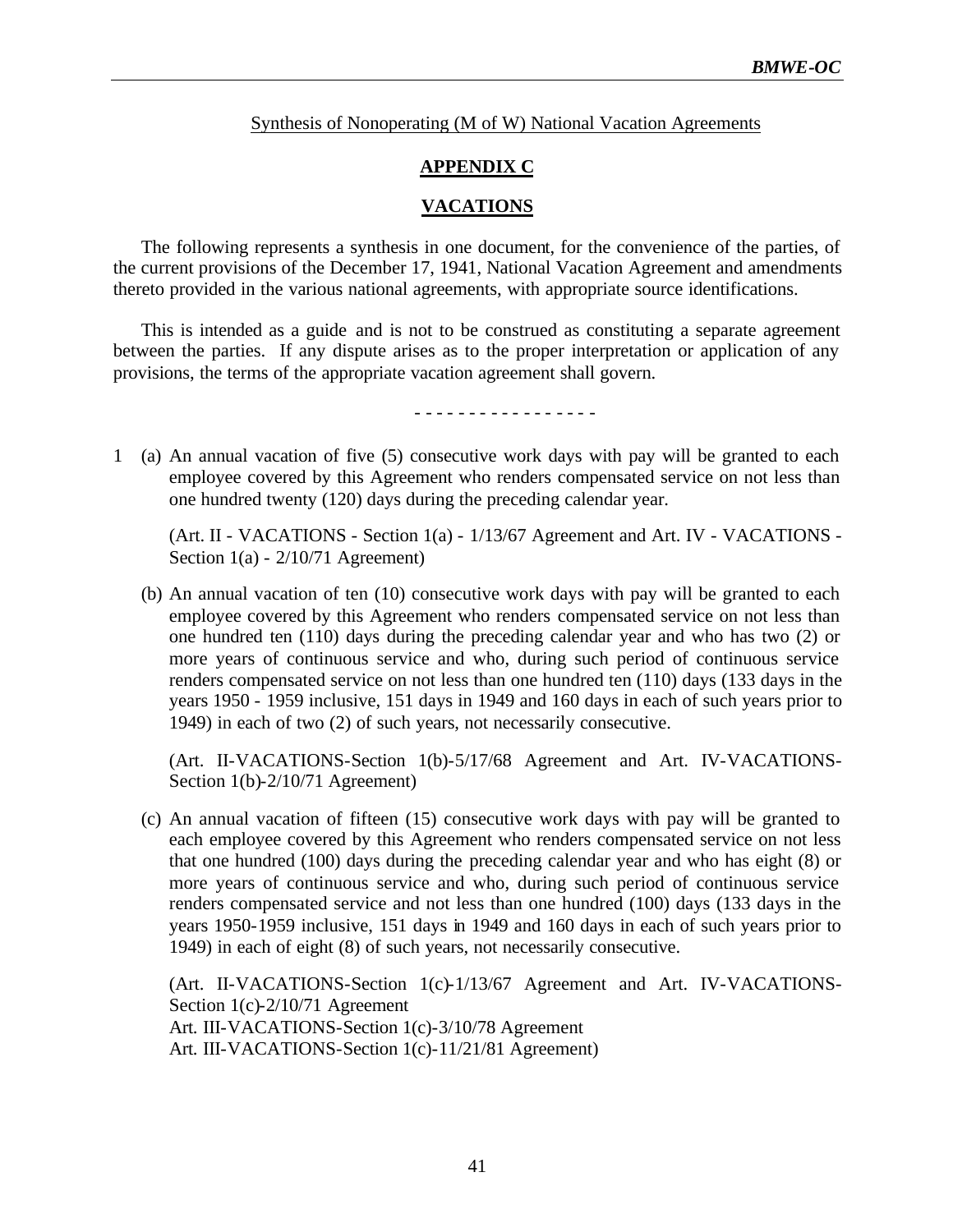Synthesis of Nonoperating (M of W) National Vacation Agreements

## APPENDIX C

## VACATIONS

The following represents a synthesis in one document, for the convenience of the parties, of the current provisions of the December 17, 1941, National Vacation Agreement and amendments thereto provided in the various national agreements, with appropriate source identifications.

This is intended as a guide and is not to be construed as constituting a separate agreement between the parties. If any dispute arises as to the proper interpretation or application of any provisions, the terms of the appropriate vacation agreement shall govern.

- - - - - - - - - - - - - - - - -

1 (a) An annual vacation of five (5) consecutive work days with pay will be granted to each employee covered by this Agreement who renders compensated service on not less than one hundred twenty (120) days during the preceding calendar year.

(Art. II - VACATIONS - Section 1(a) - 1/13/67 Agreement and Art. IV - VACATIONS - Section 1(a) - 2/10/71 Agreement)

(b) An annual vacation of ten (10) consecutive work days with pay will be granted to each employee covered by this Agreement who renders compensated service on not less than one hundred ten (110) days during the preceding calendar year and who has two (2) or more years of continuous service and who, during such period of continuous service renders compensated service on not less than one hundred ten (110) days (133 days in the years 1950 - 1959 inclusive, 151 days in 1949 and 160 days in each of such years prior to 1949) in each of two (2) of such years, not necessarily consecutive.

(Art. II-VACATIONS-Section 1(b)-5/17/68 Agreement and Art. IV-VACATIONS-Section 1(b)-2/10/71 Agreement)

(c) An annual vacation of fifteen (15) consecutive work days with pay will be granted to each employee covered by this Agreement who renders compensated service on not less that one hundred (100) days during the preceding calendar year and who has eight (8) or more years of continuous service and who, during such period of continuous service renders compensated service and not less than one hundred (100) days (133 days in the years 1950-1959 inclusive, 151 days in 1949 and 160 days in each of such years prior to 1949) in each of eight (8) of such years, not necessarily consecutive.

(Art. II-VACATIONS-Section 1(c)-1/13/67 Agreement and Art. IV-VACATIONS-Section 1(c)-2/10/71 Agreement
Art. III-VACATIONS-Section 1(c)-3/10/78 Agreement
Art. III-VACATIONS-Section 1(c)-11/21/81 Agreement)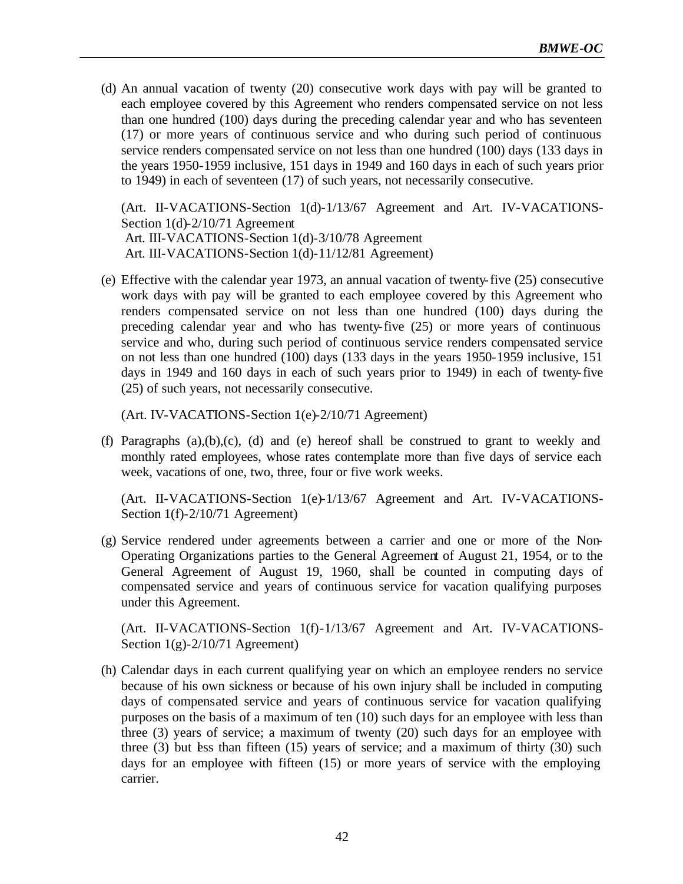(d) An annual vacation of twenty (20) consecutive work days with pay will be granted to each employee covered by this Agreement who renders compensated service on not less than one hundred (100) days during the preceding calendar year and who has seventeen (17) or more years of continuous service and who during such period of continuous service renders compensated service on not less than one hundred (100) days (133 days in the years 1950-1959 inclusive, 151 days in 1949 and 160 days in each of such years prior to 1949) in each of seventeen (17) of such years, not necessarily consecutive.

(Art. II-VACATIONS-Section 1(d)-1/13/67 Agreement and Art. IV-VACATIONS-Section 1(d)-2/10/71 Agreement
Art. III-VACATIONS-Section 1(d)-3/10/78 Agreement
Art. III-VACATIONS-Section 1(d)-11/12/81 Agreement)

(e) Effective with the calendar year 1973, an annual vacation of twenty-five (25) consecutive work days with pay will be granted to each employee covered by this Agreement who renders compensated service on not less than one hundred (100) days during the preceding calendar year and who has twenty-five (25) or more years of continuous service and who, during such period of continuous service renders compensated service on not less than one hundred (100) days (133 days in the years 1950-1959 inclusive, 151 days in 1949 and 160 days in each of such years prior to 1949) in each of twenty-five (25) of such years, not necessarily consecutive.

(Art. IV-VACATIONS-Section 1(e)-2/10/71 Agreement)

(f) Paragraphs (a),(b),(c), (d) and (e) hereof shall be construed to grant to weekly and monthly rated employees, whose rates contemplate more than five days of service each week, vacations of one, two, three, four or five work weeks.

(Art. II-VACATIONS-Section 1(e)-1/13/67 Agreement and Art. IV-VACATIONS-Section 1(f)-2/10/71 Agreement)

(g) Service rendered under agreements between a carrier and one or more of the Non-Operating Organizations parties to the General Agreement of August 21, 1954, or to the General Agreement of August 19, 1960, shall be counted in computing days of compensated service and years of continuous service for vacation qualifying purposes under this Agreement.

(Art. II-VACATIONS-Section 1(f)-1/13/67 Agreement and Art. IV-VACATIONS-Section 1(g)-2/10/71 Agreement)

(h) Calendar days in each current qualifying year on which an employee renders no service because of his own sickness or because of his own injury shall be included in computing days of compensated service and years of continuous service for vacation qualifying purposes on the basis of a maximum of ten (10) such days for an employee with less than three (3) years of service; a maximum of twenty (20) such days for an employee with three (3) but less than fifteen (15) years of service; and a maximum of thirty (30) such days for an employee with fifteen (15) or more years of service with the employing carrier.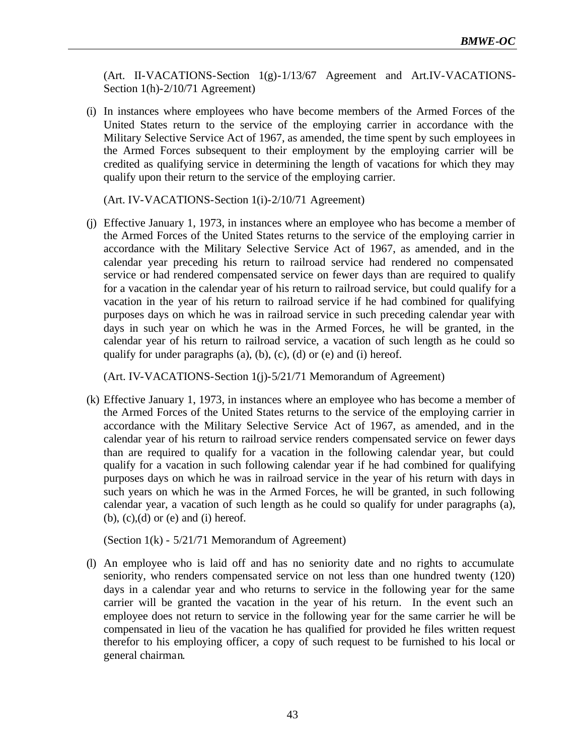(Art. II-VACATIONS-Section 1(g)-1/13/67 Agreement and Art.IV-VACATIONS-Section 1(h)-2/10/71 Agreement)

(i) In instances where employees who have become members of the Armed Forces of the United States return to the service of the employing carrier in accordance with the Military Selective Service Act of 1967, as amended, the time spent by such employees in the Armed Forces subsequent to their employment by the employing carrier will be credited as qualifying service in determining the length of vacations for which they may qualify upon their return to the service of the employing carrier.

(Art. IV-VACATIONS-Section 1(i)-2/10/71 Agreement)

(j) Effective January 1, 1973, in instances where an employee who has become a member of the Armed Forces of the United States returns to the service of the employing carrier in accordance with the Military Selective Service Act of 1967, as amended, and in the calendar year preceding his return to railroad service had rendered no compensated service or had rendered compensated service on fewer days than are required to qualify for a vacation in the calendar year of his return to railroad service, but could qualify for a vacation in the year of his return to railroad service if he had combined for qualifying purposes days on which he was in railroad service in such preceding calendar year with days in such year on which he was in the Armed Forces, he will be granted, in the calendar year of his return to railroad service, a vacation of such length as he could so qualify for under paragraphs (a), (b), (c), (d) or (e) and (i) hereof.

(Art. IV-VACATIONS-Section 1(j)-5/21/71 Memorandum of Agreement)

(k) Effective January 1, 1973, in instances where an employee who has become a member of the Armed Forces of the United States returns to the service of the employing carrier in accordance with the Military Selective Service Act of 1967, as amended, and in the calendar year of his return to railroad service renders compensated service on fewer days than are required to qualify for a vacation in the following calendar year, but could qualify for a vacation in such following calendar year if he had combined for qualifying purposes days on which he was in railroad service in the year of his return with days in such years on which he was in the Armed Forces, he will be granted, in such following calendar year, a vacation of such length as he could so qualify for under paragraphs (a), (b), (c),(d) or (e) and (i) hereof.

(Section 1(k) - 5/21/71 Memorandum of Agreement)

(l) An employee who is laid off and has no seniority date and no rights to accumulate seniority, who renders compensated service on not less than one hundred twenty (120) days in a calendar year and who returns to service in the following year for the same carrier will be granted the vacation in the year of his return. In the event such an employee does not return to service in the following year for the same carrier he will be compensated in lieu of the vacation he has qualified for provided he files written request therefor to his employing officer, a copy of such request to be furnished to his local or general chairman.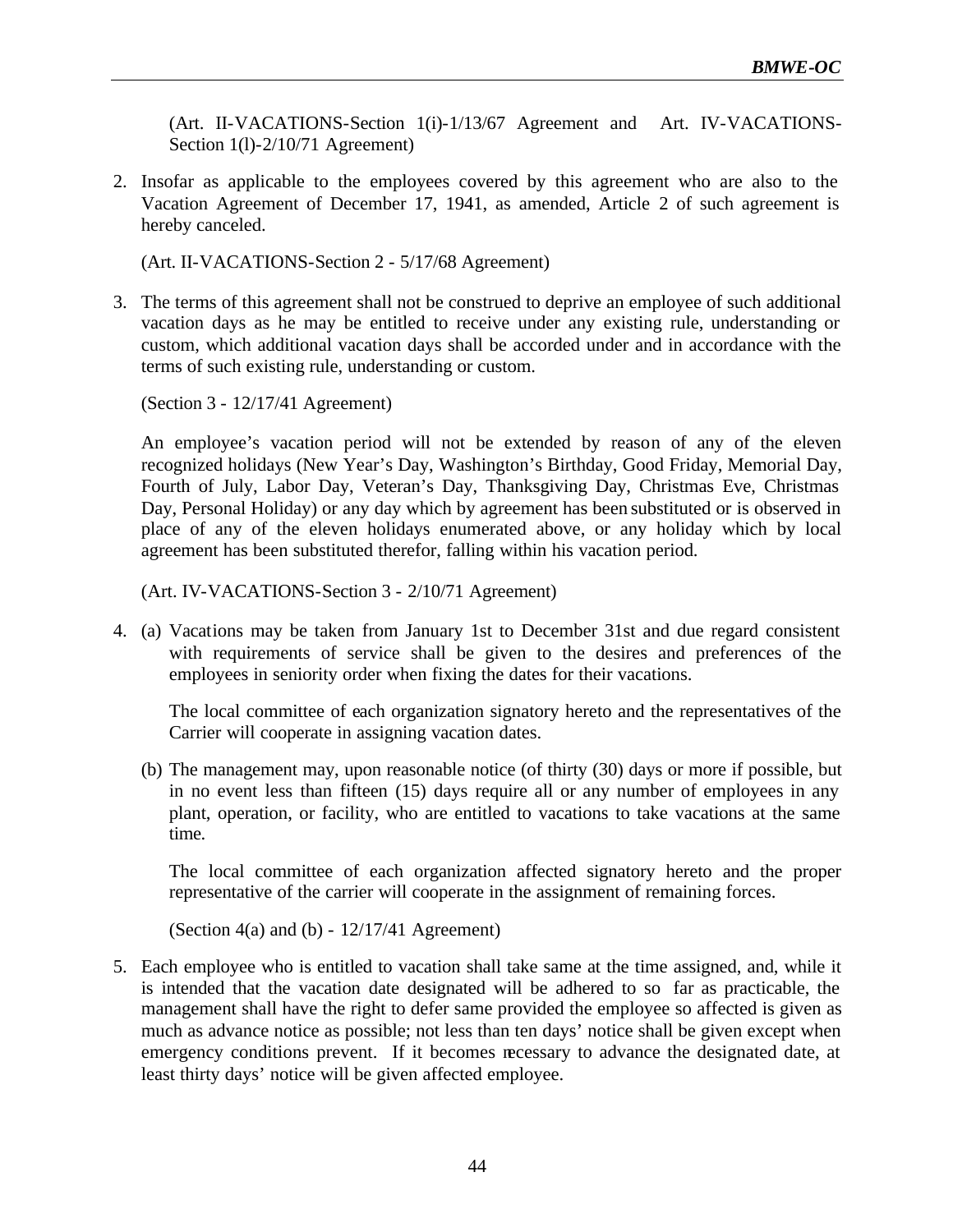(Art. II-VACATIONS-Section 1(i)-1/13/67 Agreement and Art. IV-VACATIONS-Section 1(l)-2/10/71 Agreement)

2. Insofar as applicable to the employees covered by this agreement who are also to the Vacation Agreement of December 17, 1941, as amended, Article 2 of such agreement is hereby canceled.

   (Art. II-VACATIONS-Section 2 - 5/17/68 Agreement)

3. The terms of this agreement shall not be construed to deprive an employee of such additional vacation days as he may be entitled to receive under any existing rule, understanding or custom, which additional vacation days shall be accorded under and in accordance with the terms of such existing rule, understanding or custom.

   (Section 3 - 12/17/41 Agreement)

   An employee's vacation period will not be extended by reason of any of the eleven recognized holidays (New Year's Day, Washington's Birthday, Good Friday, Memorial Day, Fourth of July, Labor Day, Veteran's Day, Thanksgiving Day, Christmas Eve, Christmas Day, Personal Holiday) or any day which by agreement has been substituted or is observed in place of any of the eleven holidays enumerated above, or any holiday which by local agreement has been substituted therefor, falling within his vacation period.

   (Art. IV-VACATIONS-Section 3 - 2/10/71 Agreement)

4. (a) Vacations may be taken from January 1st to December 31st and due regard consistent with requirements of service shall be given to the desires and preferences of the employees in seniority order when fixing the dates for their vacations.

   The local committee of each organization signatory hereto and the representatives of the Carrier will cooperate in assigning vacation dates.

   (b) The management may, upon reasonable notice (of thirty (30) days or more if possible, but in no event less than fifteen (15) days require all or any number of employees in any plant, operation, or facility, who are entitled to vacations to take vacations at the same time.

   The local committee of each organization affected signatory hereto and the proper representative of the carrier will cooperate in the assignment of remaining forces.

   (Section 4(a) and (b) - 12/17/41 Agreement)

5. Each employee who is entitled to vacation shall take same at the time assigned, and, while it is intended that the vacation date designated will be adhered to so far as practicable, the management shall have the right to defer same provided the employee so affected is given as much as advance notice as possible; not less than ten days' notice shall be given except when emergency conditions prevent. If it becomes necessary to advance the designated date, at least thirty days' notice will be given affected employee.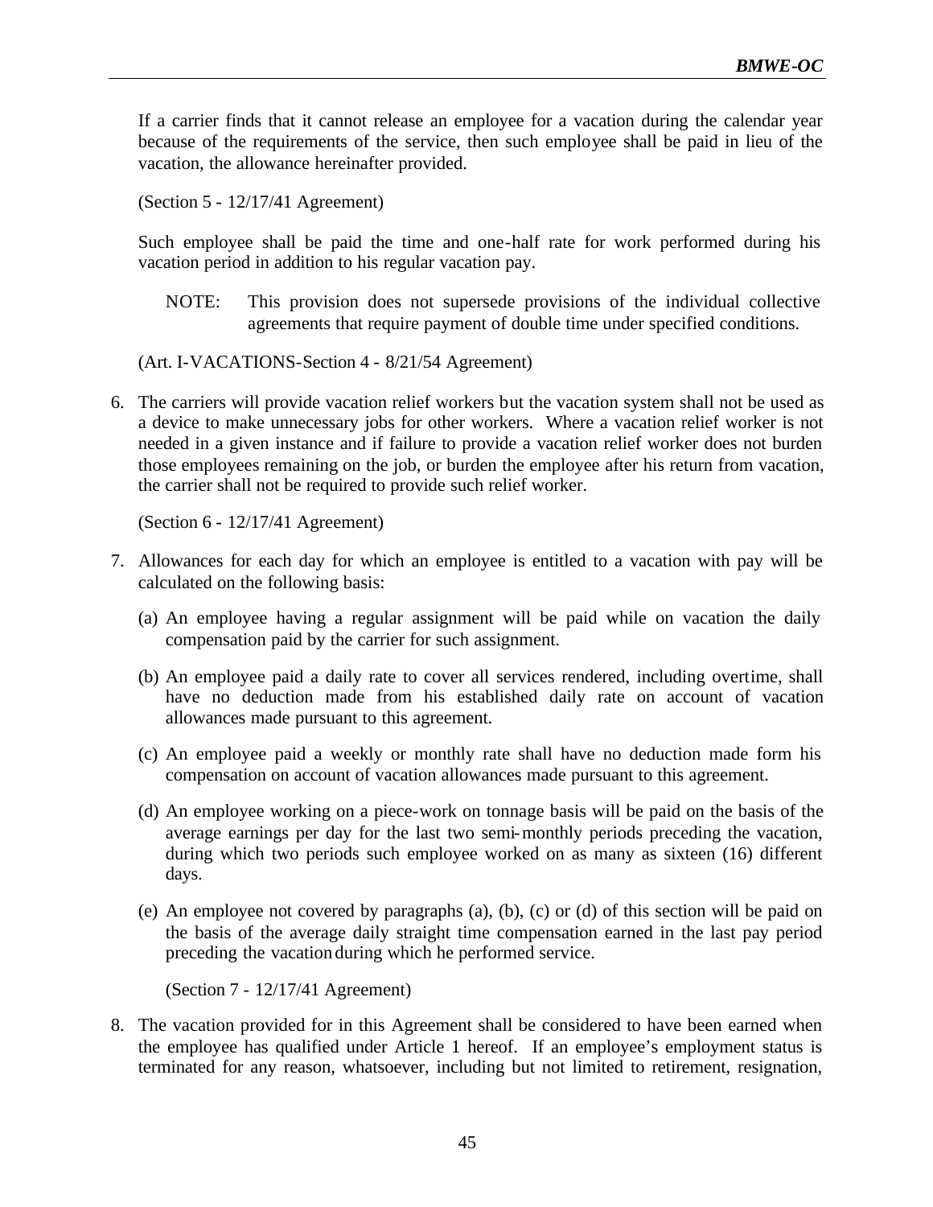If a carrier finds that it cannot release an employee for a vacation during the calendar year because of the requirements of the service, then such employee shall be paid in lieu of the vacation, the allowance hereinafter provided.

(Section 5 - 12/17/41 Agreement)

Such employee shall be paid the time and one-half rate for work performed during his vacation period in addition to his regular vacation pay.

NOTE: This provision does not supersede provisions of the individual collective agreements that require payment of double time under specified conditions.

(Art. I-VACATIONS-Section 4 - 8/21/54 Agreement)

6. The carriers will provide vacation relief workers but the vacation system shall not be used as a device to make unnecessary jobs for other workers. Where a vacation relief worker is not needed in a given instance and if failure to provide a vacation relief worker does not burden those employees remaining on the job, or burden the employee after his return from vacation, the carrier shall not be required to provide such relief worker.

   (Section 6 - 12/17/41 Agreement)

7. Allowances for each day for which an employee is entitled to a vacation with pay will be calculated on the following basis:

   (a) An employee having a regular assignment will be paid while on vacation the daily compensation paid by the carrier for such assignment.

   (b) An employee paid a daily rate to cover all services rendered, including overtime, shall have no deduction made from his established daily rate on account of vacation allowances made pursuant to this agreement.

   (c) An employee paid a weekly or monthly rate shall have no deduction made form his compensation on account of vacation allowances made pursuant to this agreement.

   (d) An employee working on a piece-work on tonnage basis will be paid on the basis of the average earnings per day for the last two semi-monthly periods preceding the vacation, during which two periods such employee worked on as many as sixteen (16) different days.

   (e) An employee not covered by paragraphs (a), (b), (c) or (d) of this section will be paid on the basis of the average daily straight time compensation earned in the last pay period preceding the vacation during which he performed service.

   (Section 7 - 12/17/41 Agreement)

8. The vacation provided for in this Agreement shall be considered to have been earned when the employee has qualified under Article 1 hereof. If an employee's employment status is terminated for any reason, whatsoever, including but not limited to retirement, resignation,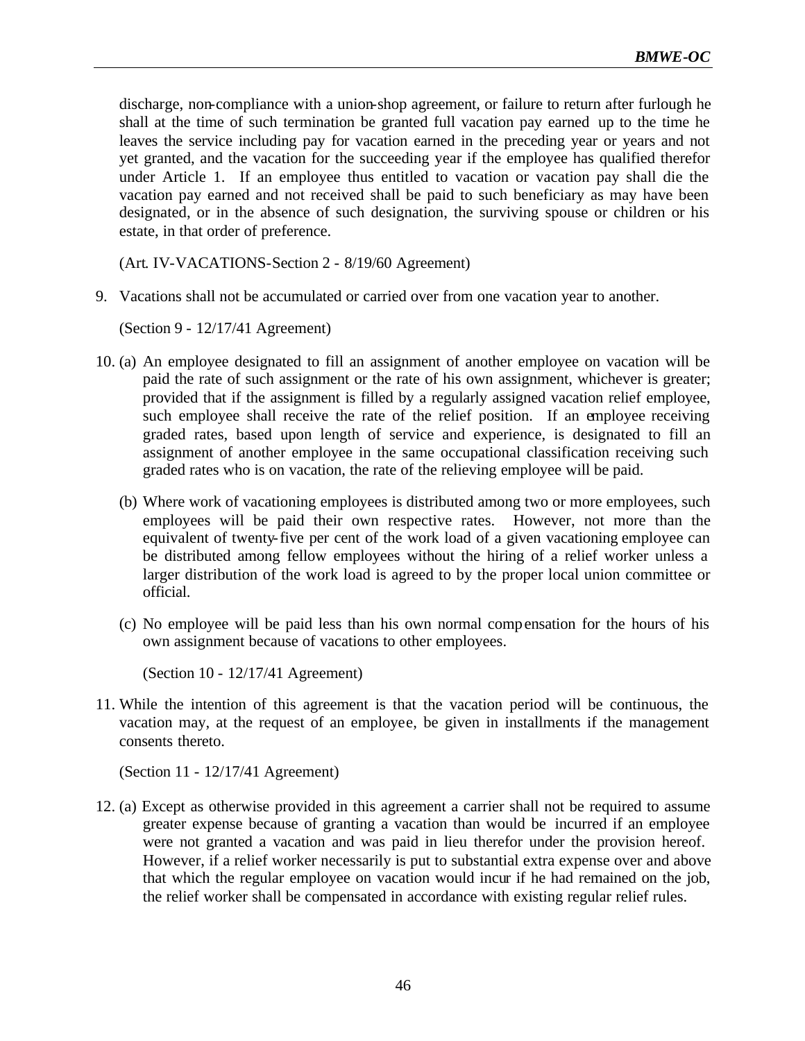discharge, non-compliance with a union-shop agreement, or failure to return after furlough he shall at the time of such termination be granted full vacation pay earned up to the time he leaves the service including pay for vacation earned in the preceding year or years and not yet granted, and the vacation for the succeeding year if the employee has qualified therefor under Article 1. If an employee thus entitled to vacation or vacation pay shall die the vacation pay earned and not received shall be paid to such beneficiary as may have been designated, or in the absence of such designation, the surviving spouse or children or his estate, in that order of preference.

(Art. IV-VACATIONS-Section 2 - 8/19/60 Agreement)

9. Vacations shall not be accumulated or carried over from one vacation year to another.

   (Section 9 - 12/17/41 Agreement)

10. (a) An employee designated to fill an assignment of another employee on vacation will be paid the rate of such assignment or the rate of his own assignment, whichever is greater; provided that if the assignment is filled by a regularly assigned vacation relief employee, such employee shall receive the rate of the relief position. If an employee receiving graded rates, based upon length of service and experience, is designated to fill an assignment of another employee in the same occupational classification receiving such graded rates who is on vacation, the rate of the relieving employee will be paid.

    (b) Where work of vacationing employees is distributed among two or more employees, such employees will be paid their own respective rates. However, not more than the equivalent of twenty-five per cent of the work load of a given vacationing employee can be distributed among fellow employees without the hiring of a relief worker unless a larger distribution of the work load is agreed to by the proper local union committee or official.

    (c) No employee will be paid less than his own normal compensation for the hours of his own assignment because of vacations to other employees.

    (Section 10 - 12/17/41 Agreement)

11. While the intention of this agreement is that the vacation period will be continuous, the vacation may, at the request of an employee, be given in installments if the management consents thereto.

    (Section 11 - 12/17/41 Agreement)

12. (a) Except as otherwise provided in this agreement a carrier shall not be required to assume greater expense because of granting a vacation than would be incurred if an employee were not granted a vacation and was paid in lieu therefor under the provision hereof. However, if a relief worker necessarily is put to substantial extra expense over and above that which the regular employee on vacation would incur if he had remained on the job, the relief worker shall be compensated in accordance with existing regular relief rules.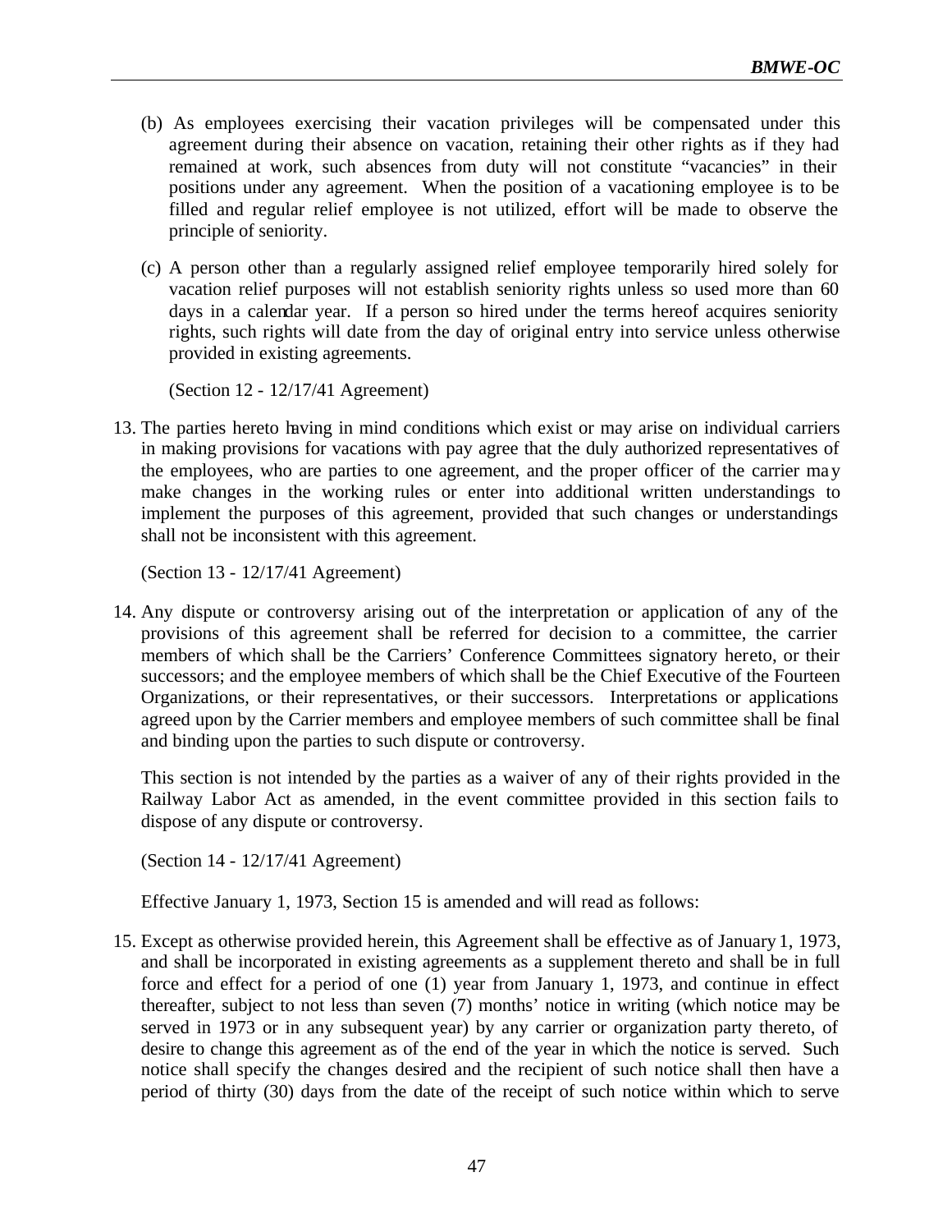(b) As employees exercising their vacation privileges will be compensated under this agreement during their absence on vacation, retaining their other rights as if they had remained at work, such absences from duty will not constitute "vacancies" in their positions under any agreement. When the position of a vacationing employee is to be filled and regular relief employee is not utilized, effort will be made to observe the principle of seniority.

(c) A person other than a regularly assigned relief employee temporarily hired solely for vacation relief purposes will not establish seniority rights unless so used more than 60 days in a calendar year. If a person so hired under the terms hereof acquires seniority rights, such rights will date from the day of original entry into service unless otherwise provided in existing agreements.

(Section 12 - 12/17/41 Agreement)

13. The parties hereto having in mind conditions which exist or may arise on individual carriers in making provisions for vacations with pay agree that the duly authorized representatives of the employees, who are parties to one agreement, and the proper officer of the carrier may make changes in the working rules or enter into additional written understandings to implement the purposes of this agreement, provided that such changes or understandings shall not be inconsistent with this agreement.

    (Section 13 - 12/17/41 Agreement)

14. Any dispute or controversy arising out of the interpretation or application of any of the provisions of this agreement shall be referred for decision to a committee, the carrier members of which shall be the Carriers' Conference Committees signatory hereto, or their successors; and the employee members of which shall be the Chief Executive of the Fourteen Organizations, or their representatives, or their successors. Interpretations or applications agreed upon by the Carrier members and employee members of such committee shall be final and binding upon the parties to such dispute or controversy.

    This section is not intended by the parties as a waiver of any of their rights provided in the Railway Labor Act as amended, in the event committee provided in this section fails to dispose of any dispute or controversy.

    (Section 14 - 12/17/41 Agreement)

    Effective January 1, 1973, Section 15 is amended and will read as follows:

15. Except as otherwise provided herein, this Agreement shall be effective as of January 1, 1973, and shall be incorporated in existing agreements as a supplement thereto and shall be in full force and effect for a period of one (1) year from January 1, 1973, and continue in effect thereafter, subject to not less than seven (7) months' notice in writing (which notice may be served in 1973 or in any subsequent year) by any carrier or organization party thereto, of desire to change this agreement as of the end of the year in which the notice is served. Such notice shall specify the changes desired and the recipient of such notice shall then have a period of thirty (30) days from the date of the receipt of such notice within which to serve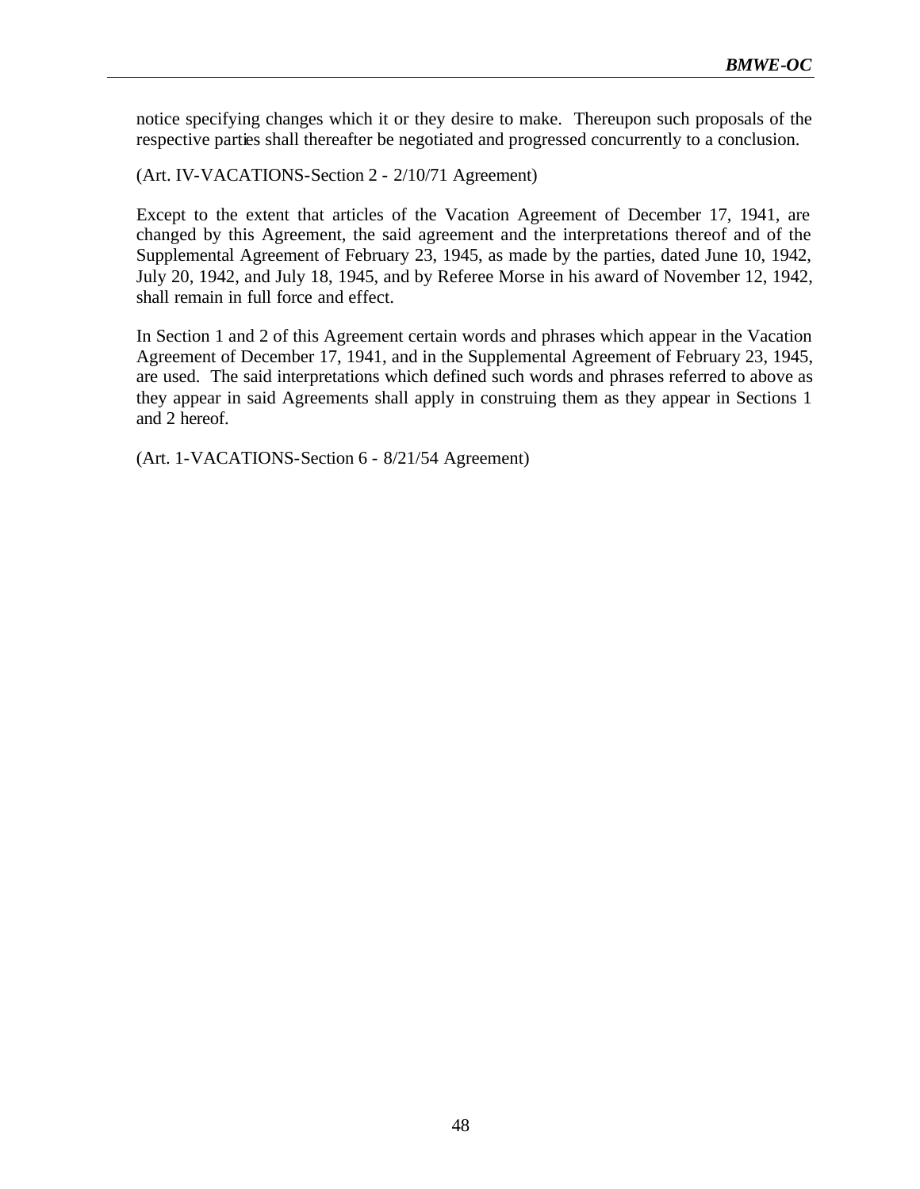notice specifying changes which it or they desire to make. Thereupon such proposals of the respective parties shall thereafter be negotiated and progressed concurrently to a conclusion.

(Art. IV-VACATIONS-Section 2 - 2/10/71 Agreement)

Except to the extent that articles of the Vacation Agreement of December 17, 1941, are changed by this Agreement, the said agreement and the interpretations thereof and of the Supplemental Agreement of February 23, 1945, as made by the parties, dated June 10, 1942, July 20, 1942, and July 18, 1945, and by Referee Morse in his award of November 12, 1942, shall remain in full force and effect.

In Section 1 and 2 of this Agreement certain words and phrases which appear in the Vacation Agreement of December 17, 1941, and in the Supplemental Agreement of February 23, 1945, are used. The said interpretations which defined such words and phrases referred to above as they appear in said Agreements shall apply in construing them as they appear in Sections 1 and 2 hereof.

(Art. 1-VACATIONS-Section 6 - 8/21/54 Agreement)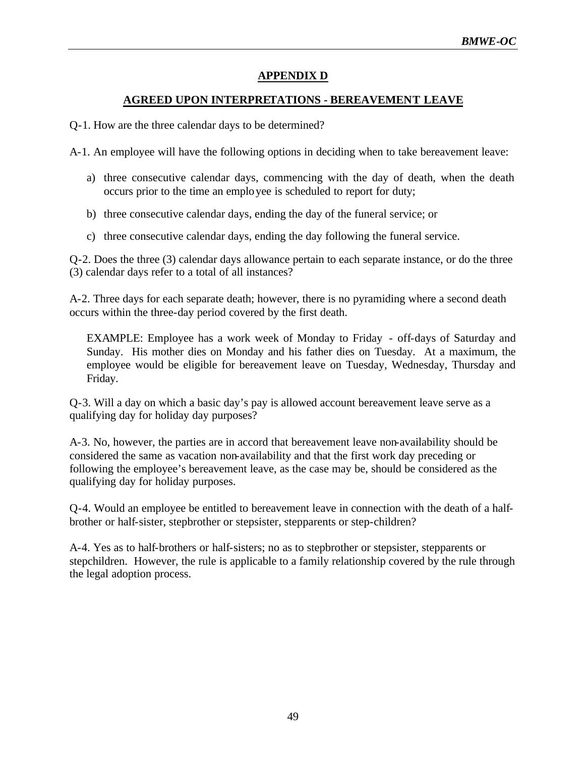## APPENDIX D

## AGREED UPON INTERPRETATIONS - BEREAVEMENT LEAVE

Q-1. How are the three calendar days to be determined?

A-1. An employee will have the following options in deciding when to take bereavement leave:

a) three consecutive calendar days, commencing with the day of death, when the death occurs prior to the time an employee is scheduled to report for duty;

b) three consecutive calendar days, ending the day of the funeral service; or

c) three consecutive calendar days, ending the day following the funeral service.

Q-2. Does the three (3) calendar days allowance pertain to each separate instance, or do the three (3) calendar days refer to a total of all instances?

A-2. Three days for each separate death; however, there is no pyramiding where a second death occurs within the three-day period covered by the first death.

> EXAMPLE: Employee has a work week of Monday to Friday - off-days of Saturday and Sunday. His mother dies on Monday and his father dies on Tuesday. At a maximum, the employee would be eligible for bereavement leave on Tuesday, Wednesday, Thursday and Friday.

Q-3. Will a day on which a basic day's pay is allowed account bereavement leave serve as a qualifying day for holiday day purposes?

A-3. No, however, the parties are in accord that bereavement leave non-availability should be considered the same as vacation non-availability and that the first work day preceding or following the employee's bereavement leave, as the case may be, should be considered as the qualifying day for holiday purposes.

Q-4. Would an employee be entitled to bereavement leave in connection with the death of a half-brother or half-sister, stepbrother or stepsister, stepparents or step-children?

A-4. Yes as to half-brothers or half-sisters; no as to stepbrother or stepsister, stepparents or stepchildren. However, the rule is applicable to a family relationship covered by the rule through the legal adoption process.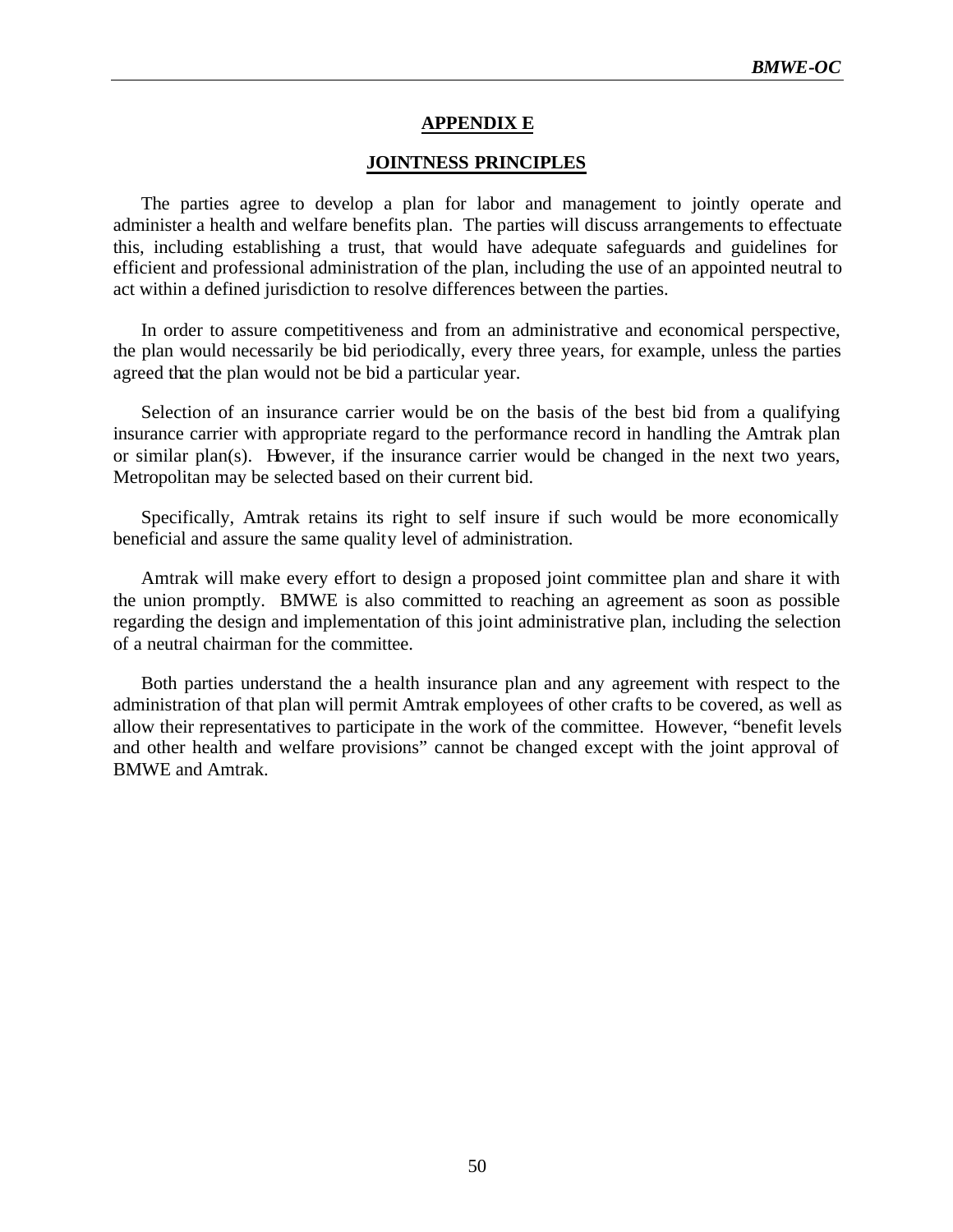## APPENDIX E

## JOINTNESS PRINCIPLES

The parties agree to develop a plan for labor and management to jointly operate and administer a health and welfare benefits plan. The parties will discuss arrangements to effectuate this, including establishing a trust, that would have adequate safeguards and guidelines for efficient and professional administration of the plan, including the use of an appointed neutral to act within a defined jurisdiction to resolve differences between the parties.

In order to assure competitiveness and from an administrative and economical perspective, the plan would necessarily be bid periodically, every three years, for example, unless the parties agreed that the plan would not be bid a particular year.

Selection of an insurance carrier would be on the basis of the best bid from a qualifying insurance carrier with appropriate regard to the performance record in handling the Amtrak plan or similar plan(s). However, if the insurance carrier would be changed in the next two years, Metropolitan may be selected based on their current bid.

Specifically, Amtrak retains its right to self insure if such would be more economically beneficial and assure the same quality level of administration.

Amtrak will make every effort to design a proposed joint committee plan and share it with the union promptly. BMWE is also committed to reaching an agreement as soon as possible regarding the design and implementation of this joint administrative plan, including the selection of a neutral chairman for the committee.

Both parties understand the a health insurance plan and any agreement with respect to the administration of that plan will permit Amtrak employees of other crafts to be covered, as well as allow their representatives to participate in the work of the committee. However, "benefit levels and other health and welfare provisions" cannot be changed except with the joint approval of BMWE and Amtrak.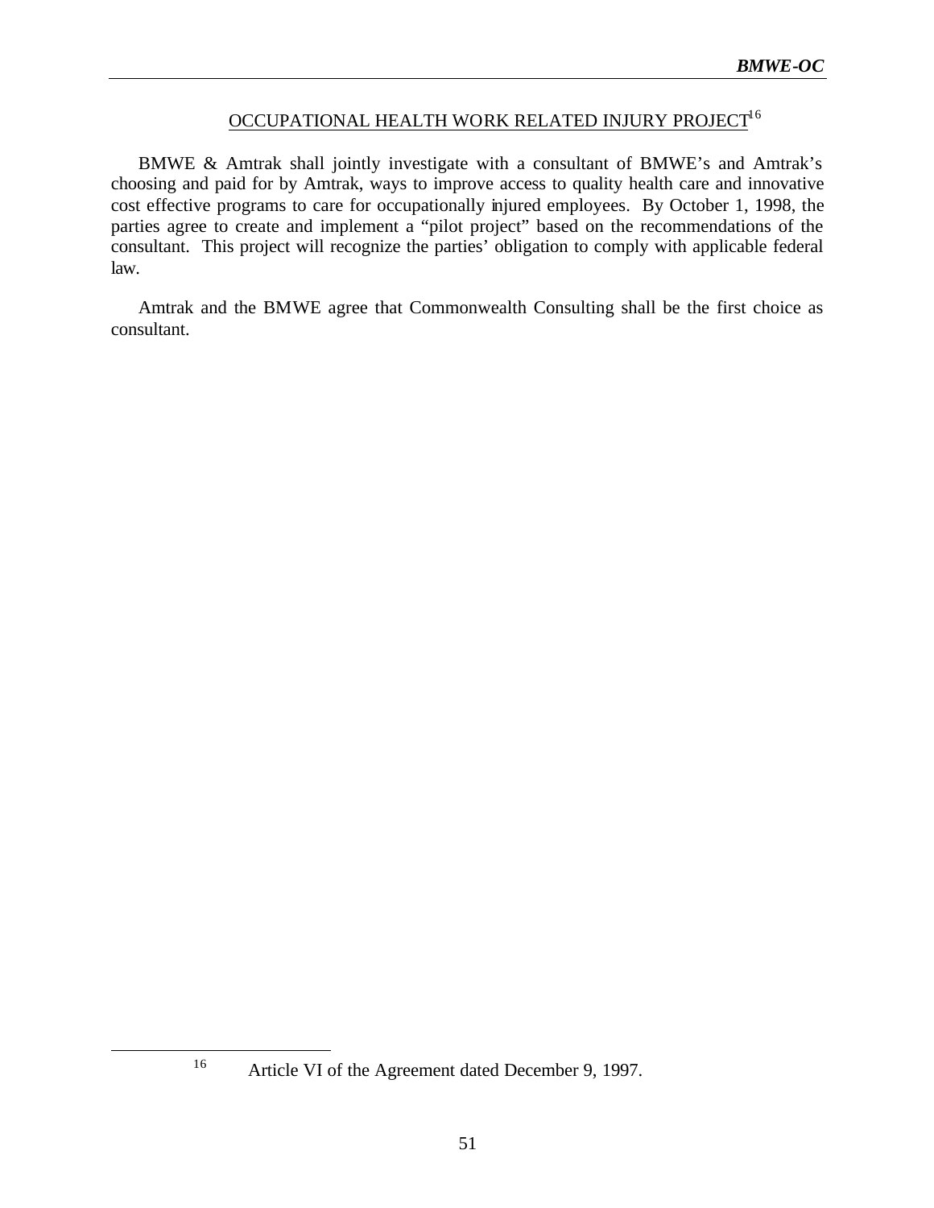## OCCUPATIONAL HEALTH WORK RELATED INJURY PROJECT[16]

BMWE & Amtrak shall jointly investigate with a consultant of BMWE's and Amtrak's choosing and paid for by Amtrak, ways to improve access to quality health care and innovative cost effective programs to care for occupationally injured employees. By October 1, 1998, the parties agree to create and implement a "pilot project" based on the recommendations of the consultant. This project will recognize the parties' obligation to comply with applicable federal law.

Amtrak and the BMWE agree that Commonwealth Consulting shall be the first choice as consultant.

---

[16] Article VI of the Agreement dated December 9, 1997.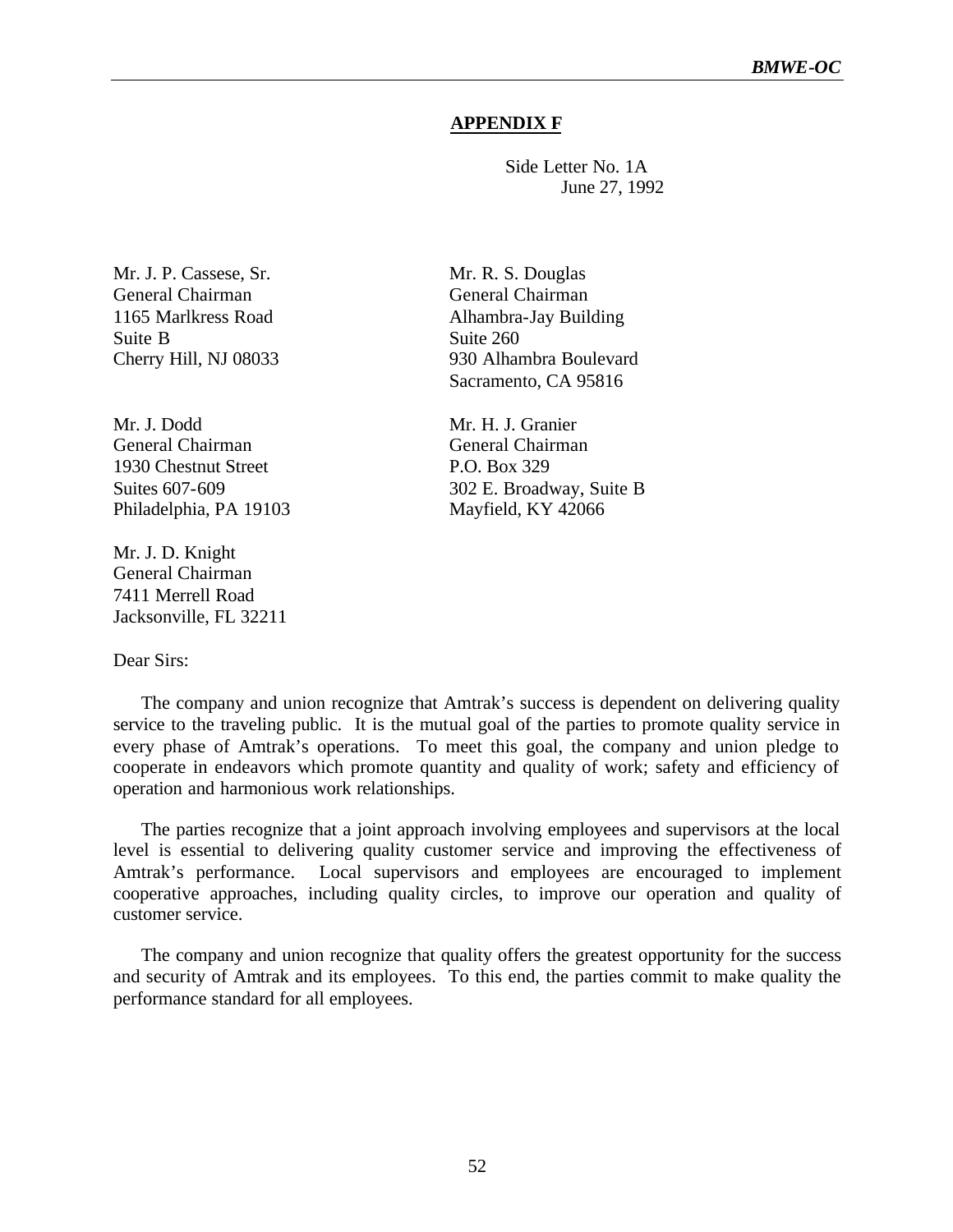**APPENDIX F**

Side Letter No. 1A
June 27, 1992

Mr. J. P. Cassese, Sr.
General Chairman
1165 Marlkress Road
Suite B
Cherry Hill, NJ 08033

Mr. R. S. Douglas
General Chairman
Alhambra-Jay Building
Suite 260
930 Alhambra Boulevard
Sacramento, CA 95816

Mr. J. Dodd
General Chairman
1930 Chestnut Street
Suites 607-609
Philadelphia, PA 19103

Mr. H. J. Granier
General Chairman
P.O. Box 329
302 E. Broadway, Suite B
Mayfield, KY 42066

Mr. J. D. Knight
General Chairman
7411 Merrell Road
Jacksonville, FL 32211

Dear Sirs:

The company and union recognize that Amtrak's success is dependent on delivering quality service to the traveling public. It is the mutual goal of the parties to promote quality service in every phase of Amtrak's operations. To meet this goal, the company and union pledge to cooperate in endeavors which promote quantity and quality of work; safety and efficiency of operation and harmonious work relationships.

The parties recognize that a joint approach involving employees and supervisors at the local level is essential to delivering quality customer service and improving the effectiveness of Amtrak's performance. Local supervisors and employees are encouraged to implement cooperative approaches, including quality circles, to improve our operation and quality of customer service.

The company and union recognize that quality offers the greatest opportunity for the success and security of Amtrak and its employees. To this end, the parties commit to make quality the performance standard for all employees.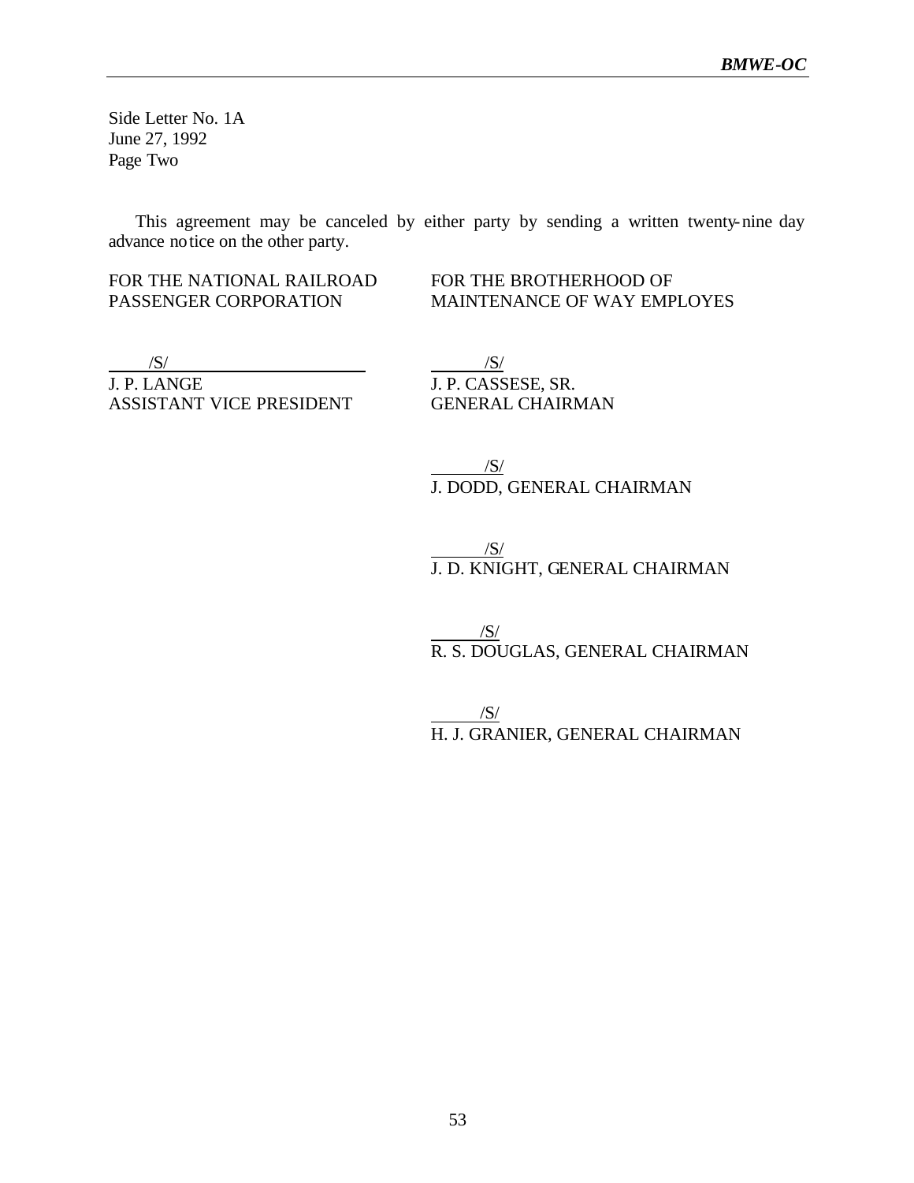Side Letter No. 1A
June 27, 1992
Page Two

This agreement may be canceled by either party by sending a written twenty-nine day advance notice on the other party.

FOR THE NATIONAL RAILROAD PASSENGER CORPORATION

/S/
J. P. LANGE
ASSISTANT VICE PRESIDENT

FOR THE BROTHERHOOD OF MAINTENANCE OF WAY EMPLOYES

/S/
J. P. CASSESE, SR.
GENERAL CHAIRMAN

/S/
J. DODD, GENERAL CHAIRMAN

/S/
J. D. KNIGHT, GENERAL CHAIRMAN

/S/
R. S. DOUGLAS, GENERAL CHAIRMAN

/S/
H. J. GRANIER, GENERAL CHAIRMAN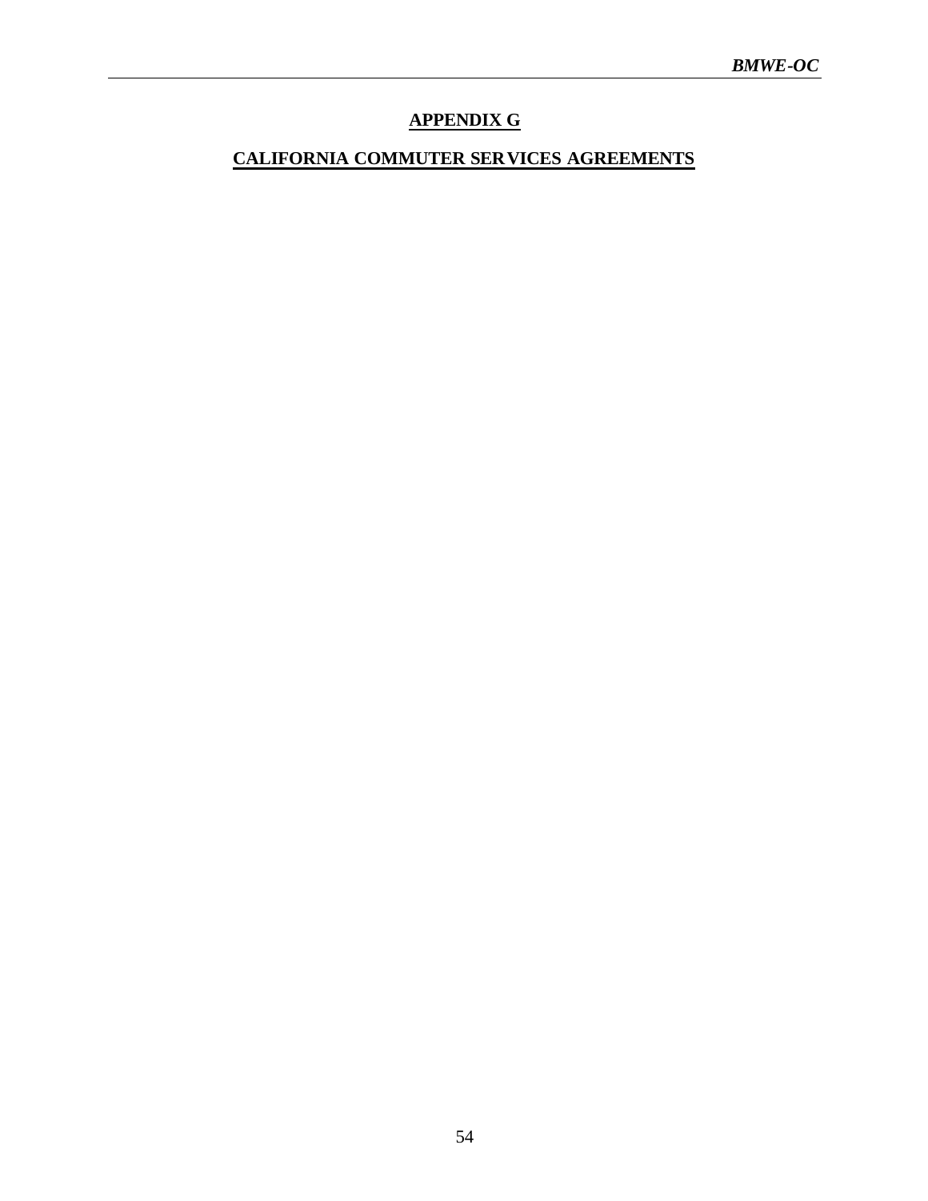## APPENDIX G

## CALIFORNIA COMMUTER SERVICES AGREEMENTS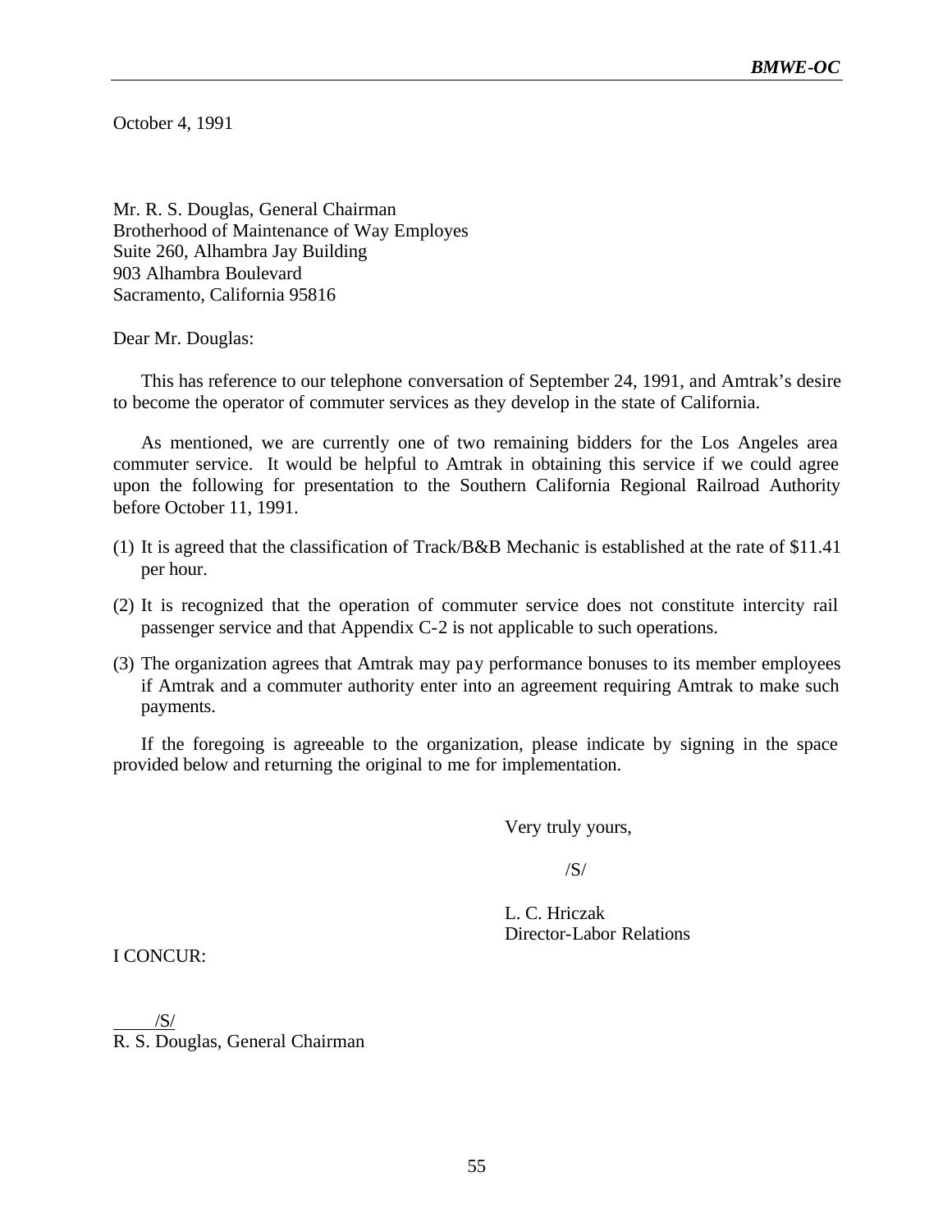October 4, 1991

Mr. R. S. Douglas, General Chairman
Brotherhood of Maintenance of Way Employes
Suite 260, Alhambra Jay Building
903 Alhambra Boulevard
Sacramento, California 95816

Dear Mr. Douglas:

This has reference to our telephone conversation of September 24, 1991, and Amtrak's desire to become the operator of commuter services as they develop in the state of California.

As mentioned, we are currently one of two remaining bidders for the Los Angeles area commuter service. It would be helpful to Amtrak in obtaining this service if we could agree upon the following for presentation to the Southern California Regional Railroad Authority before October 11, 1991.

(1) It is agreed that the classification of Track/B&B Mechanic is established at the rate of $11.41 per hour.

(2) It is recognized that the operation of commuter service does not constitute intercity rail passenger service and that Appendix C-2 is not applicable to such operations.

(3) The organization agrees that Amtrak may pay performance bonuses to its member employees if Amtrak and a commuter authority enter into an agreement requiring Amtrak to make such payments.

If the foregoing is agreeable to the organization, please indicate by signing in the space provided below and returning the original to me for implementation.

Very truly yours,

/S/

L. C. Hriczak
Director-Labor Relations

I CONCUR:

/S/
R. S. Douglas, General Chairman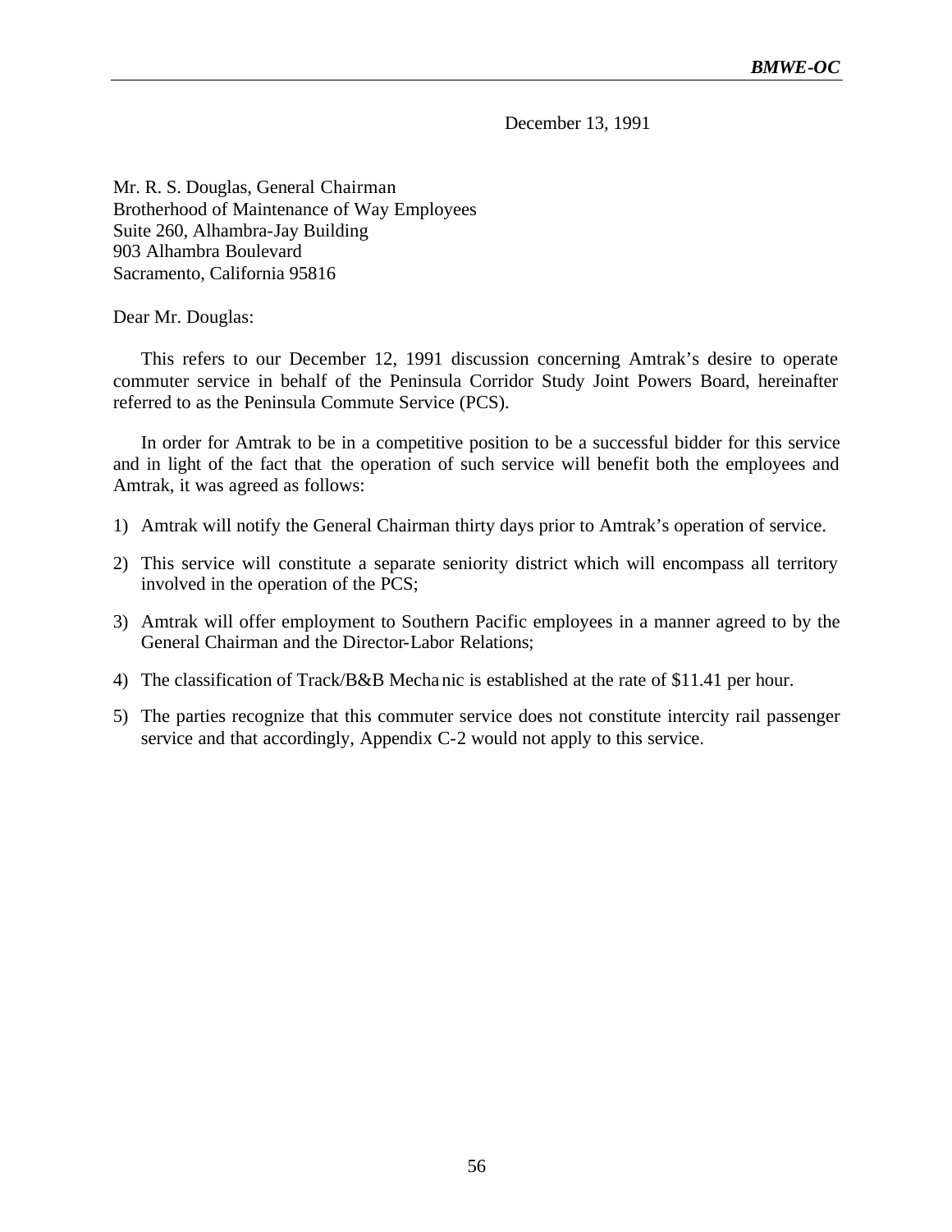December 13, 1991

Mr. R. S. Douglas, General Chairman
Brotherhood of Maintenance of Way Employees
Suite 260, Alhambra-Jay Building
903 Alhambra Boulevard
Sacramento, California 95816

Dear Mr. Douglas:

This refers to our December 12, 1991 discussion concerning Amtrak's desire to operate commuter service in behalf of the Peninsula Corridor Study Joint Powers Board, hereinafter referred to as the Peninsula Commute Service (PCS).

In order for Amtrak to be in a competitive position to be a successful bidder for this service and in light of the fact that the operation of such service will benefit both the employees and Amtrak, it was agreed as follows:

1) Amtrak will notify the General Chairman thirty days prior to Amtrak's operation of service.
2) This service will constitute a separate seniority district which will encompass all territory involved in the operation of the PCS;
3) Amtrak will offer employment to Southern Pacific employees in a manner agreed to by the General Chairman and the Director-Labor Relations;
4) The classification of Track/B&B Mechanic is established at the rate of $11.41 per hour.
5) The parties recognize that this commuter service does not constitute intercity rail passenger service and that accordingly, Appendix C-2 would not apply to this service.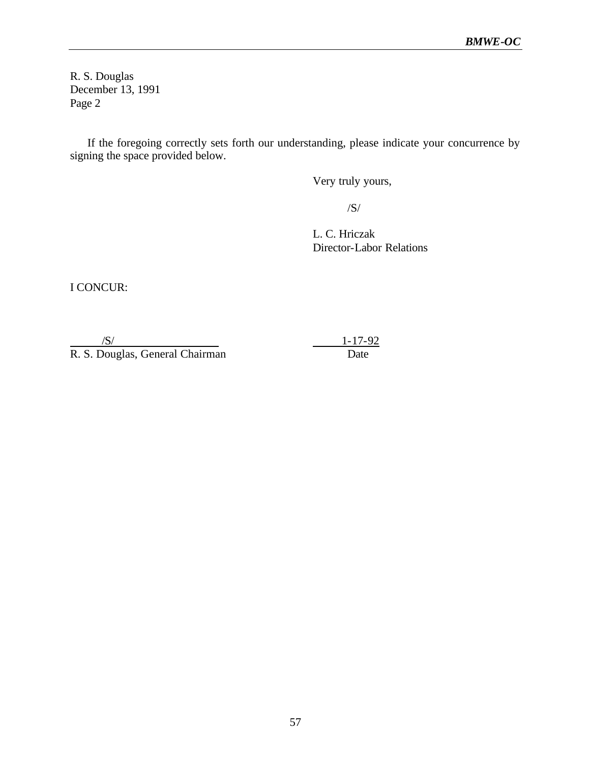R. S. Douglas
December 13, 1991
Page 2

If the foregoing correctly sets forth our understanding, please indicate your concurrence by signing the space provided below.

Very truly yours,

/S/

L. C. Hriczak
Director-Labor Relations

I CONCUR:

/S/
R. S. Douglas, General Chairman

1-17-92
Date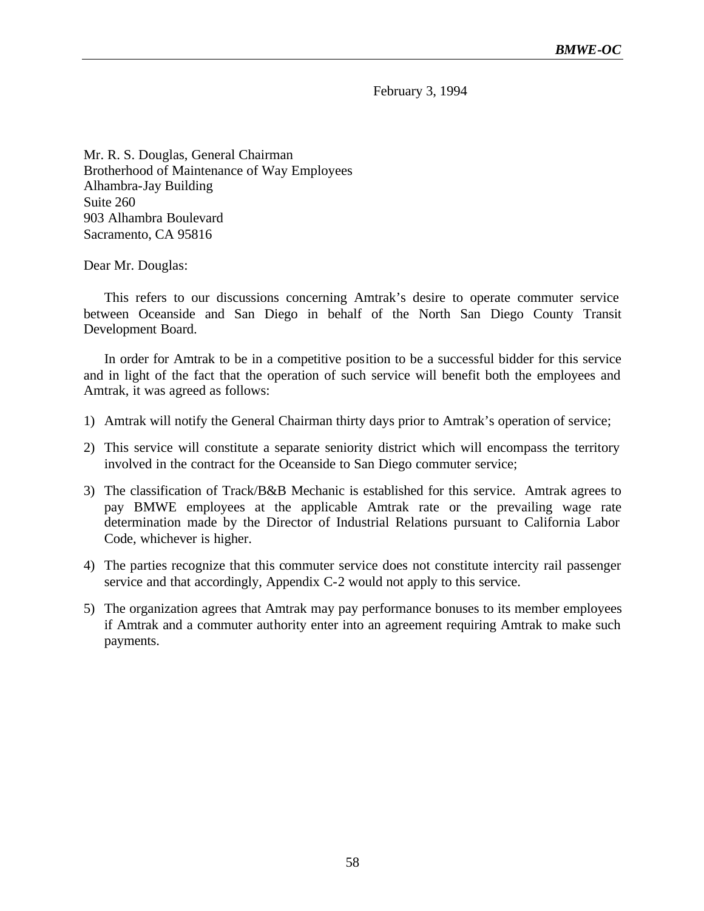February 3, 1994

Mr. R. S. Douglas, General Chairman
Brotherhood of Maintenance of Way Employees
Alhambra-Jay Building
Suite 260
903 Alhambra Boulevard
Sacramento, CA 95816

Dear Mr. Douglas:

This refers to our discussions concerning Amtrak's desire to operate commuter service between Oceanside and San Diego in behalf of the North San Diego County Transit Development Board.

In order for Amtrak to be in a competitive position to be a successful bidder for this service and in light of the fact that the operation of such service will benefit both the employees and Amtrak, it was agreed as follows:

1) Amtrak will notify the General Chairman thirty days prior to Amtrak's operation of service;

2) This service will constitute a separate seniority district which will encompass the territory involved in the contract for the Oceanside to San Diego commuter service;

3) The classification of Track/B&B Mechanic is established for this service. Amtrak agrees to pay BMWE employees at the applicable Amtrak rate or the prevailing wage rate determination made by the Director of Industrial Relations pursuant to California Labor Code, whichever is higher.

4) The parties recognize that this commuter service does not constitute intercity rail passenger service and that accordingly, Appendix C-2 would not apply to this service.

5) The organization agrees that Amtrak may pay performance bonuses to its member employees if Amtrak and a commuter authority enter into an agreement requiring Amtrak to make such payments.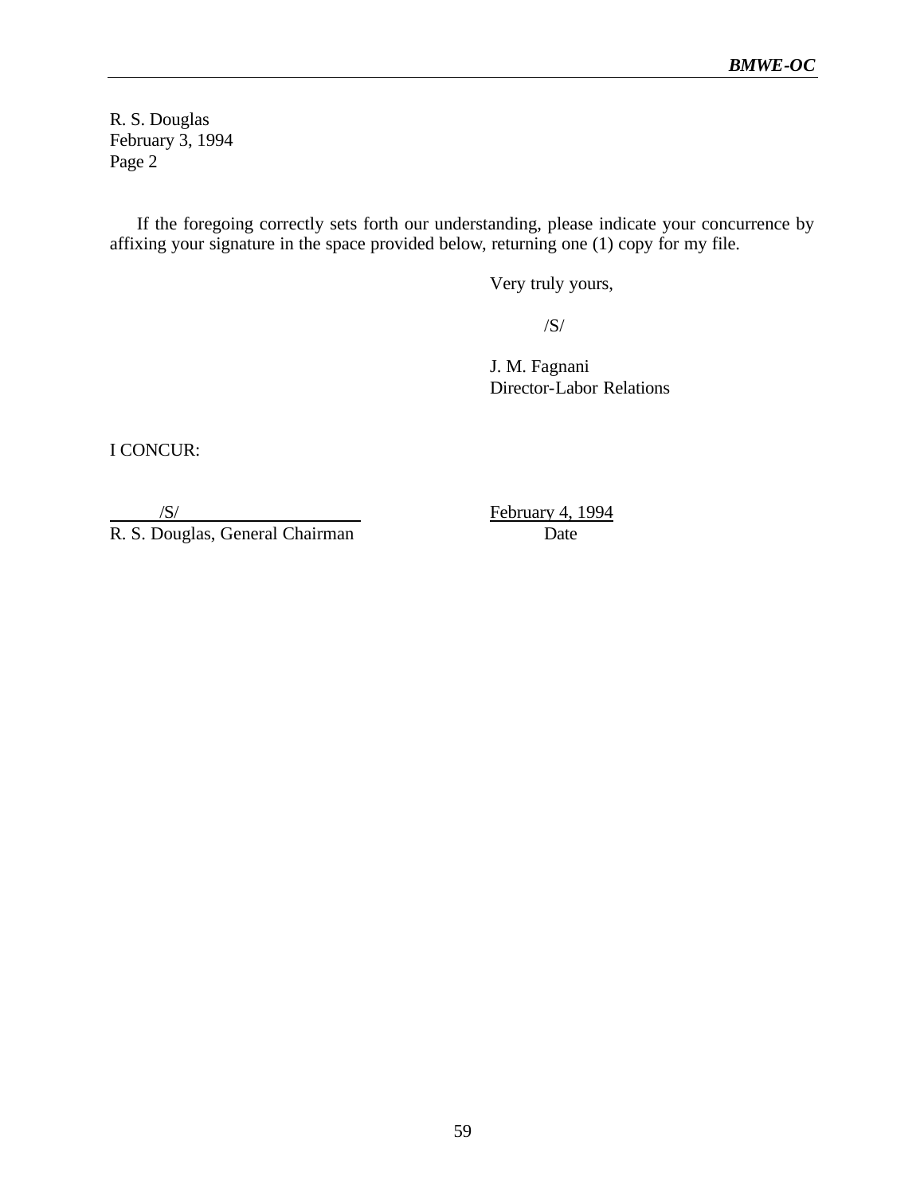R. S. Douglas
February 3, 1994
Page 2

If the foregoing correctly sets forth our understanding, please indicate your concurrence by affixing your signature in the space provided below, returning one (1) copy for my file.

Very truly yours,

/S/

J. M. Fagnani
Director-Labor Relations

I CONCUR:

/S/
R. S. Douglas, General Chairman

February 4, 1994
Date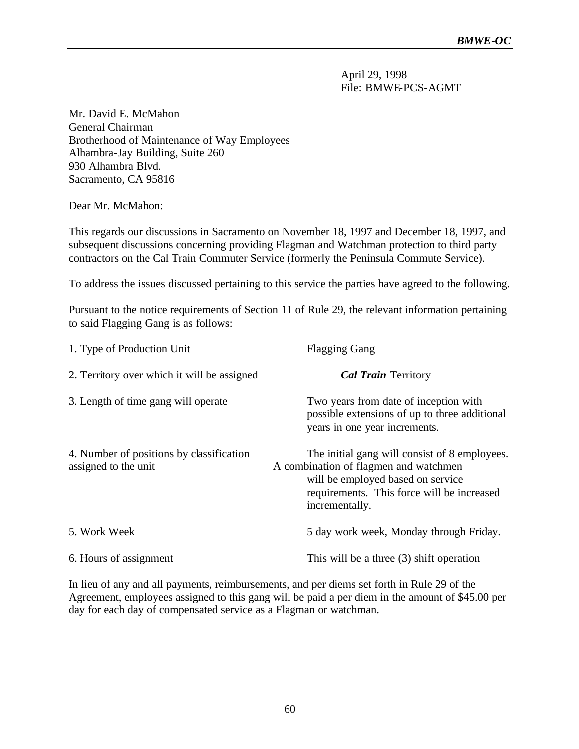April 29, 1998
File: BMWE-PCS-AGMT

Mr. David E. McMahon
General Chairman
Brotherhood of Maintenance of Way Employees
Alhambra-Jay Building, Suite 260
930 Alhambra Blvd.
Sacramento, CA 95816

Dear Mr. McMahon:

This regards our discussions in Sacramento on November 18, 1997 and December 18, 1997, and subsequent discussions concerning providing Flagman and Watchman protection to third party contractors on the Cal Train Commuter Service (formerly the Peninsula Commute Service).

To address the issues discussed pertaining to this service the parties have agreed to the following.

Pursuant to the notice requirements of Section 11 of Rule 29, the relevant information pertaining to said Flagging Gang is as follows:

| | |
|---|---|
| 1. Type of Production Unit | Flagging Gang |
| 2. Territory over which it will be assigned | ***Cal Train*** Territory |
| 3. Length of time gang will operate | Two years from date of inception with possible extensions of up to three additional years in one year increments. |
| 4. Number of positions by classification assigned to the unit | The initial gang will consist of 8 employees. A combination of flagmen and watchmen will be employed based on service requirements. This force will be increased incrementally. |
| 5. Work Week | 5 day work week, Monday through Friday. |
| 6. Hours of assignment | This will be a three (3) shift operation |

In lieu of any and all payments, reimbursements, and per diems set forth in Rule 29 of the Agreement, employees assigned to this gang will be paid a per diem in the amount of $45.00 per day for each day of compensated service as a Flagman or watchman.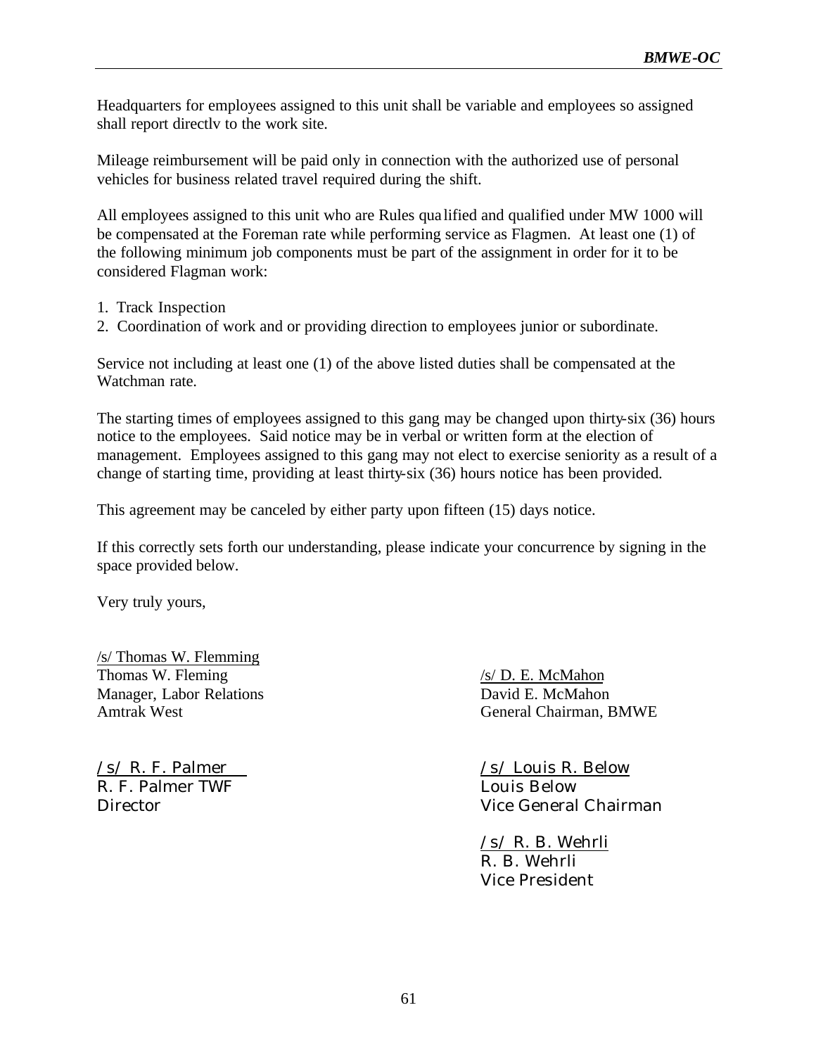Headquarters for employees assigned to this unit shall be variable and employees so assigned shall report directlv to the work site.

Mileage reimbursement will be paid only in connection with the authorized use of personal vehicles for business related travel required during the shift.

All employees assigned to this unit who are Rules qualified and qualified under MW 1000 will be compensated at the Foreman rate while performing service as Flagmen. At least one (1) of the following minimum job components must be part of the assignment in order for it to be considered Flagman work:

1. Track Inspection
2. Coordination of work and or providing direction to employees junior or subordinate.

Service not including at least one (1) of the above listed duties shall be compensated at the Watchman rate.

The starting times of employees assigned to this gang may be changed upon thirty-six (36) hours notice to the employees. Said notice may be in verbal or written form at the election of management. Employees assigned to this gang may not elect to exercise seniority as a result of a change of starting time, providing at least thirty-six (36) hours notice has been provided.

This agreement may be canceled by either party upon fifteen (15) days notice.

If this correctly sets forth our understanding, please indicate your concurrence by signing in the space provided below.

Very truly yours,

/s/ Thomas W. Flemming
Thomas W. Fleming
Manager, Labor Relations
Amtrak West

/s/ D. E. McMahon
David E. McMahon
General Chairman, BMWE

/s/ R. F. Palmer
R. F. Palmer TWF
Director

/s/ Louis R. Below
Louis Below
Vice General Chairman

/s/ R. B. Wehrli
R. B. Wehrli
Vice President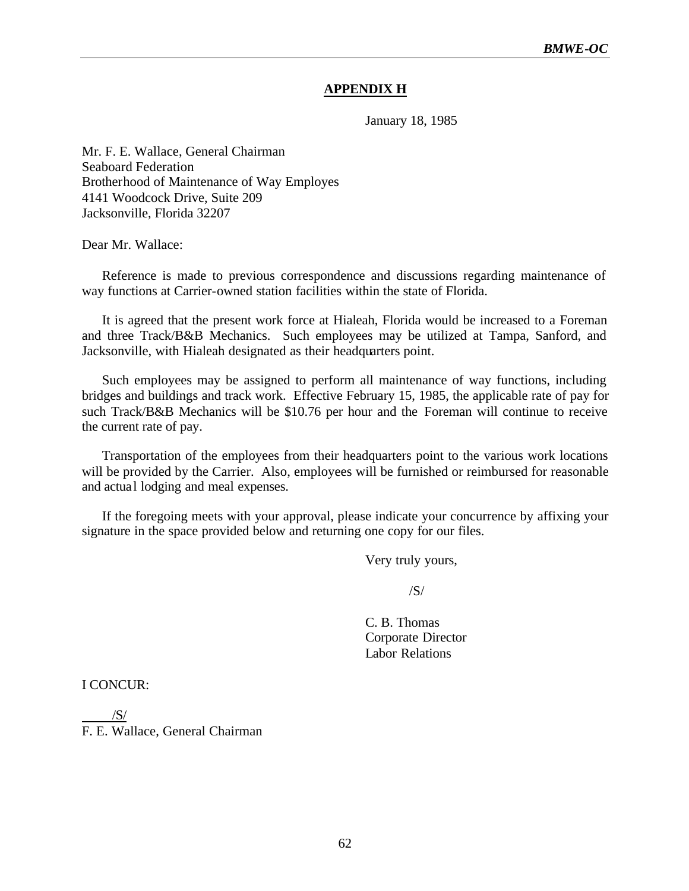## APPENDIX H

January 18, 1985

Mr. F. E. Wallace, General Chairman
Seaboard Federation
Brotherhood of Maintenance of Way Employes
4141 Woodcock Drive, Suite 209
Jacksonville, Florida 32207

Dear Mr. Wallace:

Reference is made to previous correspondence and discussions regarding maintenance of way functions at Carrier-owned station facilities within the state of Florida.

It is agreed that the present work force at Hialeah, Florida would be increased to a Foreman and three Track/B&B Mechanics. Such employees may be utilized at Tampa, Sanford, and Jacksonville, with Hialeah designated as their headquarters point.

Such employees may be assigned to perform all maintenance of way functions, including bridges and buildings and track work. Effective February 15, 1985, the applicable rate of pay for such Track/B&B Mechanics will be $10.76 per hour and the Foreman will continue to receive the current rate of pay.

Transportation of the employees from their headquarters point to the various work locations will be provided by the Carrier. Also, employees will be furnished or reimbursed for reasonable and actual lodging and meal expenses.

If the foregoing meets with your approval, please indicate your concurrence by affixing your signature in the space provided below and returning one copy for our files.

Very truly yours,

/S/

C. B. Thomas
Corporate Director
Labor Relations

I CONCUR:

/S/
F. E. Wallace, General Chairman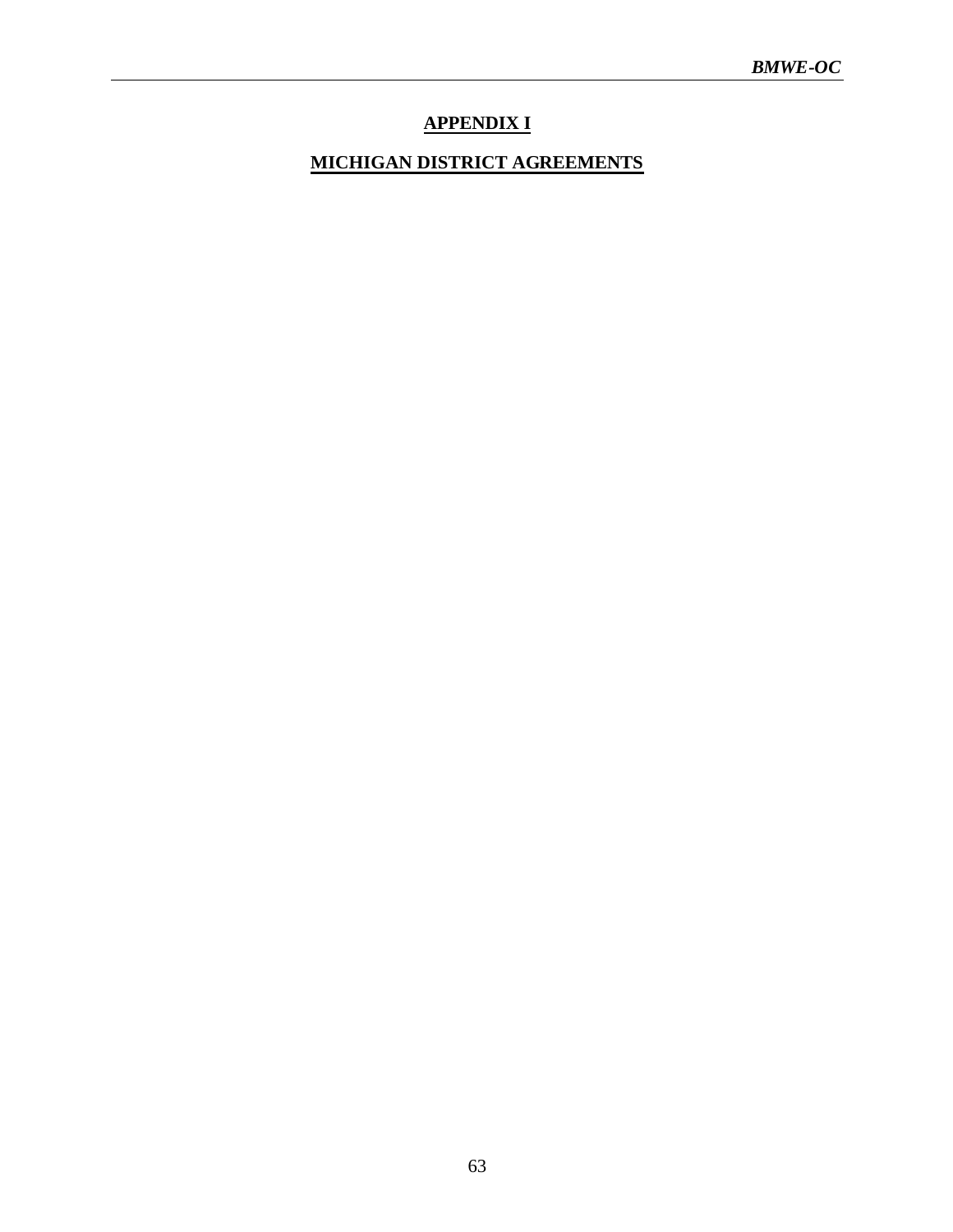# APPENDIX I

## MICHIGAN DISTRICT AGREEMENTS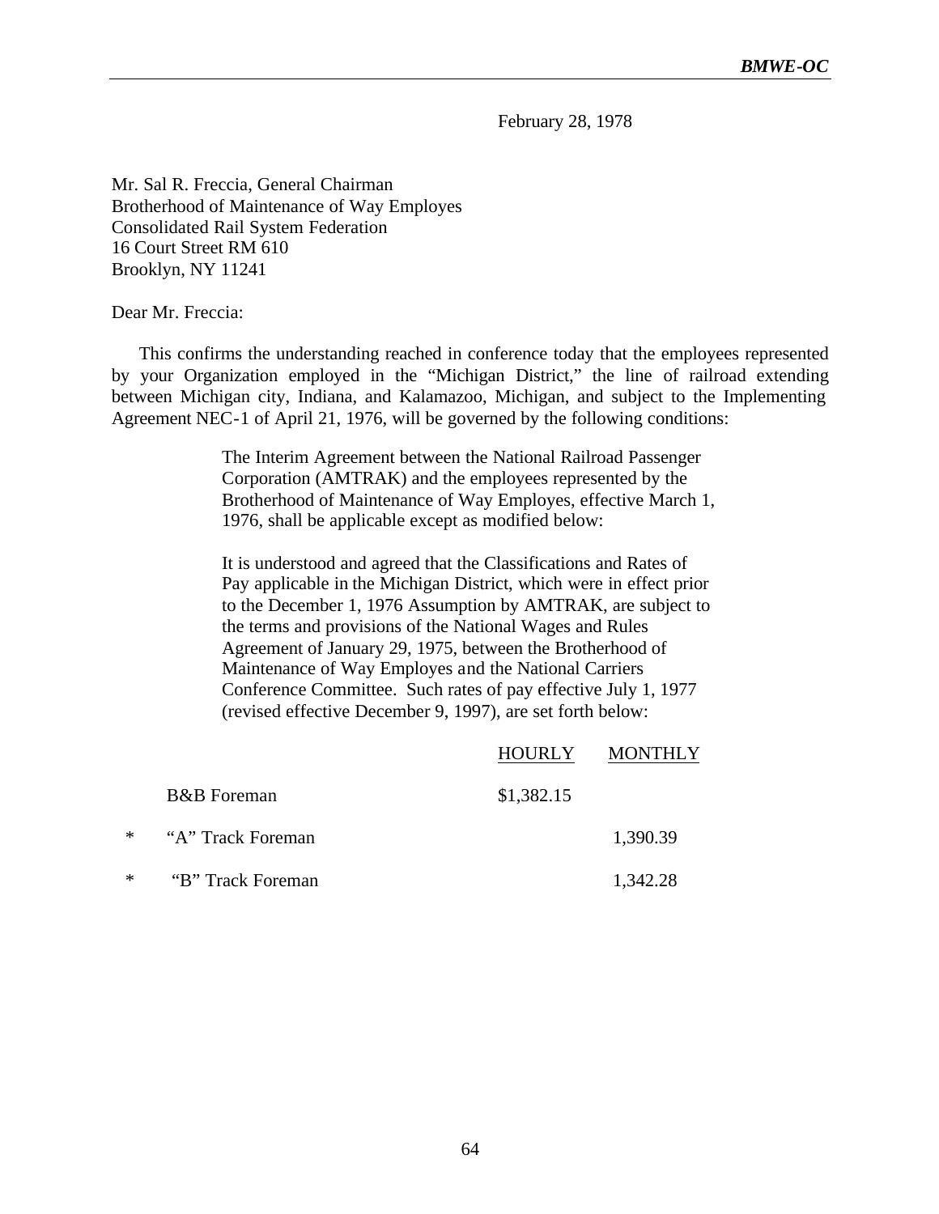February 28, 1978

Mr. Sal R. Freccia, General Chairman
Brotherhood of Maintenance of Way Employes
Consolidated Rail System Federation
16 Court Street RM 610
Brooklyn, NY 11241

Dear Mr. Freccia:

This confirms the understanding reached in conference today that the employees represented by your Organization employed in the "Michigan District," the line of railroad extending between Michigan city, Indiana, and Kalamazoo, Michigan, and subject to the Implementing Agreement NEC-1 of April 21, 1976, will be governed by the following conditions:

> The Interim Agreement between the National Railroad Passenger Corporation (AMTRAK) and the employees represented by the Brotherhood of Maintenance of Way Employes, effective March 1, 1976, shall be applicable except as modified below:
>
> It is understood and agreed that the Classifications and Rates of Pay applicable in the Michigan District, which were in effect prior to the December 1, 1976 Assumption by AMTRAK, are subject to the terms and provisions of the National Wages and Rules Agreement of January 29, 1975, between the Brotherhood of Maintenance of Way Employes and the National Carriers Conference Committee. Such rates of pay effective July 1, 1977 (revised effective December 9, 1997), are set forth below:

| | | HOURLY | MONTHLY |
|---|---|---|---|
| | B&B Foreman | $1,382.15 | |
| * | "A" Track Foreman | | 1,390.39 |
| * | "B" Track Foreman | | 1,342.28 |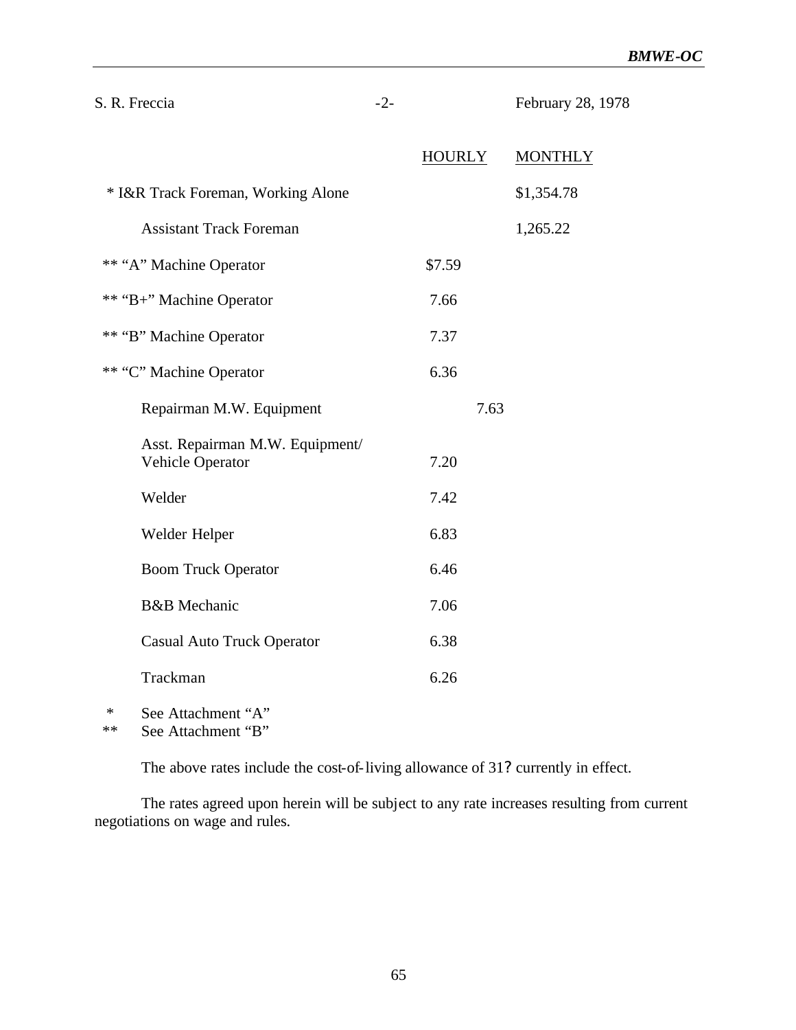S. R. Freccia -2- February 28, 1978

| | HOURLY | MONTHLY |
|---|---|---|
| * I&R Track Foreman, Working Alone | | $1,354.78 |
| Assistant Track Foreman | | 1,265.22 |
| ** "A" Machine Operator | $7.59 | |
| ** "B+" Machine Operator | 7.66 | |
| ** "B" Machine Operator | 7.37 | |
| ** "C" Machine Operator | 6.36 | |
| Repairman M.W. Equipment | 7.63 | |
| Asst. Repairman M.W. Equipment/ Vehicle Operator | 7.20 | |
| Welder | 7.42 | |
| Welder Helper | 6.83 | |
| Boom Truck Operator | 6.46 | |
| B&B Mechanic | 7.06 | |
| Casual Auto Truck Operator | 6.38 | |
| Trackman | 6.26 | |

\* See Attachment "A"
\*\* See Attachment "B"

The above rates include the cost-of-living allowance of 31? currently in effect.

The rates agreed upon herein will be subject to any rate increases resulting from current negotiations on wage and rules.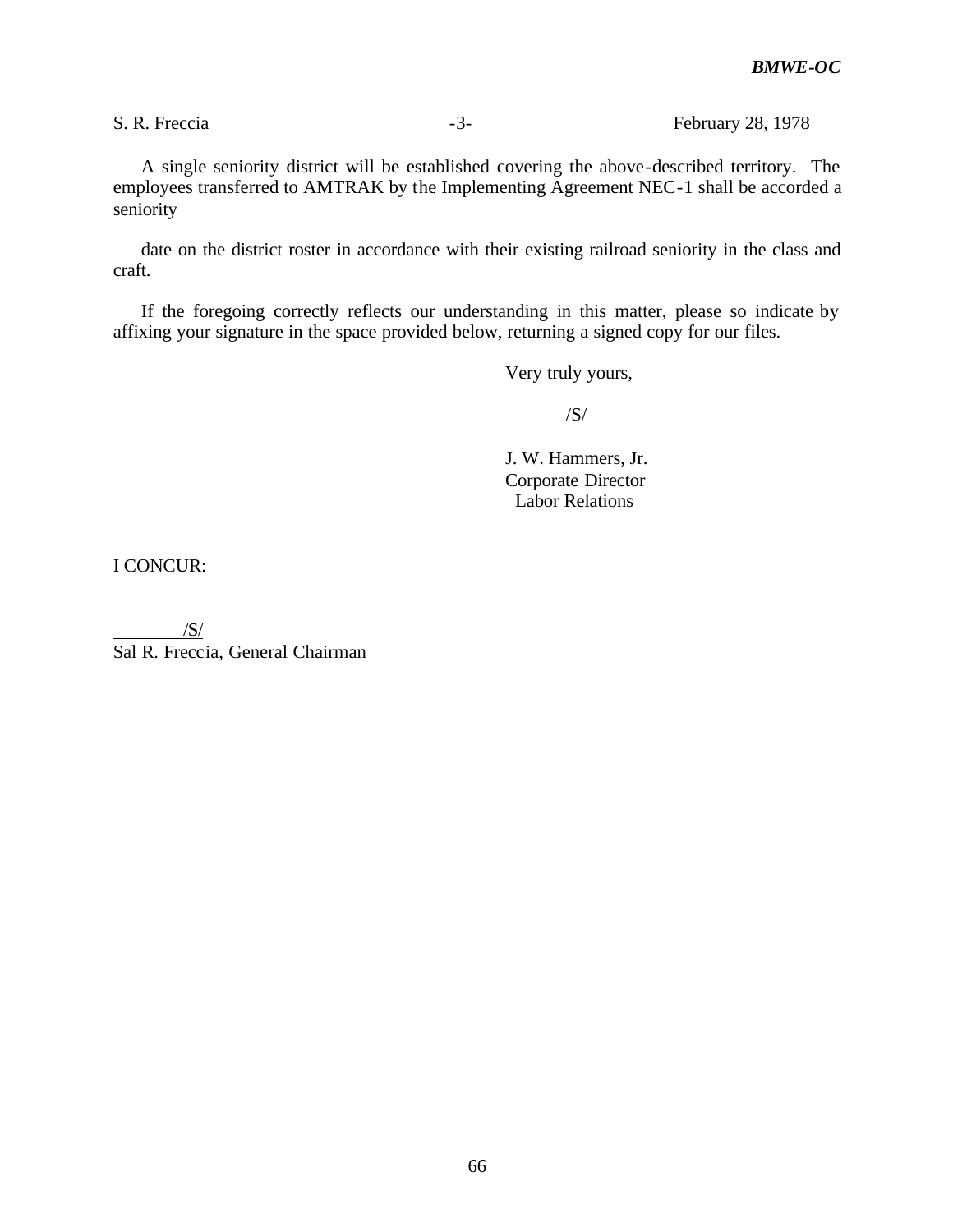S. R. Freccia -3- February 28, 1978

A single seniority district will be established covering the above-described territory. The employees transferred to AMTRAK by the Implementing Agreement NEC-1 shall be accorded a seniority

date on the district roster in accordance with their existing railroad seniority in the class and craft.

If the foregoing correctly reflects our understanding in this matter, please so indicate by affixing your signature in the space provided below, returning a signed copy for our files.

Very truly yours,

/S/

J. W. Hammers, Jr.
Corporate Director
Labor Relations

I CONCUR:

/S/
Sal R. Freccia, General Chairman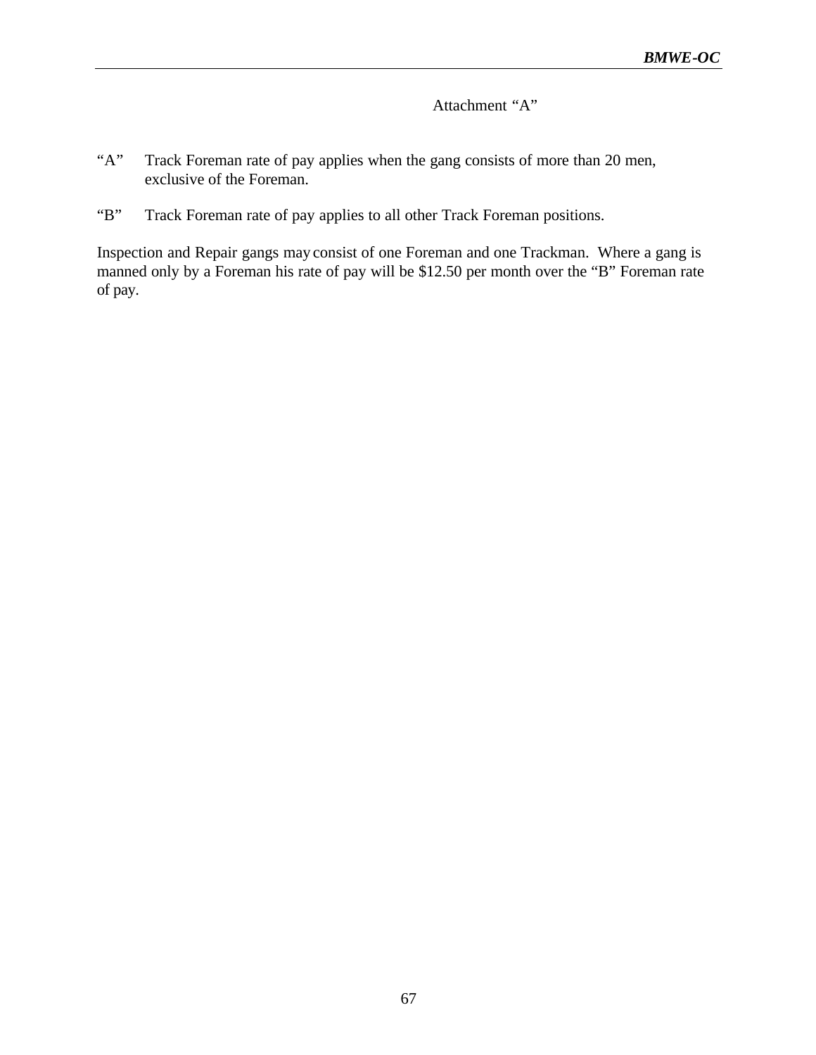Attachment "A"

"A" Track Foreman rate of pay applies when the gang consists of more than 20 men, exclusive of the Foreman.

"B" Track Foreman rate of pay applies to all other Track Foreman positions.

Inspection and Repair gangs may consist of one Foreman and one Trackman. Where a gang is manned only by a Foreman his rate of pay will be $12.50 per month over the "B" Foreman rate of pay.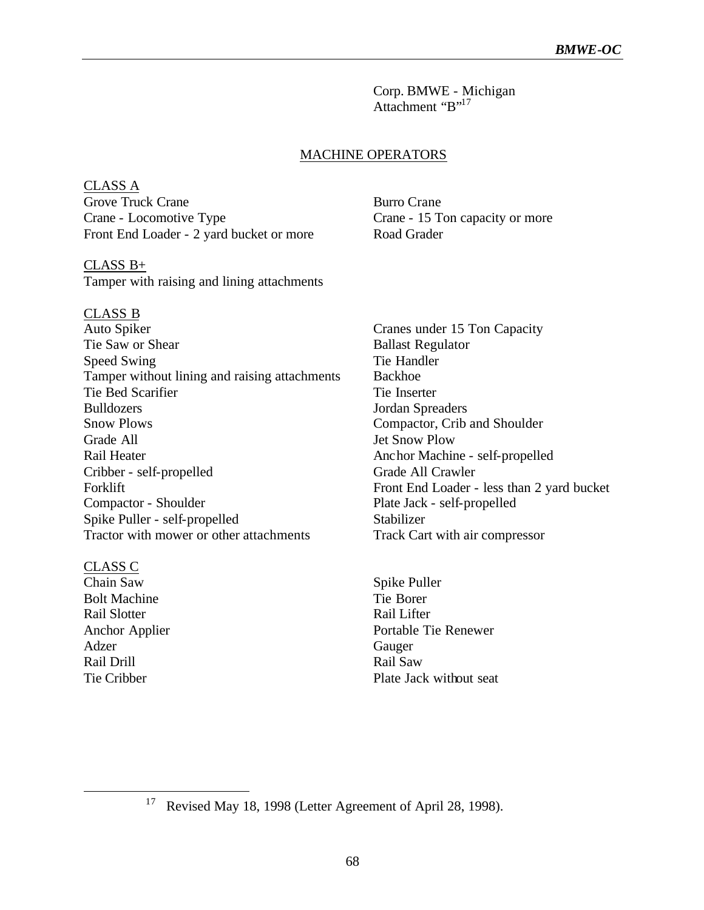Corp. BMWE - Michigan
Attachment "B"[17]

MACHINE OPERATORS

CLASS A

Grove Truck Crane
Crane - Locomotive Type
Front End Loader - 2 yard bucket or more
Burro Crane
Crane - 15 Ton capacity or more
Road Grader

CLASS B+

Tamper with raising and lining attachments

CLASS B

Auto Spiker
Tie Saw or Shear
Speed Swing
Tamper without lining and raising attachments
Tie Bed Scarifier
Bulldozers
Snow Plows
Grade All
Rail Heater
Cribber - self-propelled
Forklift
Compactor - Shoulder
Spike Puller - self-propelled
Tractor with mower or other attachments
Cranes under 15 Ton Capacity
Ballast Regulator
Tie Handler
Backhoe
Tie Inserter
Jordan Spreaders
Compactor, Crib and Shoulder
Jet Snow Plow
Anchor Machine - self-propelled
Grade All Crawler
Front End Loader - less than 2 yard bucket
Plate Jack - self-propelled
Stabilizer
Track Cart with air compressor

CLASS C

Chain Saw
Bolt Machine
Rail Slotter
Anchor Applier
Adzer
Rail Drill
Tie Cribber
Spike Puller
Tie Borer
Rail Lifter
Portable Tie Renewer
Gauger
Rail Saw
Plate Jack without seat

[17] Revised May 18, 1998 (Letter Agreement of April 28, 1998).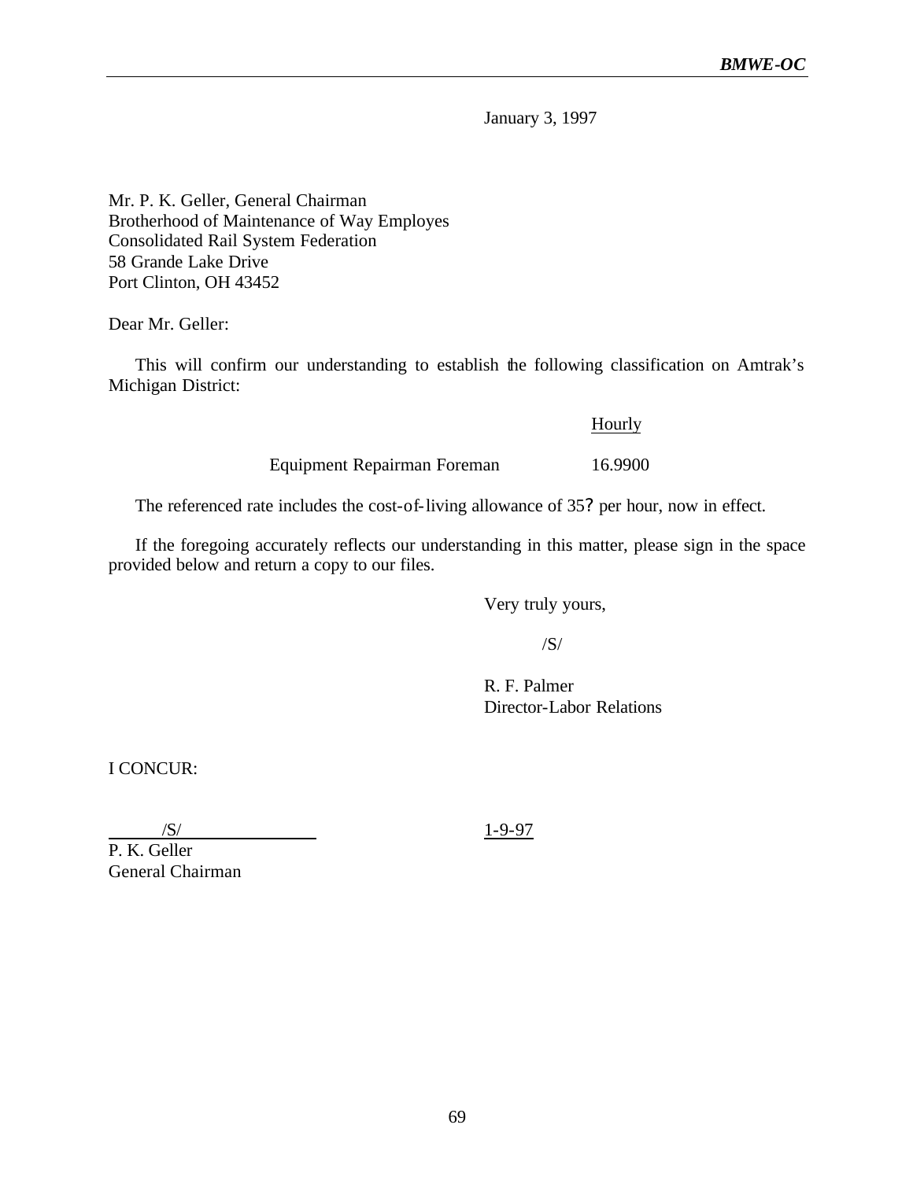January 3, 1997

Mr. P. K. Geller, General Chairman
Brotherhood of Maintenance of Way Employes
Consolidated Rail System Federation
58 Grande Lake Drive
Port Clinton, OH 43452

Dear Mr. Geller:

This will confirm our understanding to establish the following classification on Amtrak's Michigan District:

| | Hourly |
|---|---|
| Equipment Repairman Foreman | 16.9900 |

The referenced rate includes the cost-of-living allowance of 35? per hour, now in effect.

If the foregoing accurately reflects our understanding in this matter, please sign in the space provided below and return a copy to our files.

Very truly yours,

/S/

R. F. Palmer
Director-Labor Relations

I CONCUR:

/S/ 1-9-97

P. K. Geller
General Chairman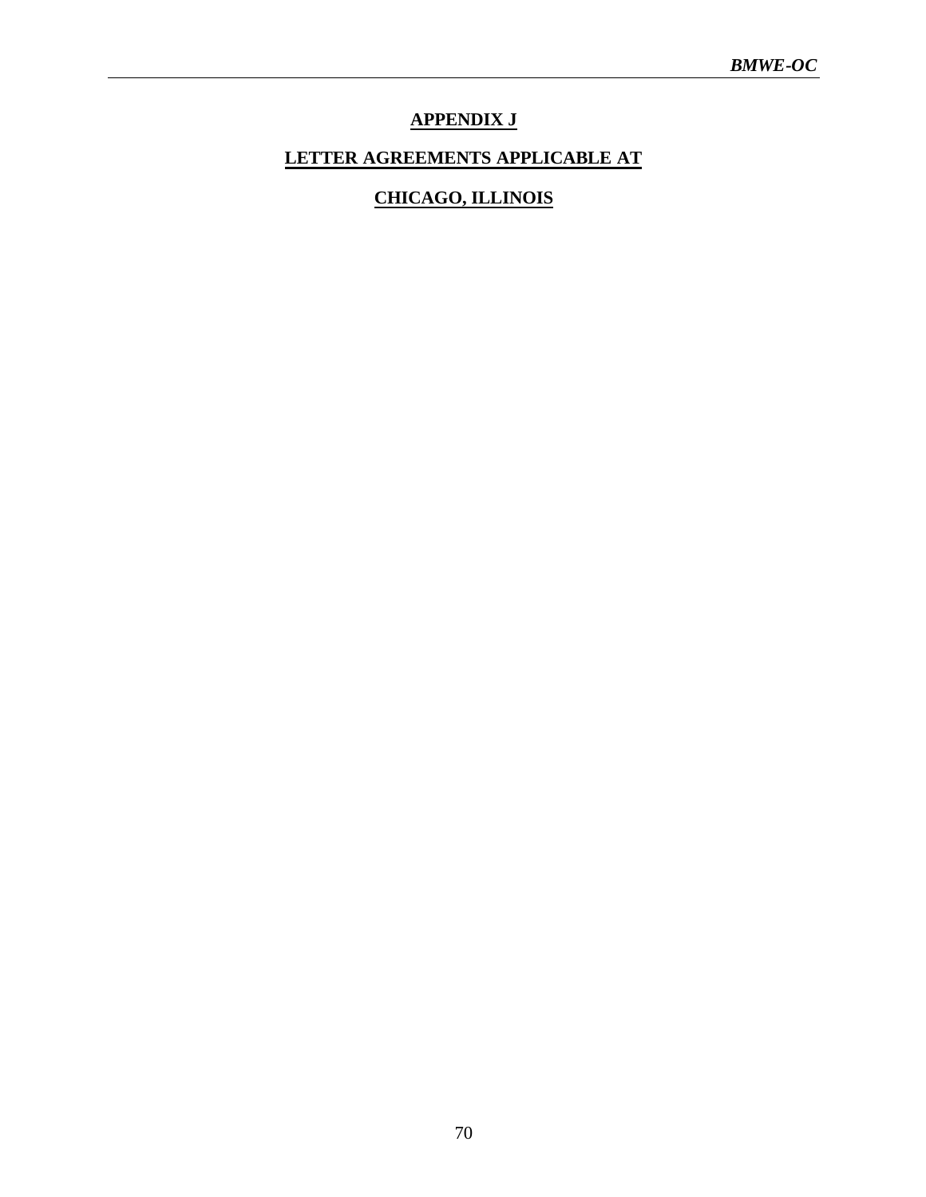# APPENDIX J

## LETTER AGREEMENTS APPLICABLE AT

## CHICAGO, ILLINOIS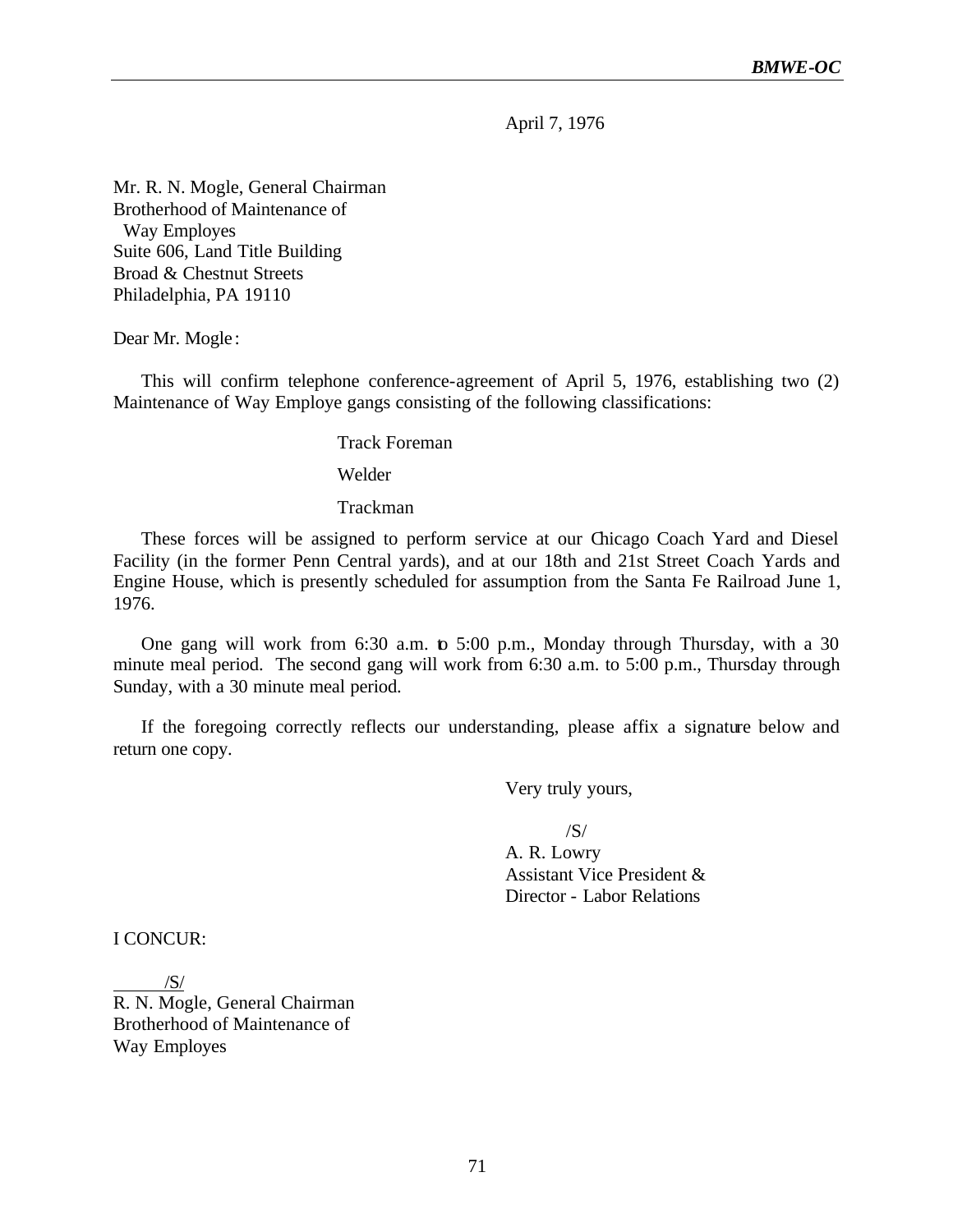April 7, 1976

Mr. R. N. Mogle, General Chairman
Brotherhood of Maintenance of
Way Employes
Suite 606, Land Title Building
Broad & Chestnut Streets
Philadelphia, PA 19110

Dear Mr. Mogle:

This will confirm telephone conference-agreement of April 5, 1976, establishing two (2) Maintenance of Way Employe gangs consisting of the following classifications:

Track Foreman

Welder

Trackman

These forces will be assigned to perform service at our Chicago Coach Yard and Diesel Facility (in the former Penn Central yards), and at our 18th and 21st Street Coach Yards and Engine House, which is presently scheduled for assumption from the Santa Fe Railroad June 1, 1976.

One gang will work from 6:30 a.m. to 5:00 p.m., Monday through Thursday, with a 30 minute meal period. The second gang will work from 6:30 a.m. to 5:00 p.m., Thursday through Sunday, with a 30 minute meal period.

If the foregoing correctly reflects our understanding, please affix a signature below and return one copy.

Very truly yours,

/S/
A. R. Lowry
Assistant Vice President &
Director - Labor Relations

I CONCUR:

/S/
R. N. Mogle, General Chairman
Brotherhood of Maintenance of
Way Employes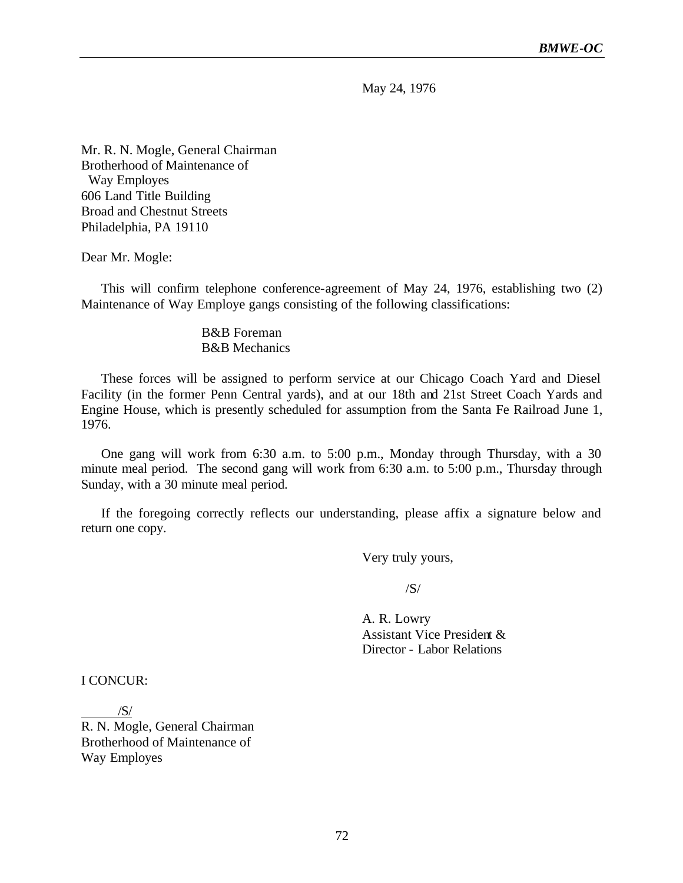May 24, 1976

Mr. R. N. Mogle, General Chairman  
Brotherhood of Maintenance of  
Way Employes  
606 Land Title Building  
Broad and Chestnut Streets  
Philadelphia, PA 19110

Dear Mr. Mogle:

This will confirm telephone conference-agreement of May 24, 1976, establishing two (2) Maintenance of Way Employe gangs consisting of the following classifications:

B&B Foreman  
B&B Mechanics

These forces will be assigned to perform service at our Chicago Coach Yard and Diesel Facility (in the former Penn Central yards), and at our 18th and 21st Street Coach Yards and Engine House, which is presently scheduled for assumption from the Santa Fe Railroad June 1, 1976.

One gang will work from 6:30 a.m. to 5:00 p.m., Monday through Thursday, with a 30 minute meal period. The second gang will work from 6:30 a.m. to 5:00 p.m., Thursday through Sunday, with a 30 minute meal period.

If the foregoing correctly reflects our understanding, please affix a signature below and return one copy.

Very truly yours,

/S/

A. R. Lowry  
Assistant Vice President &  
Director - Labor Relations

I CONCUR:

/S/  
R. N. Mogle, General Chairman  
Brotherhood of Maintenance of  
Way Employes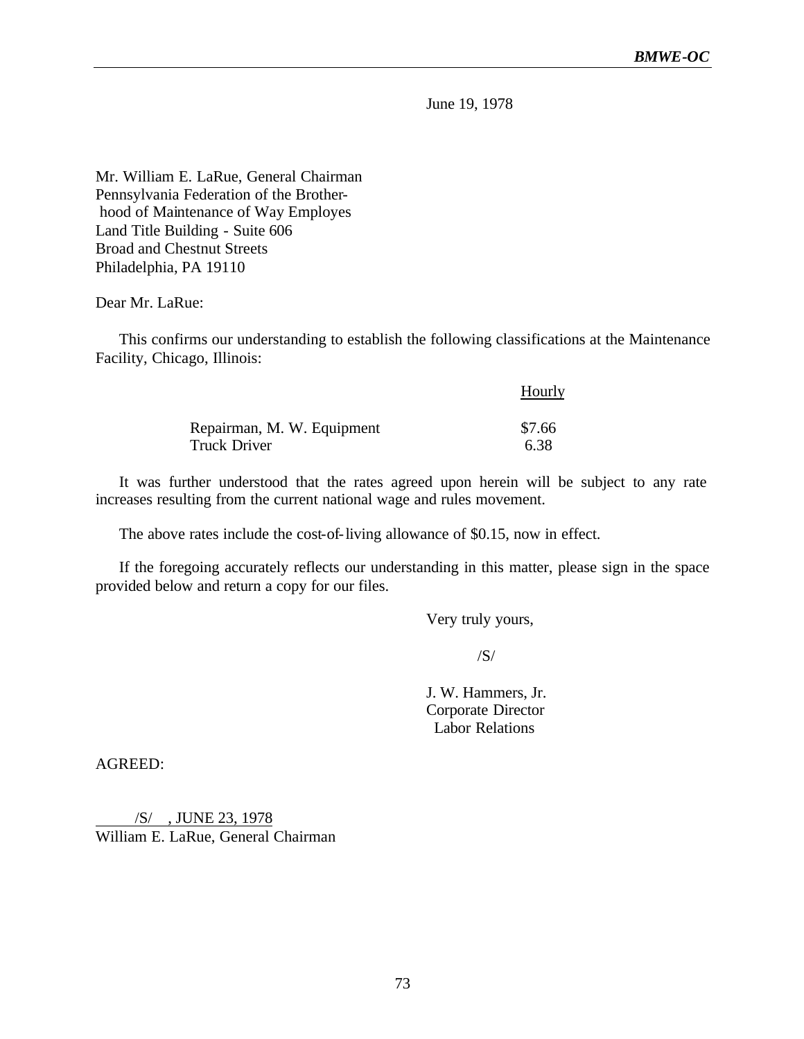June 19, 1978

Mr. William E. LaRue, General Chairman
Pennsylvania Federation of the Brother-
hood of Maintenance of Way Employes
Land Title Building - Suite 606
Broad and Chestnut Streets
Philadelphia, PA 19110

Dear Mr. LaRue:

This confirms our understanding to establish the following classifications at the Maintenance Facility, Chicago, Illinois:

| | Hourly |
|---|---|
| Repairman, M. W. Equipment | $7.66 |
| Truck Driver | 6.38 |

It was further understood that the rates agreed upon herein will be subject to any rate increases resulting from the current national wage and rules movement.

The above rates include the cost-of-living allowance of $0.15, now in effect.

If the foregoing accurately reflects our understanding in this matter, please sign in the space provided below and return a copy for our files.

Very truly yours,

/S/

J. W. Hammers, Jr.
Corporate Director
Labor Relations

AGREED:

/S/ , JUNE 23, 1978
William E. LaRue, General Chairman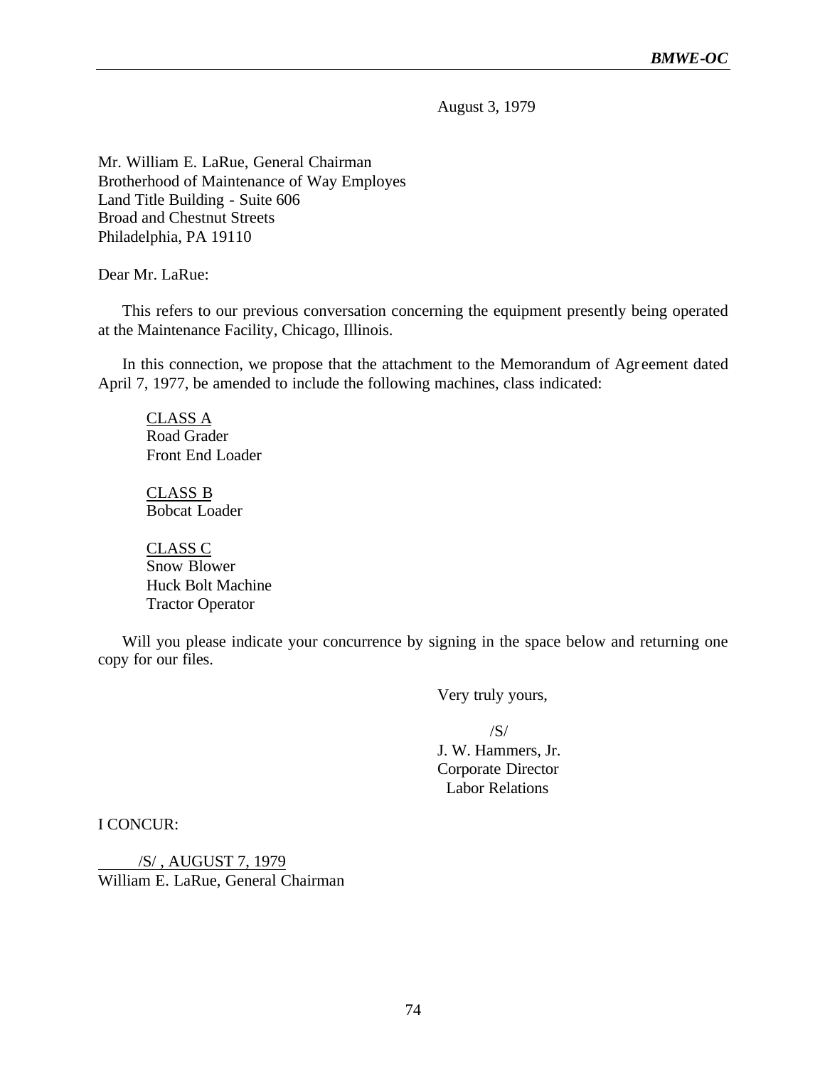August 3, 1979

Mr. William E. LaRue, General Chairman
Brotherhood of Maintenance of Way Employes
Land Title Building - Suite 606
Broad and Chestnut Streets
Philadelphia, PA 19110

Dear Mr. LaRue:

This refers to our previous conversation concerning the equipment presently being operated at the Maintenance Facility, Chicago, Illinois.

In this connection, we propose that the attachment to the Memorandum of Agreement dated April 7, 1977, be amended to include the following machines, class indicated:

CLASS A
Road Grader
Front End Loader

CLASS B
Bobcat Loader

CLASS C
Snow Blower
Huck Bolt Machine
Tractor Operator

Will you please indicate your concurrence by signing in the space below and returning one copy for our files.

Very truly yours,

/S/
J. W. Hammers, Jr.
Corporate Director
Labor Relations

I CONCUR:

/S/ , AUGUST 7, 1979
William E. LaRue, General Chairman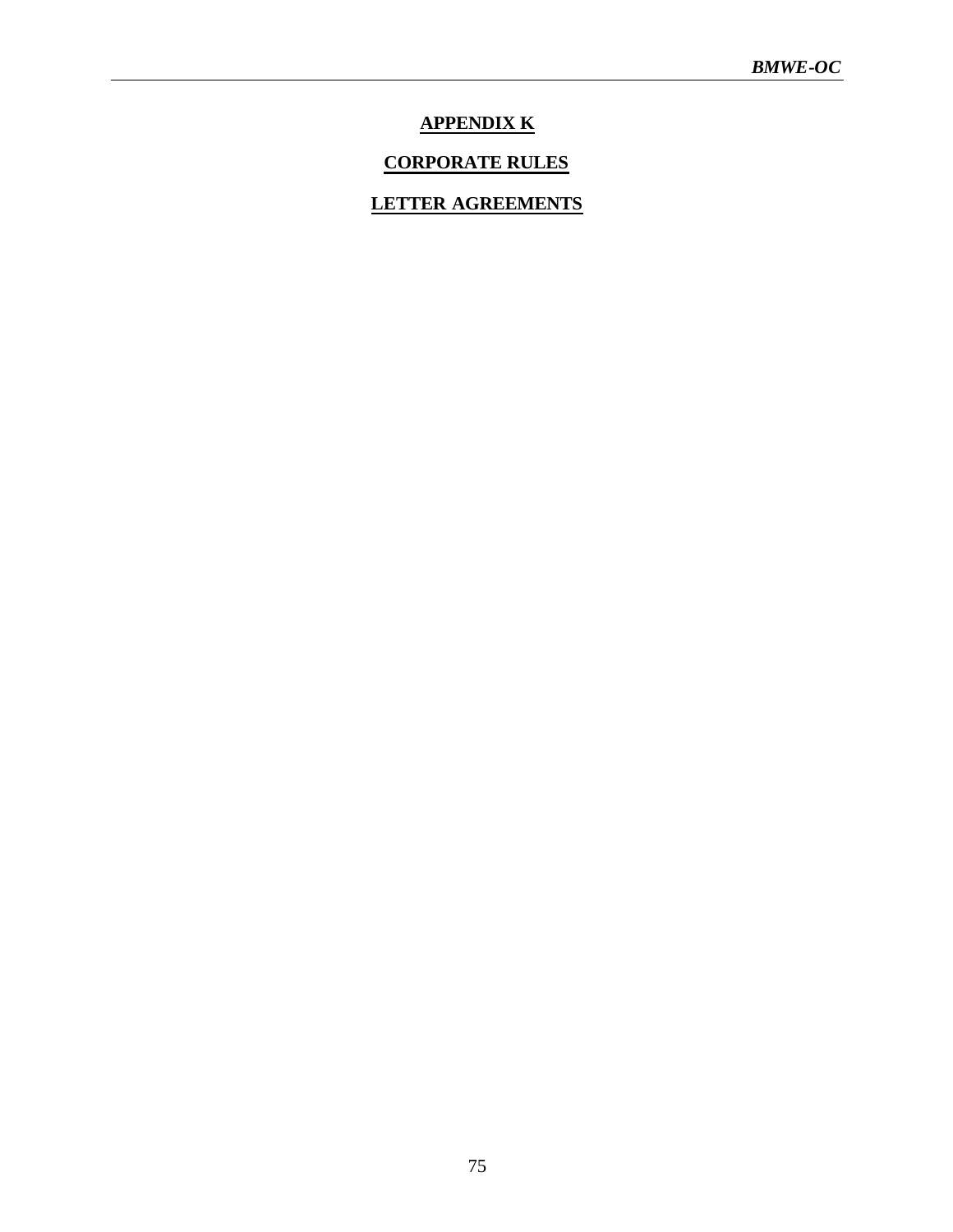# **APPENDIX K**

## **CORPORATE RULES**

## **LETTER AGREEMENTS**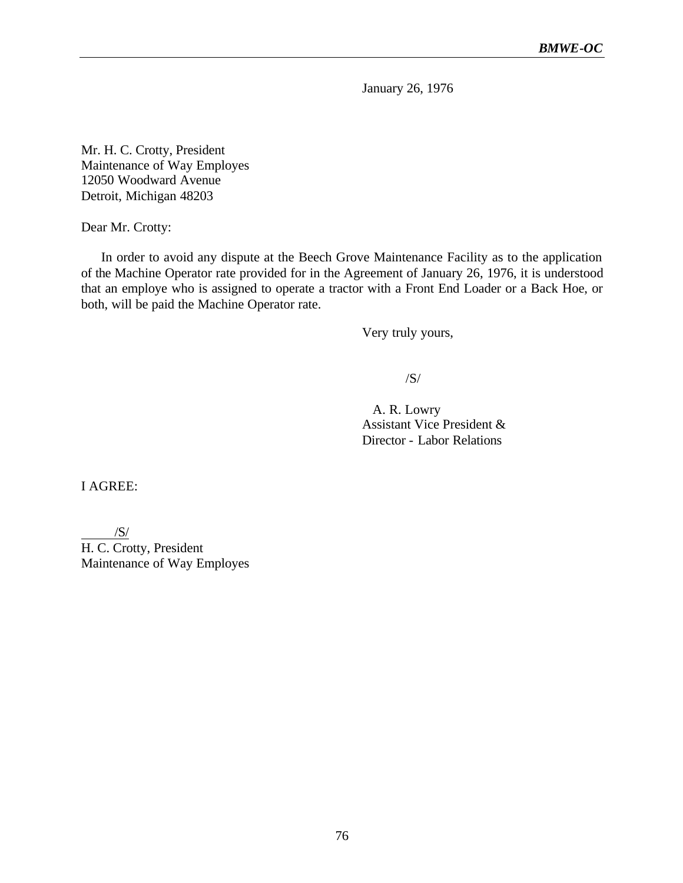January 26, 1976

Mr. H. C. Crotty, President
Maintenance of Way Employes
12050 Woodward Avenue
Detroit, Michigan 48203

Dear Mr. Crotty:

In order to avoid any dispute at the Beech Grove Maintenance Facility as to the application of the Machine Operator rate provided for in the Agreement of January 26, 1976, it is understood that an employe who is assigned to operate a tractor with a Front End Loader or a Back Hoe, or both, will be paid the Machine Operator rate.

Very truly yours,

/S/

A. R. Lowry
Assistant Vice President &
Director - Labor Relations

I AGREE:

/S/
H. C. Crotty, President
Maintenance of Way Employes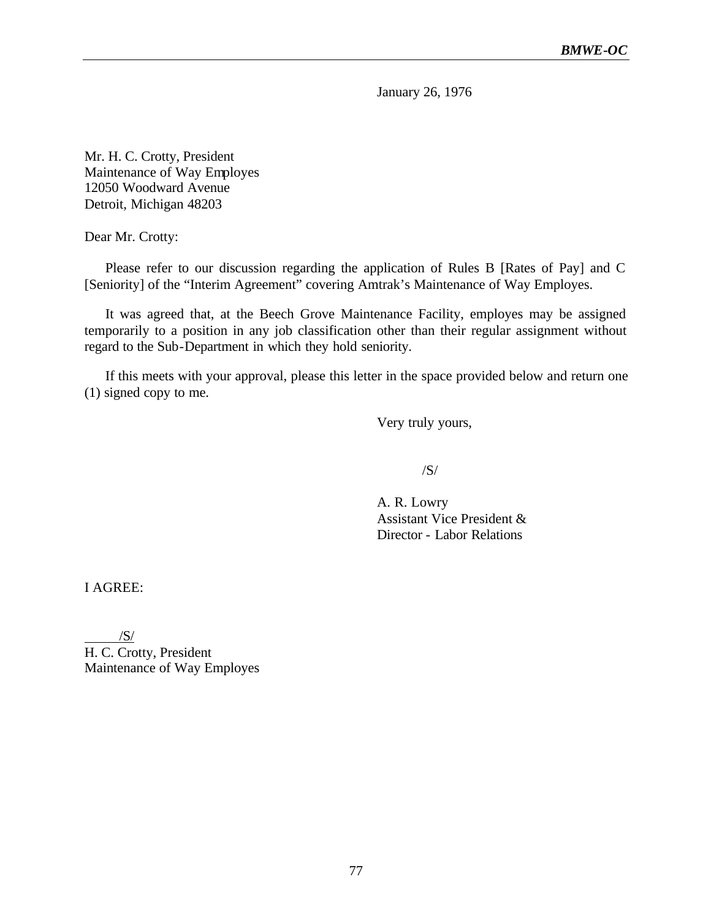January 26, 1976

Mr. H. C. Crotty, President
Maintenance of Way Employes
12050 Woodward Avenue
Detroit, Michigan 48203

Dear Mr. Crotty:

Please refer to our discussion regarding the application of Rules B [Rates of Pay] and C [Seniority] of the "Interim Agreement" covering Amtrak's Maintenance of Way Employes.

It was agreed that, at the Beech Grove Maintenance Facility, employes may be assigned temporarily to a position in any job classification other than their regular assignment without regard to the Sub-Department in which they hold seniority.

If this meets with your approval, please this letter in the space provided below and return one (1) signed copy to me.

Very truly yours,

/S/

A. R. Lowry
Assistant Vice President &
Director - Labor Relations

I AGREE:

/S/
H. C. Crotty, President
Maintenance of Way Employes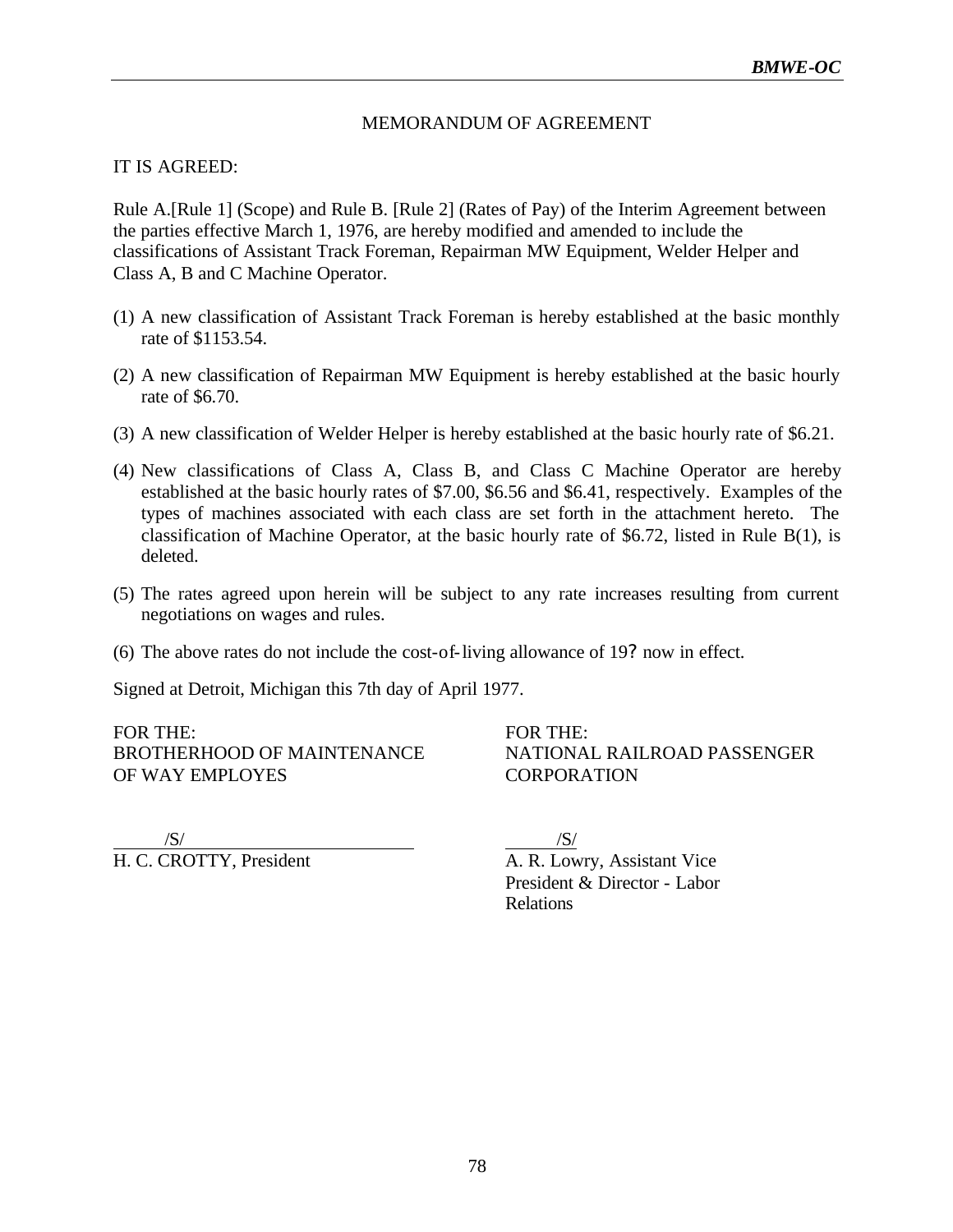MEMORANDUM OF AGREEMENT

IT IS AGREED:

Rule A.[Rule 1] (Scope) and Rule B. [Rule 2] (Rates of Pay) of the Interim Agreement between the parties effective March 1, 1976, are hereby modified and amended to include the classifications of Assistant Track Foreman, Repairman MW Equipment, Welder Helper and Class A, B and C Machine Operator.

(1) A new classification of Assistant Track Foreman is hereby established at the basic monthly rate of $1153.54.

(2) A new classification of Repairman MW Equipment is hereby established at the basic hourly rate of $6.70.

(3) A new classification of Welder Helper is hereby established at the basic hourly rate of $6.21.

(4) New classifications of Class A, Class B, and Class C Machine Operator are hereby established at the basic hourly rates of $7.00, $6.56 and $6.41, respectively. Examples of the types of machines associated with each class are set forth in the attachment hereto. The classification of Machine Operator, at the basic hourly rate of $6.72, listed in Rule B(1), is deleted.

(5) The rates agreed upon herein will be subject to any rate increases resulting from current negotiations on wages and rules.

(6) The above rates do not include the cost-of-living allowance of 19? now in effect.

Signed at Detroit, Michigan this 7th day of April 1977.

FOR THE:
BROTHERHOOD OF MAINTENANCE OF WAY EMPLOYES

/S/
H. C. CROTTY, President

FOR THE:
NATIONAL RAILROAD PASSENGER CORPORATION

/S/
A. R. Lowry, Assistant Vice President & Director - Labor Relations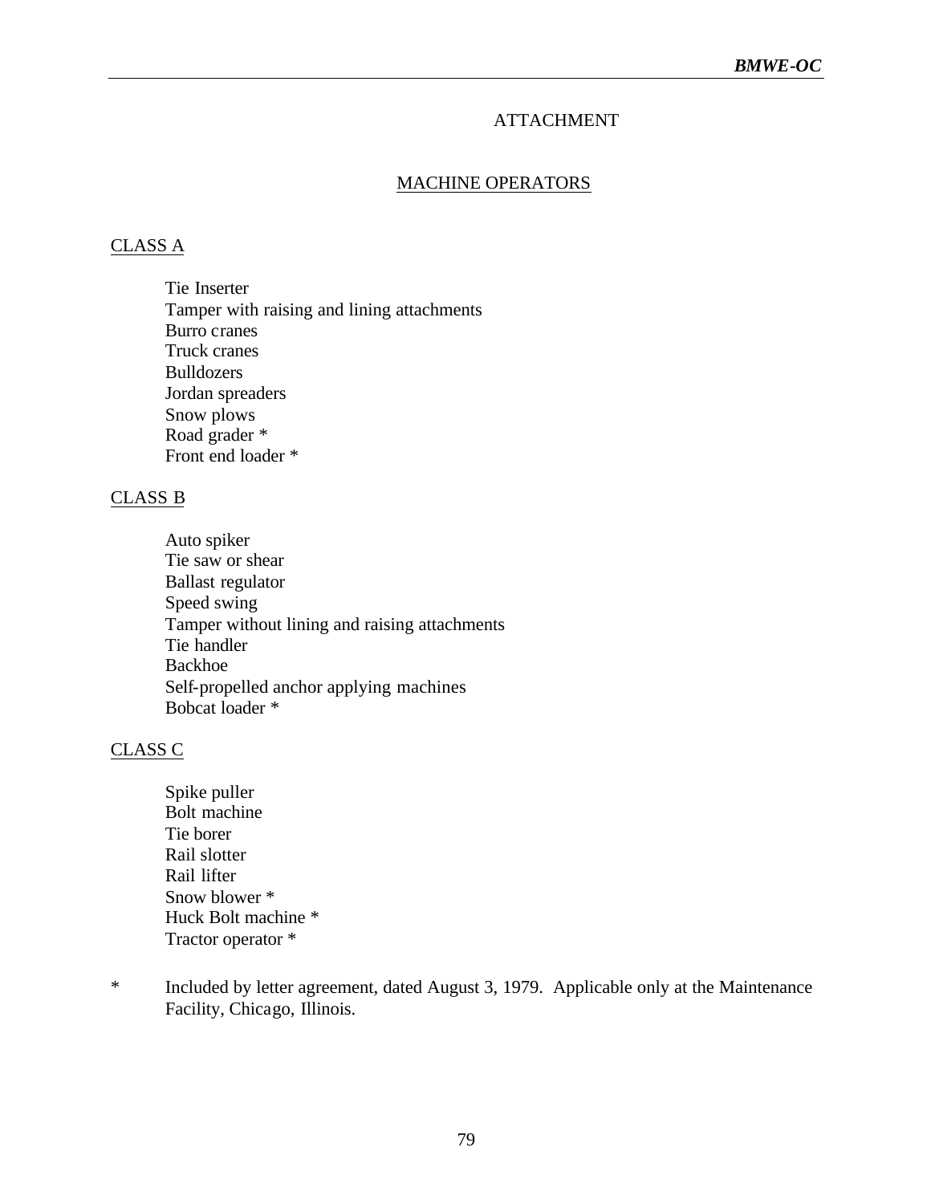# ATTACHMENT

## MACHINE OPERATORS

### CLASS A

Tie Inserter
Tamper with raising and lining attachments
Burro cranes
Truck cranes
Bulldozers
Jordan spreaders
Snow plows
Road grader *
Front end loader *

### CLASS B

Auto spiker
Tie saw or shear
Ballast regulator
Speed swing
Tamper without lining and raising attachments
Tie handler
Backhoe
Self-propelled anchor applying machines
Bobcat loader *

### CLASS C

Spike puller
Bolt machine
Tie borer
Rail slotter
Rail lifter
Snow blower *
Huck Bolt machine *
Tractor operator *

\* Included by letter agreement, dated August 3, 1979. Applicable only at the Maintenance Facility, Chicago, Illinois.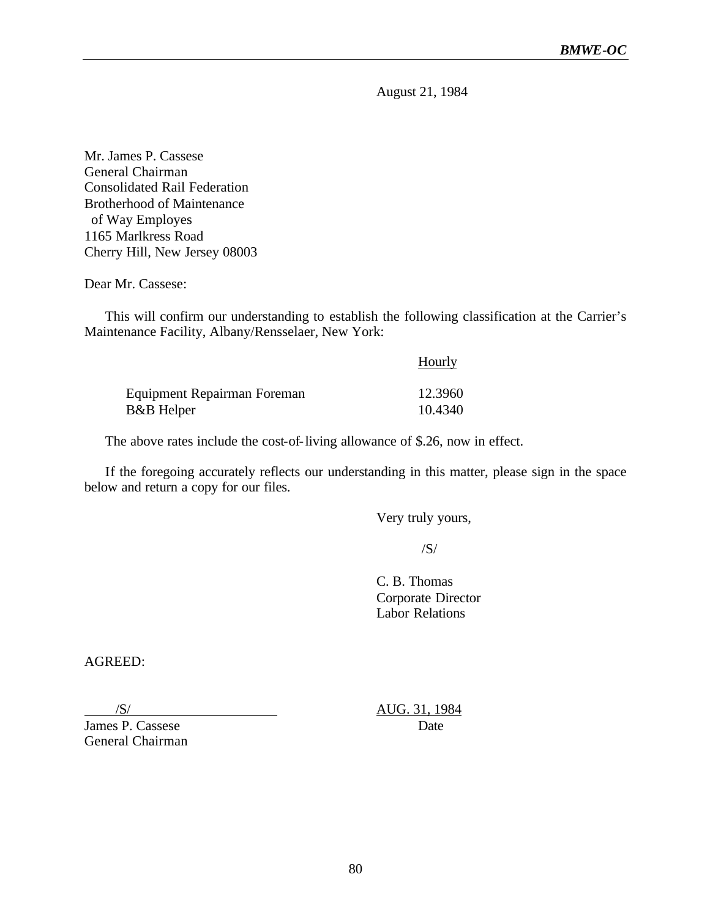August 21, 1984

Mr. James P. Cassese  
General Chairman  
Consolidated Rail Federation  
Brotherhood of Maintenance  
of Way Employes  
1165 Marlkress Road  
Cherry Hill, New Jersey 08003

Dear Mr. Cassese:

This will confirm our understanding to establish the following classification at the Carrier's Maintenance Facility, Albany/Rensselaer, New York:

| | Hourly |
|---|---|
| Equipment Repairman Foreman | 12.3960 |
| B&B Helper | 10.4340 |

The above rates include the cost-of-living allowance of $.26, now in effect.

If the foregoing accurately reflects our understanding in this matter, please sign in the space below and return a copy for our files.

Very truly yours,

/S/

C. B. Thomas  
Corporate Director  
Labor Relations

AGREED:

/S/  
James P. Cassese  
General Chairman

AUG. 31, 1984  
Date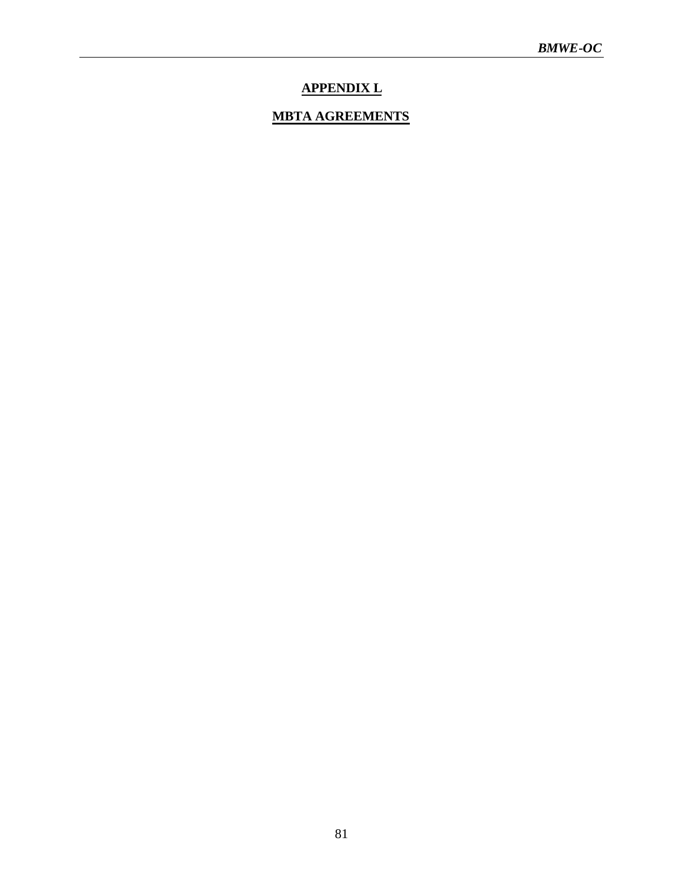# APPENDIX L

## MBTA AGREEMENTS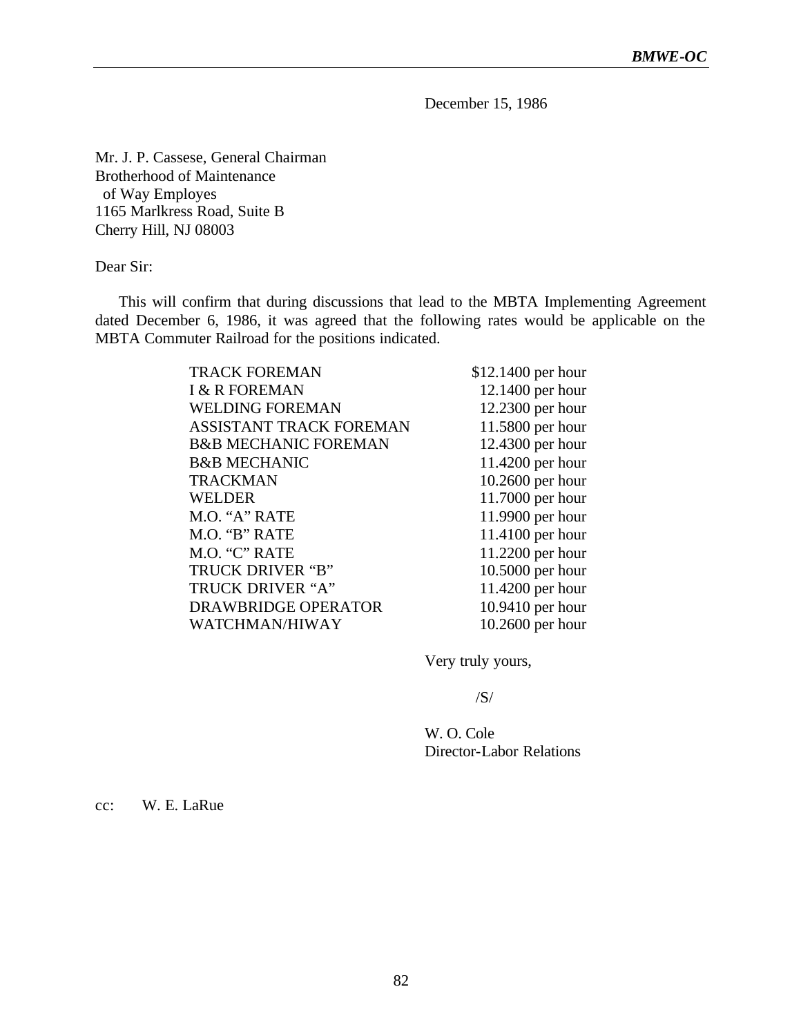December 15, 1986

Mr. J. P. Cassese, General Chairman
Brotherhood of Maintenance
of Way Employes
1165 Marlkress Road, Suite B
Cherry Hill, NJ 08003

Dear Sir:

This will confirm that during discussions that lead to the MBTA Implementing Agreement dated December 6, 1986, it was agreed that the following rates would be applicable on the MBTA Commuter Railroad for the positions indicated.

| | |
|---|---|
| TRACK FOREMAN | $12.1400 per hour |
| I & R FOREMAN | 12.1400 per hour |
| WELDING FOREMAN | 12.2300 per hour |
| ASSISTANT TRACK FOREMAN | 11.5800 per hour |
| B&B MECHANIC FOREMAN | 12.4300 per hour |
| B&B MECHANIC | 11.4200 per hour |
| TRACKMAN | 10.2600 per hour |
| WELDER | 11.7000 per hour |
| M.O. "A" RATE | 11.9900 per hour |
| M.O. "B" RATE | 11.4100 per hour |
| M.O. "C" RATE | 11.2200 per hour |
| TRUCK DRIVER "B" | 10.5000 per hour |
| TRUCK DRIVER "A" | 11.4200 per hour |
| DRAWBRIDGE OPERATOR | 10.9410 per hour |
| WATCHMAN/HIWAY | 10.2600 per hour |

Very truly yours,

/S/

W. O. Cole
Director-Labor Relations

cc: W. E. LaRue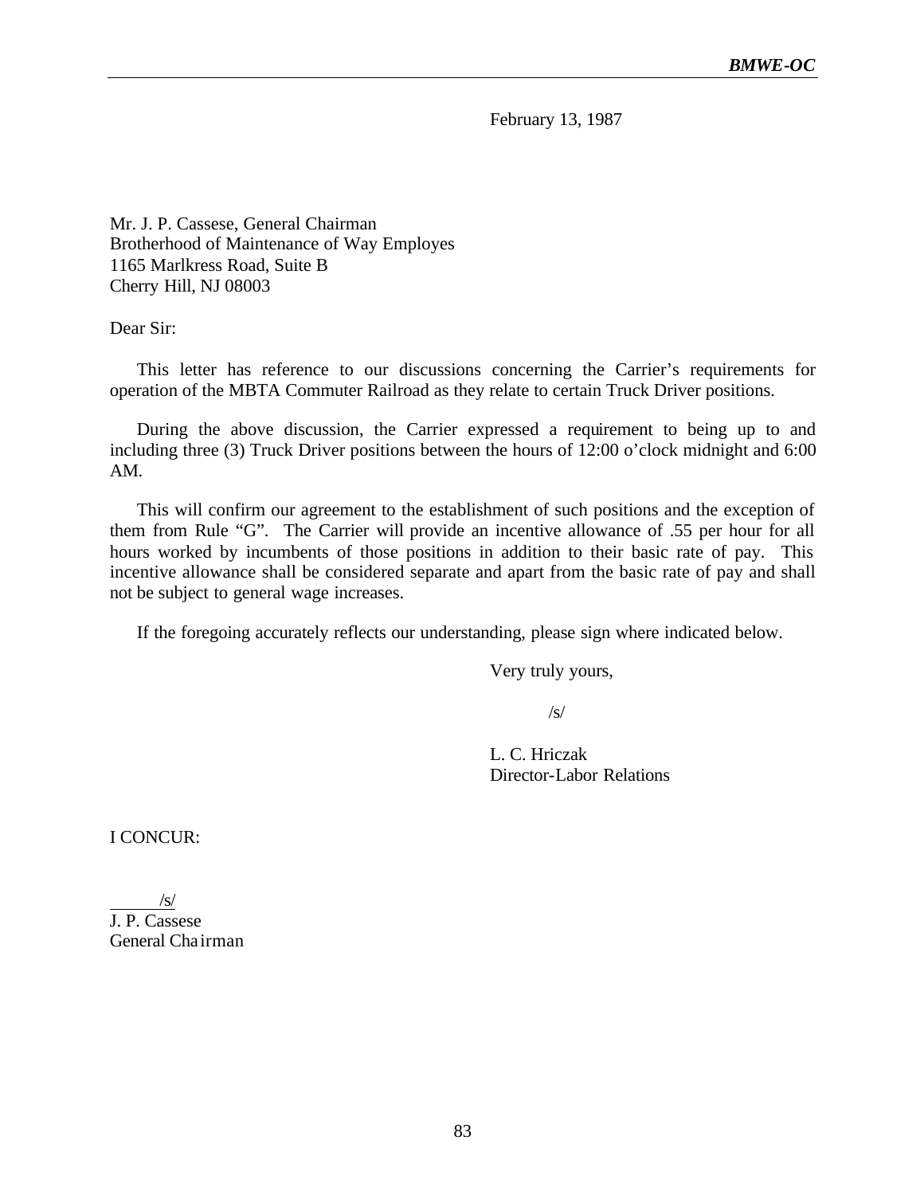February 13, 1987

Mr. J. P. Cassese, General Chairman
Brotherhood of Maintenance of Way Employes
1165 Marlkress Road, Suite B
Cherry Hill, NJ 08003

Dear Sir:

This letter has reference to our discussions concerning the Carrier's requirements for operation of the MBTA Commuter Railroad as they relate to certain Truck Driver positions.

During the above discussion, the Carrier expressed a requirement to being up to and including three (3) Truck Driver positions between the hours of 12:00 o'clock midnight and 6:00 AM.

This will confirm our agreement to the establishment of such positions and the exception of them from Rule "G". The Carrier will provide an incentive allowance of .55 per hour for all hours worked by incumbents of those positions in addition to their basic rate of pay. This incentive allowance shall be considered separate and apart from the basic rate of pay and shall not be subject to general wage increases.

If the foregoing accurately reflects our understanding, please sign where indicated below.

Very truly yours,

/s/

L. C. Hriczak
Director-Labor Relations

I CONCUR:

/s/
J. P. Cassese
General Chairman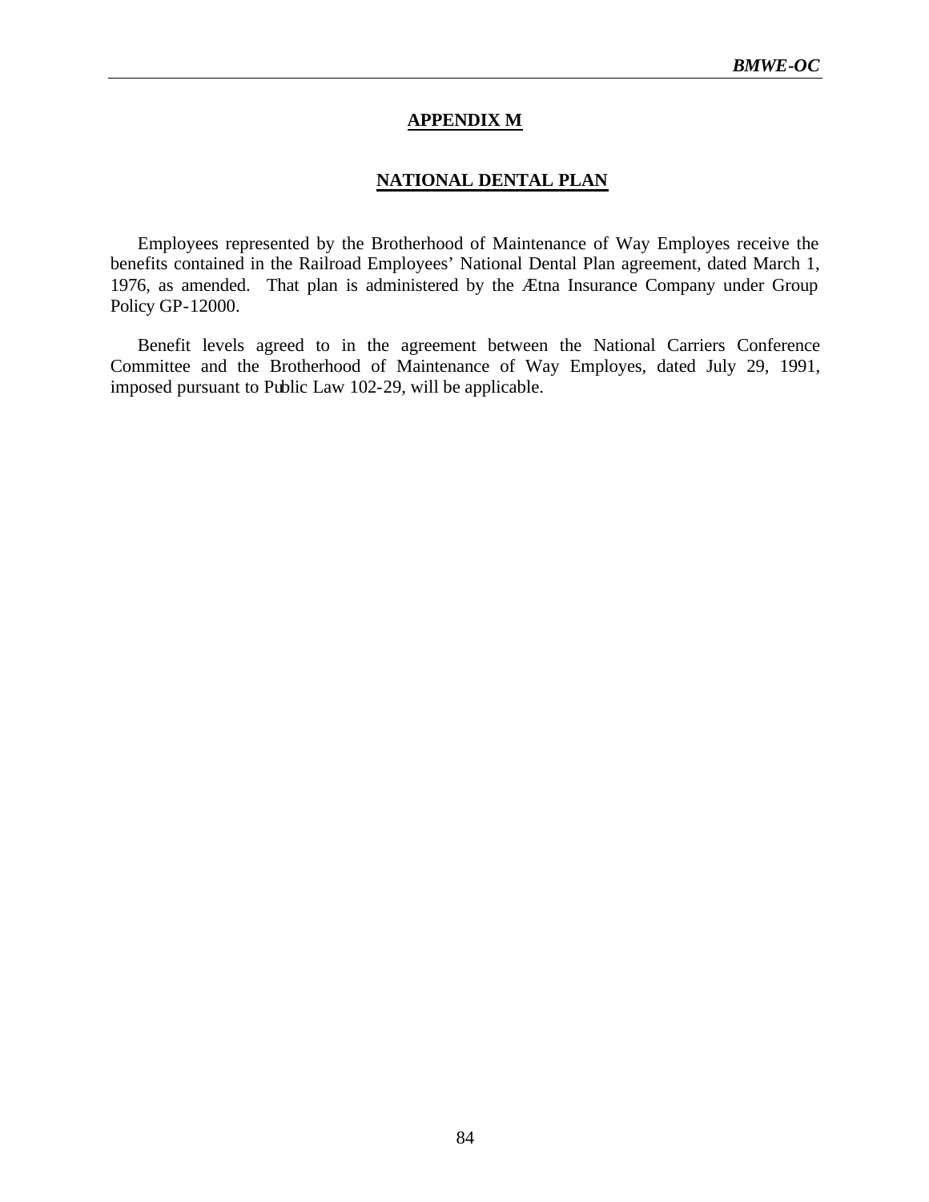# APPENDIX M

## NATIONAL DENTAL PLAN

Employees represented by the Brotherhood of Maintenance of Way Employes receive the benefits contained in the Railroad Employees' National Dental Plan agreement, dated March 1, 1976, as amended. That plan is administered by the Ætna Insurance Company under Group Policy GP-12000.

Benefit levels agreed to in the agreement between the National Carriers Conference Committee and the Brotherhood of Maintenance of Way Employes, dated July 29, 1991, imposed pursuant to Public Law 102-29, will be applicable.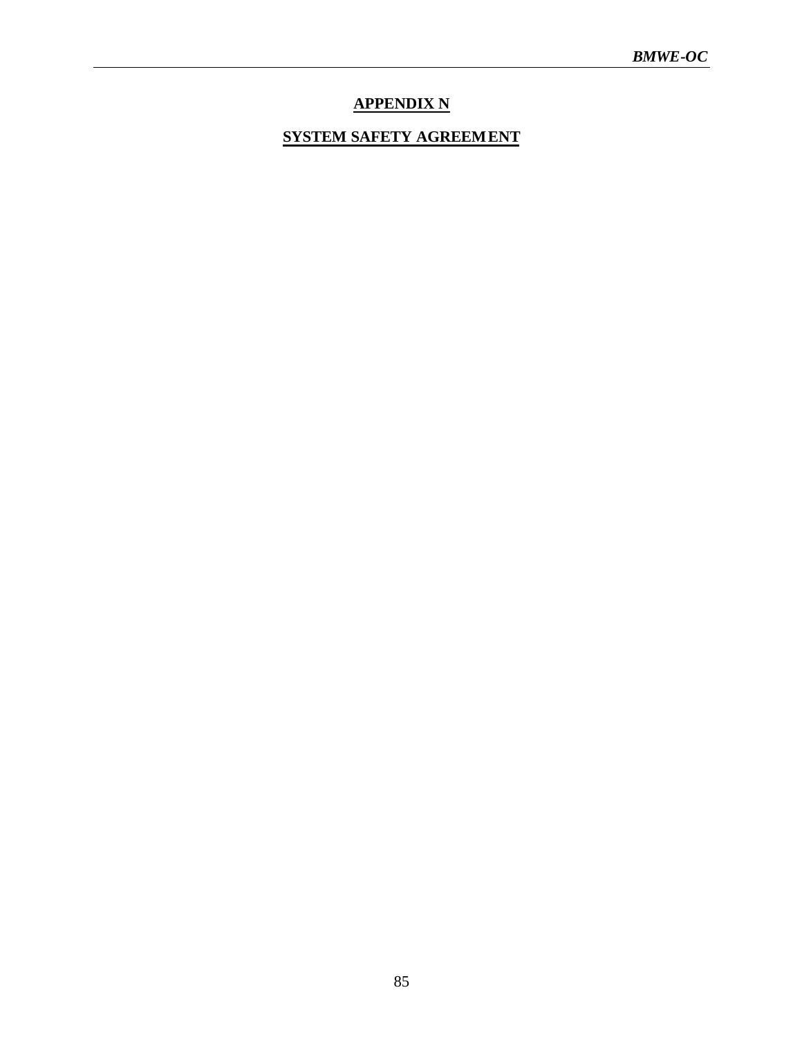# APPENDIX N

## SYSTEM SAFETY AGREEMENT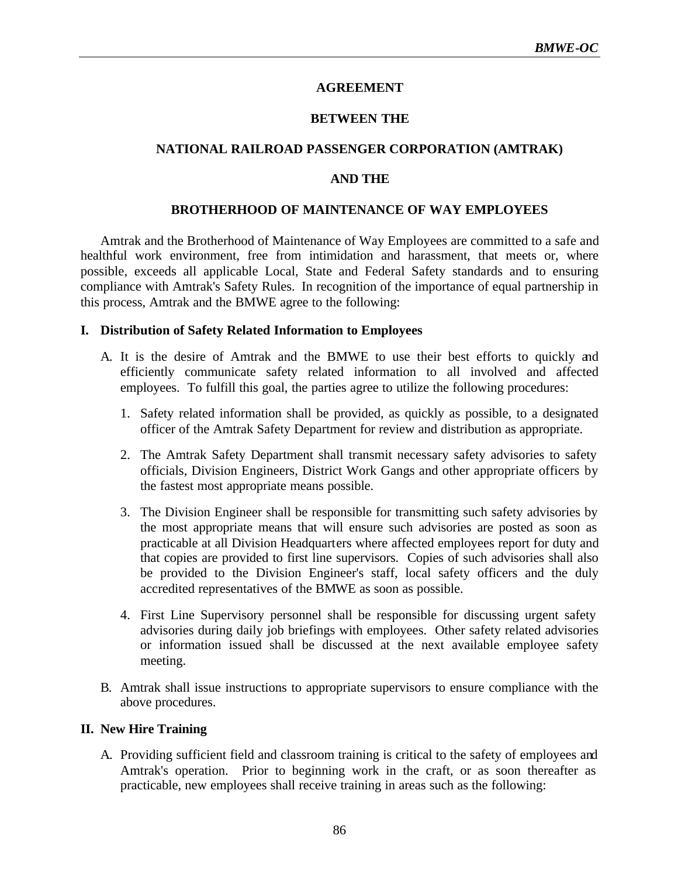**AGREEMENT**

**BETWEEN THE**

**NATIONAL RAILROAD PASSENGER CORPORATION (AMTRAK)**

**AND THE**

**BROTHERHOOD OF MAINTENANCE OF WAY EMPLOYEES**

Amtrak and the Brotherhood of Maintenance of Way Employees are committed to a safe and healthful work environment, free from intimidation and harassment, that meets or, where possible, exceeds all applicable Local, State and Federal Safety standards and to ensuring compliance with Amtrak's Safety Rules. In recognition of the importance of equal partnership in this process, Amtrak and the BMWE agree to the following:

**I. Distribution of Safety Related Information to Employees**

A. It is the desire of Amtrak and the BMWE to use their best efforts to quickly and efficiently communicate safety related information to all involved and affected employees. To fulfill this goal, the parties agree to utilize the following procedures:

1. Safety related information shall be provided, as quickly as possible, to a designated officer of the Amtrak Safety Department for review and distribution as appropriate.

2. The Amtrak Safety Department shall transmit necessary safety advisories to safety officials, Division Engineers, District Work Gangs and other appropriate officers by the fastest most appropriate means possible.

3. The Division Engineer shall be responsible for transmitting such safety advisories by the most appropriate means that will ensure such advisories are posted as soon as practicable at all Division Headquarters where affected employees report for duty and that copies are provided to first line supervisors. Copies of such advisories shall also be provided to the Division Engineer's staff, local safety officers and the duly accredited representatives of the BMWE as soon as possible.

4. First Line Supervisory personnel shall be responsible for discussing urgent safety advisories during daily job briefings with employees. Other safety related advisories or information issued shall be discussed at the next available employee safety meeting.

B. Amtrak shall issue instructions to appropriate supervisors to ensure compliance with the above procedures.

**II. New Hire Training**

A. Providing sufficient field and classroom training is critical to the safety of employees and Amtrak's operation. Prior to beginning work in the craft, or as soon thereafter as practicable, new employees shall receive training in areas such as the following: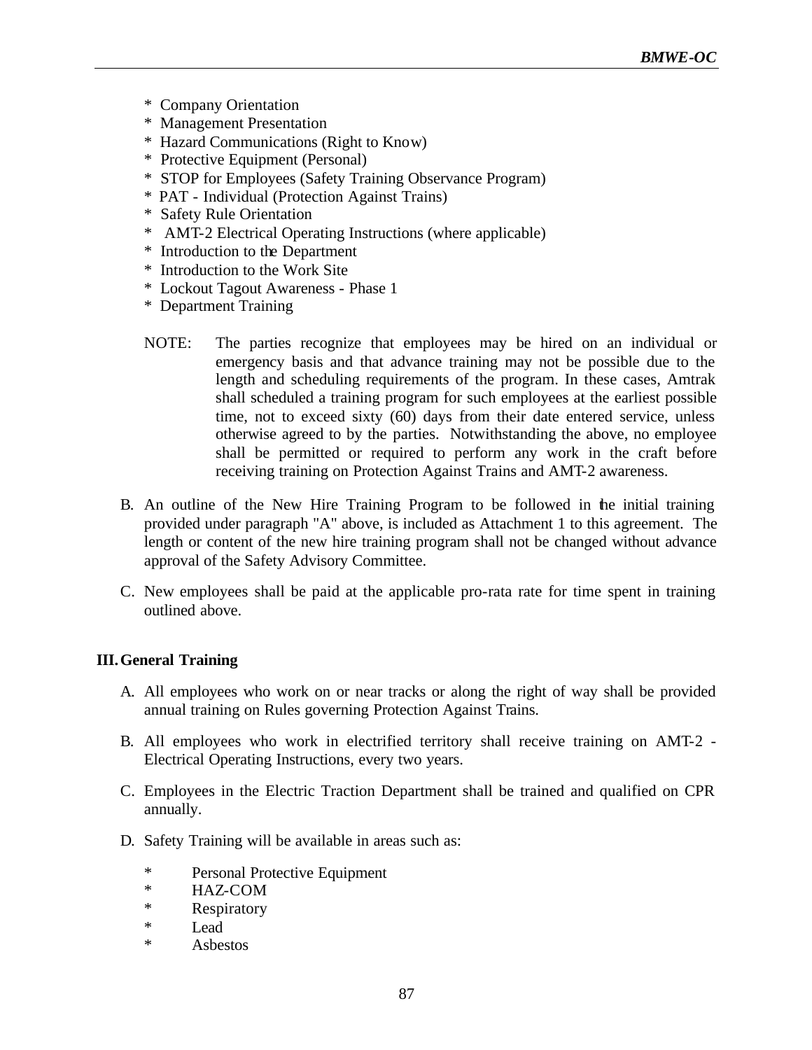* Company Orientation
* Management Presentation
* Hazard Communications (Right to Know)
* Protective Equipment (Personal)
* STOP for Employees (Safety Training Observance Program)
* PAT - Individual (Protection Against Trains)
* Safety Rule Orientation
* AMT-2 Electrical Operating Instructions (where applicable)
* Introduction to the Department
* Introduction to the Work Site
* Lockout Tagout Awareness - Phase 1
* Department Training

NOTE: The parties recognize that employees may be hired on an individual or emergency basis and that advance training may not be possible due to the length and scheduling requirements of the program. In these cases, Amtrak shall scheduled a training program for such employees at the earliest possible time, not to exceed sixty (60) days from their date entered service, unless otherwise agreed to by the parties. Notwithstanding the above, no employee shall be permitted or required to perform any work in the craft before receiving training on Protection Against Trains and AMT-2 awareness.

B. An outline of the New Hire Training Program to be followed in the initial training provided under paragraph "A" above, is included as Attachment 1 to this agreement. The length or content of the new hire training program shall not be changed without advance approval of the Safety Advisory Committee.

C. New employees shall be paid at the applicable pro-rata rate for time spent in training outlined above.

## III. General Training

A. All employees who work on or near tracks or along the right of way shall be provided annual training on Rules governing Protection Against Trains.

B. All employees who work in electrified territory shall receive training on AMT-2 - Electrical Operating Instructions, every two years.

C. Employees in the Electric Traction Department shall be trained and qualified on CPR annually.

D. Safety Training will be available in areas such as:

* Personal Protective Equipment
* HAZ-COM
* Respiratory
* Lead
* Asbestos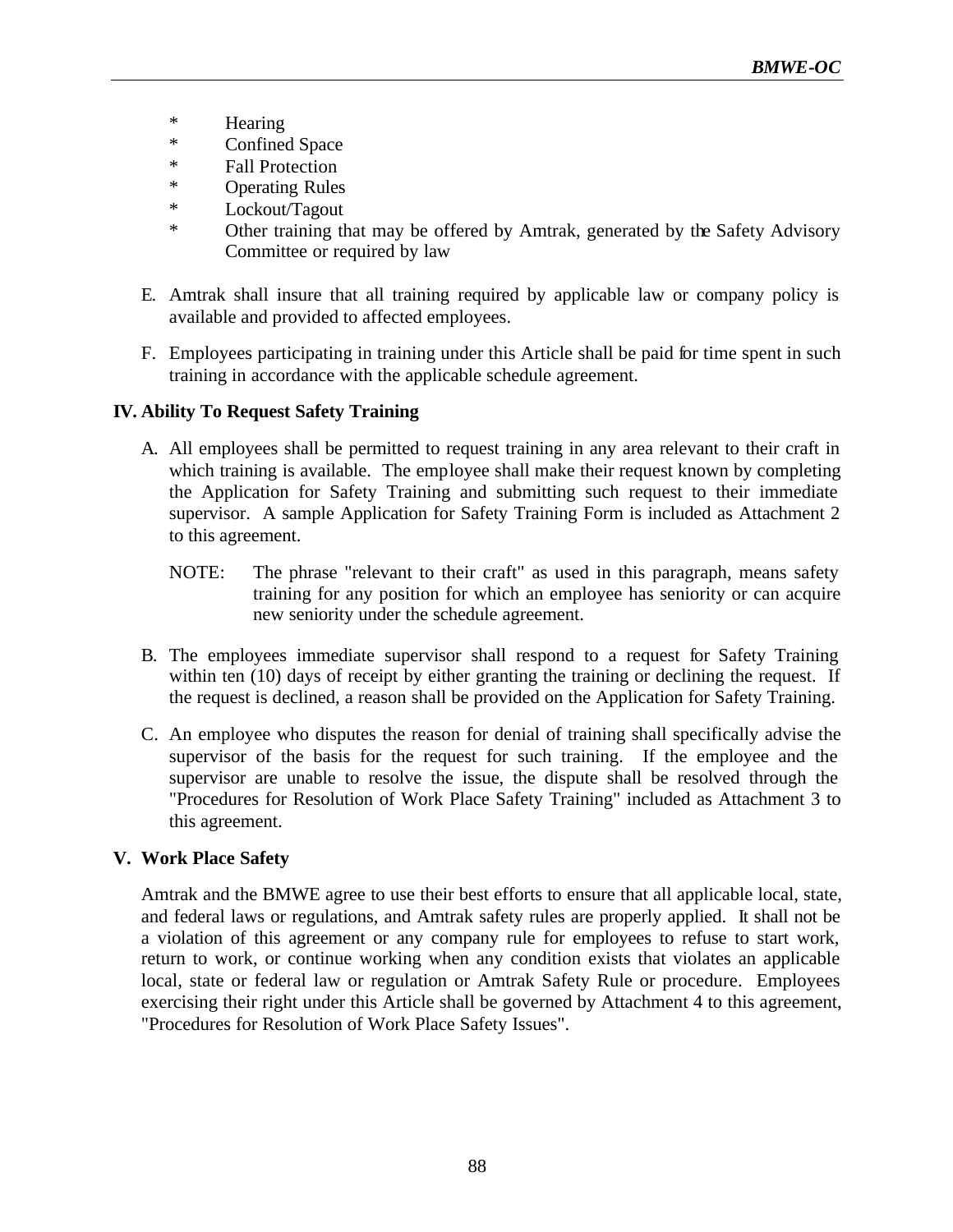* Hearing
* Confined Space
* Fall Protection
* Operating Rules
* Lockout/Tagout
* Other training that may be offered by Amtrak, generated by the Safety Advisory Committee or required by law

E. Amtrak shall insure that all training required by applicable law or company policy is available and provided to affected employees.

F. Employees participating in training under this Article shall be paid for time spent in such training in accordance with the applicable schedule agreement.

**IV. Ability To Request Safety Training**

A. All employees shall be permitted to request training in any area relevant to their craft in which training is available. The employee shall make their request known by completing the Application for Safety Training and submitting such request to their immediate supervisor. A sample Application for Safety Training Form is included as Attachment 2 to this agreement.

NOTE: The phrase "relevant to their craft" as used in this paragraph, means safety training for any position for which an employee has seniority or can acquire new seniority under the schedule agreement.

B. The employees immediate supervisor shall respond to a request for Safety Training within ten (10) days of receipt by either granting the training or declining the request. If the request is declined, a reason shall be provided on the Application for Safety Training.

C. An employee who disputes the reason for denial of training shall specifically advise the supervisor of the basis for the request for such training. If the employee and the supervisor are unable to resolve the issue, the dispute shall be resolved through the "Procedures for Resolution of Work Place Safety Training" included as Attachment 3 to this agreement.

**V. Work Place Safety**

Amtrak and the BMWE agree to use their best efforts to ensure that all applicable local, state, and federal laws or regulations, and Amtrak safety rules are properly applied. It shall not be a violation of this agreement or any company rule for employees to refuse to start work, return to work, or continue working when any condition exists that violates an applicable local, state or federal law or regulation or Amtrak Safety Rule or procedure. Employees exercising their right under this Article shall be governed by Attachment 4 to this agreement, "Procedures for Resolution of Work Place Safety Issues".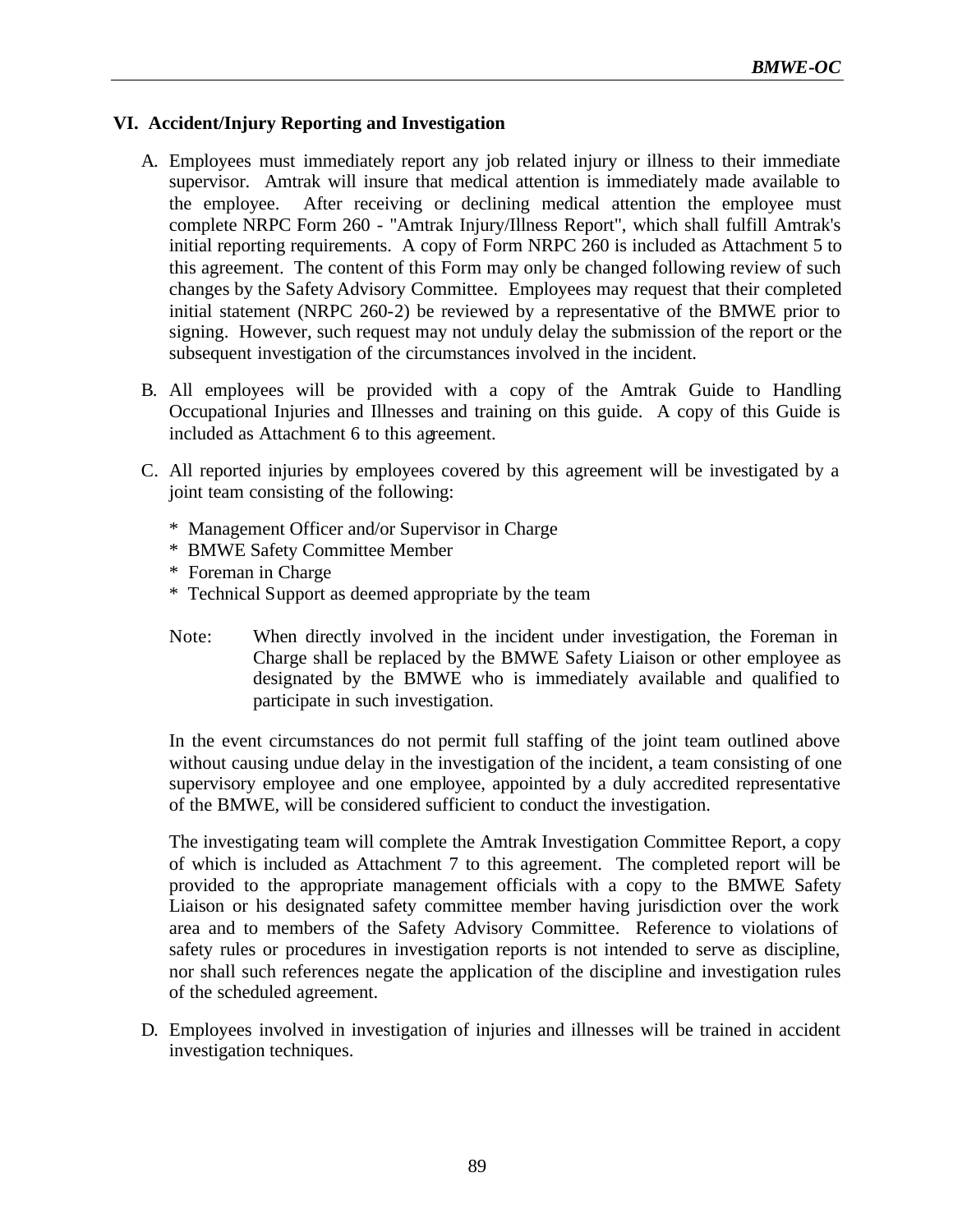## VI. Accident/Injury Reporting and Investigation

A. Employees must immediately report any job related injury or illness to their immediate supervisor. Amtrak will insure that medical attention is immediately made available to the employee. After receiving or declining medical attention the employee must complete NRPC Form 260 - "Amtrak Injury/Illness Report", which shall fulfill Amtrak's initial reporting requirements. A copy of Form NRPC 260 is included as Attachment 5 to this agreement. The content of this Form may only be changed following review of such changes by the Safety Advisory Committee. Employees may request that their completed initial statement (NRPC 260-2) be reviewed by a representative of the BMWE prior to signing. However, such request may not unduly delay the submission of the report or the subsequent investigation of the circumstances involved in the incident.

B. All employees will be provided with a copy of the Amtrak Guide to Handling Occupational Injuries and Illnesses and training on this guide. A copy of this Guide is included as Attachment 6 to this agreement.

C. All reported injuries by employees covered by this agreement will be investigated by a joint team consisting of the following:

   * Management Officer and/or Supervisor in Charge
   * BMWE Safety Committee Member
   * Foreman in Charge
   * Technical Support as deemed appropriate by the team

   Note: When directly involved in the incident under investigation, the Foreman in Charge shall be replaced by the BMWE Safety Liaison or other employee as designated by the BMWE who is immediately available and qualified to participate in such investigation.

   In the event circumstances do not permit full staffing of the joint team outlined above without causing undue delay in the investigation of the incident, a team consisting of one supervisory employee and one employee, appointed by a duly accredited representative of the BMWE, will be considered sufficient to conduct the investigation.

   The investigating team will complete the Amtrak Investigation Committee Report, a copy of which is included as Attachment 7 to this agreement. The completed report will be provided to the appropriate management officials with a copy to the BMWE Safety Liaison or his designated safety committee member having jurisdiction over the work area and to members of the Safety Advisory Committee. Reference to violations of safety rules or procedures in investigation reports is not intended to serve as discipline, nor shall such references negate the application of the discipline and investigation rules of the scheduled agreement.

D. Employees involved in investigation of injuries and illnesses will be trained in accident investigation techniques.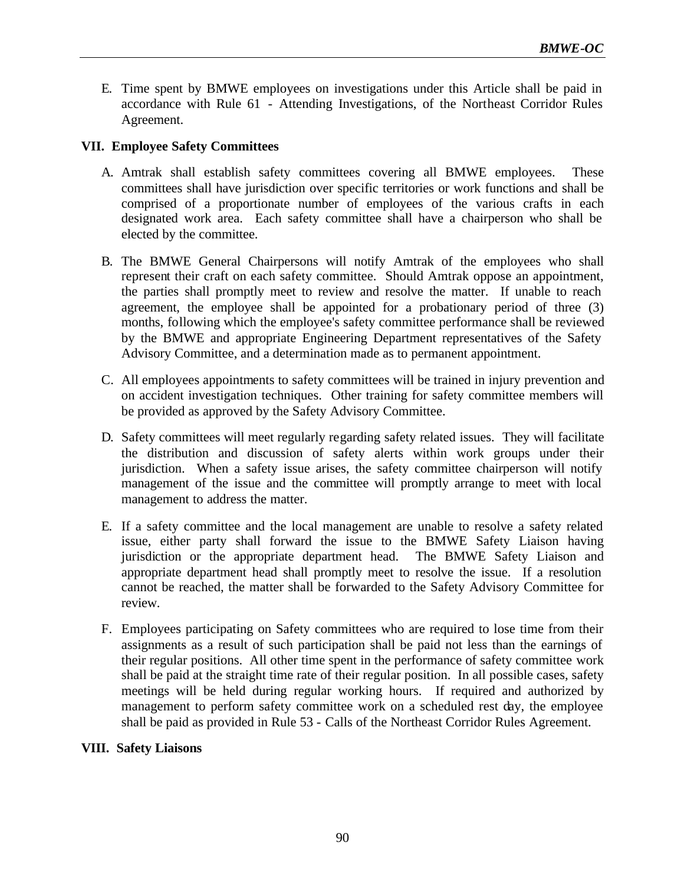E. Time spent by BMWE employees on investigations under this Article shall be paid in accordance with Rule 61 - Attending Investigations, of the Northeast Corridor Rules Agreement.

**VII. Employee Safety Committees**

A. Amtrak shall establish safety committees covering all BMWE employees. These committees shall have jurisdiction over specific territories or work functions and shall be comprised of a proportionate number of employees of the various crafts in each designated work area. Each safety committee shall have a chairperson who shall be elected by the committee.

B. The BMWE General Chairpersons will notify Amtrak of the employees who shall represent their craft on each safety committee. Should Amtrak oppose an appointment, the parties shall promptly meet to review and resolve the matter. If unable to reach agreement, the employee shall be appointed for a probationary period of three (3) months, following which the employee's safety committee performance shall be reviewed by the BMWE and appropriate Engineering Department representatives of the Safety Advisory Committee, and a determination made as to permanent appointment.

C. All employees appointments to safety committees will be trained in injury prevention and on accident investigation techniques. Other training for safety committee members will be provided as approved by the Safety Advisory Committee.

D. Safety committees will meet regularly regarding safety related issues. They will facilitate the distribution and discussion of safety alerts within work groups under their jurisdiction. When a safety issue arises, the safety committee chairperson will notify management of the issue and the committee will promptly arrange to meet with local management to address the matter.

E. If a safety committee and the local management are unable to resolve a safety related issue, either party shall forward the issue to the BMWE Safety Liaison having jurisdiction or the appropriate department head. The BMWE Safety Liaison and appropriate department head shall promptly meet to resolve the issue. If a resolution cannot be reached, the matter shall be forwarded to the Safety Advisory Committee for review.

F. Employees participating on Safety committees who are required to lose time from their assignments as a result of such participation shall be paid not less than the earnings of their regular positions. All other time spent in the performance of safety committee work shall be paid at the straight time rate of their regular position. In all possible cases, safety meetings will be held during regular working hours. If required and authorized by management to perform safety committee work on a scheduled rest day, the employee shall be paid as provided in Rule 53 - Calls of the Northeast Corridor Rules Agreement.

**VIII. Safety Liaisons**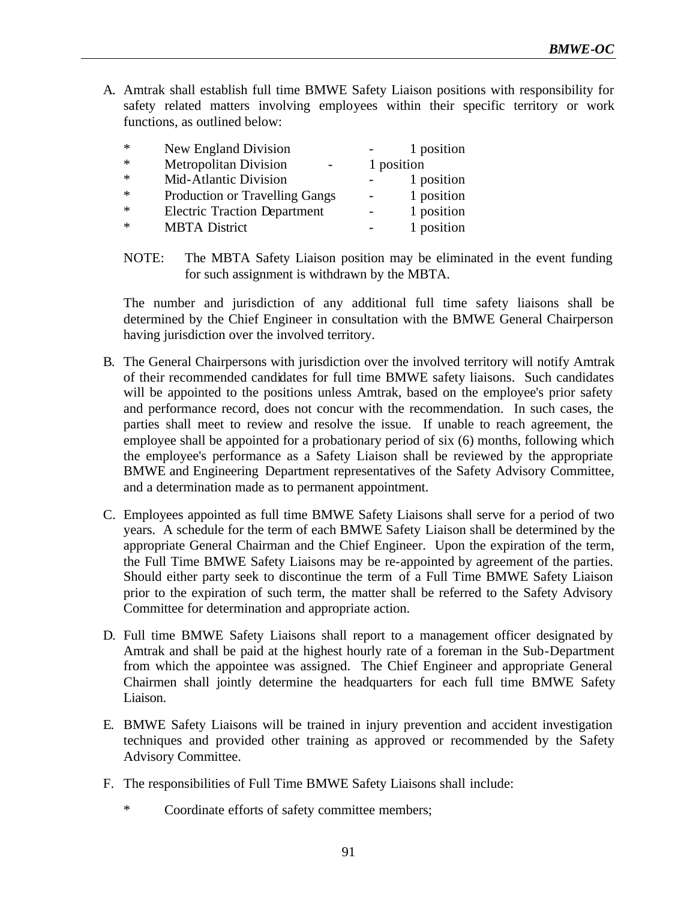A. Amtrak shall establish full time BMWE Safety Liaison positions with responsibility for safety related matters involving employees within their specific territory or work functions, as outlined below:

| | | | |
|---|---|---|---|
| * | New England Division | - | 1 position |
| * | Metropolitan Division | - | 1 position |
| * | Mid-Atlantic Division | - | 1 position |
| * | Production or Travelling Gangs | - | 1 position |
| * | Electric Traction Department | - | 1 position |
| * | MBTA District | - | 1 position |

NOTE: The MBTA Safety Liaison position may be eliminated in the event funding for such assignment is withdrawn by the MBTA.

The number and jurisdiction of any additional full time safety liaisons shall be determined by the Chief Engineer in consultation with the BMWE General Chairperson having jurisdiction over the involved territory.

B. The General Chairpersons with jurisdiction over the involved territory will notify Amtrak of their recommended candidates for full time BMWE safety liaisons. Such candidates will be appointed to the positions unless Amtrak, based on the employee's prior safety and performance record, does not concur with the recommendation. In such cases, the parties shall meet to review and resolve the issue. If unable to reach agreement, the employee shall be appointed for a probationary period of six (6) months, following which the employee's performance as a Safety Liaison shall be reviewed by the appropriate BMWE and Engineering Department representatives of the Safety Advisory Committee, and a determination made as to permanent appointment.

C. Employees appointed as full time BMWE Safety Liaisons shall serve for a period of two years. A schedule for the term of each BMWE Safety Liaison shall be determined by the appropriate General Chairman and the Chief Engineer. Upon the expiration of the term, the Full Time BMWE Safety Liaisons may be re-appointed by agreement of the parties. Should either party seek to discontinue the term of a Full Time BMWE Safety Liaison prior to the expiration of such term, the matter shall be referred to the Safety Advisory Committee for determination and appropriate action.

D. Full time BMWE Safety Liaisons shall report to a management officer designated by Amtrak and shall be paid at the highest hourly rate of a foreman in the Sub-Department from which the appointee was assigned. The Chief Engineer and appropriate General Chairmen shall jointly determine the headquarters for each full time BMWE Safety Liaison.

E. BMWE Safety Liaisons will be trained in injury prevention and accident investigation techniques and provided other training as approved or recommended by the Safety Advisory Committee.

F. The responsibilities of Full Time BMWE Safety Liaisons shall include:

* Coordinate efforts of safety committee members;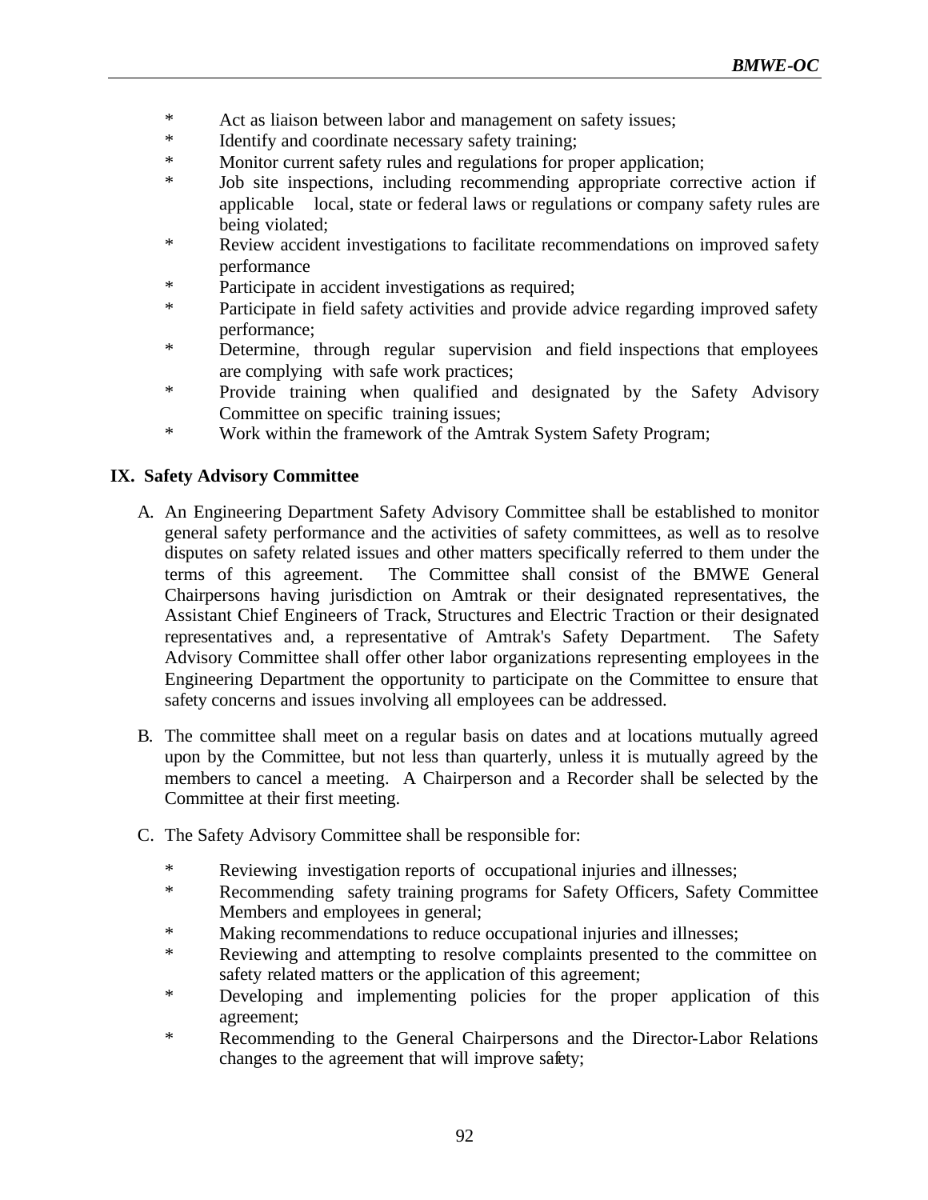* Act as liaison between labor and management on safety issues;
* Identify and coordinate necessary safety training;
* Monitor current safety rules and regulations for proper application;
* Job site inspections, including recommending appropriate corrective action if applicable local, state or federal laws or regulations or company safety rules are being violated;
* Review accident investigations to facilitate recommendations on improved safety performance
* Participate in accident investigations as required;
* Participate in field safety activities and provide advice regarding improved safety performance;
* Determine, through regular supervision and field inspections that employees are complying with safe work practices;
* Provide training when qualified and designated by the Safety Advisory Committee on specific training issues;
* Work within the framework of the Amtrak System Safety Program;

## IX. Safety Advisory Committee

A. An Engineering Department Safety Advisory Committee shall be established to monitor general safety performance and the activities of safety committees, as well as to resolve disputes on safety related issues and other matters specifically referred to them under the terms of this agreement. The Committee shall consist of the BMWE General Chairpersons having jurisdiction on Amtrak or their designated representatives, the Assistant Chief Engineers of Track, Structures and Electric Traction or their designated representatives and, a representative of Amtrak's Safety Department. The Safety Advisory Committee shall offer other labor organizations representing employees in the Engineering Department the opportunity to participate on the Committee to ensure that safety concerns and issues involving all employees can be addressed.

B. The committee shall meet on a regular basis on dates and at locations mutually agreed upon by the Committee, but not less than quarterly, unless it is mutually agreed by the members to cancel a meeting. A Chairperson and a Recorder shall be selected by the Committee at their first meeting.

C. The Safety Advisory Committee shall be responsible for:

* Reviewing investigation reports of occupational injuries and illnesses;
* Recommending safety training programs for Safety Officers, Safety Committee Members and employees in general;
* Making recommendations to reduce occupational injuries and illnesses;
* Reviewing and attempting to resolve complaints presented to the committee on safety related matters or the application of this agreement;
* Developing and implementing policies for the proper application of this agreement;
* Recommending to the General Chairpersons and the Director-Labor Relations changes to the agreement that will improve safety;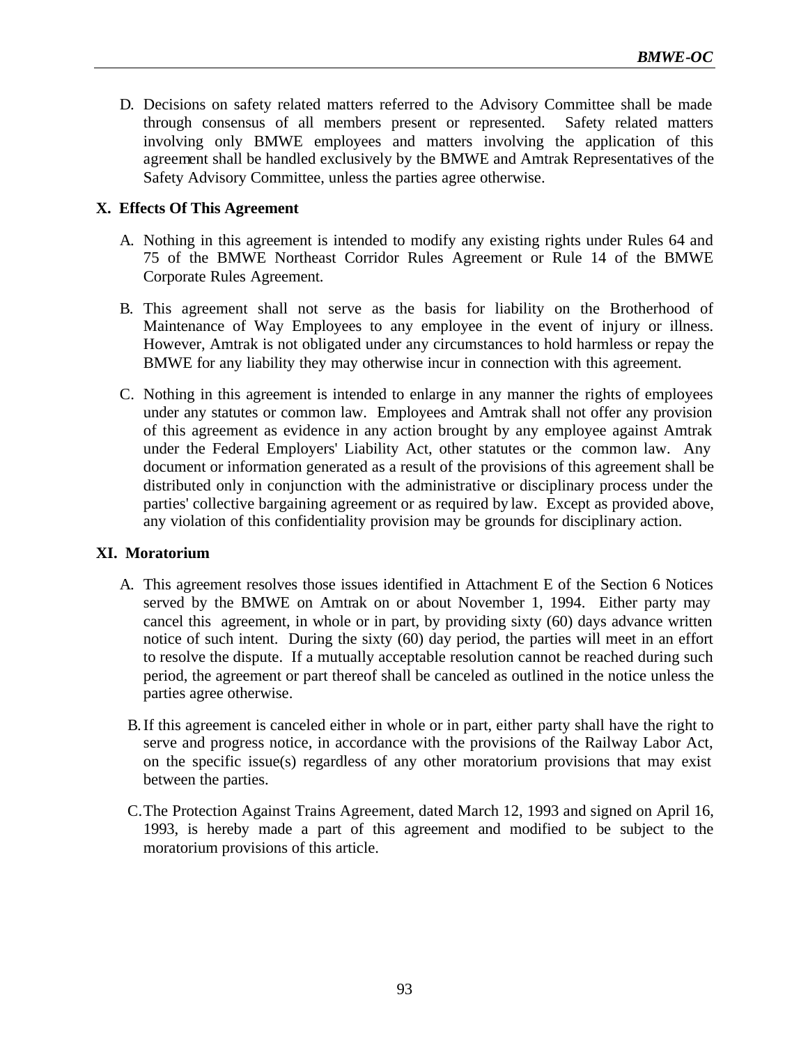D. Decisions on safety related matters referred to the Advisory Committee shall be made through consensus of all members present or represented. Safety related matters involving only BMWE employees and matters involving the application of this agreement shall be handled exclusively by the BMWE and Amtrak Representatives of the Safety Advisory Committee, unless the parties agree otherwise.

**X. Effects Of This Agreement**

A. Nothing in this agreement is intended to modify any existing rights under Rules 64 and 75 of the BMWE Northeast Corridor Rules Agreement or Rule 14 of the BMWE Corporate Rules Agreement.

B. This agreement shall not serve as the basis for liability on the Brotherhood of Maintenance of Way Employees to any employee in the event of injury or illness. However, Amtrak is not obligated under any circumstances to hold harmless or repay the BMWE for any liability they may otherwise incur in connection with this agreement.

C. Nothing in this agreement is intended to enlarge in any manner the rights of employees under any statutes or common law. Employees and Amtrak shall not offer any provision of this agreement as evidence in any action brought by any employee against Amtrak under the Federal Employers' Liability Act, other statutes or the common law. Any document or information generated as a result of the provisions of this agreement shall be distributed only in conjunction with the administrative or disciplinary process under the parties' collective bargaining agreement or as required by law. Except as provided above, any violation of this confidentiality provision may be grounds for disciplinary action.

**XI. Moratorium**

A. This agreement resolves those issues identified in Attachment E of the Section 6 Notices served by the BMWE on Amtrak on or about November 1, 1994. Either party may cancel this agreement, in whole or in part, by providing sixty (60) days advance written notice of such intent. During the sixty (60) day period, the parties will meet in an effort to resolve the dispute. If a mutually acceptable resolution cannot be reached during such period, the agreement or part thereof shall be canceled as outlined in the notice unless the parties agree otherwise.

B. If this agreement is canceled either in whole or in part, either party shall have the right to serve and progress notice, in accordance with the provisions of the Railway Labor Act, on the specific issue(s) regardless of any other moratorium provisions that may exist between the parties.

C. The Protection Against Trains Agreement, dated March 12, 1993 and signed on April 16, 1993, is hereby made a part of this agreement and modified to be subject to the moratorium provisions of this article.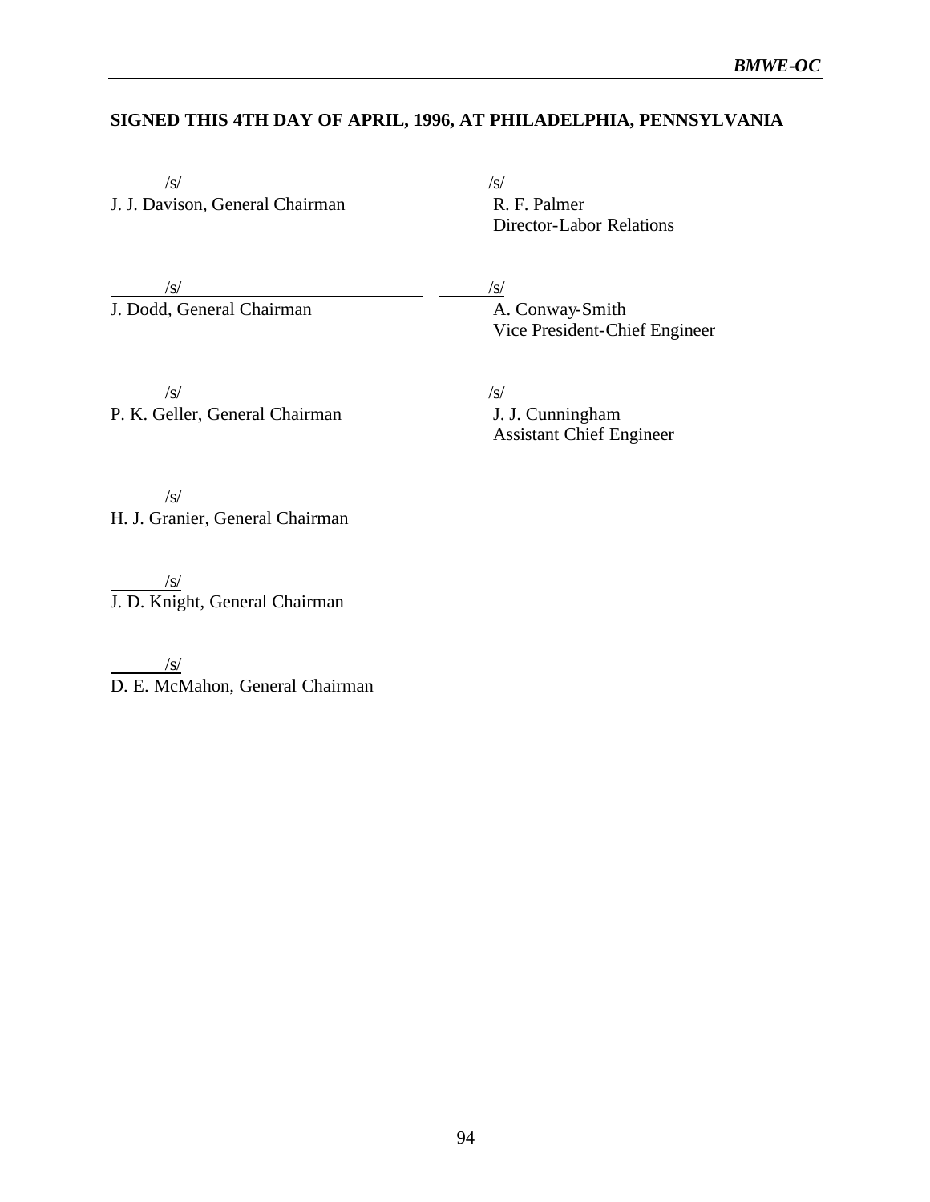**SIGNED THIS 4TH DAY OF APRIL, 1996, AT PHILADELPHIA, PENNSYLVANIA**

| | |
|---|---|
| /s/<br>J. J. Davison, General Chairman | /s/<br>R. F. Palmer<br>Director-Labor Relations |
| /s/<br>J. Dodd, General Chairman | /s/<br>A. Conway-Smith<br>Vice President-Chief Engineer |
| /s/<br>P. K. Geller, General Chairman | /s/<br>J. J. Cunningham<br>Assistant Chief Engineer |
| /s/<br>H. J. Granier, General Chairman | |
| /s/<br>J. D. Knight, General Chairman | |
| /s/<br>D. E. McMahon, General Chairman | |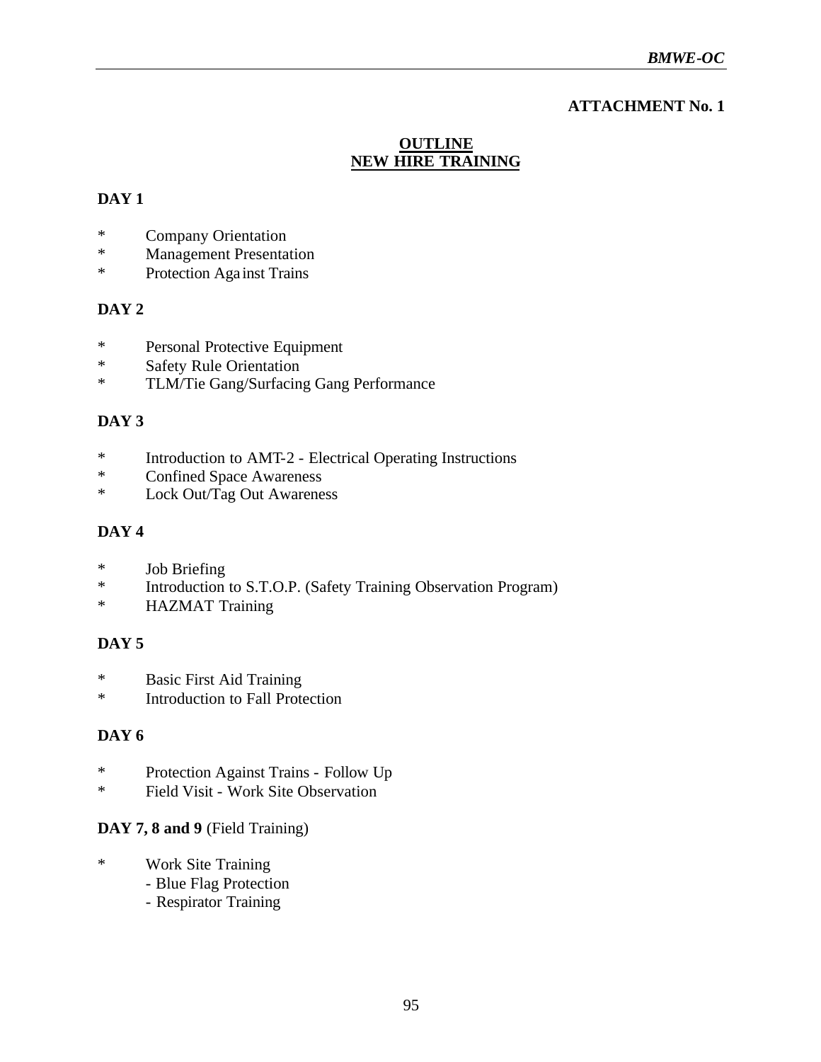**ATTACHMENT No. 1**

## OUTLINE
## NEW HIRE TRAINING

**DAY 1**

* Company Orientation
* Management Presentation
* Protection Against Trains

**DAY 2**

* Personal Protective Equipment
* Safety Rule Orientation
* TLM/Tie Gang/Surfacing Gang Performance

**DAY 3**

* Introduction to AMT-2 - Electrical Operating Instructions
* Confined Space Awareness
* Lock Out/Tag Out Awareness

**DAY 4**

* Job Briefing
* Introduction to S.T.O.P. (Safety Training Observation Program)
* HAZMAT Training

**DAY 5**

* Basic First Aid Training
* Introduction to Fall Protection

**DAY 6**

* Protection Against Trains - Follow Up
* Field Visit - Work Site Observation

**DAY 7, 8 and 9** (Field Training)

* Work Site Training
  - Blue Flag Protection
  - Respirator Training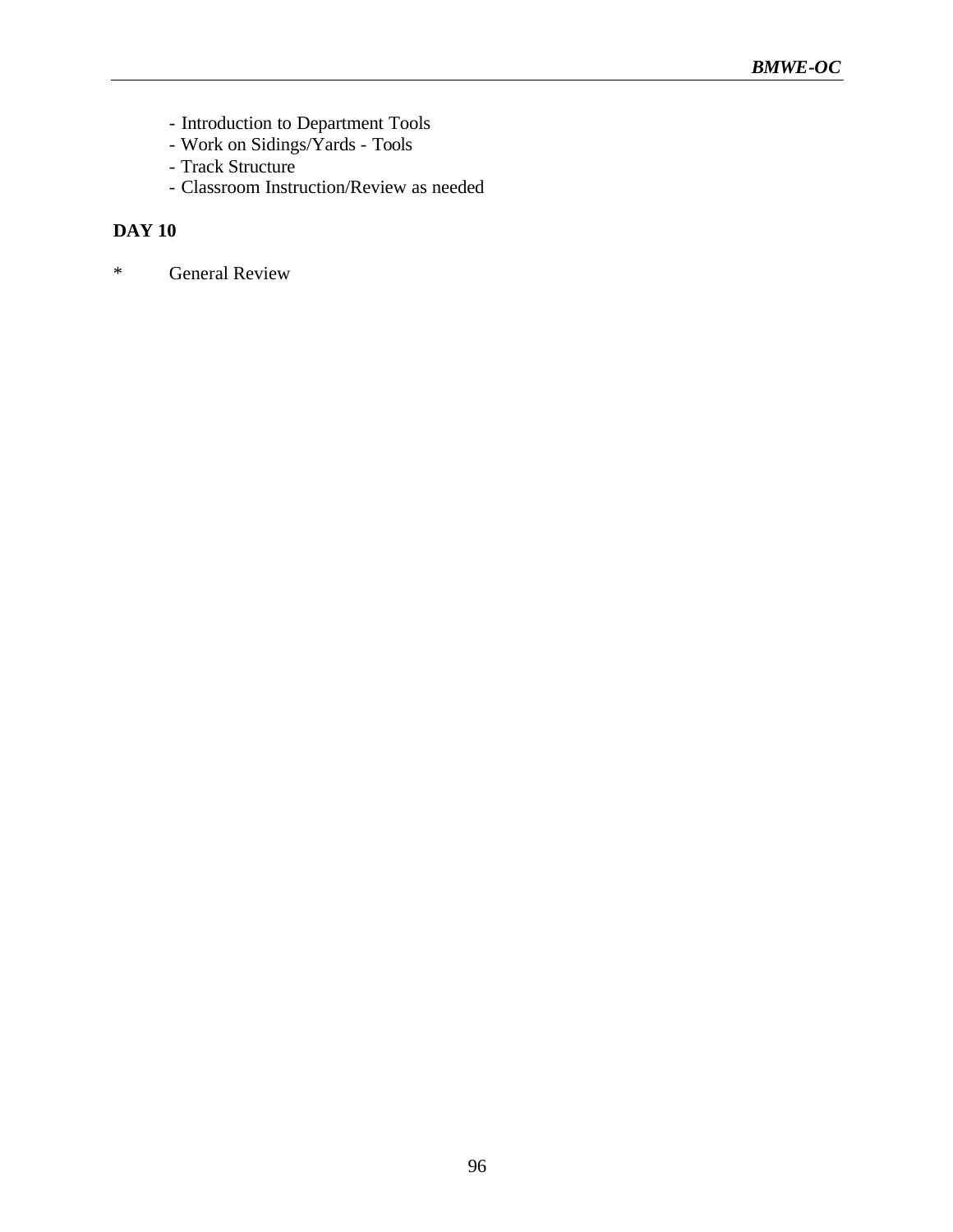- Introduction to Department Tools
- Work on Sidings/Yards - Tools
- Track Structure
- Classroom Instruction/Review as needed

**DAY 10**

* General Review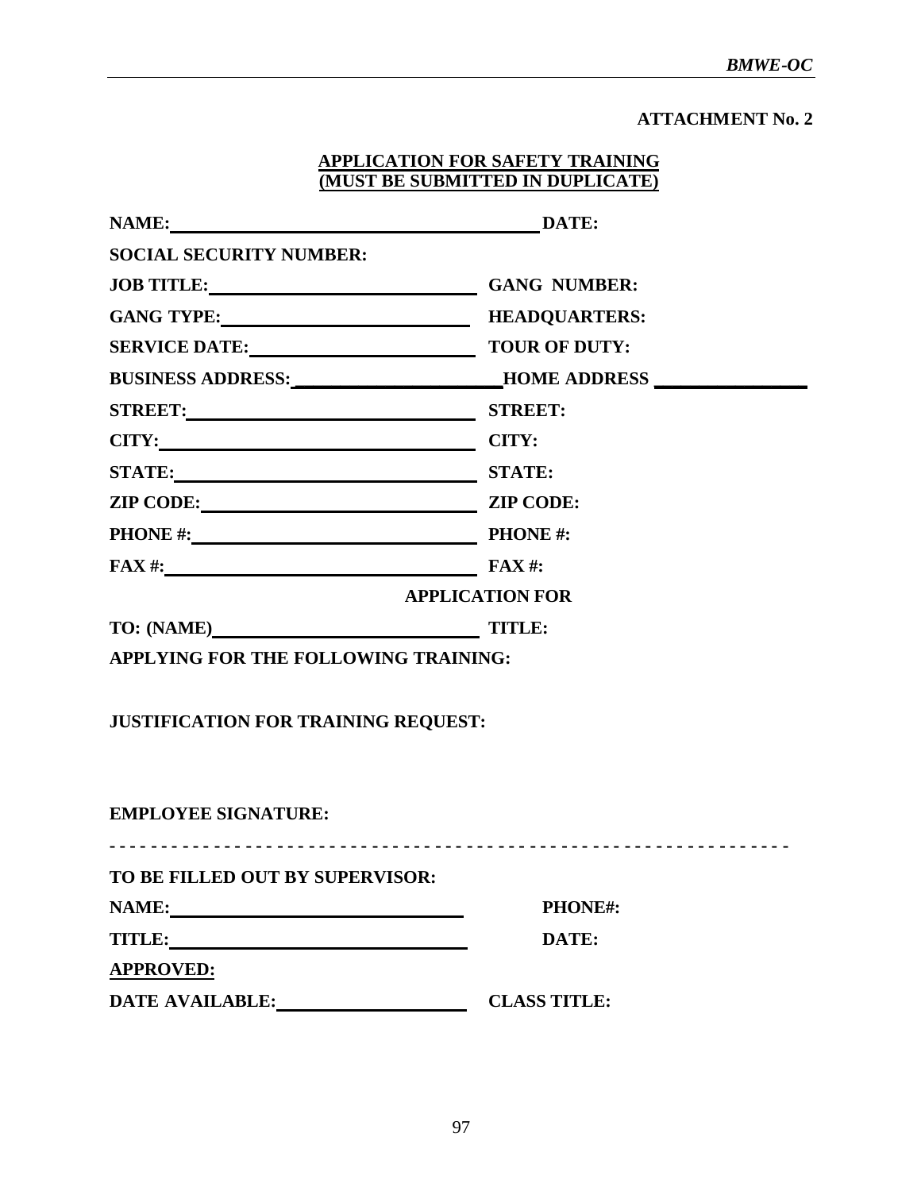**ATTACHMENT No. 2**

**APPLICATION FOR SAFETY TRAINING**
**(MUST BE SUBMITTED IN DUPLICATE)**

**NAME:** ______________________________ **DATE:**

**SOCIAL SECURITY NUMBER:**

**JOB TITLE:** ______________________ **GANG NUMBER:**

**GANG TYPE:** ______________________ **HEADQUARTERS:**

**SERVICE DATE:** ___________________ **TOUR OF DUTY:**

**BUSINESS ADDRESS:** ________________ **HOME ADDRESS** ______________

**STREET:** _________________________ **STREET:**

**CITY:** ___________________________ **CITY:**

**STATE:** __________________________ **STATE:**

**ZIP CODE:** _______________________ **ZIP CODE:**

**PHONE #:** ________________________ **PHONE #:**

**FAX #:** __________________________ **FAX #:**

**APPLICATION FOR**

**TO: (NAME)** ______________________ **TITLE:**

**APPLYING FOR THE FOLLOWING TRAINING:**

**JUSTIFICATION FOR TRAINING REQUEST:**

**EMPLOYEE SIGNATURE:**

- - - - - - - - - - - - - - - - - - - - - - - - - - - - - - - - - - - - - - - - - - - - - - - - - - - - - - - - - - - - -

**TO BE FILLED OUT BY SUPERVISOR:**

**NAME:** ___________________________ **PHONE#:**

**TITLE:** __________________________ **DATE:**

**APPROVED:**

**DATE AVAILABLE:** _________________ **CLASS TITLE:**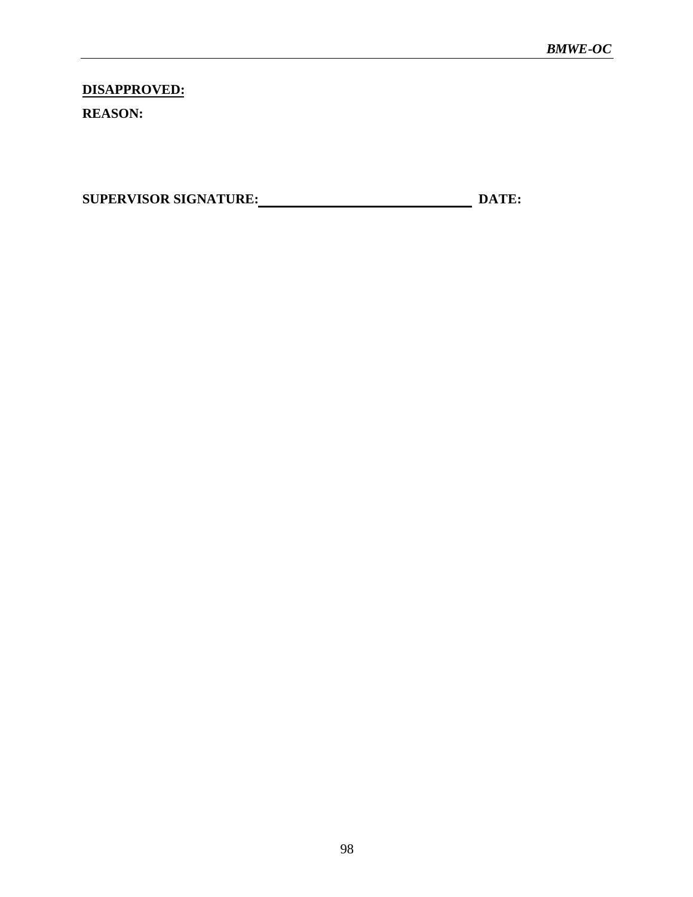**DISAPPROVED:**

**REASON:**

**SUPERVISOR SIGNATURE:**\_\_\_\_\_\_\_\_\_\_\_\_\_\_\_\_\_\_\_\_\_\_\_\_\_\_\_\_\_\_\_\_ **DATE:**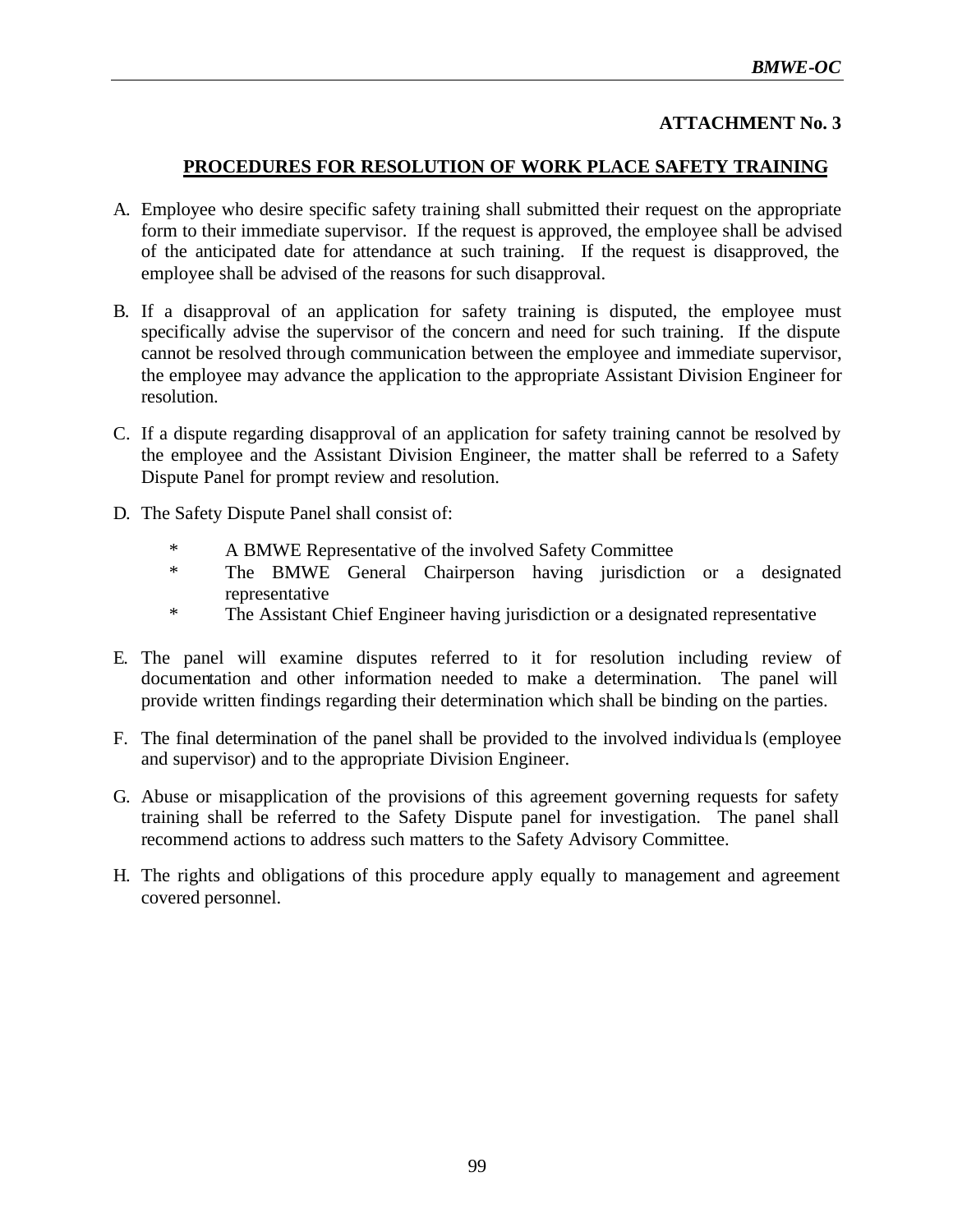**ATTACHMENT No. 3**

**PROCEDURES FOR RESOLUTION OF WORK PLACE SAFETY TRAINING**

A. Employee who desire specific safety training shall submitted their request on the appropriate form to their immediate supervisor. If the request is approved, the employee shall be advised of the anticipated date for attendance at such training. If the request is disapproved, the employee shall be advised of the reasons for such disapproval.

B. If a disapproval of an application for safety training is disputed, the employee must specifically advise the supervisor of the concern and need for such training. If the dispute cannot be resolved through communication between the employee and immediate supervisor, the employee may advance the application to the appropriate Assistant Division Engineer for resolution.

C. If a dispute regarding disapproval of an application for safety training cannot be resolved by the employee and the Assistant Division Engineer, the matter shall be referred to a Safety Dispute Panel for prompt review and resolution.

D. The Safety Dispute Panel shall consist of:

   - A BMWE Representative of the involved Safety Committee
   - The BMWE General Chairperson having jurisdiction or a designated representative
   - The Assistant Chief Engineer having jurisdiction or a designated representative

E. The panel will examine disputes referred to it for resolution including review of documentation and other information needed to make a determination. The panel will provide written findings regarding their determination which shall be binding on the parties.

F. The final determination of the panel shall be provided to the involved individuals (employee and supervisor) and to the appropriate Division Engineer.

G. Abuse or misapplication of the provisions of this agreement governing requests for safety training shall be referred to the Safety Dispute panel for investigation. The panel shall recommend actions to address such matters to the Safety Advisory Committee.

H. The rights and obligations of this procedure apply equally to management and agreement covered personnel.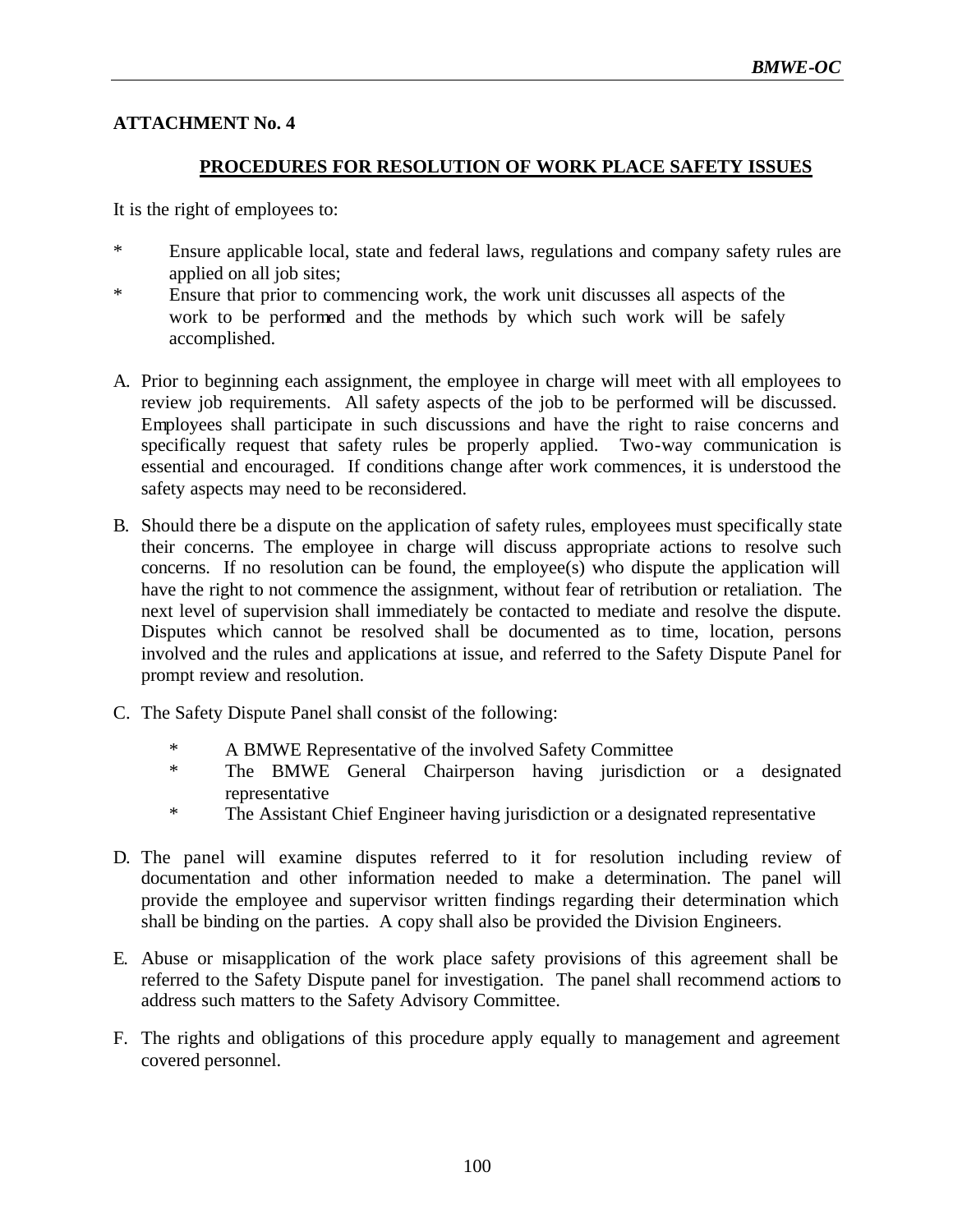**ATTACHMENT No. 4**

**PROCEDURES FOR RESOLUTION OF WORK PLACE SAFETY ISSUES**

It is the right of employees to:

* Ensure applicable local, state and federal laws, regulations and company safety rules are applied on all job sites;
* Ensure that prior to commencing work, the work unit discusses all aspects of the work to be performed and the methods by which such work will be safely accomplished.

A. Prior to beginning each assignment, the employee in charge will meet with all employees to review job requirements. All safety aspects of the job to be performed will be discussed. Employees shall participate in such discussions and have the right to raise concerns and specifically request that safety rules be properly applied. Two-way communication is essential and encouraged. If conditions change after work commences, it is understood the safety aspects may need to be reconsidered.

B. Should there be a dispute on the application of safety rules, employees must specifically state their concerns. The employee in charge will discuss appropriate actions to resolve such concerns. If no resolution can be found, the employee(s) who dispute the application will have the right to not commence the assignment, without fear of retribution or retaliation. The next level of supervision shall immediately be contacted to mediate and resolve the dispute. Disputes which cannot be resolved shall be documented as to time, location, persons involved and the rules and applications at issue, and referred to the Safety Dispute Panel for prompt review and resolution.

C. The Safety Dispute Panel shall consist of the following:

   * A BMWE Representative of the involved Safety Committee
   * The BMWE General Chairperson having jurisdiction or a designated representative
   * The Assistant Chief Engineer having jurisdiction or a designated representative

D. The panel will examine disputes referred to it for resolution including review of documentation and other information needed to make a determination. The panel will provide the employee and supervisor written findings regarding their determination which shall be binding on the parties. A copy shall also be provided the Division Engineers.

E. Abuse or misapplication of the work place safety provisions of this agreement shall be referred to the Safety Dispute panel for investigation. The panel shall recommend actions to address such matters to the Safety Advisory Committee.

F. The rights and obligations of this procedure apply equally to management and agreement covered personnel.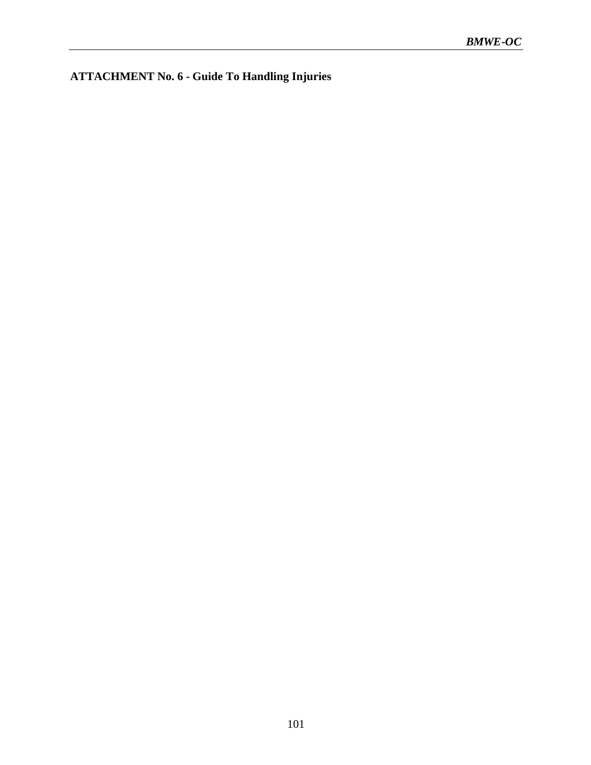**ATTACHMENT No. 6 - Guide To Handling Injuries**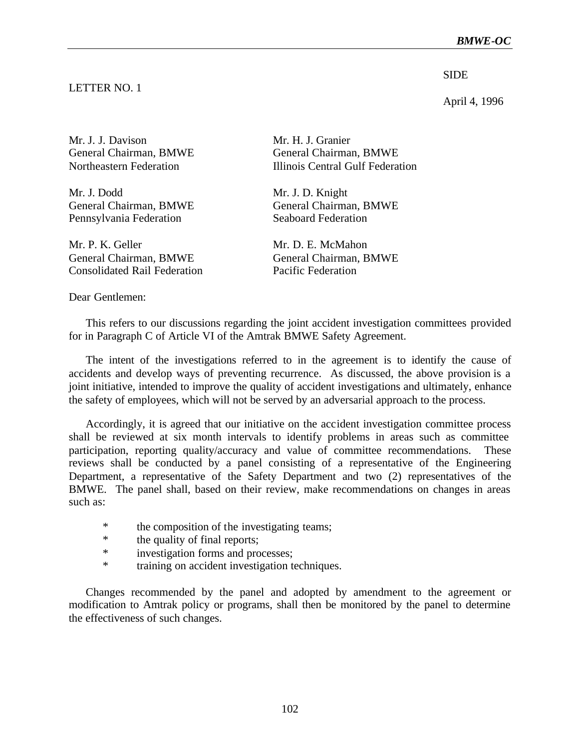SIDE

LETTER NO. 1

April 4, 1996

Mr. J. J. Davison
General Chairman, BMWE
Northeastern Federation

Mr. H. J. Granier
General Chairman, BMWE
Illinois Central Gulf Federation

Mr. J. Dodd
General Chairman, BMWE
Pennsylvania Federation

Mr. J. D. Knight
General Chairman, BMWE
Seaboard Federation

Mr. P. K. Geller
General Chairman, BMWE
Consolidated Rail Federation

Mr. D. E. McMahon
General Chairman, BMWE
Pacific Federation

Dear Gentlemen:

This refers to our discussions regarding the joint accident investigation committees provided for in Paragraph C of Article VI of the Amtrak BMWE Safety Agreement.

The intent of the investigations referred to in the agreement is to identify the cause of accidents and develop ways of preventing recurrence. As discussed, the above provision is a joint initiative, intended to improve the quality of accident investigations and ultimately, enhance the safety of employees, which will not be served by an adversarial approach to the process.

Accordingly, it is agreed that our initiative on the accident investigation committee process shall be reviewed at six month intervals to identify problems in areas such as committee participation, reporting quality/accuracy and value of committee recommendations. These reviews shall be conducted by a panel consisting of a representative of the Engineering Department, a representative of the Safety Department and two (2) representatives of the BMWE. The panel shall, based on their review, make recommendations on changes in areas such as:

- the composition of the investigating teams;
- the quality of final reports;
- investigation forms and processes;
- training on accident investigation techniques.

Changes recommended by the panel and adopted by amendment to the agreement or modification to Amtrak policy or programs, shall then be monitored by the panel to determine the effectiveness of such changes.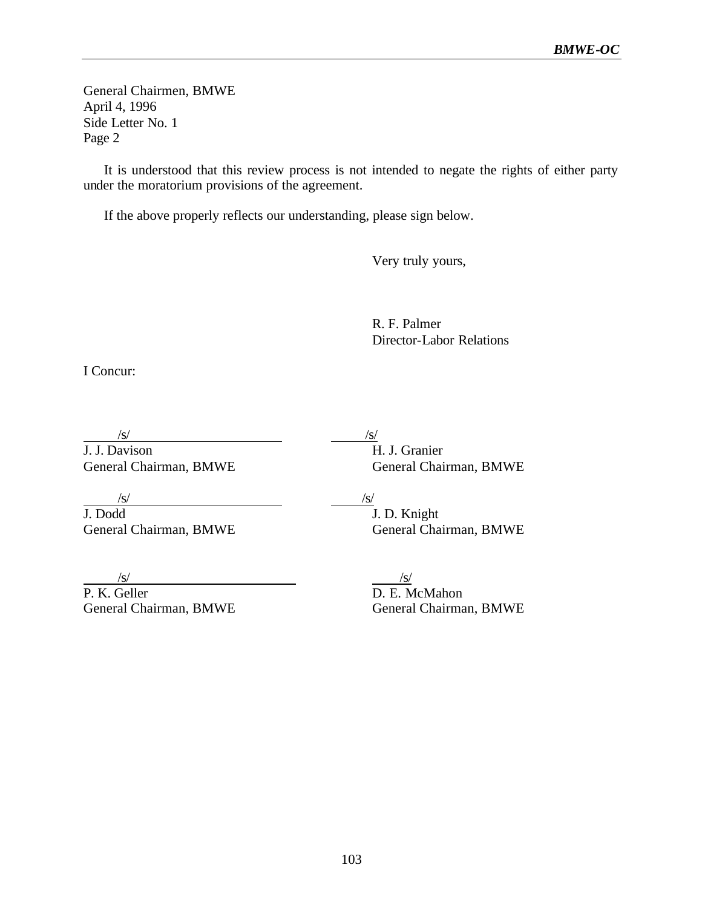General Chairmen, BMWE
April 4, 1996
Side Letter No. 1
Page 2

It is understood that this review process is not intended to negate the rights of either party under the moratorium provisions of the agreement.

If the above properly reflects our understanding, please sign below.

Very truly yours,

R. F. Palmer
Director-Labor Relations

I Concur:

/s/
J. J. Davison
General Chairman, BMWE

/s/
H. J. Granier
General Chairman, BMWE

/s/
J. Dodd
General Chairman, BMWE

/s/
J. D. Knight
General Chairman, BMWE

/s/
P. K. Geller
General Chairman, BMWE

/s/
D. E. McMahon
General Chairman, BMWE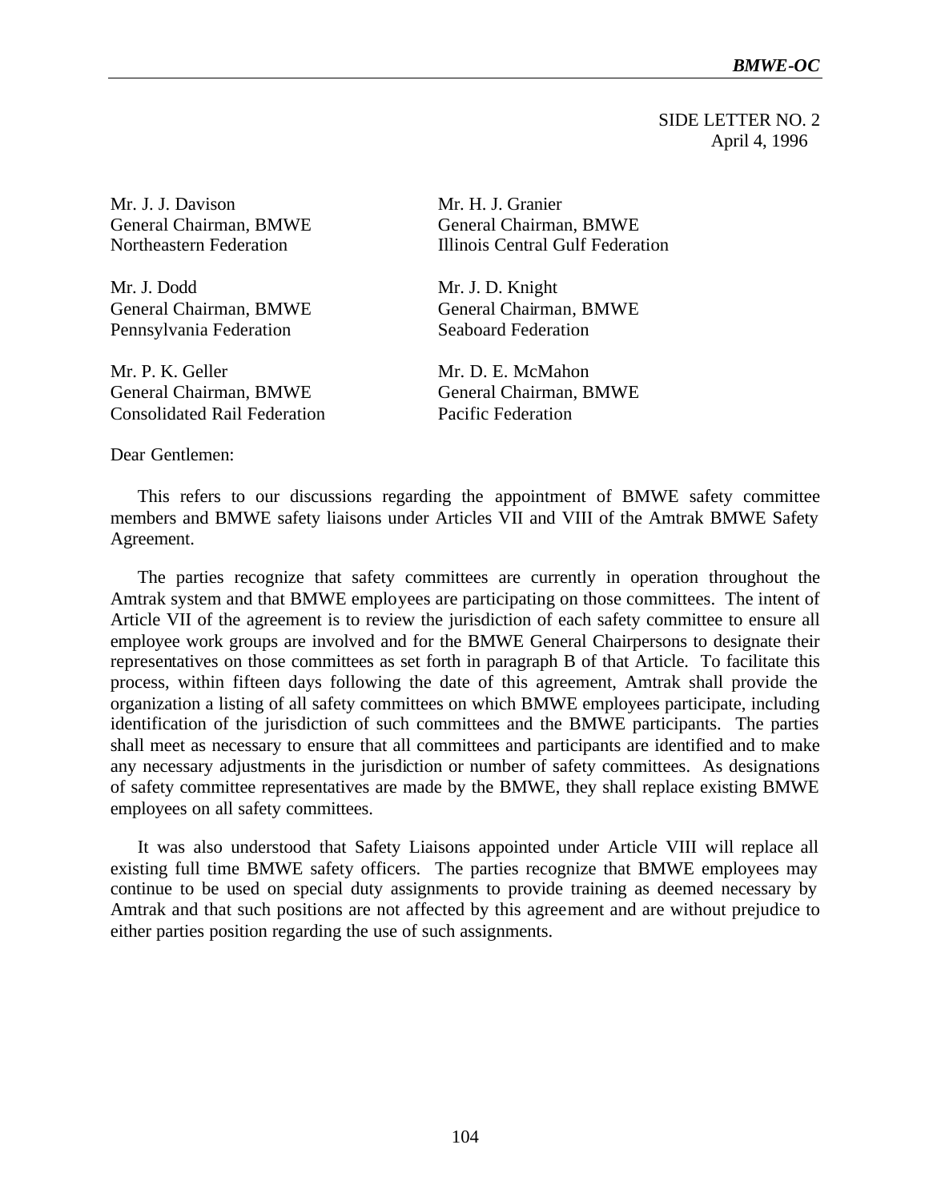SIDE LETTER NO. 2
April 4, 1996

Mr. J. J. Davison
General Chairman, BMWE
Northeastern Federation

Mr. H. J. Granier
General Chairman, BMWE
Illinois Central Gulf Federation

Mr. J. Dodd
General Chairman, BMWE
Pennsylvania Federation

Mr. J. D. Knight
General Chairman, BMWE
Seaboard Federation

Mr. P. K. Geller
General Chairman, BMWE
Consolidated Rail Federation

Mr. D. E. McMahon
General Chairman, BMWE
Pacific Federation

Dear Gentlemen:

This refers to our discussions regarding the appointment of BMWE safety committee members and BMWE safety liaisons under Articles VII and VIII of the Amtrak BMWE Safety Agreement.

The parties recognize that safety committees are currently in operation throughout the Amtrak system and that BMWE employees are participating on those committees. The intent of Article VII of the agreement is to review the jurisdiction of each safety committee to ensure all employee work groups are involved and for the BMWE General Chairpersons to designate their representatives on those committees as set forth in paragraph B of that Article. To facilitate this process, within fifteen days following the date of this agreement, Amtrak shall provide the organization a listing of all safety committees on which BMWE employees participate, including identification of the jurisdiction of such committees and the BMWE participants. The parties shall meet as necessary to ensure that all committees and participants are identified and to make any necessary adjustments in the jurisdiction or number of safety committees. As designations of safety committee representatives are made by the BMWE, they shall replace existing BMWE employees on all safety committees.

It was also understood that Safety Liaisons appointed under Article VIII will replace all existing full time BMWE safety officers. The parties recognize that BMWE employees may continue to be used on special duty assignments to provide training as deemed necessary by Amtrak and that such positions are not affected by this agreement and are without prejudice to either parties position regarding the use of such assignments.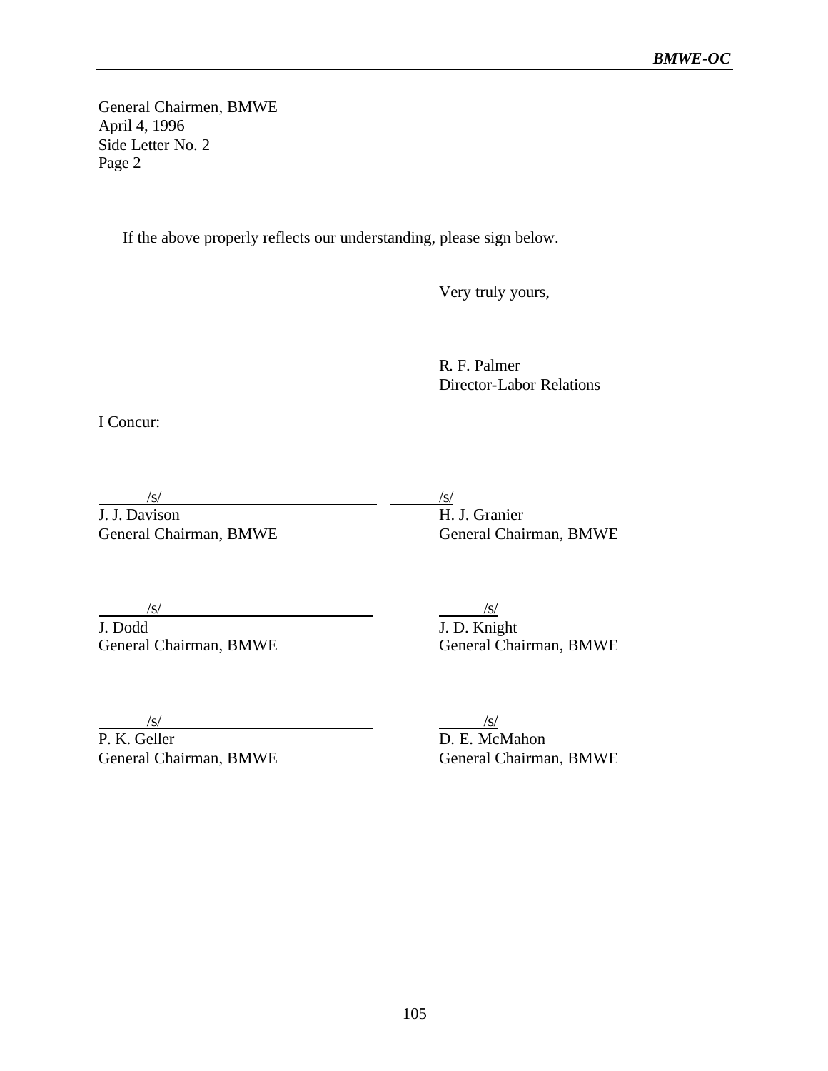General Chairmen, BMWE
April 4, 1996
Side Letter No. 2
Page 2

If the above properly reflects our understanding, please sign below.

Very truly yours,

R. F. Palmer
Director-Labor Relations

I Concur:

| | |
|---|---|
| /s/ | /s/ |
| J. J. Davison | H. J. Granier |
| General Chairman, BMWE | General Chairman, BMWE |
| /s/ | /s/ |
| J. Dodd | J. D. Knight |
| General Chairman, BMWE | General Chairman, BMWE |
| /s/ | /s/ |
| P. K. Geller | D. E. McMahon |
| General Chairman, BMWE | General Chairman, BMWE |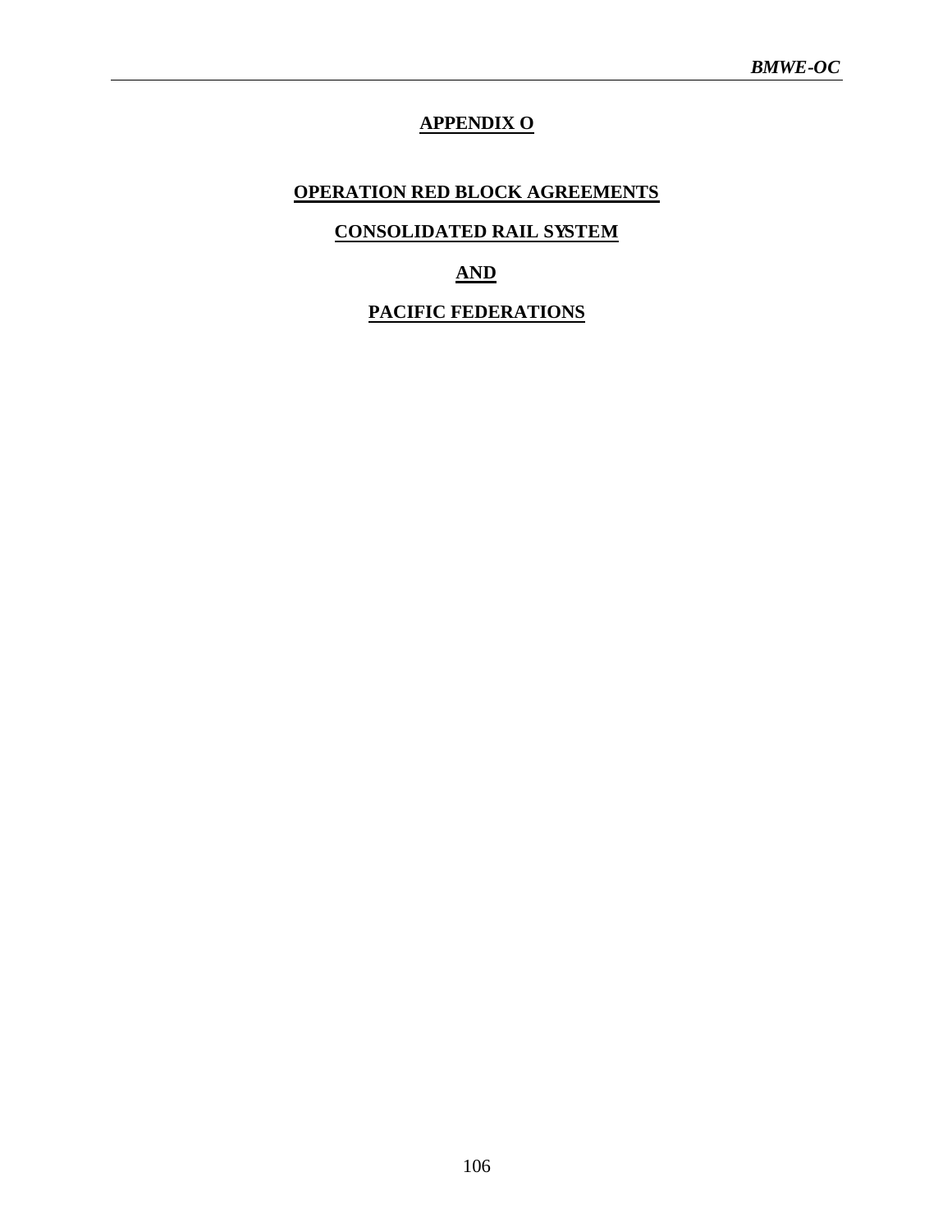# APPENDIX O

## OPERATION RED BLOCK AGREEMENTS

## CONSOLIDATED RAIL SYSTEM

## AND

## PACIFIC FEDERATIONS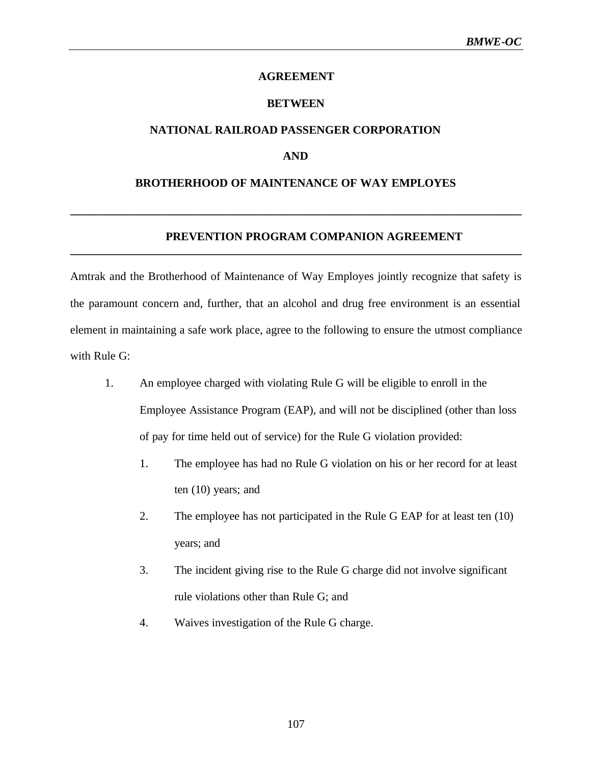**AGREEMENT**

**BETWEEN**

**NATIONAL RAILROAD PASSENGER CORPORATION**

**AND**

**BROTHERHOOD OF MAINTENANCE OF WAY EMPLOYES**

---

## PREVENTION PROGRAM COMPANION AGREEMENT

---

Amtrak and the Brotherhood of Maintenance of Way Employes jointly recognize that safety is the paramount concern and, further, that an alcohol and drug free environment is an essential element in maintaining a safe work place, agree to the following to ensure the utmost compliance with Rule G:

1. An employee charged with violating Rule G will be eligible to enroll in the Employee Assistance Program (EAP), and will not be disciplined (other than loss of pay for time held out of service) for the Rule G violation provided:

    1. The employee has had no Rule G violation on his or her record for at least ten (10) years; and

    2. The employee has not participated in the Rule G EAP for at least ten (10) years; and

    3. The incident giving rise to the Rule G charge did not involve significant rule violations other than Rule G; and

    4. Waives investigation of the Rule G charge.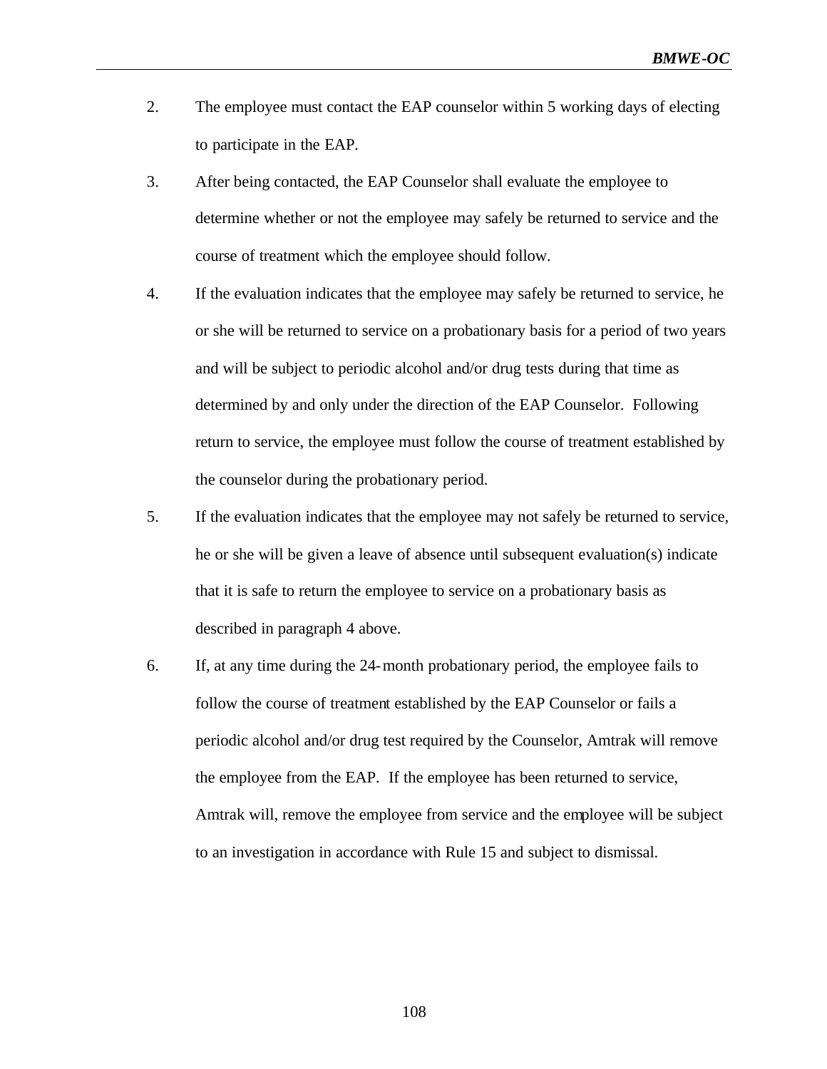2. The employee must contact the EAP counselor within 5 working days of electing to participate in the EAP.

3. After being contacted, the EAP Counselor shall evaluate the employee to determine whether or not the employee may safely be returned to service and the course of treatment which the employee should follow.

4. If the evaluation indicates that the employee may safely be returned to service, he or she will be returned to service on a probationary basis for a period of two years and will be subject to periodic alcohol and/or drug tests during that time as determined by and only under the direction of the EAP Counselor. Following return to service, the employee must follow the course of treatment established by the counselor during the probationary period.

5. If the evaluation indicates that the employee may not safely be returned to service, he or she will be given a leave of absence until subsequent evaluation(s) indicate that it is safe to return the employee to service on a probationary basis as described in paragraph 4 above.

6. If, at any time during the 24-month probationary period, the employee fails to follow the course of treatment established by the EAP Counselor or fails a periodic alcohol and/or drug test required by the Counselor, Amtrak will remove the employee from the EAP. If the employee has been returned to service, Amtrak will, remove the employee from service and the employee will be subject to an investigation in accordance with Rule 15 and subject to dismissal.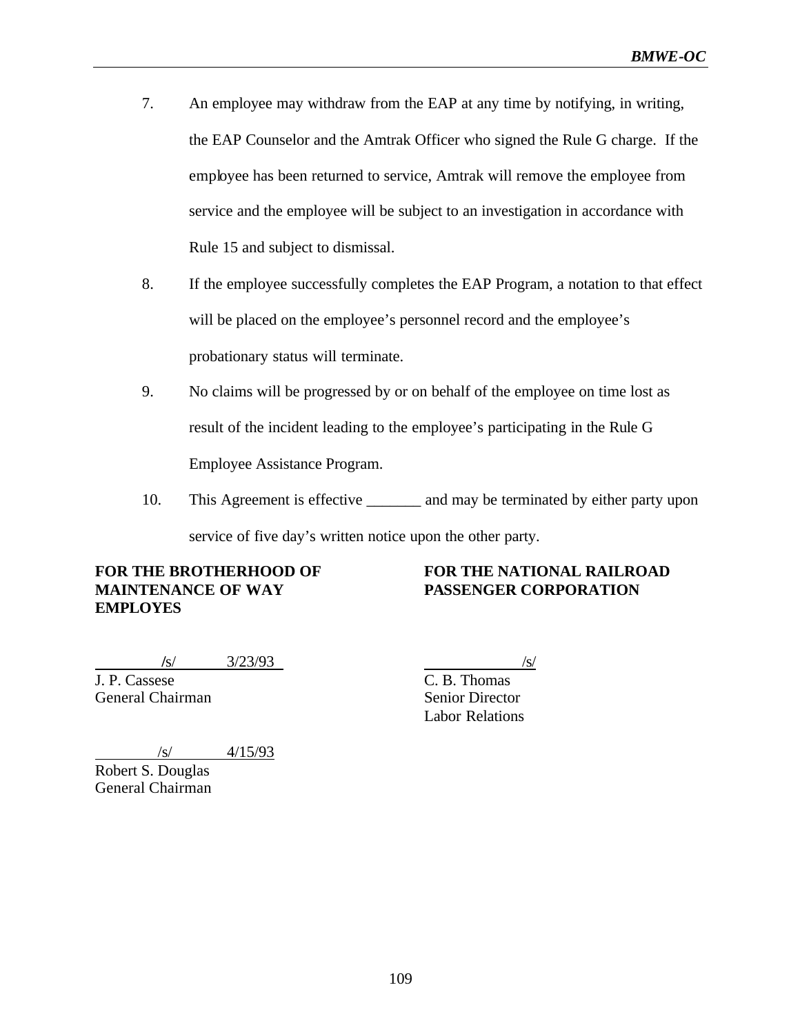7. An employee may withdraw from the EAP at any time by notifying, in writing, the EAP Counselor and the Amtrak Officer who signed the Rule G charge. If the employee has been returned to service, Amtrak will remove the employee from service and the employee will be subject to an investigation in accordance with Rule 15 and subject to dismissal.

8. If the employee successfully completes the EAP Program, a notation to that effect will be placed on the employee's personnel record and the employee's probationary status will terminate.

9. No claims will be progressed by or on behalf of the employee on time lost as result of the incident leading to the employee's participating in the Rule G Employee Assistance Program.

10. This Agreement is effective _______ and may be terminated by either party upon service of five day's written notice upon the other party.

**FOR THE BROTHERHOOD OF MAINTENANCE OF WAY EMPLOYES**

/s/ 3/23/93
J. P. Cassese
General Chairman

/s/ 4/15/93
Robert S. Douglas
General Chairman

**FOR THE NATIONAL RAILROAD PASSENGER CORPORATION**

/s/
C. B. Thomas
Senior Director
Labor Relations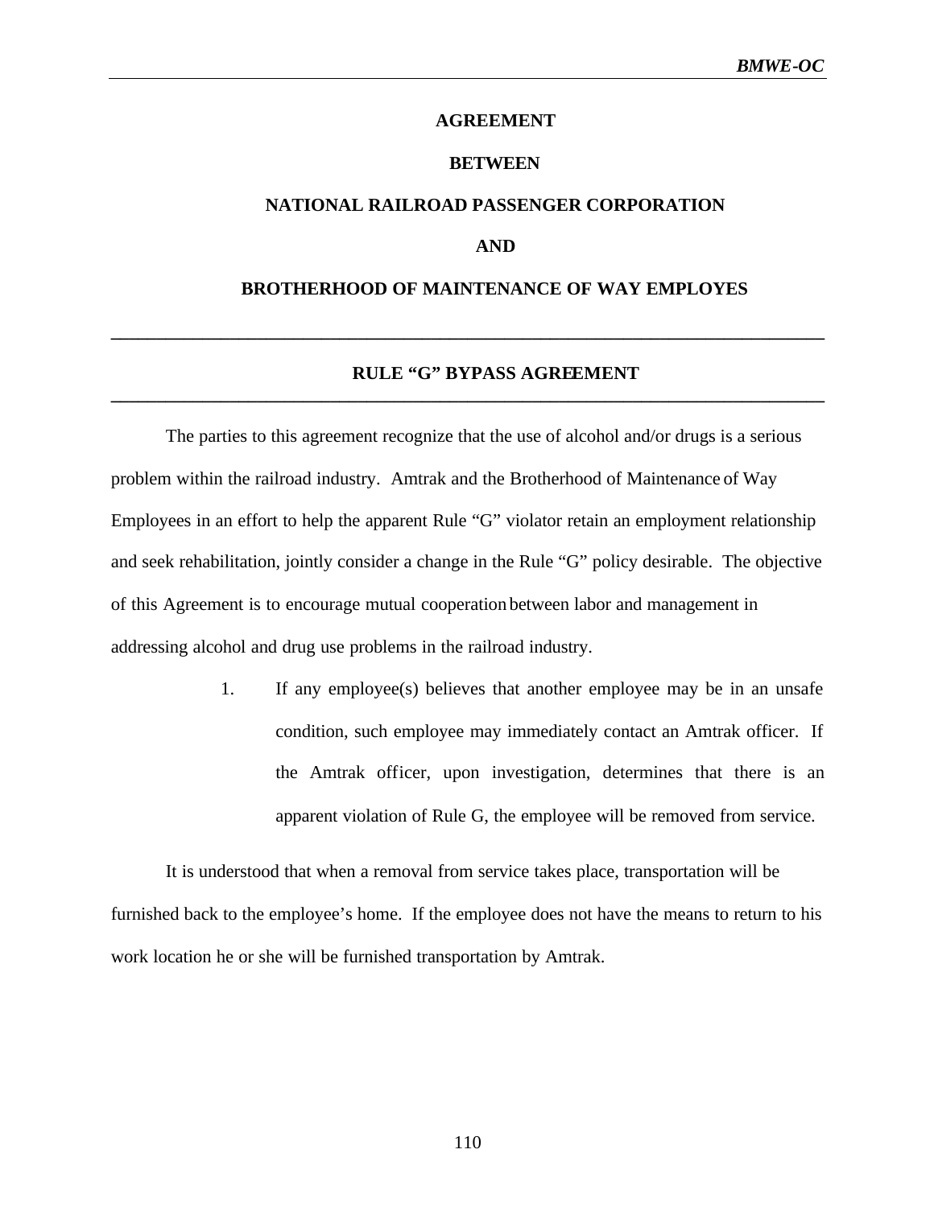**AGREEMENT**

**BETWEEN**

**NATIONAL RAILROAD PASSENGER CORPORATION**

**AND**

**BROTHERHOOD OF MAINTENANCE OF WAY EMPLOYES**

---

## RULE "G" BYPASS AGREEMENT

---

The parties to this agreement recognize that the use of alcohol and/or drugs is a serious problem within the railroad industry. Amtrak and the Brotherhood of Maintenance of Way Employees in an effort to help the apparent Rule "G" violator retain an employment relationship and seek rehabilitation, jointly consider a change in the Rule "G" policy desirable. The objective of this Agreement is to encourage mutual cooperation between labor and management in addressing alcohol and drug use problems in the railroad industry.

1. If any employee(s) believes that another employee may be in an unsafe condition, such employee may immediately contact an Amtrak officer. If the Amtrak officer, upon investigation, determines that there is an apparent violation of Rule G, the employee will be removed from service.

It is understood that when a removal from service takes place, transportation will be furnished back to the employee's home. If the employee does not have the means to return to his work location he or she will be furnished transportation by Amtrak.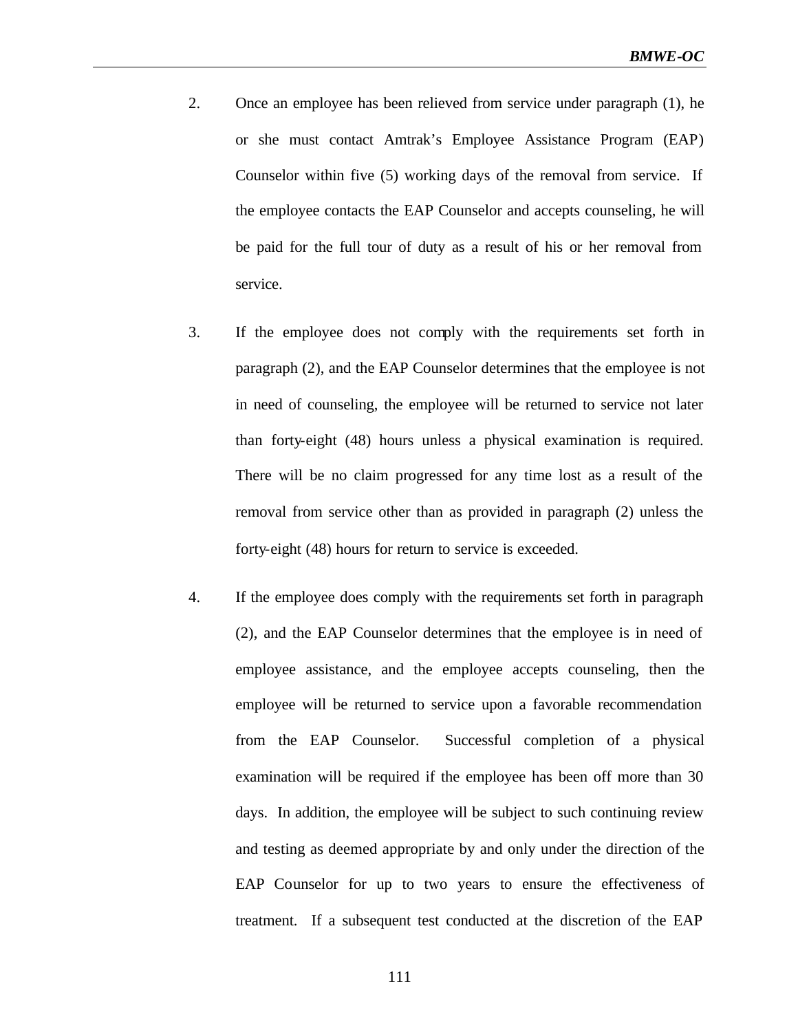2. Once an employee has been relieved from service under paragraph (1), he or she must contact Amtrak's Employee Assistance Program (EAP) Counselor within five (5) working days of the removal from service. If the employee contacts the EAP Counselor and accepts counseling, he will be paid for the full tour of duty as a result of his or her removal from service.

3. If the employee does not comply with the requirements set forth in paragraph (2), and the EAP Counselor determines that the employee is not in need of counseling, the employee will be returned to service not later than forty-eight (48) hours unless a physical examination is required. There will be no claim progressed for any time lost as a result of the removal from service other than as provided in paragraph (2) unless the forty-eight (48) hours for return to service is exceeded.

4. If the employee does comply with the requirements set forth in paragraph (2), and the EAP Counselor determines that the employee is in need of employee assistance, and the employee accepts counseling, then the employee will be returned to service upon a favorable recommendation from the EAP Counselor. Successful completion of a physical examination will be required if the employee has been off more than 30 days. In addition, the employee will be subject to such continuing review and testing as deemed appropriate by and only under the direction of the EAP Counselor for up to two years to ensure the effectiveness of treatment. If a subsequent test conducted at the discretion of the EAP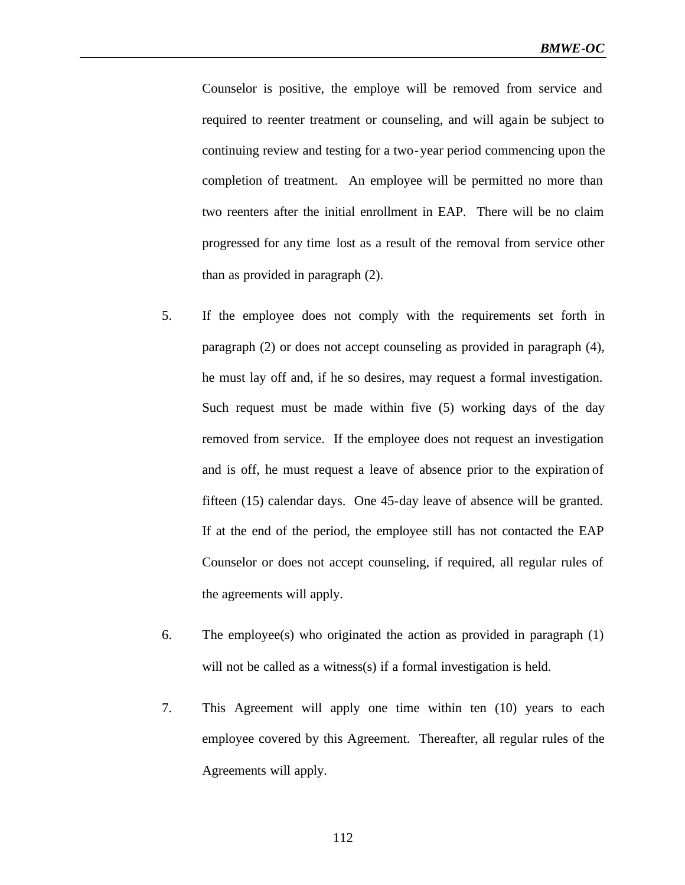Counselor is positive, the employe will be removed from service and required to reenter treatment or counseling, and will again be subject to continuing review and testing for a two-year period commencing upon the completion of treatment. An employee will be permitted no more than two reenters after the initial enrollment in EAP. There will be no claim progressed for any time lost as a result of the removal from service other than as provided in paragraph (2).

5. If the employee does not comply with the requirements set forth in paragraph (2) or does not accept counseling as provided in paragraph (4), he must lay off and, if he so desires, may request a formal investigation. Such request must be made within five (5) working days of the day removed from service. If the employee does not request an investigation and is off, he must request a leave of absence prior to the expiration of fifteen (15) calendar days. One 45-day leave of absence will be granted. If at the end of the period, the employee still has not contacted the EAP Counselor or does not accept counseling, if required, all regular rules of the agreements will apply.

6. The employee(s) who originated the action as provided in paragraph (1) will not be called as a witness(s) if a formal investigation is held.

7. This Agreement will apply one time within ten (10) years to each employee covered by this Agreement. Thereafter, all regular rules of the Agreements will apply.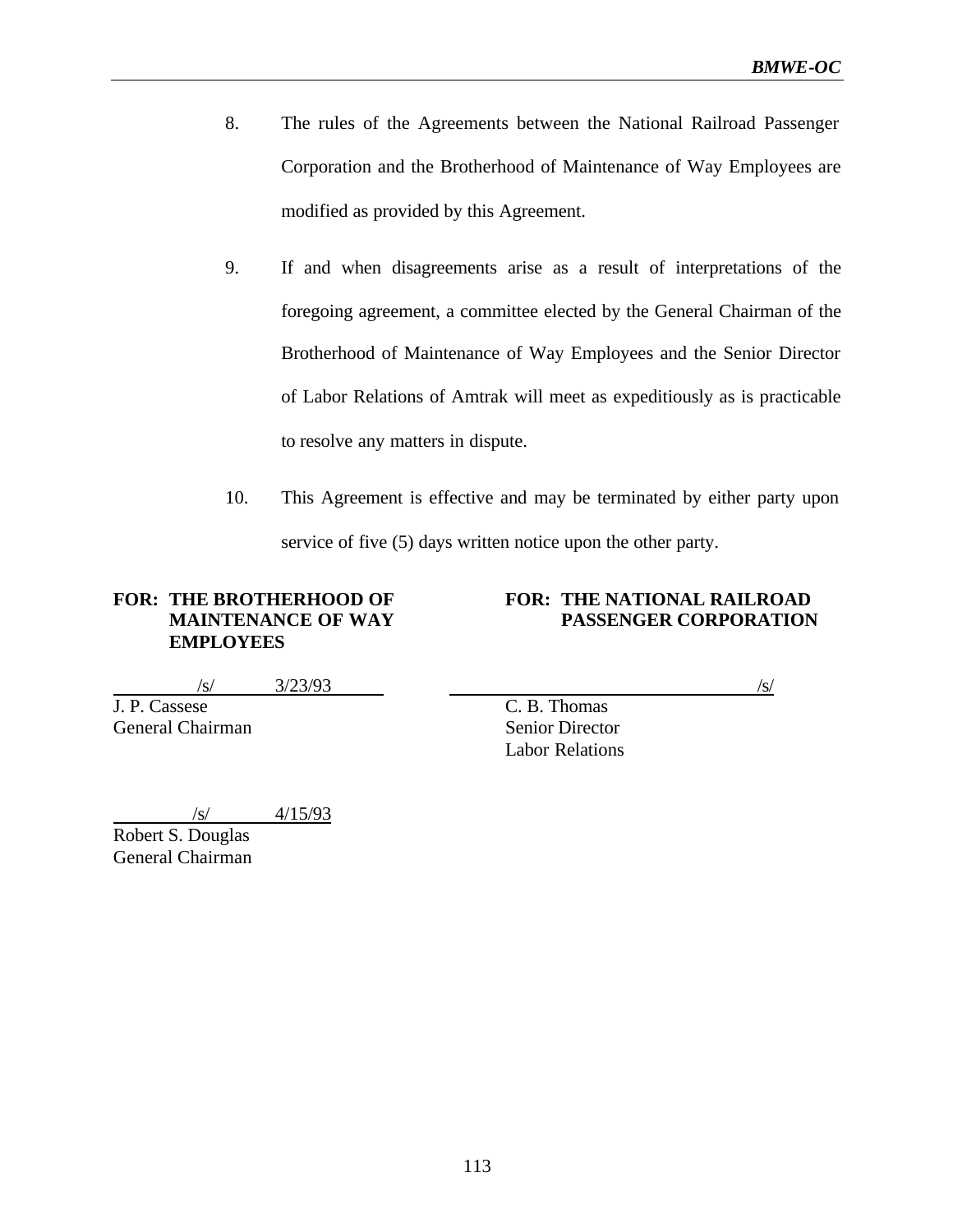8. The rules of the Agreements between the National Railroad Passenger Corporation and the Brotherhood of Maintenance of Way Employees are modified as provided by this Agreement.

9. If and when disagreements arise as a result of interpretations of the foregoing agreement, a committee elected by the General Chairman of the Brotherhood of Maintenance of Way Employees and the Senior Director of Labor Relations of Amtrak will meet as expeditiously as is practicable to resolve any matters in dispute.

10. This Agreement is effective and may be terminated by either party upon service of five (5) days written notice upon the other party.

**FOR: THE BROTHERHOOD OF MAINTENANCE OF WAY EMPLOYEES**

/s/ 3/23/93
J. P. Cassese
General Chairman

/s/ 4/15/93
Robert S. Douglas
General Chairman

**FOR: THE NATIONAL RAILROAD PASSENGER CORPORATION**

/s/
C. B. Thomas
Senior Director
Labor Relations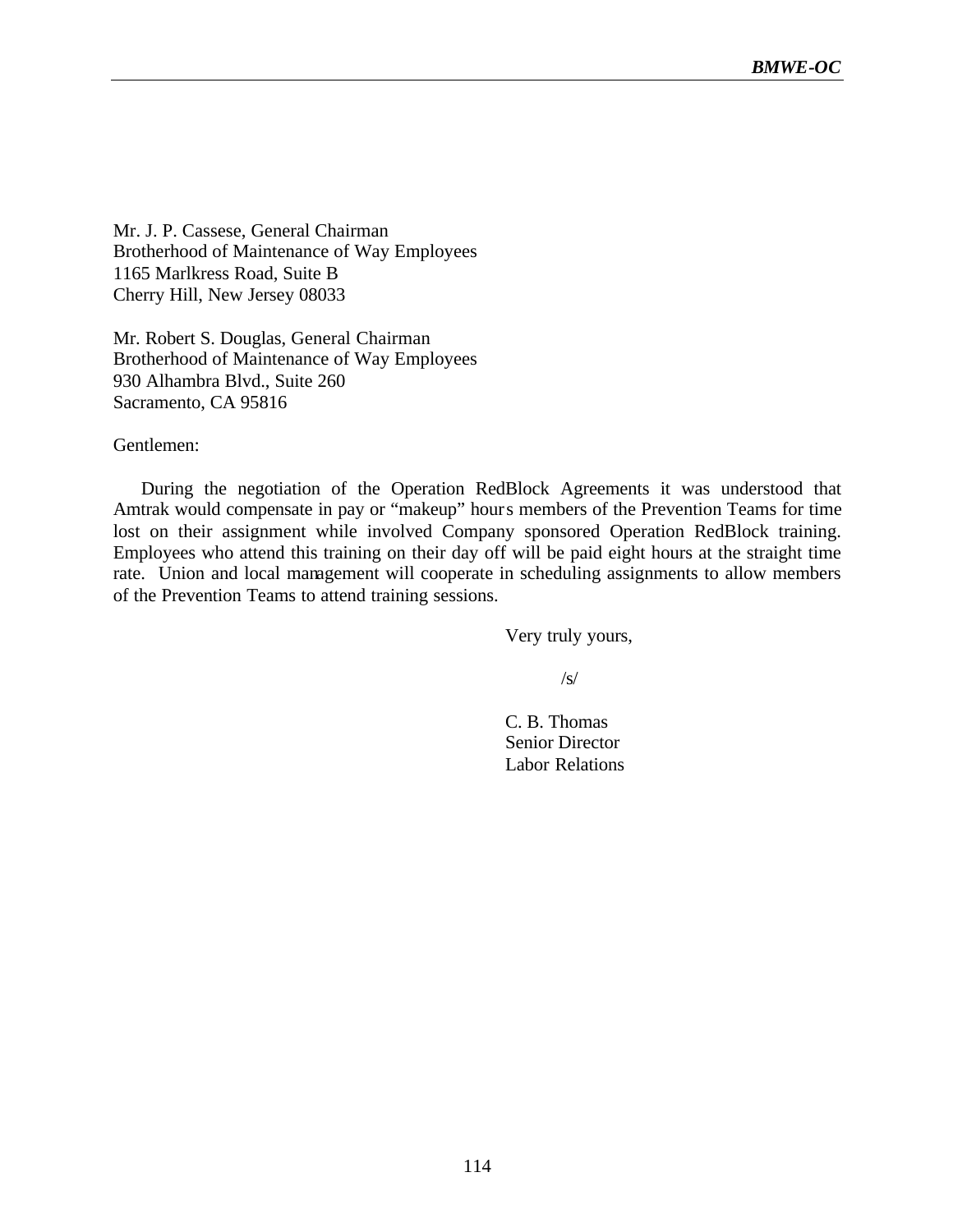Mr. J. P. Cassese, General Chairman
Brotherhood of Maintenance of Way Employees
1165 Marlkress Road, Suite B
Cherry Hill, New Jersey 08033

Mr. Robert S. Douglas, General Chairman
Brotherhood of Maintenance of Way Employees
930 Alhambra Blvd., Suite 260
Sacramento, CA 95816

Gentlemen:

During the negotiation of the Operation RedBlock Agreements it was understood that Amtrak would compensate in pay or "makeup" hours members of the Prevention Teams for time lost on their assignment while involved Company sponsored Operation RedBlock training. Employees who attend this training on their day off will be paid eight hours at the straight time rate. Union and local management will cooperate in scheduling assignments to allow members of the Prevention Teams to attend training sessions.

Very truly yours,

/s/

C. B. Thomas
Senior Director
Labor Relations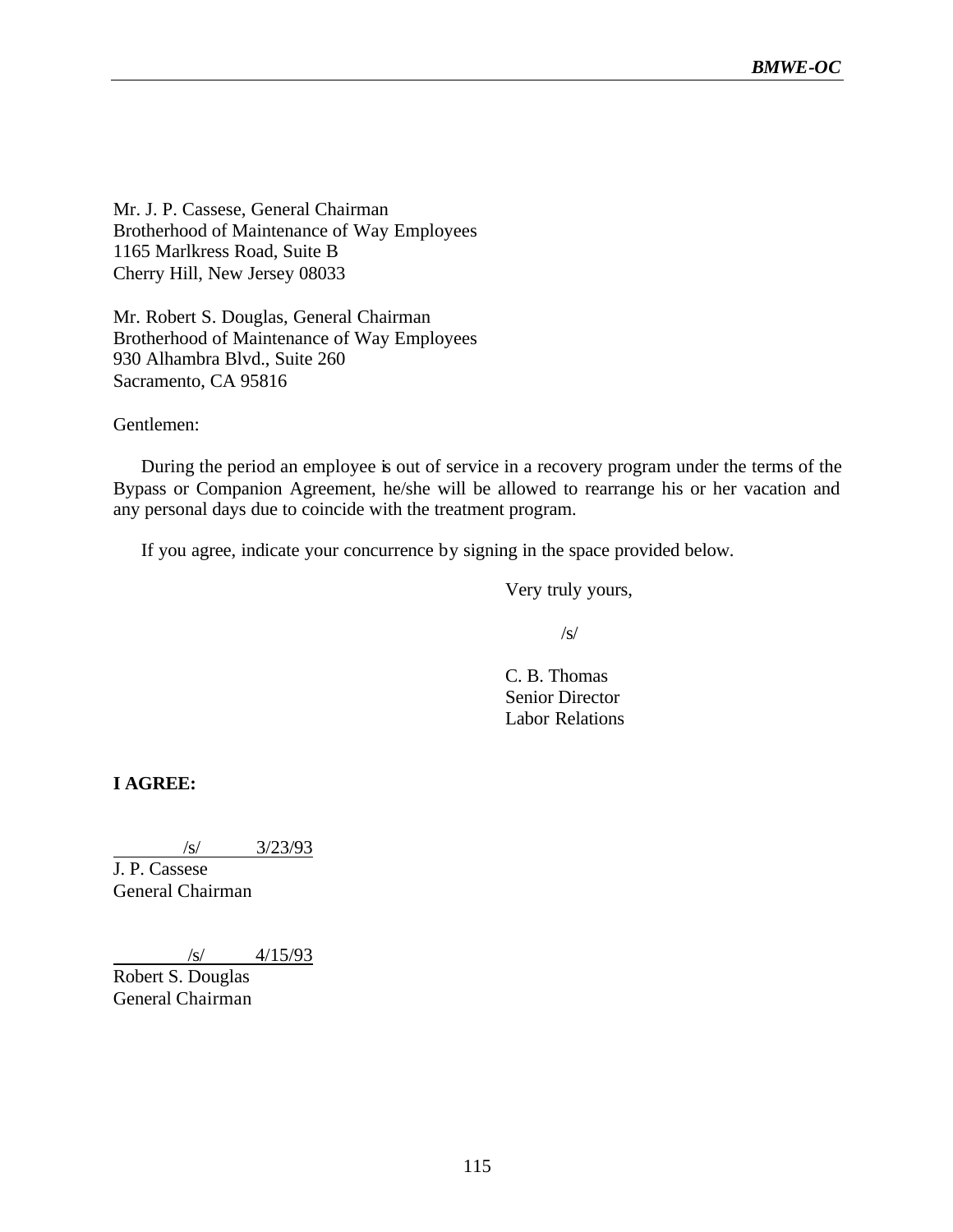Mr. J. P. Cassese, General Chairman
Brotherhood of Maintenance of Way Employees
1165 Marlkress Road, Suite B
Cherry Hill, New Jersey 08033

Mr. Robert S. Douglas, General Chairman
Brotherhood of Maintenance of Way Employees
930 Alhambra Blvd., Suite 260
Sacramento, CA 95816

Gentlemen:

During the period an employee is out of service in a recovery program under the terms of the Bypass or Companion Agreement, he/she will be allowed to rearrange his or her vacation and any personal days due to coincide with the treatment program.

If you agree, indicate your concurrence by signing in the space provided below.

Very truly yours,

/s/

C. B. Thomas
Senior Director
Labor Relations

**I AGREE:**

/s/ 3/23/93
J. P. Cassese
General Chairman

/s/ 4/15/93
Robert S. Douglas
General Chairman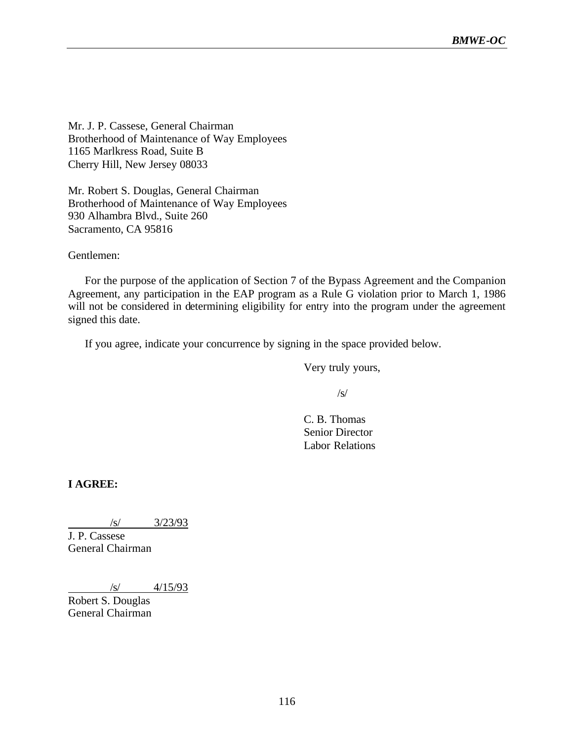Mr. J. P. Cassese, General Chairman
Brotherhood of Maintenance of Way Employees
1165 Marlkress Road, Suite B
Cherry Hill, New Jersey 08033

Mr. Robert S. Douglas, General Chairman
Brotherhood of Maintenance of Way Employees
930 Alhambra Blvd., Suite 260
Sacramento, CA 95816

Gentlemen:

For the purpose of the application of Section 7 of the Bypass Agreement and the Companion Agreement, any participation in the EAP program as a Rule G violation prior to March 1, 1986 will not be considered in determining eligibility for entry into the program under the agreement signed this date.

If you agree, indicate your concurrence by signing in the space provided below.

Very truly yours,

/s/

C. B. Thomas
Senior Director
Labor Relations

**I AGREE:**

/s/ 3/23/93
J. P. Cassese
General Chairman

/s/ 4/15/93
Robert S. Douglas
General Chairman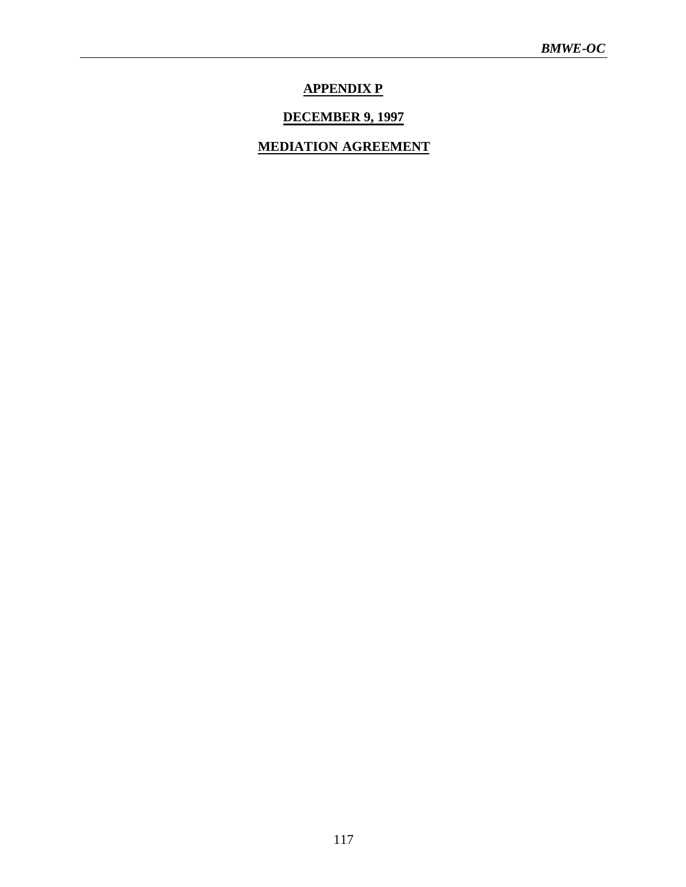# APPENDIX P

## DECEMBER 9, 1997

## MEDIATION AGREEMENT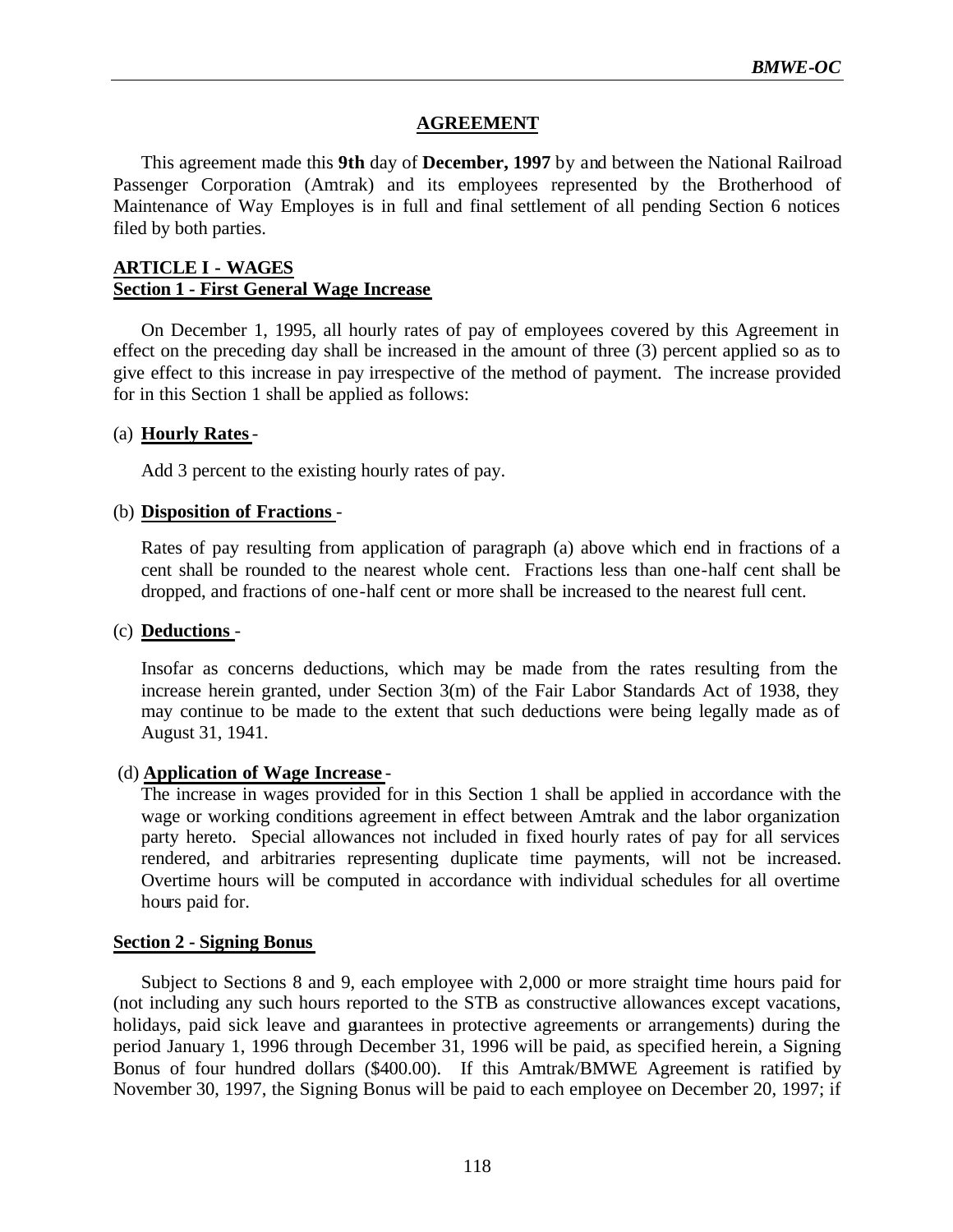## AGREEMENT

This agreement made this **9th** day of **December, 1997** by and between the National Railroad Passenger Corporation (Amtrak) and its employees represented by the Brotherhood of Maintenance of Way Employes is in full and final settlement of all pending Section 6 notices filed by both parties.

### ARTICLE I - WAGES

### Section 1 - First General Wage Increase

On December 1, 1995, all hourly rates of pay of employees covered by this Agreement in effect on the preceding day shall be increased in the amount of three (3) percent applied so as to give effect to this increase in pay irrespective of the method of payment. The increase provided for in this Section 1 shall be applied as follows:

(a) **Hourly Rates** -

Add 3 percent to the existing hourly rates of pay.

(b) **Disposition of Fractions** -

Rates of pay resulting from application of paragraph (a) above which end in fractions of a cent shall be rounded to the nearest whole cent. Fractions less than one-half cent shall be dropped, and fractions of one-half cent or more shall be increased to the nearest full cent.

(c) **Deductions** -

Insofar as concerns deductions, which may be made from the rates resulting from the increase herein granted, under Section 3(m) of the Fair Labor Standards Act of 1938, they may continue to be made to the extent that such deductions were being legally made as of August 31, 1941.

(d) **Application of Wage Increase** -

The increase in wages provided for in this Section 1 shall be applied in accordance with the wage or working conditions agreement in effect between Amtrak and the labor organization party hereto. Special allowances not included in fixed hourly rates of pay for all services rendered, and arbitraries representing duplicate time payments, will not be increased. Overtime hours will be computed in accordance with individual schedules for all overtime hours paid for.

### Section 2 - Signing Bonus

Subject to Sections 8 and 9, each employee with 2,000 or more straight time hours paid for (not including any such hours reported to the STB as constructive allowances except vacations, holidays, paid sick leave and guarantees in protective agreements or arrangements) during the period January 1, 1996 through December 31, 1996 will be paid, as specified herein, a Signing Bonus of four hundred dollars ($400.00). If this Amtrak/BMWE Agreement is ratified by November 30, 1997, the Signing Bonus will be paid to each employee on December 20, 1997; if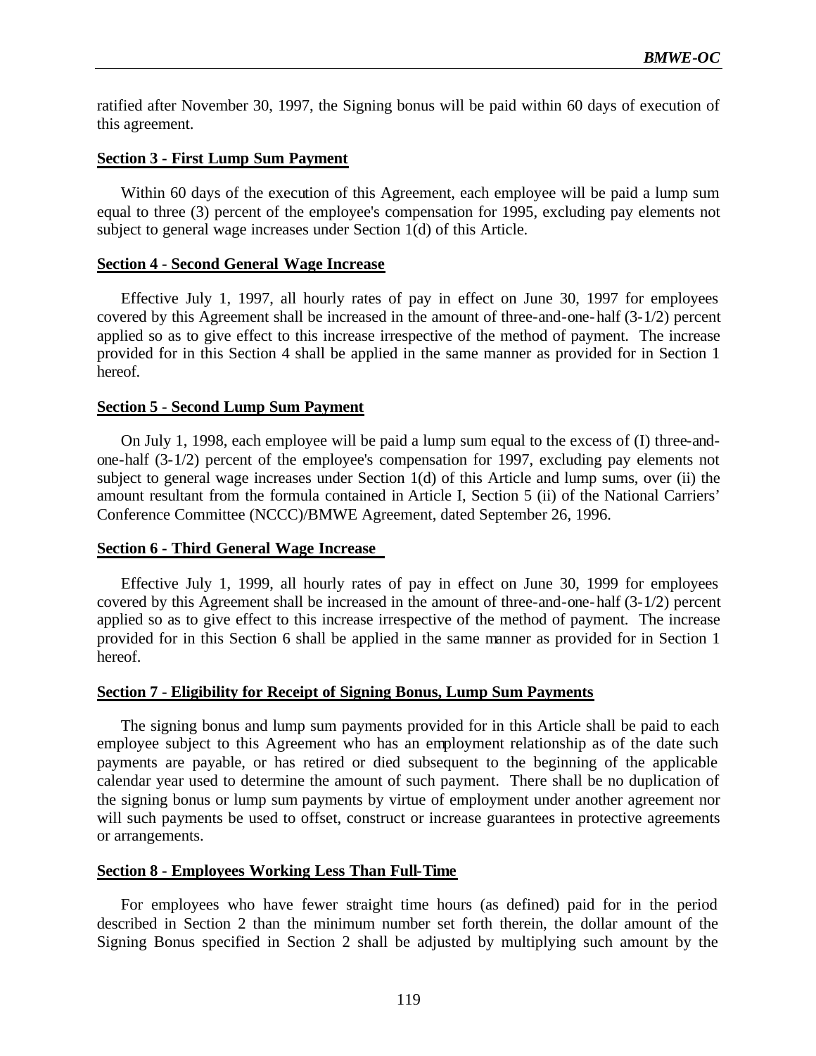ratified after November 30, 1997, the Signing bonus will be paid within 60 days of execution of this agreement.

**Section 3 - First Lump Sum Payment**

Within 60 days of the execution of this Agreement, each employee will be paid a lump sum equal to three (3) percent of the employee's compensation for 1995, excluding pay elements not subject to general wage increases under Section 1(d) of this Article.

**Section 4 - Second General Wage Increase**

Effective July 1, 1997, all hourly rates of pay in effect on June 30, 1997 for employees covered by this Agreement shall be increased in the amount of three-and-one-half (3-1/2) percent applied so as to give effect to this increase irrespective of the method of payment. The increase provided for in this Section 4 shall be applied in the same manner as provided for in Section 1 hereof.

**Section 5 - Second Lump Sum Payment**

On July 1, 1998, each employee will be paid a lump sum equal to the excess of (I) three-and-one-half (3-1/2) percent of the employee's compensation for 1997, excluding pay elements not subject to general wage increases under Section 1(d) of this Article and lump sums, over (ii) the amount resultant from the formula contained in Article I, Section 5 (ii) of the National Carriers' Conference Committee (NCCC)/BMWE Agreement, dated September 26, 1996.

**Section 6 - Third General Wage Increase**

Effective July 1, 1999, all hourly rates of pay in effect on June 30, 1999 for employees covered by this Agreement shall be increased in the amount of three-and-one-half (3-1/2) percent applied so as to give effect to this increase irrespective of the method of payment. The increase provided for in this Section 6 shall be applied in the same manner as provided for in Section 1 hereof.

**Section 7 - Eligibility for Receipt of Signing Bonus, Lump Sum Payments**

The signing bonus and lump sum payments provided for in this Article shall be paid to each employee subject to this Agreement who has an employment relationship as of the date such payments are payable, or has retired or died subsequent to the beginning of the applicable calendar year used to determine the amount of such payment. There shall be no duplication of the signing bonus or lump sum payments by virtue of employment under another agreement nor will such payments be used to offset, construct or increase guarantees in protective agreements or arrangements.

**Section 8 - Employees Working Less Than Full-Time**

For employees who have fewer straight time hours (as defined) paid for in the period described in Section 2 than the minimum number set forth therein, the dollar amount of the Signing Bonus specified in Section 2 shall be adjusted by multiplying such amount by the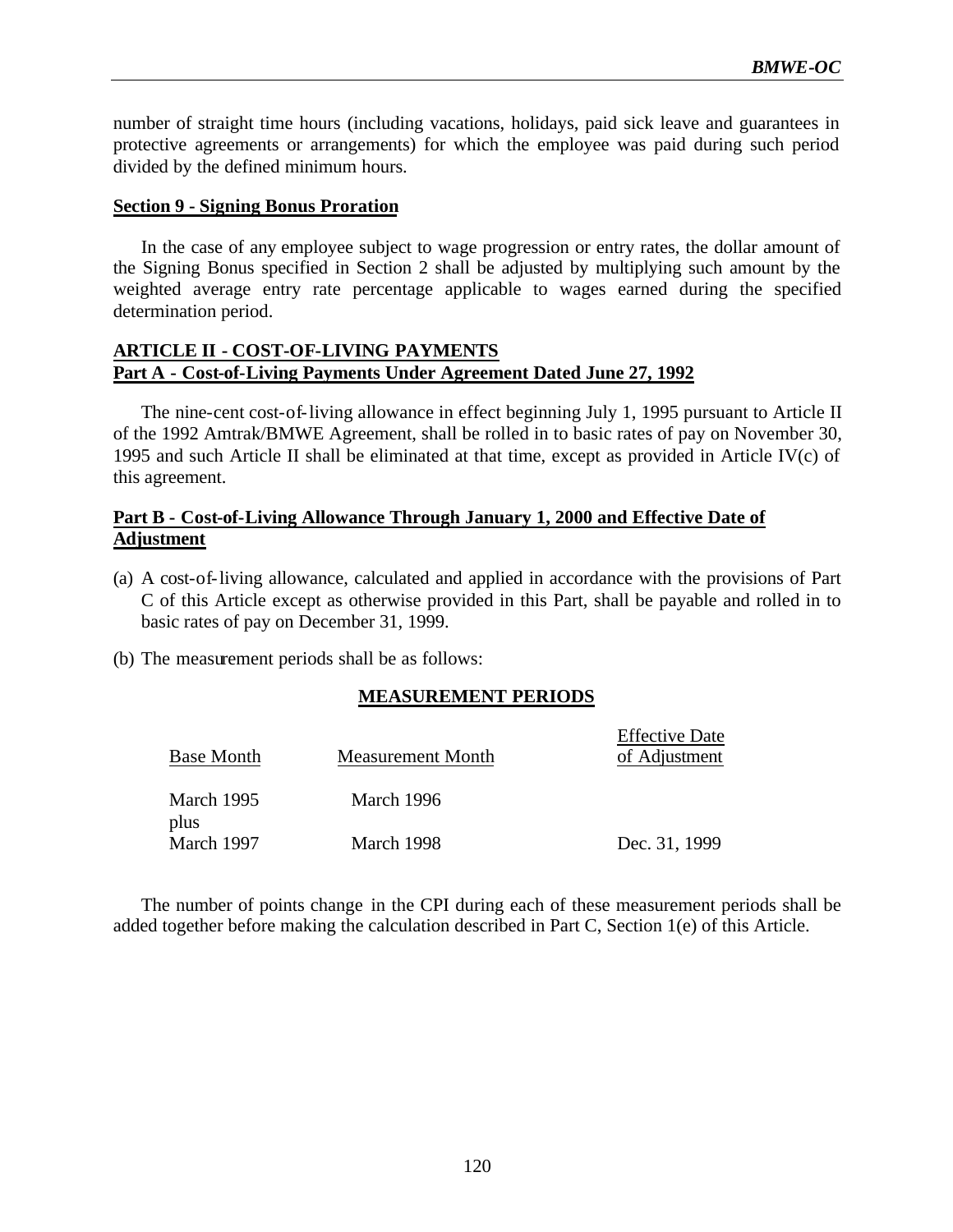number of straight time hours (including vacations, holidays, paid sick leave and guarantees in protective agreements or arrangements) for which the employee was paid during such period divided by the defined minimum hours.

**Section 9 - Signing Bonus Proration**

In the case of any employee subject to wage progression or entry rates, the dollar amount of the Signing Bonus specified in Section 2 shall be adjusted by multiplying such amount by the weighted average entry rate percentage applicable to wages earned during the specified determination period.

**ARTICLE II - COST-OF-LIVING PAYMENTS**
**Part A - Cost-of-Living Payments Under Agreement Dated June 27, 1992**

The nine-cent cost-of-living allowance in effect beginning July 1, 1995 pursuant to Article II of the 1992 Amtrak/BMWE Agreement, shall be rolled in to basic rates of pay on November 30, 1995 and such Article II shall be eliminated at that time, except as provided in Article IV(c) of this agreement.

**Part B - Cost-of-Living Allowance Through January 1, 2000 and Effective Date of Adjustment**

(a) A cost-of-living allowance, calculated and applied in accordance with the provisions of Part C of this Article except as otherwise provided in this Part, shall be payable and rolled in to basic rates of pay on December 31, 1999.

(b) The measurement periods shall be as follows:

**MEASUREMENT PERIODS**

| Base Month | Measurement Month | Effective Date of Adjustment |
|---|---|---|
| March 1995 | March 1996 | |
| plus | | |
| March 1997 | March 1998 | Dec. 31, 1999 |

The number of points change in the CPI during each of these measurement periods shall be added together before making the calculation described in Part C, Section 1(e) of this Article.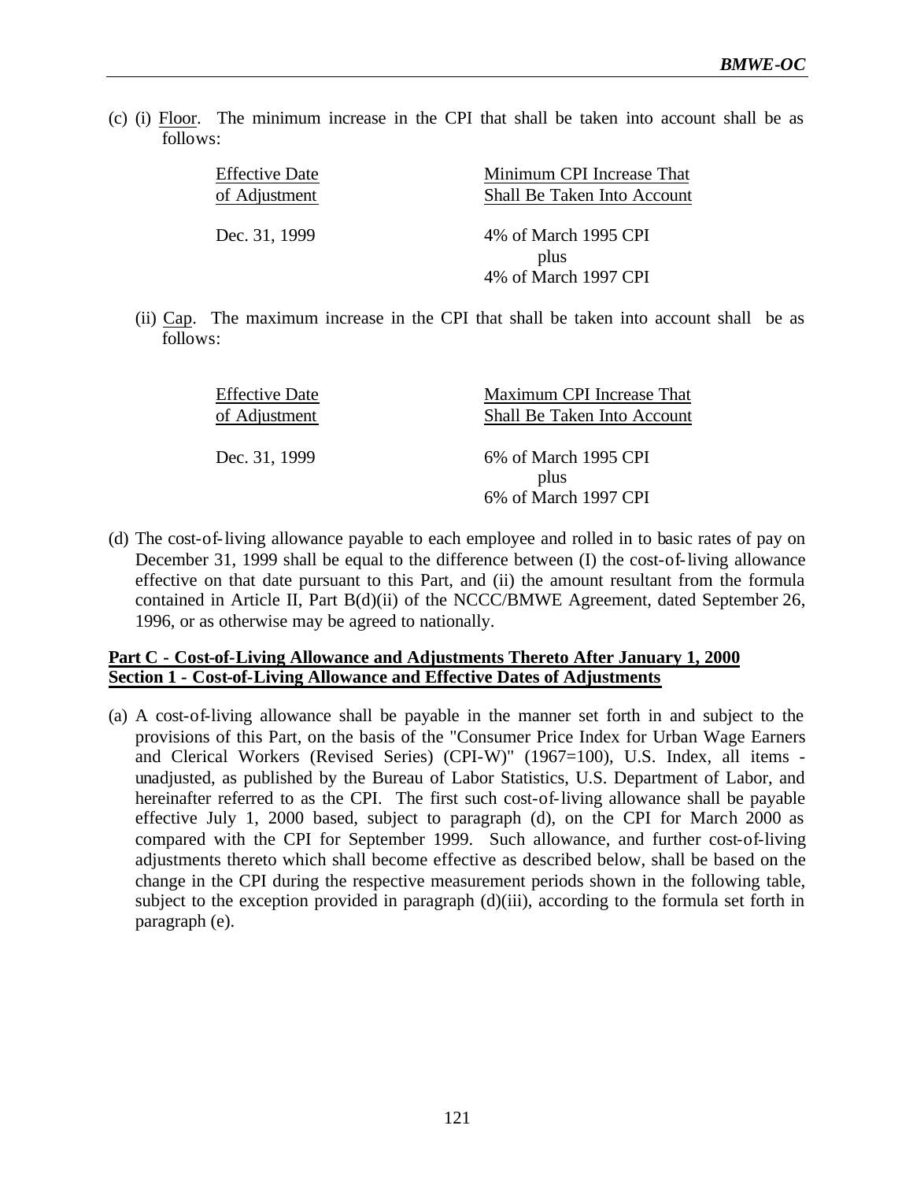(c) (i) Floor. The minimum increase in the CPI that shall be taken into account shall be as follows:

| Effective Date of Adjustment | Minimum CPI Increase That Shall Be Taken Into Account |
|---|---|
| Dec. 31, 1999 | 4% of March 1995 CPI plus 4% of March 1997 CPI |

(ii) Cap. The maximum increase in the CPI that shall be taken into account shall be as follows:

| Effective Date of Adjustment | Maximum CPI Increase That Shall Be Taken Into Account |
|---|---|
| Dec. 31, 1999 | 6% of March 1995 CPI plus 6% of March 1997 CPI |

(d) The cost-of-living allowance payable to each employee and rolled in to basic rates of pay on December 31, 1999 shall be equal to the difference between (I) the cost-of-living allowance effective on that date pursuant to this Part, and (ii) the amount resultant from the formula contained in Article II, Part B(d)(ii) of the NCCC/BMWE Agreement, dated September 26, 1996, or as otherwise may be agreed to nationally.

**Part C - Cost-of-Living Allowance and Adjustments Thereto After January 1, 2000**
**Section 1 - Cost-of-Living Allowance and Effective Dates of Adjustments**

(a) A cost-of-living allowance shall be payable in the manner set forth in and subject to the provisions of this Part, on the basis of the "Consumer Price Index for Urban Wage Earners and Clerical Workers (Revised Series) (CPI-W)" (1967=100), U.S. Index, all items - unadjusted, as published by the Bureau of Labor Statistics, U.S. Department of Labor, and hereinafter referred to as the CPI. The first such cost-of-living allowance shall be payable effective July 1, 2000 based, subject to paragraph (d), on the CPI for March 2000 as compared with the CPI for September 1999. Such allowance, and further cost-of-living adjustments thereto which shall become effective as described below, shall be based on the change in the CPI during the respective measurement periods shown in the following table, subject to the exception provided in paragraph (d)(iii), according to the formula set forth in paragraph (e).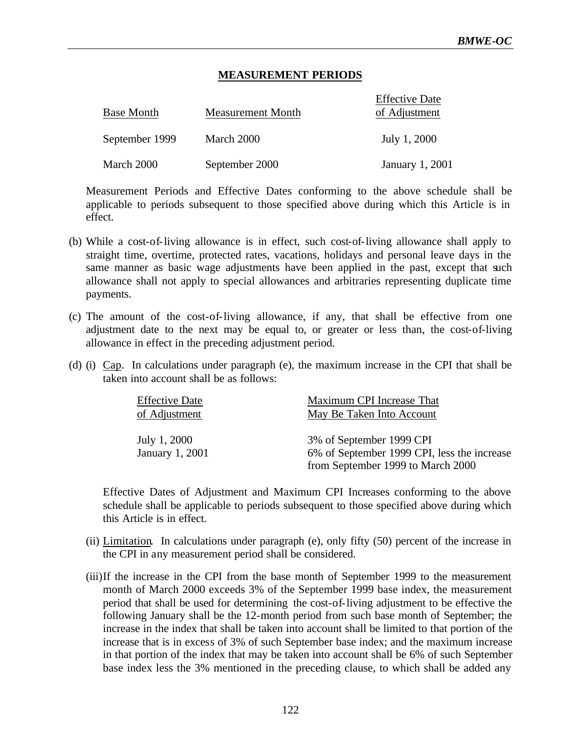## MEASUREMENT PERIODS

| Base Month | Measurement Month | Effective Date of Adjustment |
|---|---|---|
| September 1999 | March 2000 | July 1, 2000 |
| March 2000 | September 2000 | January 1, 2001 |

Measurement Periods and Effective Dates conforming to the above schedule shall be applicable to periods subsequent to those specified above during which this Article is in effect.

(b) While a cost-of-living allowance is in effect, such cost-of-living allowance shall apply to straight time, overtime, protected rates, vacations, holidays and personal leave days in the same manner as basic wage adjustments have been applied in the past, except that such allowance shall not apply to special allowances and arbitraries representing duplicate time payments.

(c) The amount of the cost-of-living allowance, if any, that shall be effective from one adjustment date to the next may be equal to, or greater or less than, the cost-of-living allowance in effect in the preceding adjustment period.

(d) (i) Cap. In calculations under paragraph (e), the maximum increase in the CPI that shall be taken into account shall be as follows:

| Effective Date of Adjustment | Maximum CPI Increase That May Be Taken Into Account |
|---|---|
| July 1, 2000 | 3% of September 1999 CPI |
| January 1, 2001 | 6% of September 1999 CPI, less the increase from September 1999 to March 2000 |

Effective Dates of Adjustment and Maximum CPI Increases conforming to the above schedule shall be applicable to periods subsequent to those specified above during which this Article is in effect.

(ii) Limitation. In calculations under paragraph (e), only fifty (50) percent of the increase in the CPI in any measurement period shall be considered.

(iii) If the increase in the CPI from the base month of September 1999 to the measurement month of March 2000 exceeds 3% of the September 1999 base index, the measurement period that shall be used for determining the cost-of-living adjustment to be effective the following January shall be the 12-month period from such base month of September; the increase in the index that shall be taken into account shall be limited to that portion of the increase that is in excess of 3% of such September base index; and the maximum increase in that portion of the index that may be taken into account shall be 6% of such September base index less the 3% mentioned in the preceding clause, to which shall be added any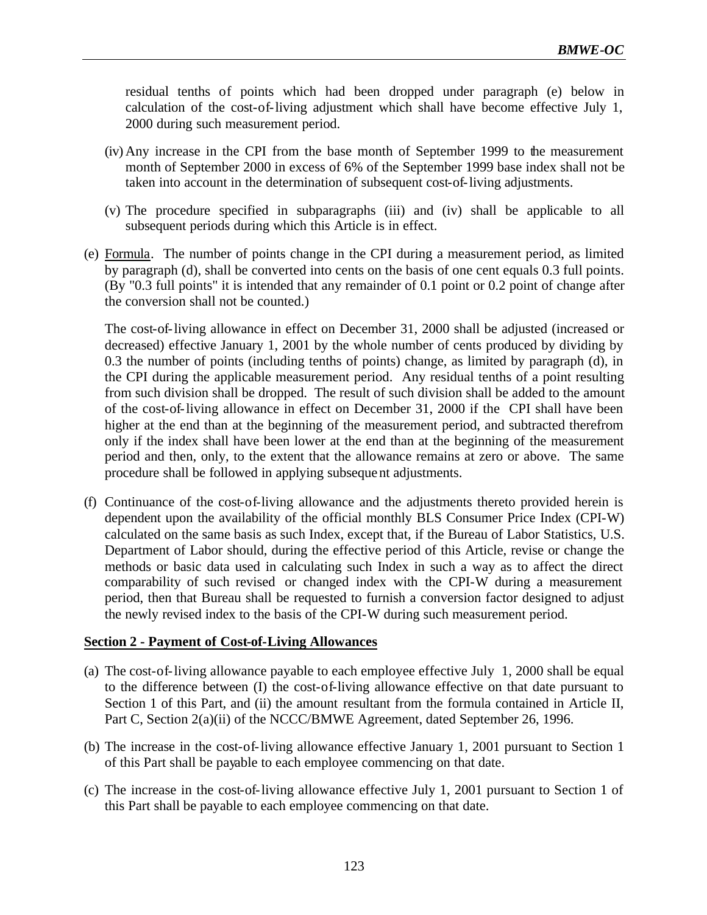residual tenths of points which had been dropped under paragraph (e) below in calculation of the cost-of-living adjustment which shall have become effective July 1, 2000 during such measurement period.

(iv) Any increase in the CPI from the base month of September 1999 to the measurement month of September 2000 in excess of 6% of the September 1999 base index shall not be taken into account in the determination of subsequent cost-of-living adjustments.

(v) The procedure specified in subparagraphs (iii) and (iv) shall be applicable to all subsequent periods during which this Article is in effect.

(e) Formula. The number of points change in the CPI during a measurement period, as limited by paragraph (d), shall be converted into cents on the basis of one cent equals 0.3 full points. (By "0.3 full points" it is intended that any remainder of 0.1 point or 0.2 point of change after the conversion shall not be counted.)

The cost-of-living allowance in effect on December 31, 2000 shall be adjusted (increased or decreased) effective January 1, 2001 by the whole number of cents produced by dividing by 0.3 the number of points (including tenths of points) change, as limited by paragraph (d), in the CPI during the applicable measurement period. Any residual tenths of a point resulting from such division shall be dropped. The result of such division shall be added to the amount of the cost-of-living allowance in effect on December 31, 2000 if the CPI shall have been higher at the end than at the beginning of the measurement period, and subtracted therefrom only if the index shall have been lower at the end than at the beginning of the measurement period and then, only, to the extent that the allowance remains at zero or above. The same procedure shall be followed in applying subsequent adjustments.

(f) Continuance of the cost-of-living allowance and the adjustments thereto provided herein is dependent upon the availability of the official monthly BLS Consumer Price Index (CPI-W) calculated on the same basis as such Index, except that, if the Bureau of Labor Statistics, U.S. Department of Labor should, during the effective period of this Article, revise or change the methods or basic data used in calculating such Index in such a way as to affect the direct comparability of such revised or changed index with the CPI-W during a measurement period, then that Bureau shall be requested to furnish a conversion factor designed to adjust the newly revised index to the basis of the CPI-W during such measurement period.

**Section 2 - Payment of Cost-of-Living Allowances**

(a) The cost-of-living allowance payable to each employee effective July 1, 2000 shall be equal to the difference between (I) the cost-of-living allowance effective on that date pursuant to Section 1 of this Part, and (ii) the amount resultant from the formula contained in Article II, Part C, Section 2(a)(ii) of the NCCC/BMWE Agreement, dated September 26, 1996.

(b) The increase in the cost-of-living allowance effective January 1, 2001 pursuant to Section 1 of this Part shall be payable to each employee commencing on that date.

(c) The increase in the cost-of-living allowance effective July 1, 2001 pursuant to Section 1 of this Part shall be payable to each employee commencing on that date.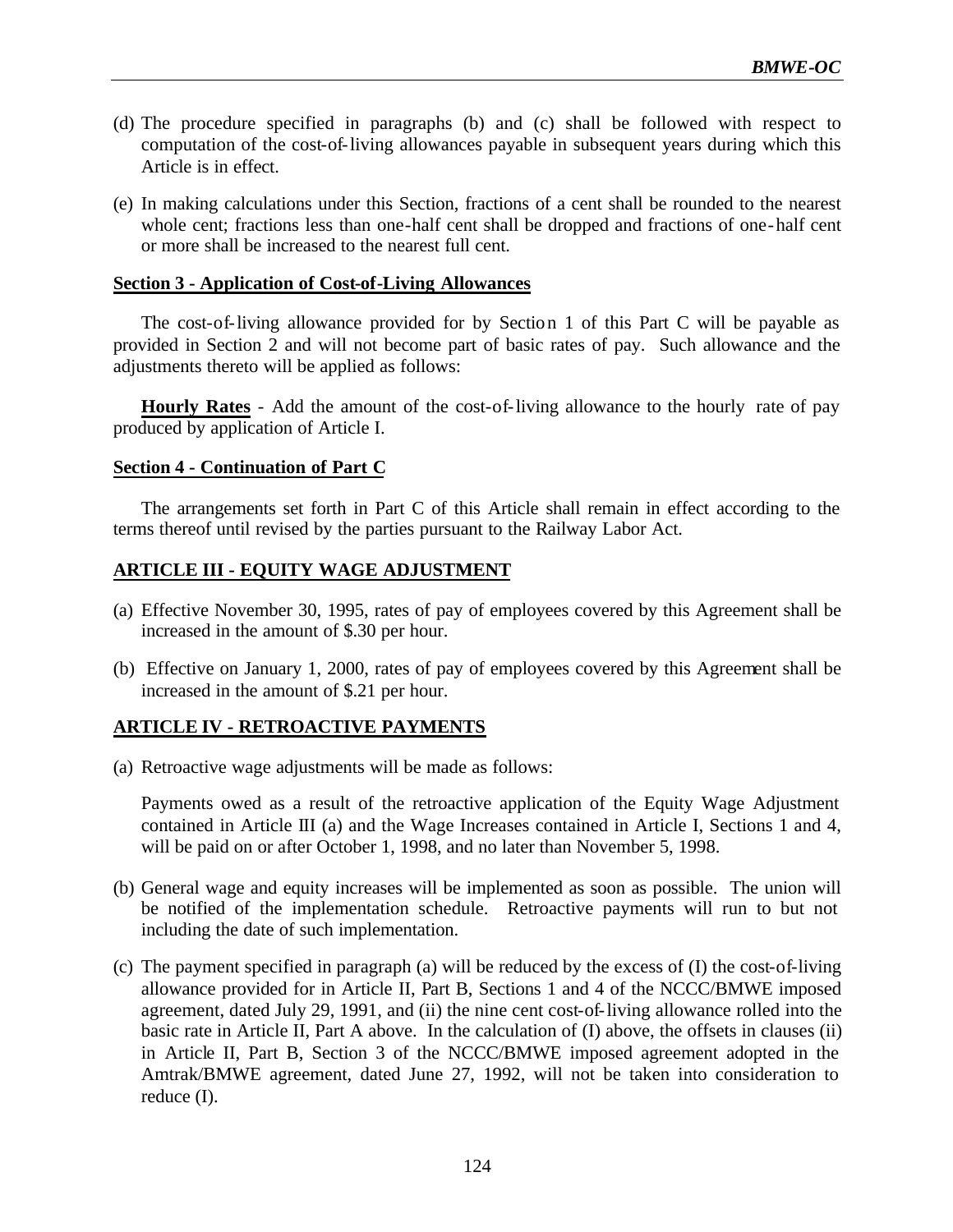(d) The procedure specified in paragraphs (b) and (c) shall be followed with respect to computation of the cost-of-living allowances payable in subsequent years during which this Article is in effect.

(e) In making calculations under this Section, fractions of a cent shall be rounded to the nearest whole cent; fractions less than one-half cent shall be dropped and fractions of one-half cent or more shall be increased to the nearest full cent.

**Section 3 - Application of Cost-of-Living Allowances**

The cost-of-living allowance provided for by Section 1 of this Part C will be payable as provided in Section 2 and will not become part of basic rates of pay. Such allowance and the adjustments thereto will be applied as follows:

**Hourly Rates** - Add the amount of the cost-of-living allowance to the hourly rate of pay produced by application of Article I.

**Section 4 - Continuation of Part C**

The arrangements set forth in Part C of this Article shall remain in effect according to the terms thereof until revised by the parties pursuant to the Railway Labor Act.

## ARTICLE III - EQUITY WAGE ADJUSTMENT

(a) Effective November 30, 1995, rates of pay of employees covered by this Agreement shall be increased in the amount of $.30 per hour.

(b) Effective on January 1, 2000, rates of pay of employees covered by this Agreement shall be increased in the amount of $.21 per hour.

## ARTICLE IV - RETROACTIVE PAYMENTS

(a) Retroactive wage adjustments will be made as follows:

Payments owed as a result of the retroactive application of the Equity Wage Adjustment contained in Article III (a) and the Wage Increases contained in Article I, Sections 1 and 4, will be paid on or after October 1, 1998, and no later than November 5, 1998.

(b) General wage and equity increases will be implemented as soon as possible. The union will be notified of the implementation schedule. Retroactive payments will run to but not including the date of such implementation.

(c) The payment specified in paragraph (a) will be reduced by the excess of (I) the cost-of-living allowance provided for in Article II, Part B, Sections 1 and 4 of the NCCC/BMWE imposed agreement, dated July 29, 1991, and (ii) the nine cent cost-of-living allowance rolled into the basic rate in Article II, Part A above. In the calculation of (I) above, the offsets in clauses (ii) in Article II, Part B, Section 3 of the NCCC/BMWE imposed agreement adopted in the Amtrak/BMWE agreement, dated June 27, 1992, will not be taken into consideration to reduce (I).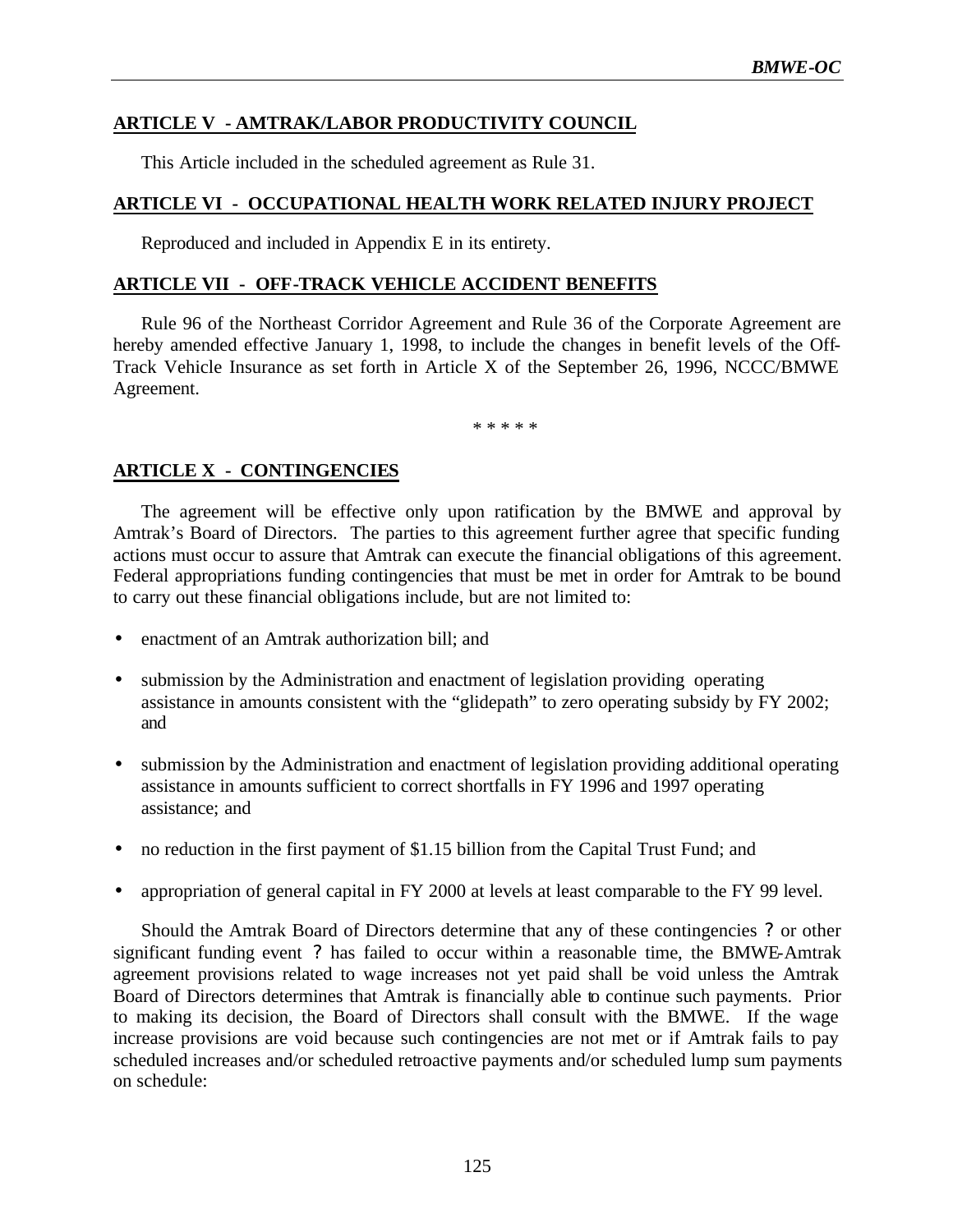## ARTICLE V - AMTRAK/LABOR PRODUCTIVITY COUNCIL

This Article included in the scheduled agreement as Rule 31.

## ARTICLE VI - OCCUPATIONAL HEALTH WORK RELATED INJURY PROJECT

Reproduced and included in Appendix E in its entirety.

## ARTICLE VII - OFF-TRACK VEHICLE ACCIDENT BENEFITS

Rule 96 of the Northeast Corridor Agreement and Rule 36 of the Corporate Agreement are hereby amended effective January 1, 1998, to include the changes in benefit levels of the Off-Track Vehicle Insurance as set forth in Article X of the September 26, 1996, NCCC/BMWE Agreement.

\* \* \* \* \*

## ARTICLE X - CONTINGENCIES

The agreement will be effective only upon ratification by the BMWE and approval by Amtrak's Board of Directors. The parties to this agreement further agree that specific funding actions must occur to assure that Amtrak can execute the financial obligations of this agreement. Federal appropriations funding contingencies that must be met in order for Amtrak to be bound to carry out these financial obligations include, but are not limited to:

- enactment of an Amtrak authorization bill; and
- submission by the Administration and enactment of legislation providing operating assistance in amounts consistent with the "glidepath" to zero operating subsidy by FY 2002; and
- submission by the Administration and enactment of legislation providing additional operating assistance in amounts sufficient to correct shortfalls in FY 1996 and 1997 operating assistance; and
- no reduction in the first payment of $1.15 billion from the Capital Trust Fund; and
- appropriation of general capital in FY 2000 at levels at least comparable to the FY 99 level.

Should the Amtrak Board of Directors determine that any of these contingencies ? or other significant funding event ? has failed to occur within a reasonable time, the BMWE-Amtrak agreement provisions related to wage increases not yet paid shall be void unless the Amtrak Board of Directors determines that Amtrak is financially able to continue such payments. Prior to making its decision, the Board of Directors shall consult with the BMWE. If the wage increase provisions are void because such contingencies are not met or if Amtrak fails to pay scheduled increases and/or scheduled retroactive payments and/or scheduled lump sum payments on schedule: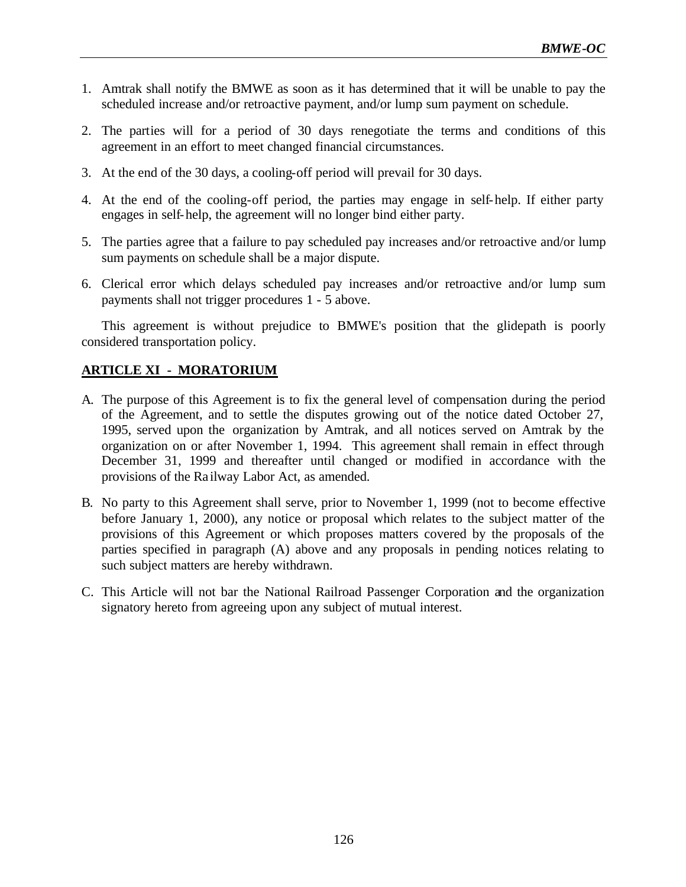1. Amtrak shall notify the BMWE as soon as it has determined that it will be unable to pay the scheduled increase and/or retroactive payment, and/or lump sum payment on schedule.

2. The parties will for a period of 30 days renegotiate the terms and conditions of this agreement in an effort to meet changed financial circumstances.

3. At the end of the 30 days, a cooling-off period will prevail for 30 days.

4. At the end of the cooling-off period, the parties may engage in self-help. If either party engages in self-help, the agreement will no longer bind either party.

5. The parties agree that a failure to pay scheduled pay increases and/or retroactive and/or lump sum payments on schedule shall be a major dispute.

6. Clerical error which delays scheduled pay increases and/or retroactive and/or lump sum payments shall not trigger procedures 1 - 5 above.

This agreement is without prejudice to BMWE's position that the glidepath is poorly considered transportation policy.

## ARTICLE XI - MORATORIUM

A. The purpose of this Agreement is to fix the general level of compensation during the period of the Agreement, and to settle the disputes growing out of the notice dated October 27, 1995, served upon the organization by Amtrak, and all notices served on Amtrak by the organization on or after November 1, 1994. This agreement shall remain in effect through December 31, 1999 and thereafter until changed or modified in accordance with the provisions of the Railway Labor Act, as amended.

B. No party to this Agreement shall serve, prior to November 1, 1999 (not to become effective before January 1, 2000), any notice or proposal which relates to the subject matter of the provisions of this Agreement or which proposes matters covered by the proposals of the parties specified in paragraph (A) above and any proposals in pending notices relating to such subject matters are hereby withdrawn.

C. This Article will not bar the National Railroad Passenger Corporation and the organization signatory hereto from agreeing upon any subject of mutual interest.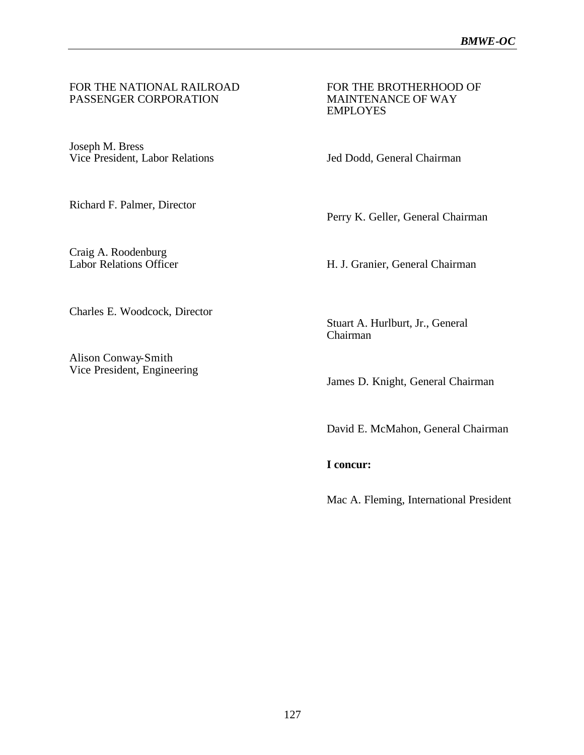FOR THE NATIONAL RAILROAD PASSENGER CORPORATION

Joseph M. Bress
Vice President, Labor Relations

Richard F. Palmer, Director

Craig A. Roodenburg
Labor Relations Officer

Charles E. Woodcock, Director

Alison Conway-Smith
Vice President, Engineering

FOR THE BROTHERHOOD OF MAINTENANCE OF WAY EMPLOYES

Jed Dodd, General Chairman

Perry K. Geller, General Chairman

H. J. Granier, General Chairman

Stuart A. Hurlburt, Jr., General Chairman

James D. Knight, General Chairman

David E. McMahon, General Chairman

**I concur:**

Mac A. Fleming, International President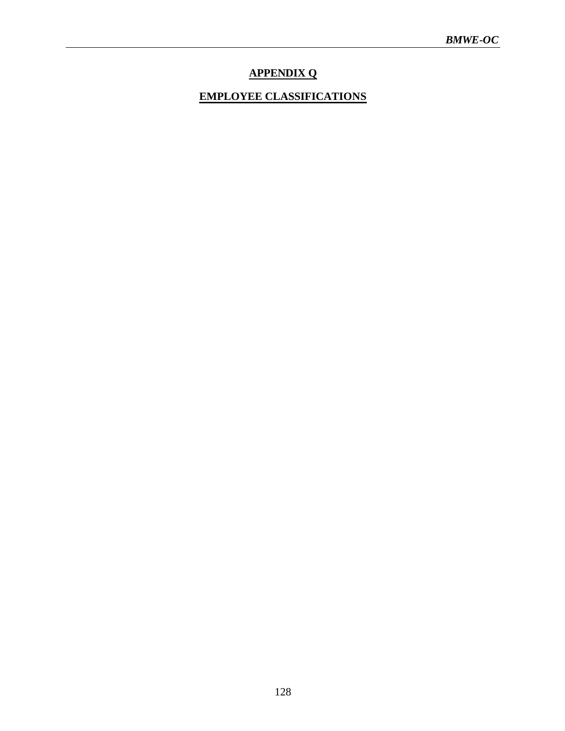# APPENDIX Q

## EMPLOYEE CLASSIFICATIONS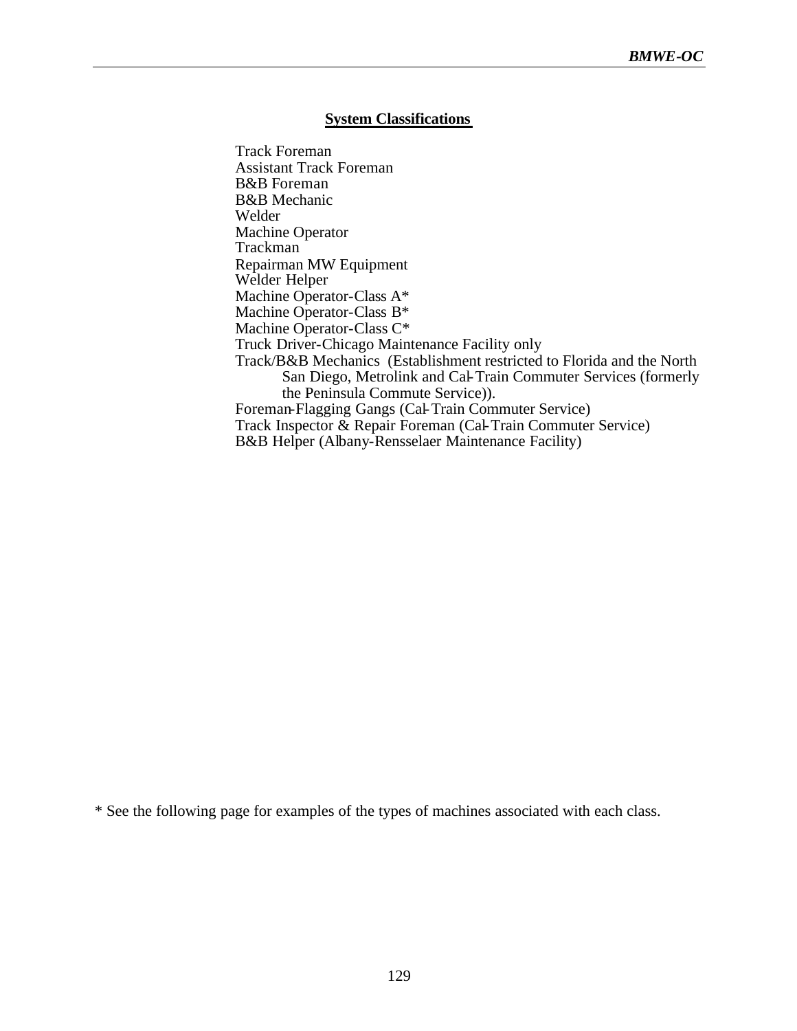**System Classifications**

Track Foreman
Assistant Track Foreman
B&B Foreman
B&B Mechanic
Welder
Machine Operator
Trackman
Repairman MW Equipment
Welder Helper
Machine Operator-Class A*
Machine Operator-Class B*
Machine Operator-Class C*
Truck Driver-Chicago Maintenance Facility only
Track/B&B Mechanics (Establishment restricted to Florida and the North San Diego, Metrolink and Cal-Train Commuter Services (formerly the Peninsula Commute Service)).
Foreman-Flagging Gangs (Cal-Train Commuter Service)
Track Inspector & Repair Foreman (Cal-Train Commuter Service)
B&B Helper (Albany-Rensselaer Maintenance Facility)

* See the following page for examples of the types of machines associated with each class.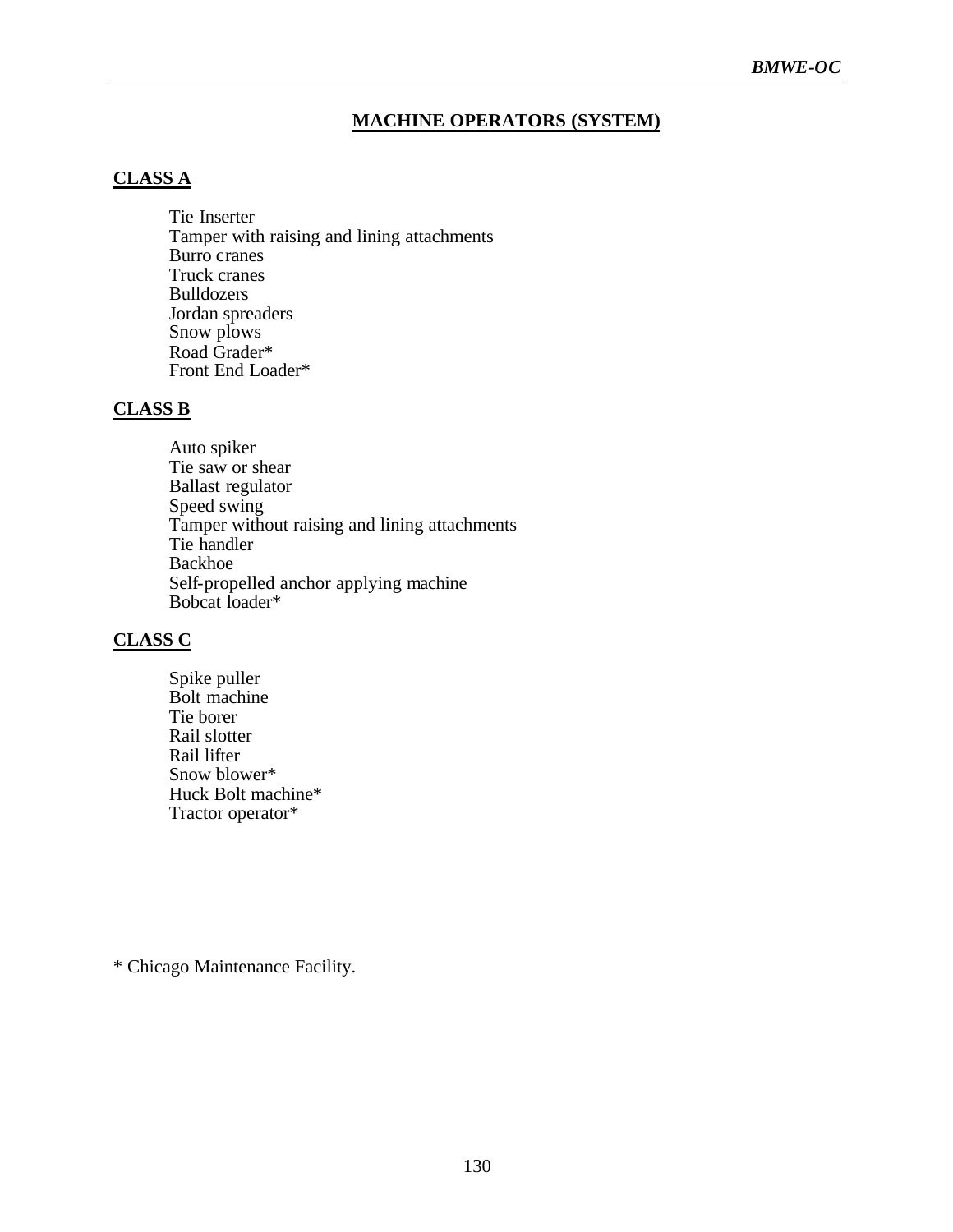## MACHINE OPERATORS (SYSTEM)

### CLASS A

Tie Inserter
Tamper with raising and lining attachments
Burro cranes
Truck cranes
Bulldozers
Jordan spreaders
Snow plows
Road Grader*
Front End Loader*

### CLASS B

Auto spiker
Tie saw or shear
Ballast regulator
Speed swing
Tamper without raising and lining attachments
Tie handler
Backhoe
Self-propelled anchor applying machine
Bobcat loader*

### CLASS C

Spike puller
Bolt machine
Tie borer
Rail slotter
Rail lifter
Snow blower*
Huck Bolt machine*
Tractor operator*

* Chicago Maintenance Facility.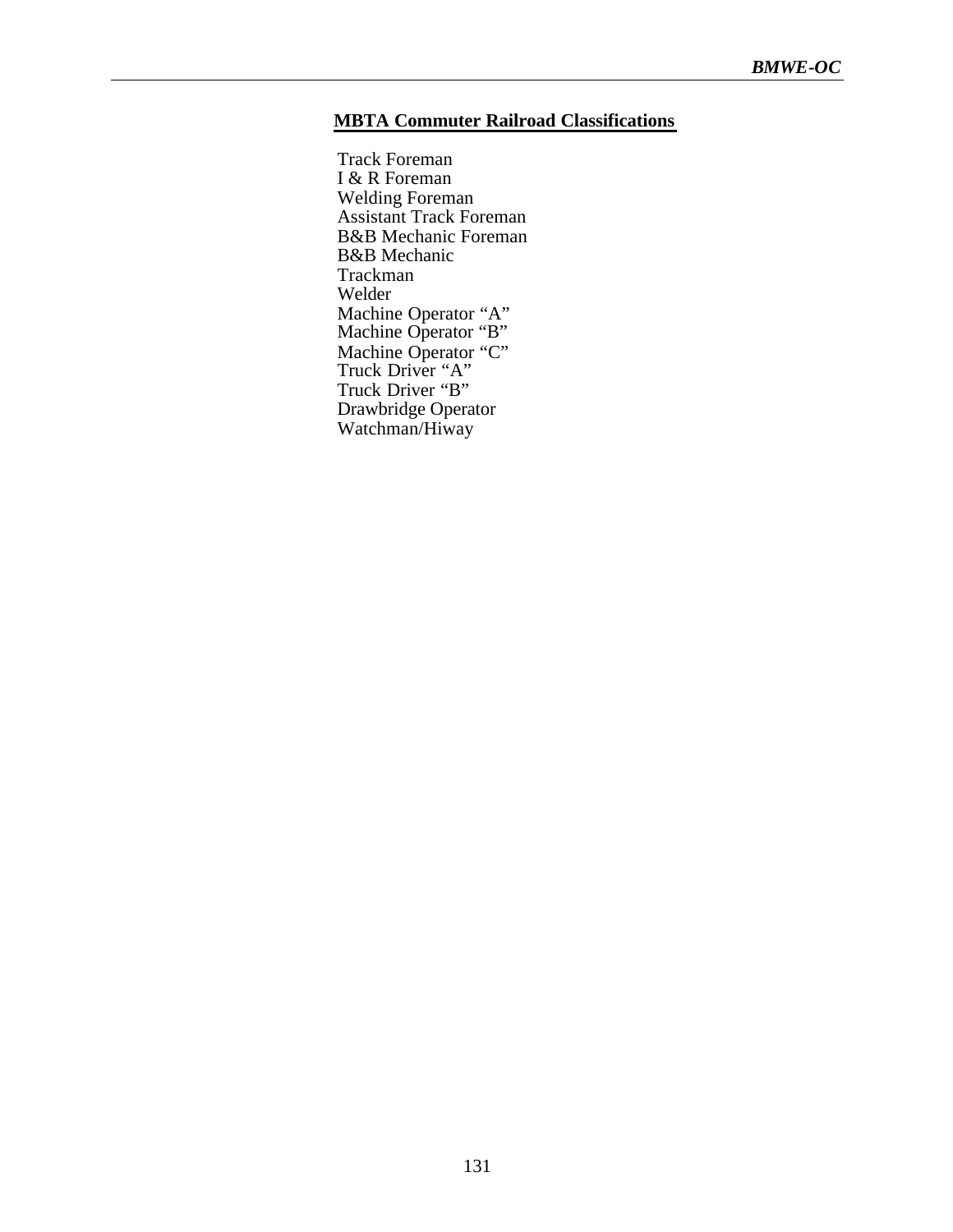## MBTA Commuter Railroad Classifications

Track Foreman
I & R Foreman
Welding Foreman
Assistant Track Foreman
B&B Mechanic Foreman
B&B Mechanic
Trackman
Welder
Machine Operator “A”
Machine Operator “B”
Machine Operator “C”
Truck Driver “A”
Truck Driver “B”
Drawbridge Operator
Watchman/Hiway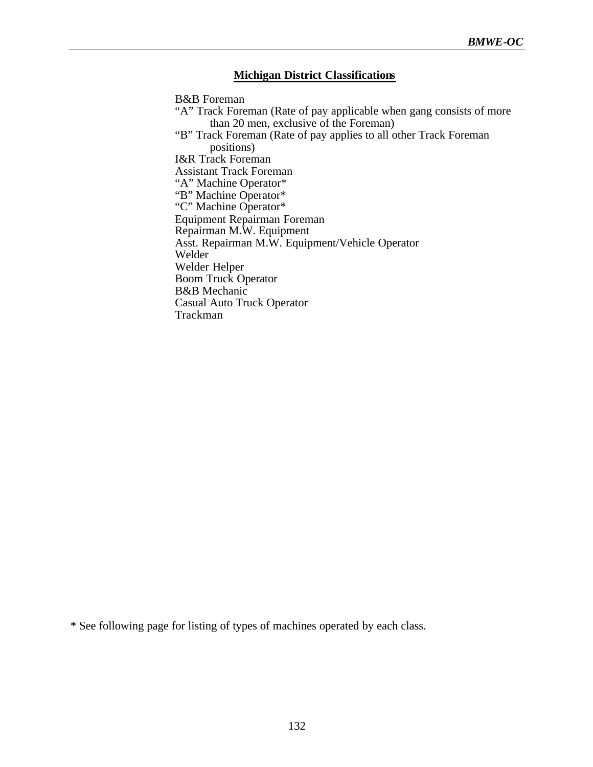## Michigan District Classifications

B&B Foreman
"A" Track Foreman (Rate of pay applicable when gang consists of more than 20 men, exclusive of the Foreman)
"B" Track Foreman (Rate of pay applies to all other Track Foreman positions)
I&R Track Foreman
Assistant Track Foreman
"A" Machine Operator*
"B" Machine Operator*
"C" Machine Operator*
Equipment Repairman Foreman
Repairman M.W. Equipment
Asst. Repairman M.W. Equipment/Vehicle Operator
Welder
Welder Helper
Boom Truck Operator
B&B Mechanic
Casual Auto Truck Operator
Trackman

* See following page for listing of types of machines operated by each class.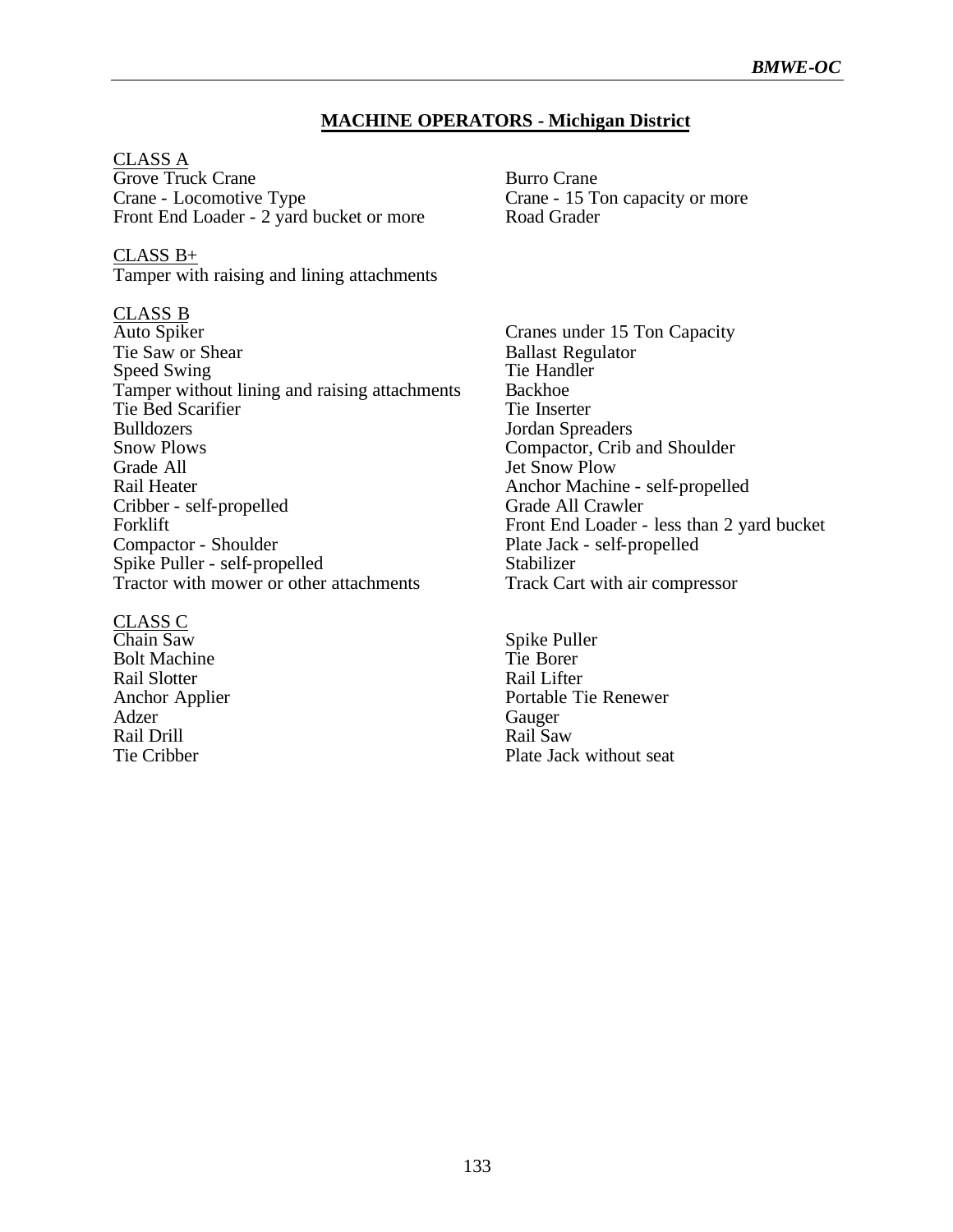## **MACHINE OPERATORS - Michigan District**

CLASS A

Grove Truck Crane

Crane - Locomotive Type

Front End Loader - 2 yard bucket or more

Burro Crane

Crane - 15 Ton capacity or more

Road Grader

CLASS B+

Tamper with raising and lining attachments

CLASS B

Auto Spiker

Tie Saw or Shear

Speed Swing

Tamper without lining and raising attachments

Tie Bed Scarifier

Bulldozers

Snow Plows

Grade All

Rail Heater

Cribber - self-propelled

Forklift

Compactor - Shoulder

Spike Puller - self-propelled

Tractor with mower or other attachments

Cranes under 15 Ton Capacity

Ballast Regulator

Tie Handler

Backhoe

Tie Inserter

Jordan Spreaders

Compactor, Crib and Shoulder

Jet Snow Plow

Anchor Machine - self-propelled

Grade All Crawler

Front End Loader - less than 2 yard bucket

Plate Jack - self-propelled

Stabilizer

Track Cart with air compressor

CLASS C

Chain Saw

Bolt Machine

Rail Slotter

Anchor Applier

Adzer

Rail Drill

Tie Cribber

Spike Puller

Tie Borer

Rail Lifter

Portable Tie Renewer

Gauger

Rail Saw

Plate Jack without seat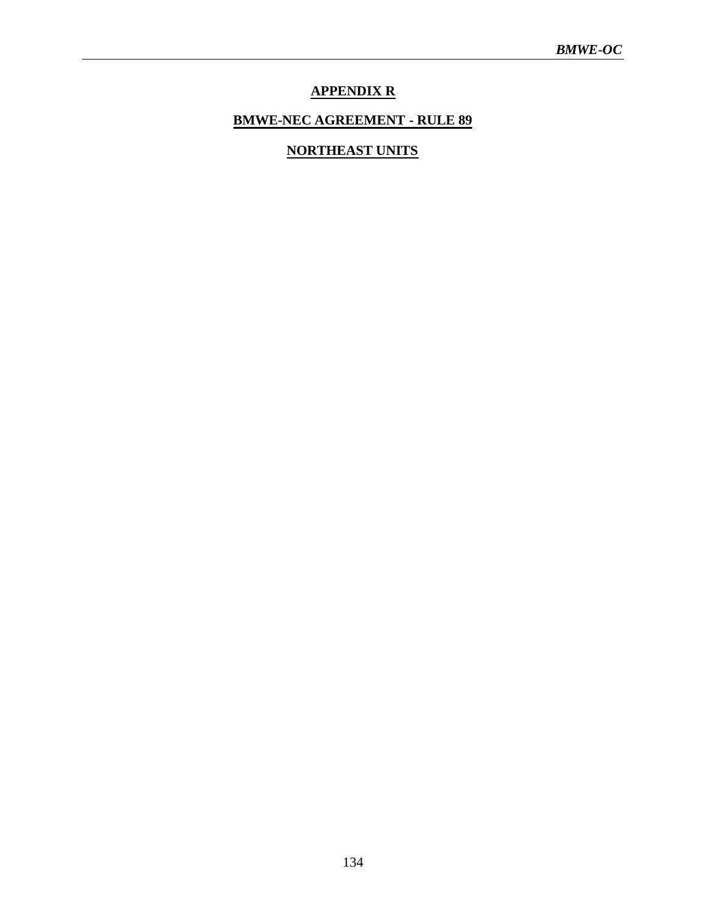# APPENDIX R

## BMWE-NEC AGREEMENT - RULE 89

## NORTHEAST UNITS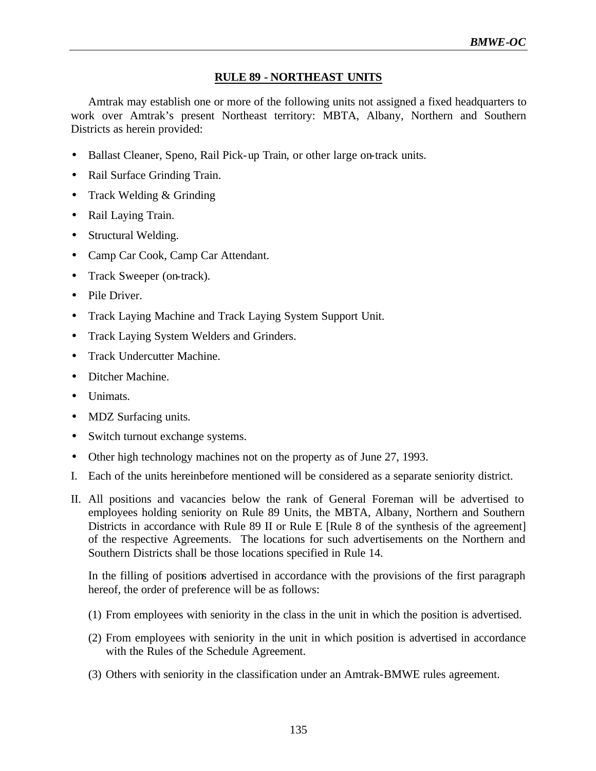## RULE 89 - NORTHEAST UNITS

Amtrak may establish one or more of the following units not assigned a fixed headquarters to work over Amtrak's present Northeast territory: MBTA, Albany, Northern and Southern Districts as herein provided:

- Ballast Cleaner, Speno, Rail Pick-up Train, or other large on-track units.
- Rail Surface Grinding Train.
- Track Welding & Grinding
- Rail Laying Train.
- Structural Welding.
- Camp Car Cook, Camp Car Attendant.
- Track Sweeper (on-track).
- Pile Driver.
- Track Laying Machine and Track Laying System Support Unit.
- Track Laying System Welders and Grinders.
- Track Undercutter Machine.
- Ditcher Machine.
- Unimats.
- MDZ Surfacing units.
- Switch turnout exchange systems.
- Other high technology machines not on the property as of June 27, 1993.

I. Each of the units hereinbefore mentioned will be considered as a separate seniority district.

II. All positions and vacancies below the rank of General Foreman will be advertised to employees holding seniority on Rule 89 Units, the MBTA, Albany, Northern and Southern Districts in accordance with Rule 89 II or Rule E [Rule 8 of the synthesis of the agreement] of the respective Agreements. The locations for such advertisements on the Northern and Southern Districts shall be those locations specified in Rule 14.

In the filling of positions advertised in accordance with the provisions of the first paragraph hereof, the order of preference will be as follows:

(1) From employees with seniority in the class in the unit in which the position is advertised.

(2) From employees with seniority in the unit in which position is advertised in accordance with the Rules of the Schedule Agreement.

(3) Others with seniority in the classification under an Amtrak-BMWE rules agreement.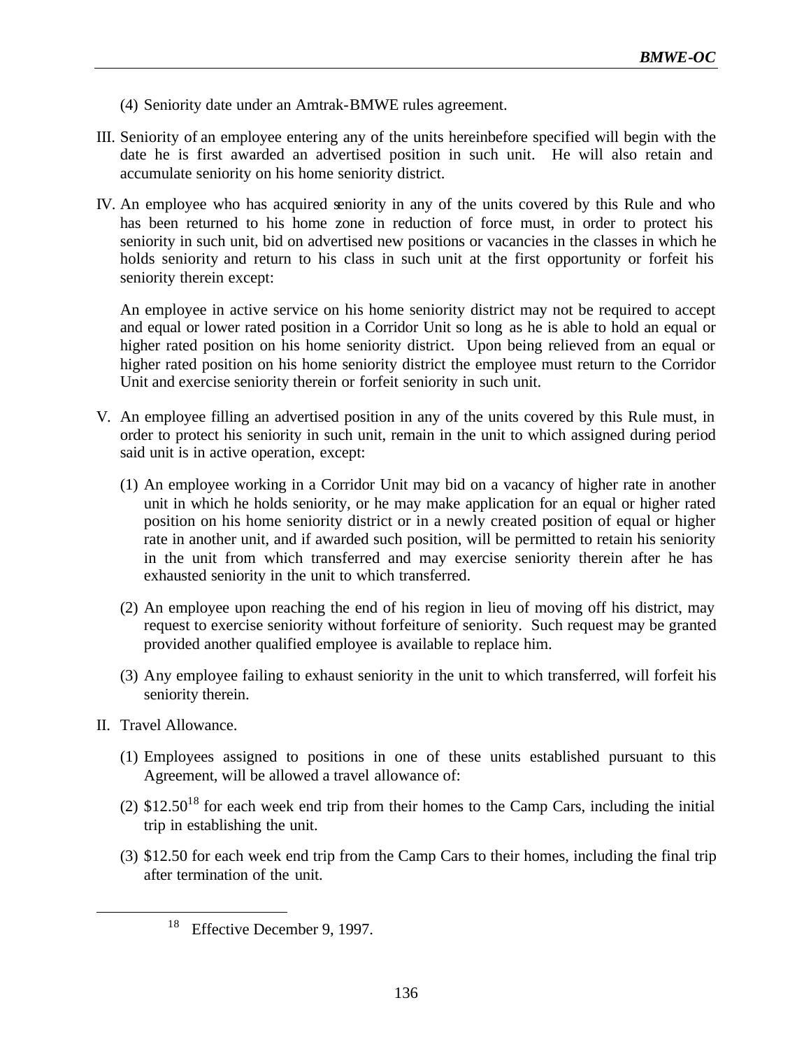(4) Seniority date under an Amtrak-BMWE rules agreement.

III. Seniority of an employee entering any of the units hereinbefore specified will begin with the date he is first awarded an advertised position in such unit. He will also retain and accumulate seniority on his home seniority district.

IV. An employee who has acquired seniority in any of the units covered by this Rule and who has been returned to his home zone in reduction of force must, in order to protect his seniority in such unit, bid on advertised new positions or vacancies in the classes in which he holds seniority and return to his class in such unit at the first opportunity or forfeit his seniority therein except:

   An employee in active service on his home seniority district may not be required to accept and equal or lower rated position in a Corridor Unit so long as he is able to hold an equal or higher rated position on his home seniority district. Upon being relieved from an equal or higher rated position on his home seniority district the employee must return to the Corridor Unit and exercise seniority therein or forfeit seniority in such unit.

V. An employee filling an advertised position in any of the units covered by this Rule must, in order to protect his seniority in such unit, remain in the unit to which assigned during period said unit is in active operation, except:

   (1) An employee working in a Corridor Unit may bid on a vacancy of higher rate in another unit in which he holds seniority, or he may make application for an equal or higher rated position on his home seniority district or in a newly created position of equal or higher rate in another unit, and if awarded such position, will be permitted to retain his seniority in the unit from which transferred and may exercise seniority therein after he has exhausted seniority in the unit to which transferred.

   (2) An employee upon reaching the end of his region in lieu of moving off his district, may request to exercise seniority without forfeiture of seniority. Such request may be granted provided another qualified employee is available to replace him.

   (3) Any employee failing to exhaust seniority in the unit to which transferred, will forfeit his seniority therein.

II. Travel Allowance.

   (1) Employees assigned to positions in one of these units established pursuant to this Agreement, will be allowed a travel allowance of:

   (2) $12.50[18] for each week end trip from their homes to the Camp Cars, including the initial trip in establishing the unit.

   (3) $12.50 for each week end trip from the Camp Cars to their homes, including the final trip after termination of the unit.

---

[18] Effective December 9, 1997.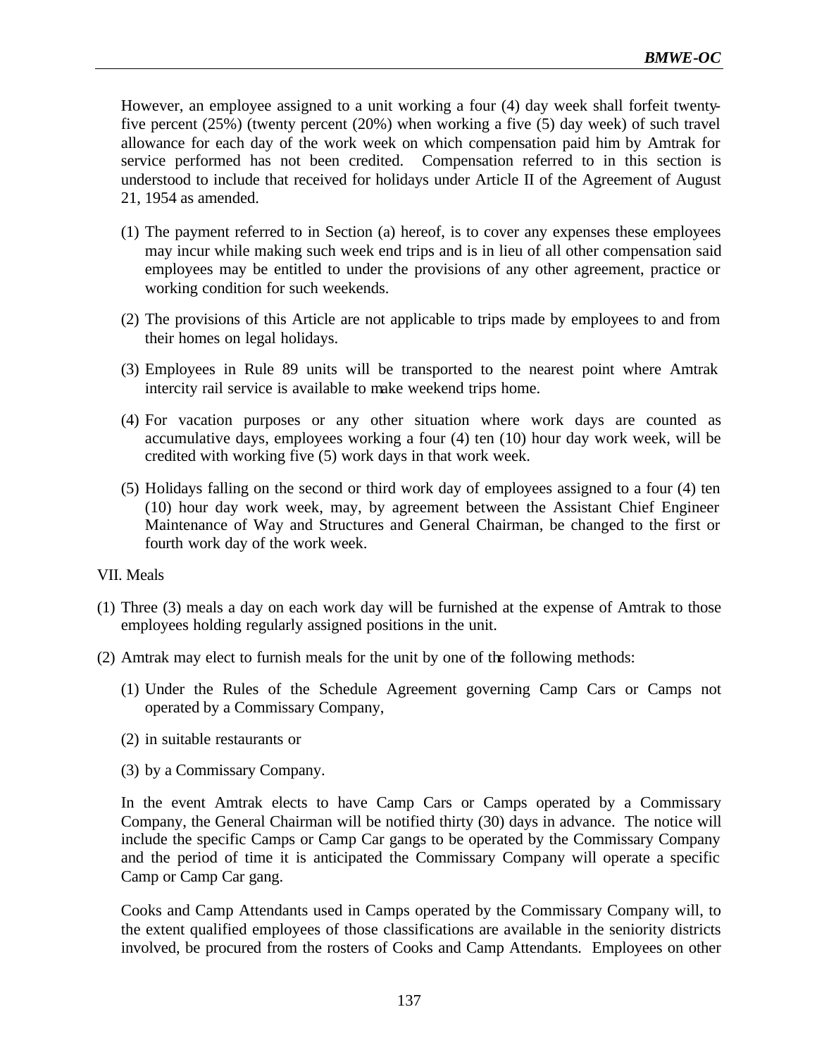However, an employee assigned to a unit working a four (4) day week shall forfeit twenty-five percent (25%) (twenty percent (20%) when working a five (5) day week) of such travel allowance for each day of the work week on which compensation paid him by Amtrak for service performed has not been credited. Compensation referred to in this section is understood to include that received for holidays under Article II of the Agreement of August 21, 1954 as amended.

(1) The payment referred to in Section (a) hereof, is to cover any expenses these employees may incur while making such week end trips and is in lieu of all other compensation said employees may be entitled to under the provisions of any other agreement, practice or working condition for such weekends.

(2) The provisions of this Article are not applicable to trips made by employees to and from their homes on legal holidays.

(3) Employees in Rule 89 units will be transported to the nearest point where Amtrak intercity rail service is available to make weekend trips home.

(4) For vacation purposes or any other situation where work days are counted as accumulative days, employees working a four (4) ten (10) hour day work week, will be credited with working five (5) work days in that work week.

(5) Holidays falling on the second or third work day of employees assigned to a four (4) ten (10) hour day work week, may, by agreement between the Assistant Chief Engineer Maintenance of Way and Structures and General Chairman, be changed to the first or fourth work day of the work week.

VII. Meals

(1) Three (3) meals a day on each work day will be furnished at the expense of Amtrak to those employees holding regularly assigned positions in the unit.

(2) Amtrak may elect to furnish meals for the unit by one of the following methods:

   (1) Under the Rules of the Schedule Agreement governing Camp Cars or Camps not operated by a Commissary Company,

   (2) in suitable restaurants or

   (3) by a Commissary Company.

   In the event Amtrak elects to have Camp Cars or Camps operated by a Commissary Company, the General Chairman will be notified thirty (30) days in advance. The notice will include the specific Camps or Camp Car gangs to be operated by the Commissary Company and the period of time it is anticipated the Commissary Company will operate a specific Camp or Camp Car gang.

   Cooks and Camp Attendants used in Camps operated by the Commissary Company will, to the extent qualified employees of those classifications are available in the seniority districts involved, be procured from the rosters of Cooks and Camp Attendants. Employees on other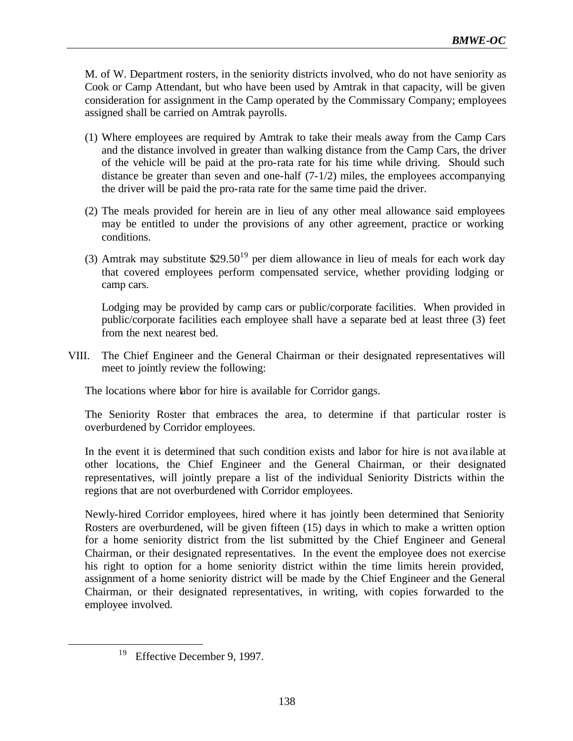M. of W. Department rosters, in the seniority districts involved, who do not have seniority as Cook or Camp Attendant, but who have been used by Amtrak in that capacity, will be given consideration for assignment in the Camp operated by the Commissary Company; employees assigned shall be carried on Amtrak payrolls.

(1) Where employees are required by Amtrak to take their meals away from the Camp Cars and the distance involved in greater than walking distance from the Camp Cars, the driver of the vehicle will be paid at the pro-rata rate for his time while driving. Should such distance be greater than seven and one-half (7-1/2) miles, the employees accompanying the driver will be paid the pro-rata rate for the same time paid the driver.

(2) The meals provided for herein are in lieu of any other meal allowance said employees may be entitled to under the provisions of any other agreement, practice or working conditions.

(3) Amtrak may substitute $29.50[19] per diem allowance in lieu of meals for each work day that covered employees perform compensated service, whether providing lodging or camp cars.

Lodging may be provided by camp cars or public/corporate facilities. When provided in public/corporate facilities each employee shall have a separate bed at least three (3) feet from the next nearest bed.

VIII. The Chief Engineer and the General Chairman or their designated representatives will meet to jointly review the following:

The locations where labor for hire is available for Corridor gangs.

The Seniority Roster that embraces the area, to determine if that particular roster is overburdened by Corridor employees.

In the event it is determined that such condition exists and labor for hire is not available at other locations, the Chief Engineer and the General Chairman, or their designated representatives, will jointly prepare a list of the individual Seniority Districts within the regions that are not overburdened with Corridor employees.

Newly-hired Corridor employees, hired where it has jointly been determined that Seniority Rosters are overburdened, will be given fifteen (15) days in which to make a written option for a home seniority district from the list submitted by the Chief Engineer and General Chairman, or their designated representatives. In the event the employee does not exercise his right to option for a home seniority district within the time limits herein provided, assignment of a home seniority district will be made by the Chief Engineer and the General Chairman, or their designated representatives, in writing, with copies forwarded to the employee involved.

[19] Effective December 9, 1997.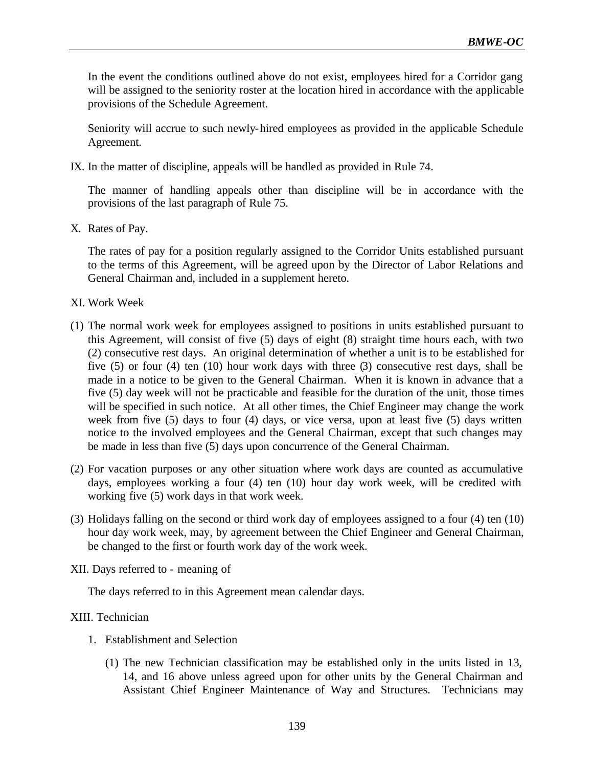In the event the conditions outlined above do not exist, employees hired for a Corridor gang will be assigned to the seniority roster at the location hired in accordance with the applicable provisions of the Schedule Agreement.

Seniority will accrue to such newly-hired employees as provided in the applicable Schedule Agreement.

IX. In the matter of discipline, appeals will be handled as provided in Rule 74.

The manner of handling appeals other than discipline will be in accordance with the provisions of the last paragraph of Rule 75.

X. Rates of Pay.

The rates of pay for a position regularly assigned to the Corridor Units established pursuant to the terms of this Agreement, will be agreed upon by the Director of Labor Relations and General Chairman and, included in a supplement hereto.

XI. Work Week

(1) The normal work week for employees assigned to positions in units established pursuant to this Agreement, will consist of five (5) days of eight (8) straight time hours each, with two (2) consecutive rest days. An original determination of whether a unit is to be established for five (5) or four (4) ten (10) hour work days with three (3) consecutive rest days, shall be made in a notice to be given to the General Chairman. When it is known in advance that a five (5) day week will not be practicable and feasible for the duration of the unit, those times will be specified in such notice. At all other times, the Chief Engineer may change the work week from five (5) days to four (4) days, or vice versa, upon at least five (5) days written notice to the involved employees and the General Chairman, except that such changes may be made in less than five (5) days upon concurrence of the General Chairman.

(2) For vacation purposes or any other situation where work days are counted as accumulative days, employees working a four (4) ten (10) hour day work week, will be credited with working five (5) work days in that work week.

(3) Holidays falling on the second or third work day of employees assigned to a four (4) ten (10) hour day work week, may, by agreement between the Chief Engineer and General Chairman, be changed to the first or fourth work day of the work week.

XII. Days referred to - meaning of

The days referred to in this Agreement mean calendar days.

XIII. Technician

1. Establishment and Selection

   (1) The new Technician classification may be established only in the units listed in 13, 14, and 16 above unless agreed upon for other units by the General Chairman and Assistant Chief Engineer Maintenance of Way and Structures. Technicians may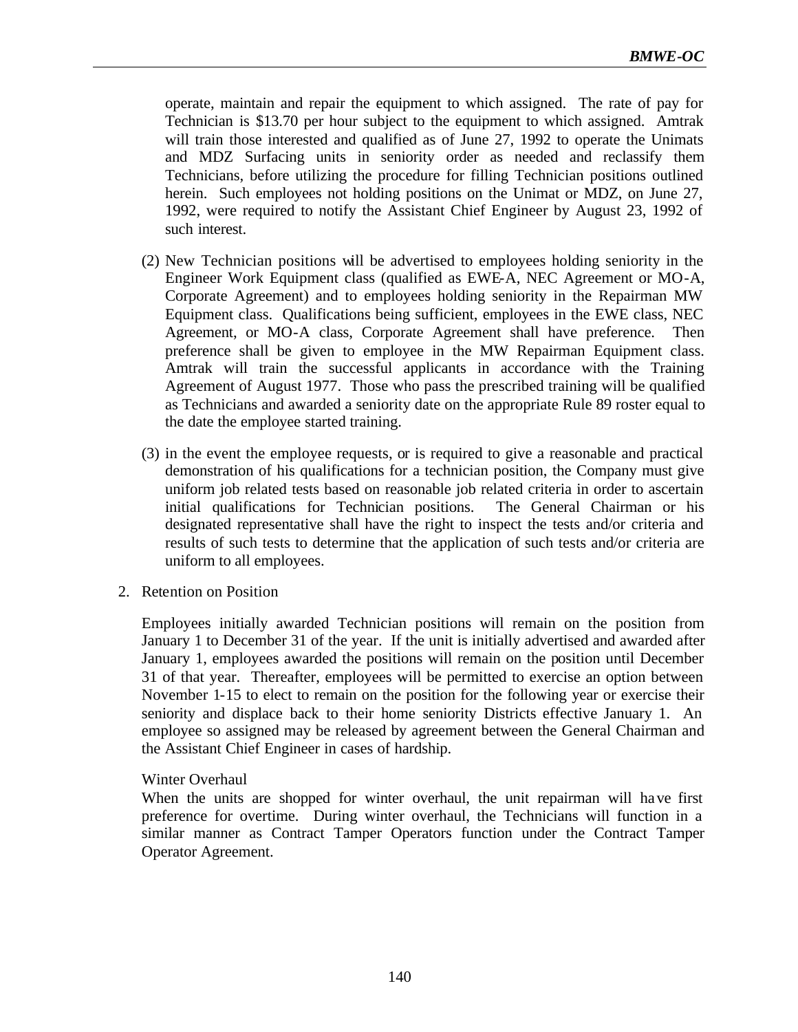operate, maintain and repair the equipment to which assigned. The rate of pay for Technician is $13.70 per hour subject to the equipment to which assigned. Amtrak will train those interested and qualified as of June 27, 1992 to operate the Unimats and MDZ Surfacing units in seniority order as needed and reclassify them Technicians, before utilizing the procedure for filling Technician positions outlined herein. Such employees not holding positions on the Unimat or MDZ, on June 27, 1992, were required to notify the Assistant Chief Engineer by August 23, 1992 of such interest.

(2) New Technician positions will be advertised to employees holding seniority in the Engineer Work Equipment class (qualified as EWE-A, NEC Agreement or MO-A, Corporate Agreement) and to employees holding seniority in the Repairman MW Equipment class. Qualifications being sufficient, employees in the EWE class, NEC Agreement, or MO-A class, Corporate Agreement shall have preference. Then preference shall be given to employee in the MW Repairman Equipment class. Amtrak will train the successful applicants in accordance with the Training Agreement of August 1977. Those who pass the prescribed training will be qualified as Technicians and awarded a seniority date on the appropriate Rule 89 roster equal to the date the employee started training.

(3) in the event the employee requests, or is required to give a reasonable and practical demonstration of his qualifications for a technician position, the Company must give uniform job related tests based on reasonable job related criteria in order to ascertain initial qualifications for Technician positions. The General Chairman or his designated representative shall have the right to inspect the tests and/or criteria and results of such tests to determine that the application of such tests and/or criteria are uniform to all employees.

2. Retention on Position

Employees initially awarded Technician positions will remain on the position from January 1 to December 31 of the year. If the unit is initially advertised and awarded after January 1, employees awarded the positions will remain on the position until December 31 of that year. Thereafter, employees will be permitted to exercise an option between November 1-15 to elect to remain on the position for the following year or exercise their seniority and displace back to their home seniority Districts effective January 1. An employee so assigned may be released by agreement between the General Chairman and the Assistant Chief Engineer in cases of hardship.

Winter Overhaul

When the units are shopped for winter overhaul, the unit repairman will have first preference for overtime. During winter overhaul, the Technicians will function in a similar manner as Contract Tamper Operators function under the Contract Tamper Operator Agreement.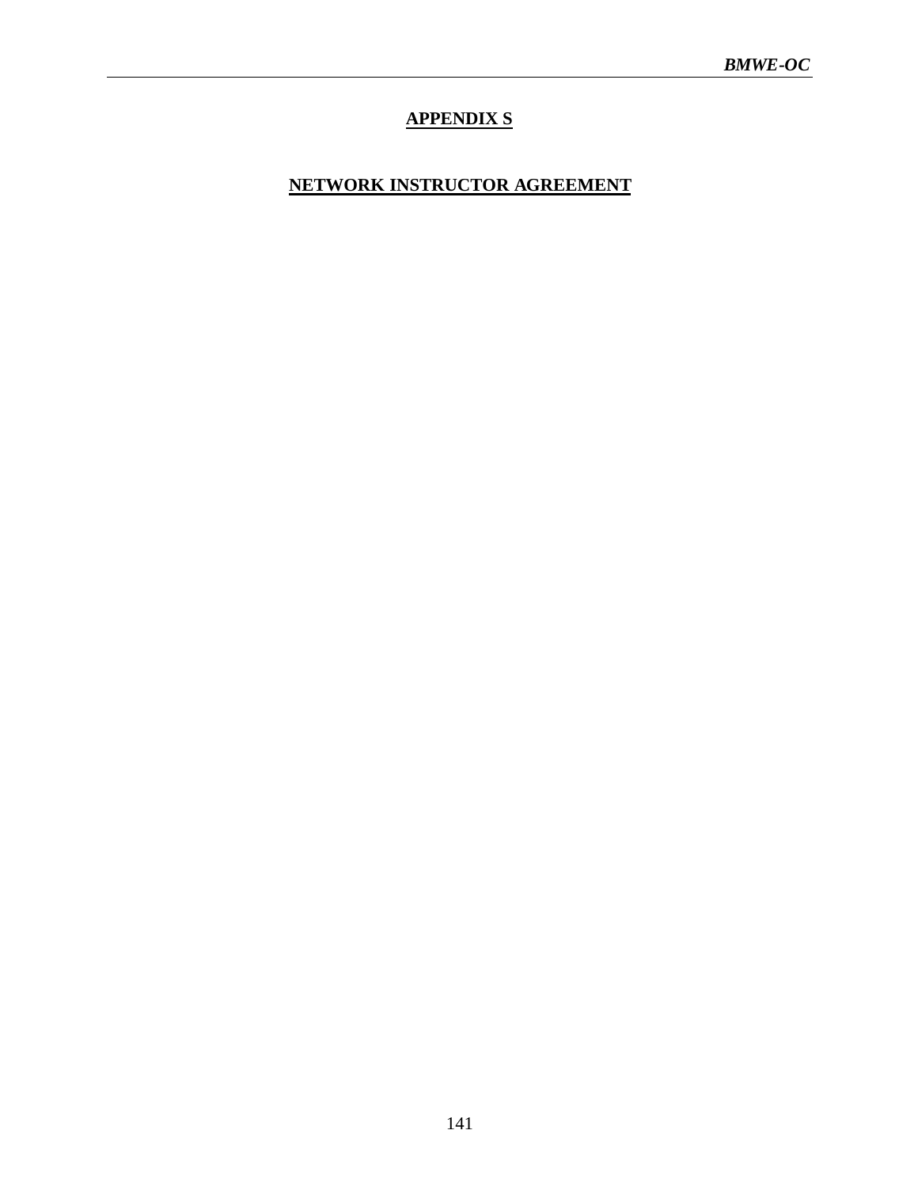# **APPENDIX S**

## **NETWORK INSTRUCTOR AGREEMENT**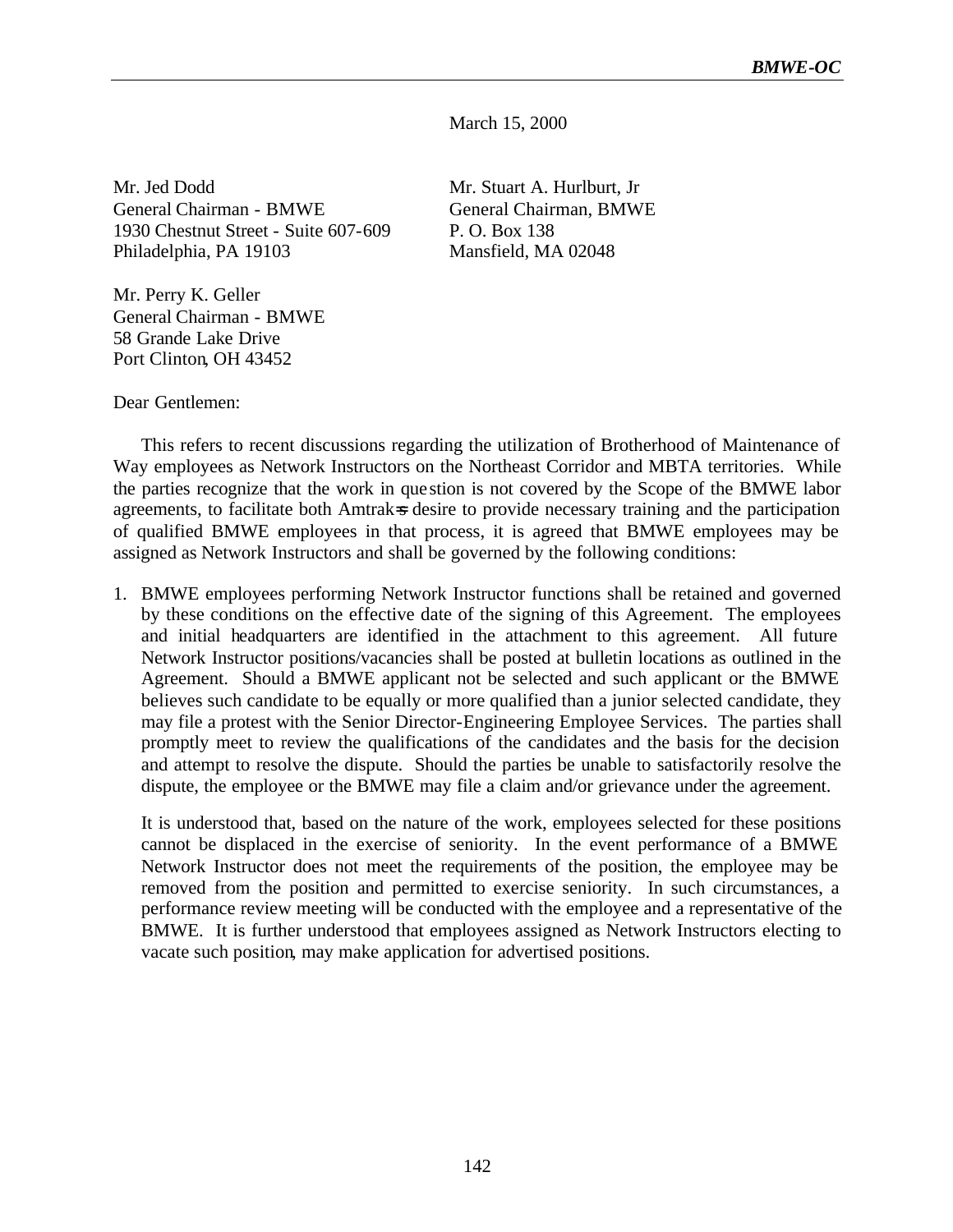March 15, 2000

Mr. Jed Dodd
General Chairman - BMWE
1930 Chestnut Street - Suite 607-609
Philadelphia, PA 19103

Mr. Stuart A. Hurlburt, Jr
General Chairman, BMWE
P. O. Box 138
Mansfield, MA 02048

Mr. Perry K. Geller
General Chairman - BMWE
58 Grande Lake Drive
Port Clinton, OH 43452

Dear Gentlemen:

This refers to recent discussions regarding the utilization of Brotherhood of Maintenance of Way employees as Network Instructors on the Northeast Corridor and MBTA territories. While the parties recognize that the work in question is not covered by the Scope of the BMWE labor agreements, to facilitate both Amtrak=s desire to provide necessary training and the participation of qualified BMWE employees in that process, it is agreed that BMWE employees may be assigned as Network Instructors and shall be governed by the following conditions:

1. BMWE employees performing Network Instructor functions shall be retained and governed by these conditions on the effective date of the signing of this Agreement. The employees and initial headquarters are identified in the attachment to this agreement. All future Network Instructor positions/vacancies shall be posted at bulletin locations as outlined in the Agreement. Should a BMWE applicant not be selected and such applicant or the BMWE believes such candidate to be equally or more qualified than a junior selected candidate, they may file a protest with the Senior Director-Engineering Employee Services. The parties shall promptly meet to review the qualifications of the candidates and the basis for the decision and attempt to resolve the dispute. Should the parties be unable to satisfactorily resolve the dispute, the employee or the BMWE may file a claim and/or grievance under the agreement.

   It is understood that, based on the nature of the work, employees selected for these positions cannot be displaced in the exercise of seniority. In the event performance of a BMWE Network Instructor does not meet the requirements of the position, the employee may be removed from the position and permitted to exercise seniority. In such circumstances, a performance review meeting will be conducted with the employee and a representative of the BMWE. It is further understood that employees assigned as Network Instructors electing to vacate such position, may make application for advertised positions.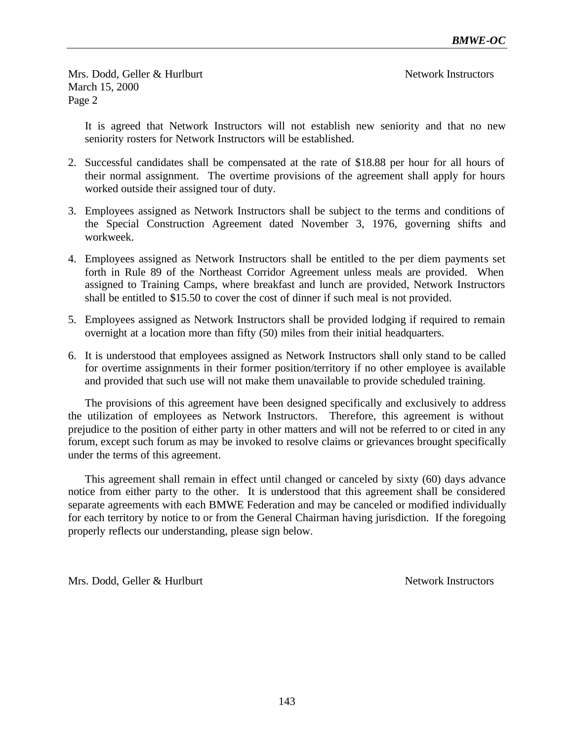Mrs. Dodd, Geller & Hurlburt  Network Instructors
March 15, 2000
Page 2

It is agreed that Network Instructors will not establish new seniority and that no new seniority rosters for Network Instructors will be established.

2. Successful candidates shall be compensated at the rate of $18.88 per hour for all hours of their normal assignment. The overtime provisions of the agreement shall apply for hours worked outside their assigned tour of duty.

3. Employees assigned as Network Instructors shall be subject to the terms and conditions of the Special Construction Agreement dated November 3, 1976, governing shifts and workweek.

4. Employees assigned as Network Instructors shall be entitled to the per diem payments set forth in Rule 89 of the Northeast Corridor Agreement unless meals are provided. When assigned to Training Camps, where breakfast and lunch are provided, Network Instructors shall be entitled to $15.50 to cover the cost of dinner if such meal is not provided.

5. Employees assigned as Network Instructors shall be provided lodging if required to remain overnight at a location more than fifty (50) miles from their initial headquarters.

6. It is understood that employees assigned as Network Instructors shall only stand to be called for overtime assignments in their former position/territory if no other employee is available and provided that such use will not make them unavailable to provide scheduled training.

The provisions of this agreement have been designed specifically and exclusively to address the utilization of employees as Network Instructors. Therefore, this agreement is without prejudice to the position of either party in other matters and will not be referred to or cited in any forum, except such forum as may be invoked to resolve claims or grievances brought specifically under the terms of this agreement.

This agreement shall remain in effect until changed or canceled by sixty (60) days advance notice from either party to the other. It is understood that this agreement shall be considered separate agreements with each BMWE Federation and may be canceled or modified individually for each territory by notice to or from the General Chairman having jurisdiction. If the foregoing properly reflects our understanding, please sign below.

Mrs. Dodd, Geller & Hurlburt  Network Instructors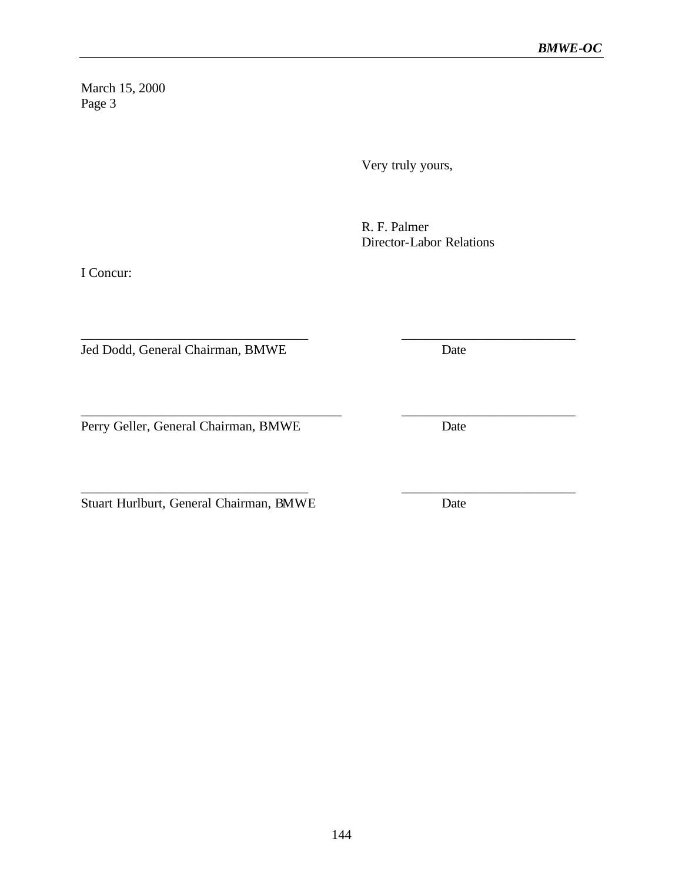March 15, 2000
Page 3

Very truly yours,

R. F. Palmer
Director-Labor Relations

I Concur:

___________________________________ ___________________________
Jed Dodd, General Chairman, BMWE Date

________________________________________ ___________________________
Perry Geller, General Chairman, BMWE Date

___________________________________ ___________________________
Stuart Hurlburt, General Chairman, BMWE Date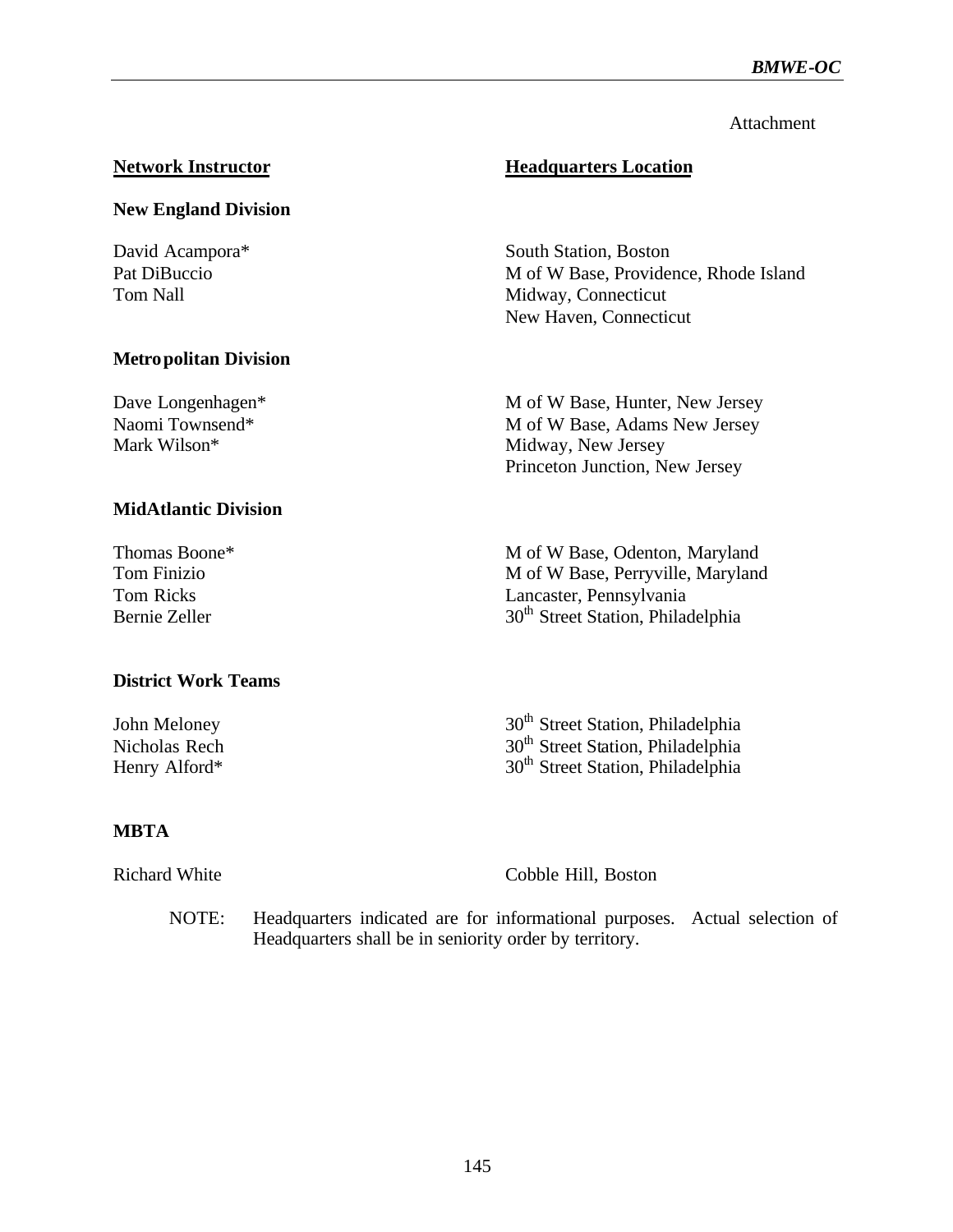Attachment

| Network Instructor | Headquarters Location |
|---|---|
| **New England Division** | |
| David Acampora* | South Station, Boston |
| Pat DiBuccio | M of W Base, Providence, Rhode Island |
| Tom Nall | Midway, Connecticut |
| | New Haven, Connecticut |
| **Metropolitan Division** | |
| Dave Longenhagen* | M of W Base, Hunter, New Jersey |
| Naomi Townsend* | M of W Base, Adams New Jersey |
| Mark Wilson* | Midway, New Jersey |
| | Princeton Junction, New Jersey |
| **MidAtlantic Division** | |
| Thomas Boone* | M of W Base, Odenton, Maryland |
| Tom Finizio | M of W Base, Perryville, Maryland |
| Tom Ricks | Lancaster, Pennsylvania |
| Bernie Zeller | 30th Street Station, Philadelphia |
| **District Work Teams** | |
| John Meloney | 30th Street Station, Philadelphia |
| Nicholas Rech | 30th Street Station, Philadelphia |
| Henry Alford* | 30th Street Station, Philadelphia |
| **MBTA** | |
| Richard White | Cobble Hill, Boston |

NOTE: Headquarters indicated are for informational purposes. Actual selection of Headquarters shall be in seniority order by territory.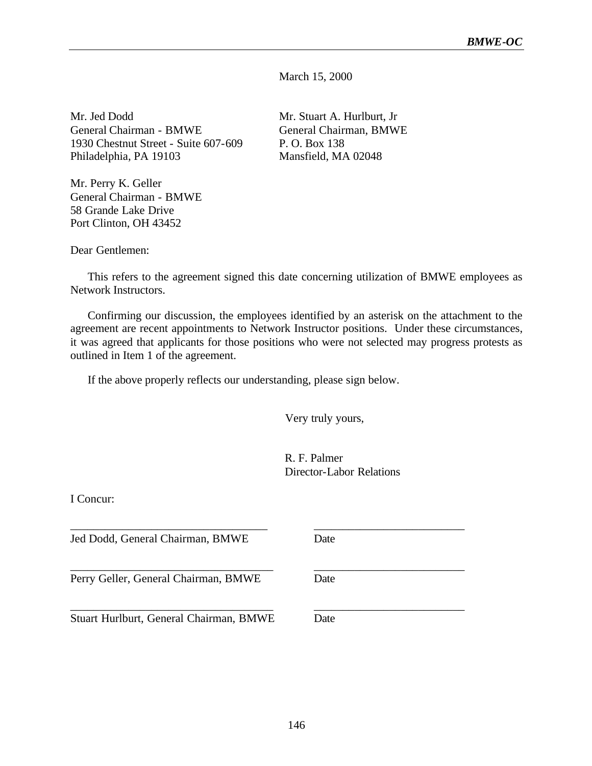March 15, 2000

Mr. Jed Dodd
General Chairman - BMWE
1930 Chestnut Street - Suite 607-609
Philadelphia, PA 19103

Mr. Stuart A. Hurlburt, Jr
General Chairman, BMWE
P. O. Box 138
Mansfield, MA 02048

Mr. Perry K. Geller
General Chairman - BMWE
58 Grande Lake Drive
Port Clinton, OH 43452

Dear Gentlemen:

This refers to the agreement signed this date concerning utilization of BMWE employees as Network Instructors.

Confirming our discussion, the employees identified by an asterisk on the attachment to the agreement are recent appointments to Network Instructor positions. Under these circumstances, it was agreed that applicants for those positions who were not selected may progress protests as outlined in Item 1 of the agreement.

If the above properly reflects our understanding, please sign below.

Very truly yours,

R. F. Palmer
Director-Labor Relations

I Concur:

\_\_\_\_\_\_\_\_\_\_\_\_\_\_\_\_\_\_\_\_\_\_\_\_\_\_\_\_\_\_\_\_\_\_ \_\_\_\_\_\_\_\_\_\_\_\_\_\_\_\_\_\_\_\_\_\_\_\_\_\_
Jed Dodd, General Chairman, BMWE Date

\_\_\_\_\_\_\_\_\_\_\_\_\_\_\_\_\_\_\_\_\_\_\_\_\_\_\_\_\_\_\_\_\_\_ \_\_\_\_\_\_\_\_\_\_\_\_\_\_\_\_\_\_\_\_\_\_\_\_\_\_
Perry Geller, General Chairman, BMWE Date

\_\_\_\_\_\_\_\_\_\_\_\_\_\_\_\_\_\_\_\_\_\_\_\_\_\_\_\_\_\_\_\_\_\_ \_\_\_\_\_\_\_\_\_\_\_\_\_\_\_\_\_\_\_\_\_\_\_\_\_\_
Stuart Hurlburt, General Chairman, BMWE Date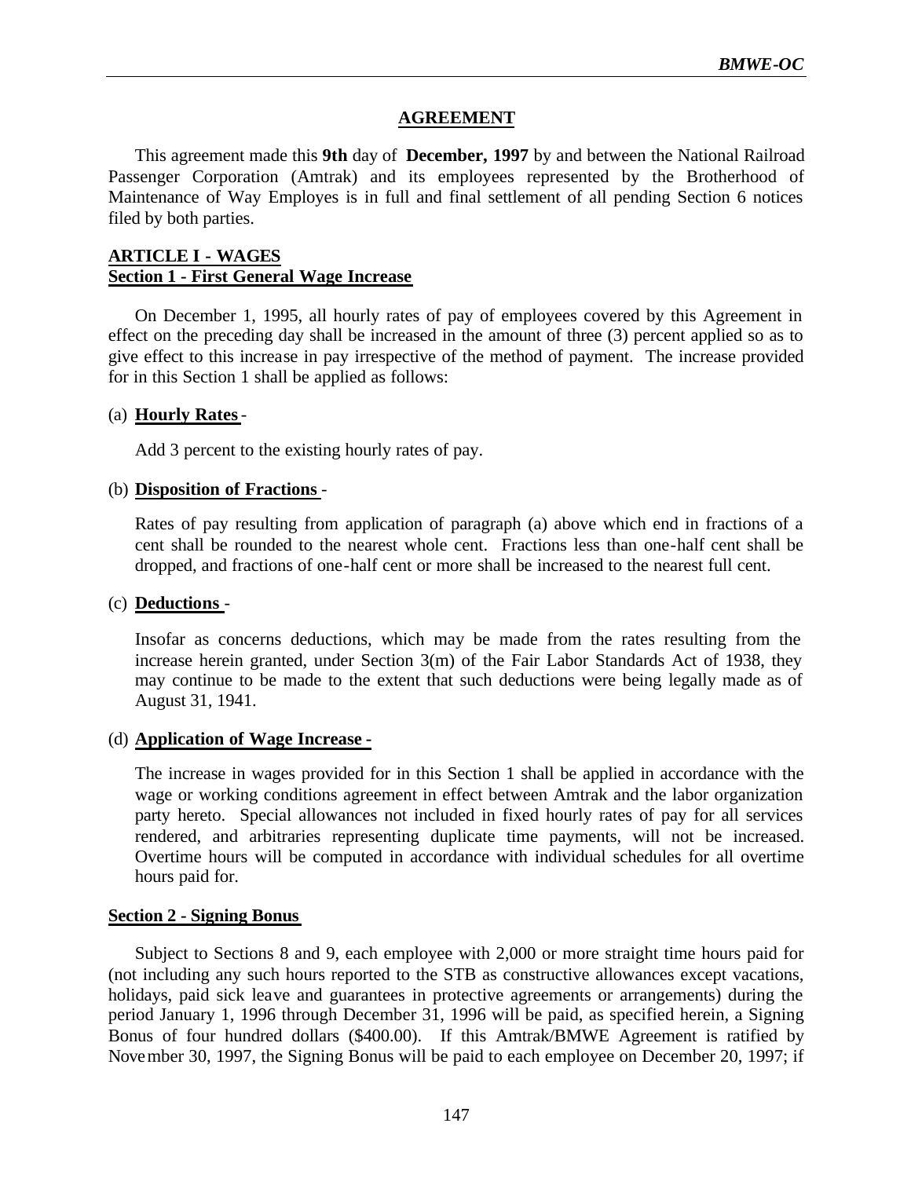## AGREEMENT

This agreement made this **9th** day of **December, 1997** by and between the National Railroad Passenger Corporation (Amtrak) and its employees represented by the Brotherhood of Maintenance of Way Employes is in full and final settlement of all pending Section 6 notices filed by both parties.

## ARTICLE I - WAGES

### Section 1 - First General Wage Increase

On December 1, 1995, all hourly rates of pay of employees covered by this Agreement in effect on the preceding day shall be increased in the amount of three (3) percent applied so as to give effect to this increase in pay irrespective of the method of payment. The increase provided for in this Section 1 shall be applied as follows:

(a) **Hourly Rates** -

Add 3 percent to the existing hourly rates of pay.

(b) **Disposition of Fractions** -

Rates of pay resulting from application of paragraph (a) above which end in fractions of a cent shall be rounded to the nearest whole cent. Fractions less than one-half cent shall be dropped, and fractions of one-half cent or more shall be increased to the nearest full cent.

(c) **Deductions** -

Insofar as concerns deductions, which may be made from the rates resulting from the increase herein granted, under Section 3(m) of the Fair Labor Standards Act of 1938, they may continue to be made to the extent that such deductions were being legally made as of August 31, 1941.

(d) **Application of Wage Increase** -

The increase in wages provided for in this Section 1 shall be applied in accordance with the wage or working conditions agreement in effect between Amtrak and the labor organization party hereto. Special allowances not included in fixed hourly rates of pay for all services rendered, and arbitraries representing duplicate time payments, will not be increased. Overtime hours will be computed in accordance with individual schedules for all overtime hours paid for.

### Section 2 - Signing Bonus

Subject to Sections 8 and 9, each employee with 2,000 or more straight time hours paid for (not including any such hours reported to the STB as constructive allowances except vacations, holidays, paid sick leave and guarantees in protective agreements or arrangements) during the period January 1, 1996 through December 31, 1996 will be paid, as specified herein, a Signing Bonus of four hundred dollars ($400.00). If this Amtrak/BMWE Agreement is ratified by November 30, 1997, the Signing Bonus will be paid to each employee on December 20, 1997; if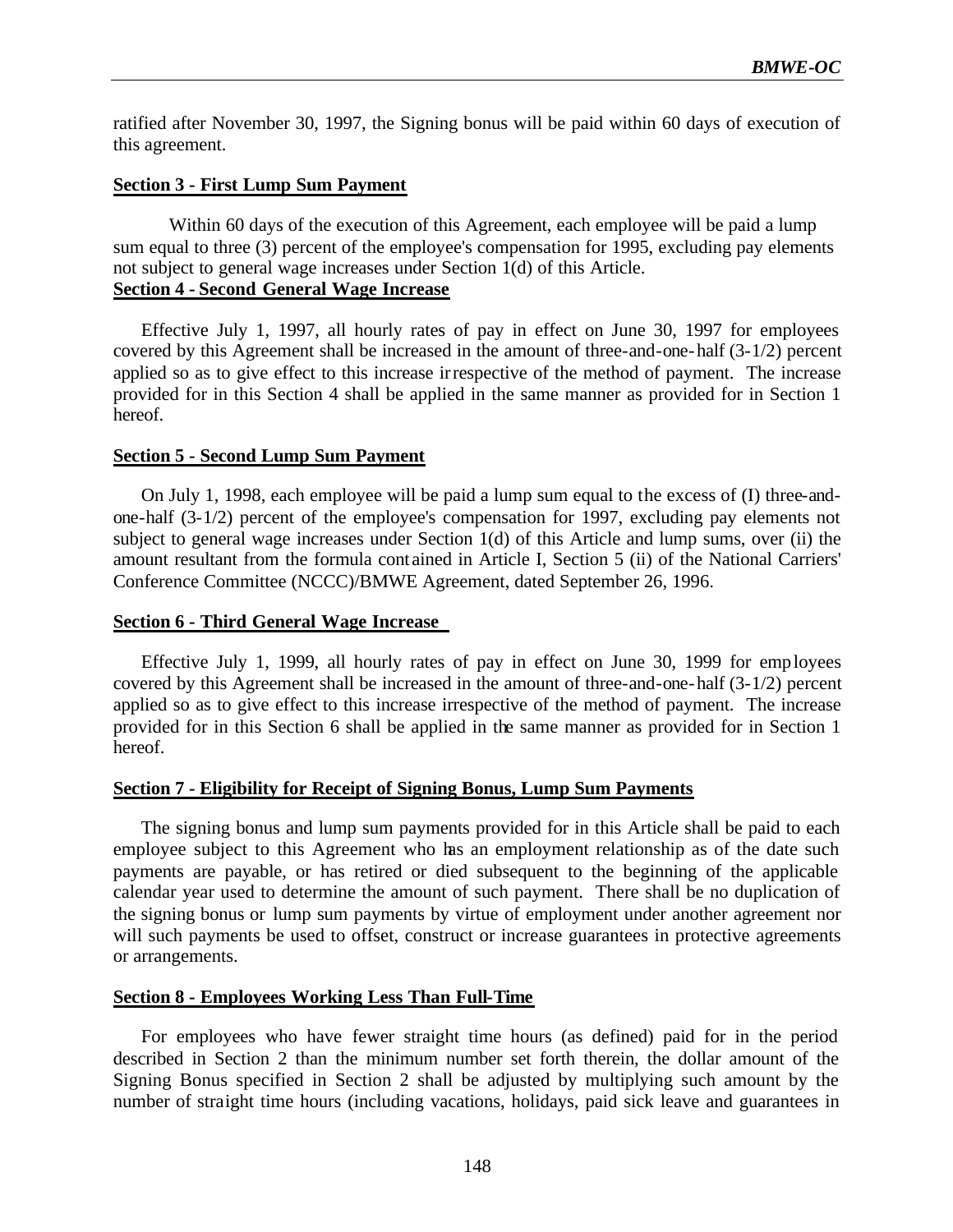ratified after November 30, 1997, the Signing bonus will be paid within 60 days of execution of this agreement.

**Section 3 - First Lump Sum Payment**

Within 60 days of the execution of this Agreement, each employee will be paid a lump sum equal to three (3) percent of the employee's compensation for 1995, excluding pay elements not subject to general wage increases under Section 1(d) of this Article.

**Section 4 - Second General Wage Increase**

Effective July 1, 1997, all hourly rates of pay in effect on June 30, 1997 for employees covered by this Agreement shall be increased in the amount of three-and-one-half (3-1/2) percent applied so as to give effect to this increase irrespective of the method of payment. The increase provided for in this Section 4 shall be applied in the same manner as provided for in Section 1 hereof.

**Section 5 - Second Lump Sum Payment**

On July 1, 1998, each employee will be paid a lump sum equal to the excess of (I) three-and-one-half (3-1/2) percent of the employee's compensation for 1997, excluding pay elements not subject to general wage increases under Section 1(d) of this Article and lump sums, over (ii) the amount resultant from the formula contained in Article I, Section 5 (ii) of the National Carriers' Conference Committee (NCCC)/BMWE Agreement, dated September 26, 1996.

**Section 6 - Third General Wage Increase**

Effective July 1, 1999, all hourly rates of pay in effect on June 30, 1999 for employees covered by this Agreement shall be increased in the amount of three-and-one-half (3-1/2) percent applied so as to give effect to this increase irrespective of the method of payment. The increase provided for in this Section 6 shall be applied in the same manner as provided for in Section 1 hereof.

**Section 7 - Eligibility for Receipt of Signing Bonus, Lump Sum Payments**

The signing bonus and lump sum payments provided for in this Article shall be paid to each employee subject to this Agreement who has an employment relationship as of the date such payments are payable, or has retired or died subsequent to the beginning of the applicable calendar year used to determine the amount of such payment. There shall be no duplication of the signing bonus or lump sum payments by virtue of employment under another agreement nor will such payments be used to offset, construct or increase guarantees in protective agreements or arrangements.

**Section 8 - Employees Working Less Than Full-Time**

For employees who have fewer straight time hours (as defined) paid for in the period described in Section 2 than the minimum number set forth therein, the dollar amount of the Signing Bonus specified in Section 2 shall be adjusted by multiplying such amount by the number of straight time hours (including vacations, holidays, paid sick leave and guarantees in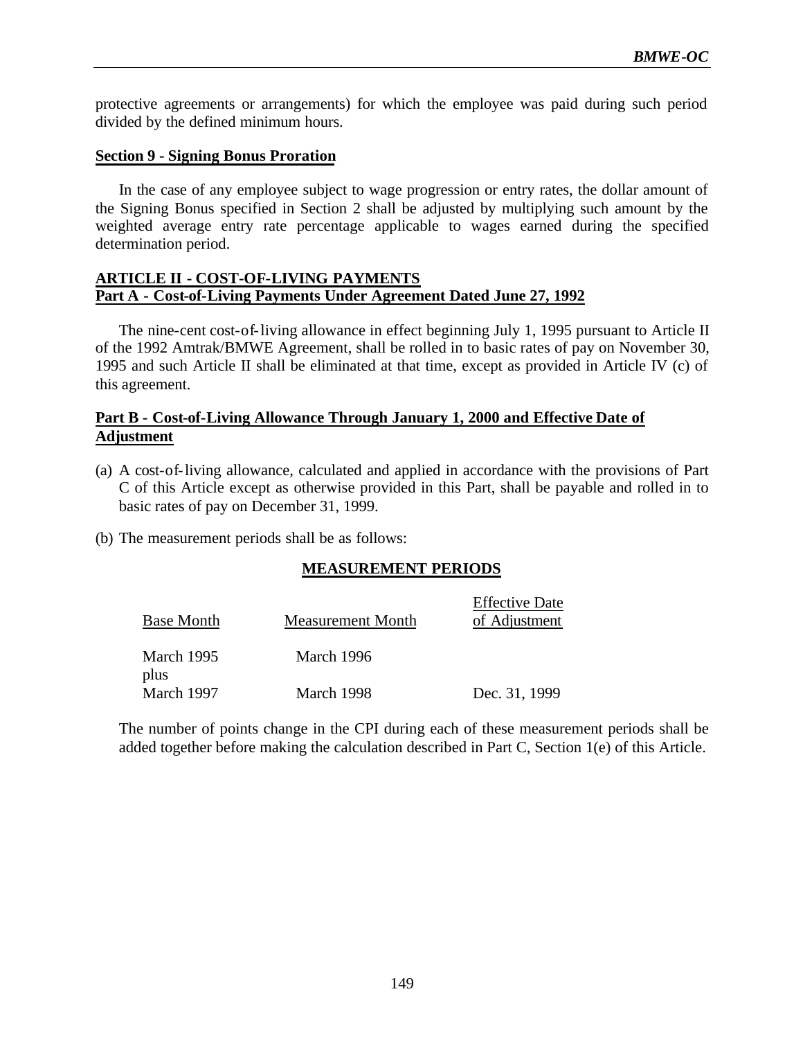protective agreements or arrangements) for which the employee was paid during such period divided by the defined minimum hours.

**Section 9 - Signing Bonus Proration**

In the case of any employee subject to wage progression or entry rates, the dollar amount of the Signing Bonus specified in Section 2 shall be adjusted by multiplying such amount by the weighted average entry rate percentage applicable to wages earned during the specified determination period.

**ARTICLE II - COST-OF-LIVING PAYMENTS**

**Part A - Cost-of-Living Payments Under Agreement Dated June 27, 1992**

The nine-cent cost-of-living allowance in effect beginning July 1, 1995 pursuant to Article II of the 1992 Amtrak/BMWE Agreement, shall be rolled in to basic rates of pay on November 30, 1995 and such Article II shall be eliminated at that time, except as provided in Article IV (c) of this agreement.

**Part B - Cost-of-Living Allowance Through January 1, 2000 and Effective Date of Adjustment**

(a) A cost-of-living allowance, calculated and applied in accordance with the provisions of Part C of this Article except as otherwise provided in this Part, shall be payable and rolled in to basic rates of pay on December 31, 1999.

(b) The measurement periods shall be as follows:

**MEASUREMENT PERIODS**

| Base Month | Measurement Month | Effective Date of Adjustment |
|---|---|---|
| March 1995 | March 1996 | |
| plus | | |
| March 1997 | March 1998 | Dec. 31, 1999 |

The number of points change in the CPI during each of these measurement periods shall be added together before making the calculation described in Part C, Section 1(e) of this Article.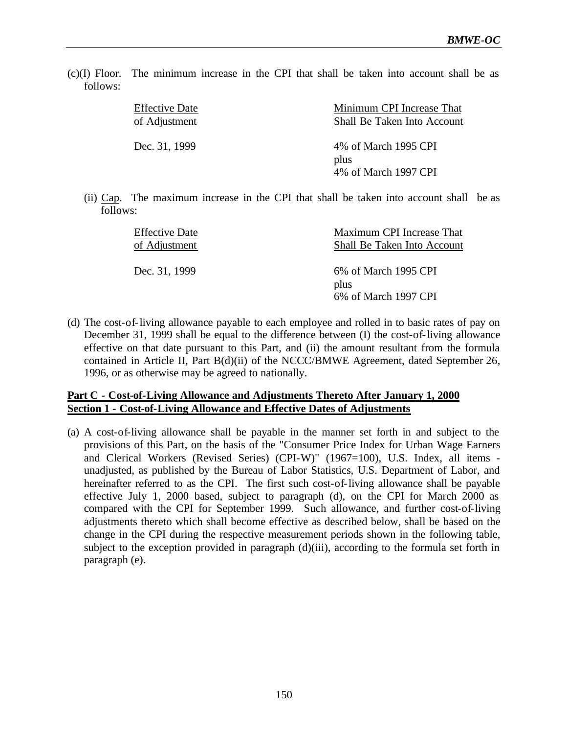(c)(I) Floor. The minimum increase in the CPI that shall be taken into account shall be as follows:

| Effective Date of Adjustment | Minimum CPI Increase That Shall Be Taken Into Account |
|---|---|
| Dec. 31, 1999 | 4% of March 1995 CPI plus 4% of March 1997 CPI |

(ii) Cap. The maximum increase in the CPI that shall be taken into account shall be as follows:

| Effective Date of Adjustment | Maximum CPI Increase That Shall Be Taken Into Account |
|---|---|
| Dec. 31, 1999 | 6% of March 1995 CPI plus 6% of March 1997 CPI |

(d) The cost-of-living allowance payable to each employee and rolled in to basic rates of pay on December 31, 1999 shall be equal to the difference between (I) the cost-of-living allowance effective on that date pursuant to this Part, and (ii) the amount resultant from the formula contained in Article II, Part B(d)(ii) of the NCCC/BMWE Agreement, dated September 26, 1996, or as otherwise may be agreed to nationally.

**Part C - Cost-of-Living Allowance and Adjustments Thereto After January 1, 2000**
**Section 1 - Cost-of-Living Allowance and Effective Dates of Adjustments**

(a) A cost-of-living allowance shall be payable in the manner set forth in and subject to the provisions of this Part, on the basis of the "Consumer Price Index for Urban Wage Earners and Clerical Workers (Revised Series) (CPI-W)" (1967=100), U.S. Index, all items - unadjusted, as published by the Bureau of Labor Statistics, U.S. Department of Labor, and hereinafter referred to as the CPI. The first such cost-of-living allowance shall be payable effective July 1, 2000 based, subject to paragraph (d), on the CPI for March 2000 as compared with the CPI for September 1999. Such allowance, and further cost-of-living adjustments thereto which shall become effective as described below, shall be based on the change in the CPI during the respective measurement periods shown in the following table, subject to the exception provided in paragraph (d)(iii), according to the formula set forth in paragraph (e).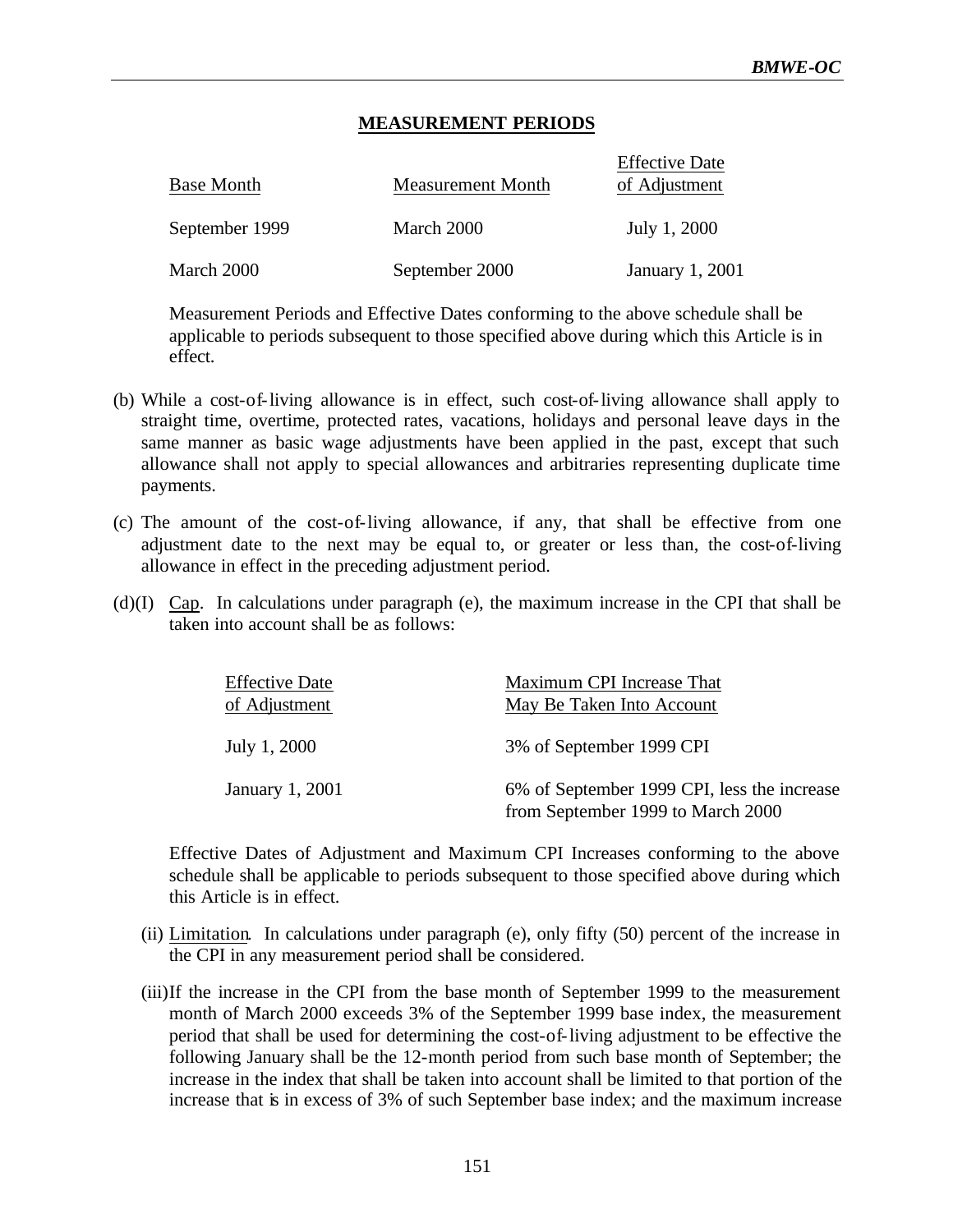## MEASUREMENT PERIODS

| Base Month | Measurement Month | Effective Date of Adjustment |
|---|---|---|
| September 1999 | March 2000 | July 1, 2000 |
| March 2000 | September 2000 | January 1, 2001 |

Measurement Periods and Effective Dates conforming to the above schedule shall be applicable to periods subsequent to those specified above during which this Article is in effect.

(b) While a cost-of-living allowance is in effect, such cost-of-living allowance shall apply to straight time, overtime, protected rates, vacations, holidays and personal leave days in the same manner as basic wage adjustments have been applied in the past, except that such allowance shall not apply to special allowances and arbitraries representing duplicate time payments.

(c) The amount of the cost-of-living allowance, if any, that shall be effective from one adjustment date to the next may be equal to, or greater or less than, the cost-of-living allowance in effect in the preceding adjustment period.

(d)(I) Cap. In calculations under paragraph (e), the maximum increase in the CPI that shall be taken into account shall be as follows:

| Effective Date of Adjustment | Maximum CPI Increase That May Be Taken Into Account |
|---|---|
| July 1, 2000 | 3% of September 1999 CPI |
| January 1, 2001 | 6% of September 1999 CPI, less the increase from September 1999 to March 2000 |

Effective Dates of Adjustment and Maximum CPI Increases conforming to the above schedule shall be applicable to periods subsequent to those specified above during which this Article is in effect.

(ii) Limitation. In calculations under paragraph (e), only fifty (50) percent of the increase in the CPI in any measurement period shall be considered.

(iii) If the increase in the CPI from the base month of September 1999 to the measurement month of March 2000 exceeds 3% of the September 1999 base index, the measurement period that shall be used for determining the cost-of-living adjustment to be effective the following January shall be the 12-month period from such base month of September; the increase in the index that shall be taken into account shall be limited to that portion of the increase that is in excess of 3% of such September base index; and the maximum increase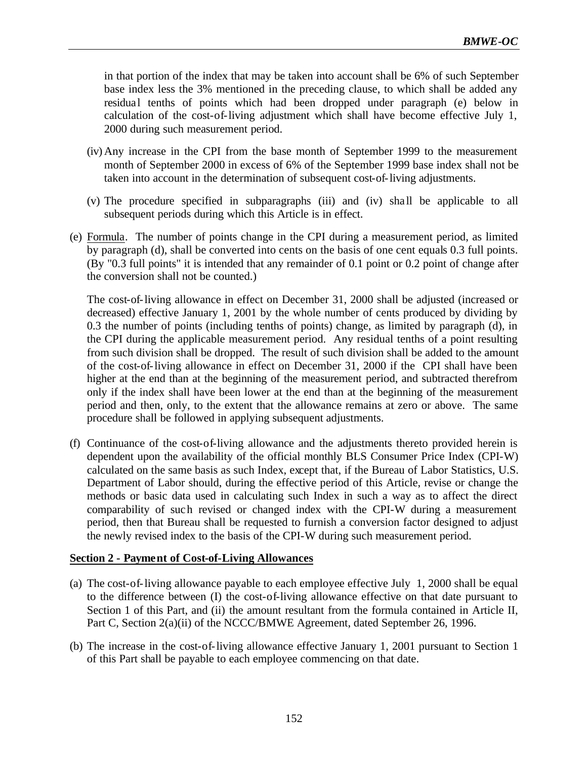in that portion of the index that may be taken into account shall be 6% of such September base index less the 3% mentioned in the preceding clause, to which shall be added any residual tenths of points which had been dropped under paragraph (e) below in calculation of the cost-of-living adjustment which shall have become effective July 1, 2000 during such measurement period.

(iv) Any increase in the CPI from the base month of September 1999 to the measurement month of September 2000 in excess of 6% of the September 1999 base index shall not be taken into account in the determination of subsequent cost-of-living adjustments.

(v) The procedure specified in subparagraphs (iii) and (iv) shall be applicable to all subsequent periods during which this Article is in effect.

(e) Formula. The number of points change in the CPI during a measurement period, as limited by paragraph (d), shall be converted into cents on the basis of one cent equals 0.3 full points. (By "0.3 full points" it is intended that any remainder of 0.1 point or 0.2 point of change after the conversion shall not be counted.)

The cost-of-living allowance in effect on December 31, 2000 shall be adjusted (increased or decreased) effective January 1, 2001 by the whole number of cents produced by dividing by 0.3 the number of points (including tenths of points) change, as limited by paragraph (d), in the CPI during the applicable measurement period. Any residual tenths of a point resulting from such division shall be dropped. The result of such division shall be added to the amount of the cost-of-living allowance in effect on December 31, 2000 if the CPI shall have been higher at the end than at the beginning of the measurement period, and subtracted therefrom only if the index shall have been lower at the end than at the beginning of the measurement period and then, only, to the extent that the allowance remains at zero or above. The same procedure shall be followed in applying subsequent adjustments.

(f) Continuance of the cost-of-living allowance and the adjustments thereto provided herein is dependent upon the availability of the official monthly BLS Consumer Price Index (CPI-W) calculated on the same basis as such Index, except that, if the Bureau of Labor Statistics, U.S. Department of Labor should, during the effective period of this Article, revise or change the methods or basic data used in calculating such Index in such a way as to affect the direct comparability of such revised or changed index with the CPI-W during a measurement period, then that Bureau shall be requested to furnish a conversion factor designed to adjust the newly revised index to the basis of the CPI-W during such measurement period.

**Section 2 - Payment of Cost-of-Living Allowances**

(a) The cost-of-living allowance payable to each employee effective July 1, 2000 shall be equal to the difference between (I) the cost-of-living allowance effective on that date pursuant to Section 1 of this Part, and (ii) the amount resultant from the formula contained in Article II, Part C, Section 2(a)(ii) of the NCCC/BMWE Agreement, dated September 26, 1996.

(b) The increase in the cost-of-living allowance effective January 1, 2001 pursuant to Section 1 of this Part shall be payable to each employee commencing on that date.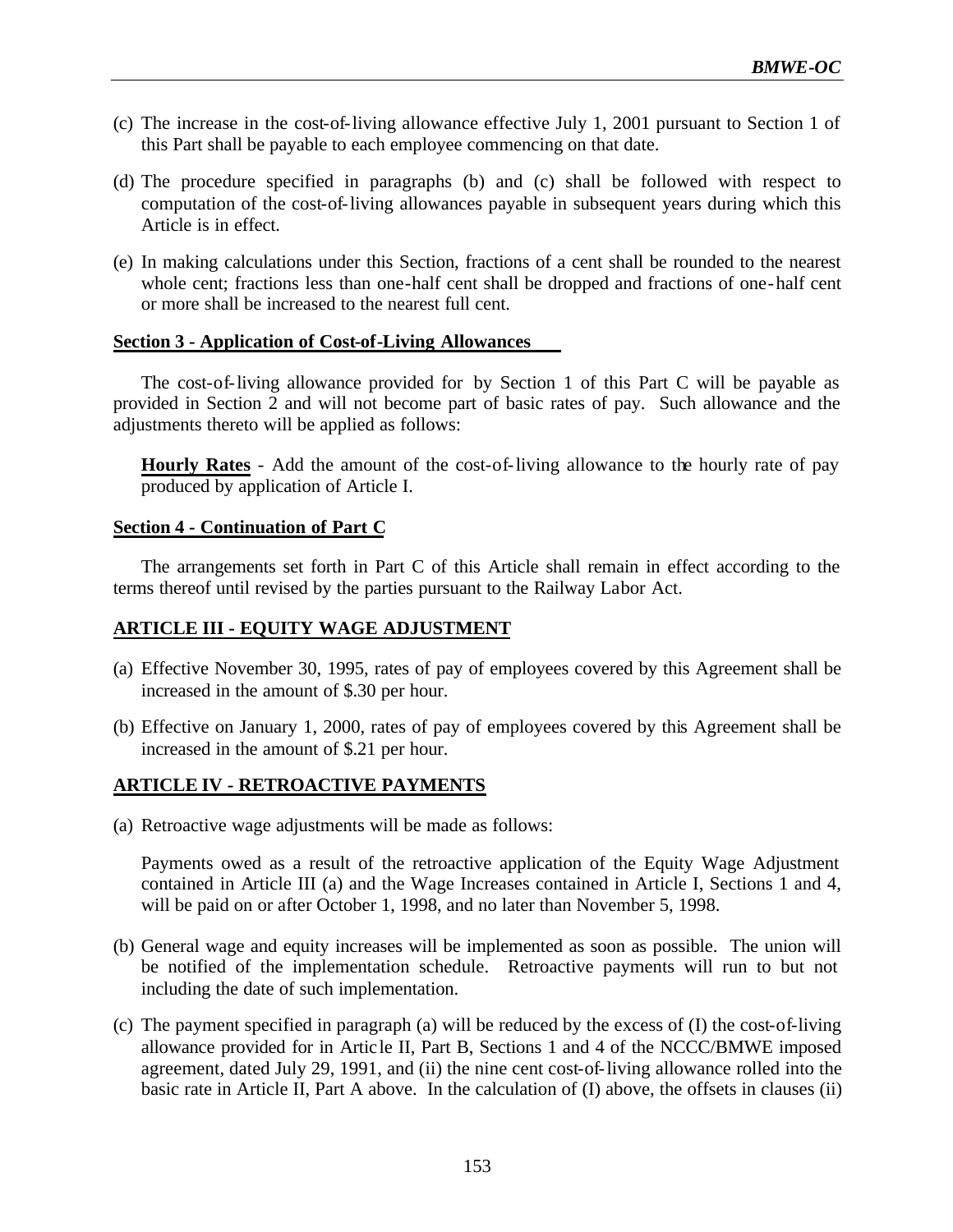(c) The increase in the cost-of-living allowance effective July 1, 2001 pursuant to Section 1 of this Part shall be payable to each employee commencing on that date.

(d) The procedure specified in paragraphs (b) and (c) shall be followed with respect to computation of the cost-of-living allowances payable in subsequent years during which this Article is in effect.

(e) In making calculations under this Section, fractions of a cent shall be rounded to the nearest whole cent; fractions less than one-half cent shall be dropped and fractions of one-half cent or more shall be increased to the nearest full cent.

**Section 3 - Application of Cost-of-Living Allowances**

The cost-of-living allowance provided for by Section 1 of this Part C will be payable as provided in Section 2 and will not become part of basic rates of pay. Such allowance and the adjustments thereto will be applied as follows:

**Hourly Rates** - Add the amount of the cost-of-living allowance to the hourly rate of pay produced by application of Article I.

**Section 4 - Continuation of Part C**

The arrangements set forth in Part C of this Article shall remain in effect according to the terms thereof until revised by the parties pursuant to the Railway Labor Act.

## ARTICLE III - EQUITY WAGE ADJUSTMENT

(a) Effective November 30, 1995, rates of pay of employees covered by this Agreement shall be increased in the amount of $.30 per hour.

(b) Effective on January 1, 2000, rates of pay of employees covered by this Agreement shall be increased in the amount of $.21 per hour.

## ARTICLE IV - RETROACTIVE PAYMENTS

(a) Retroactive wage adjustments will be made as follows:

Payments owed as a result of the retroactive application of the Equity Wage Adjustment contained in Article III (a) and the Wage Increases contained in Article I, Sections 1 and 4, will be paid on or after October 1, 1998, and no later than November 5, 1998.

(b) General wage and equity increases will be implemented as soon as possible. The union will be notified of the implementation schedule. Retroactive payments will run to but not including the date of such implementation.

(c) The payment specified in paragraph (a) will be reduced by the excess of (I) the cost-of-living allowance provided for in Article II, Part B, Sections 1 and 4 of the NCCC/BMWE imposed agreement, dated July 29, 1991, and (ii) the nine cent cost-of-living allowance rolled into the basic rate in Article II, Part A above. In the calculation of (I) above, the offsets in clauses (ii)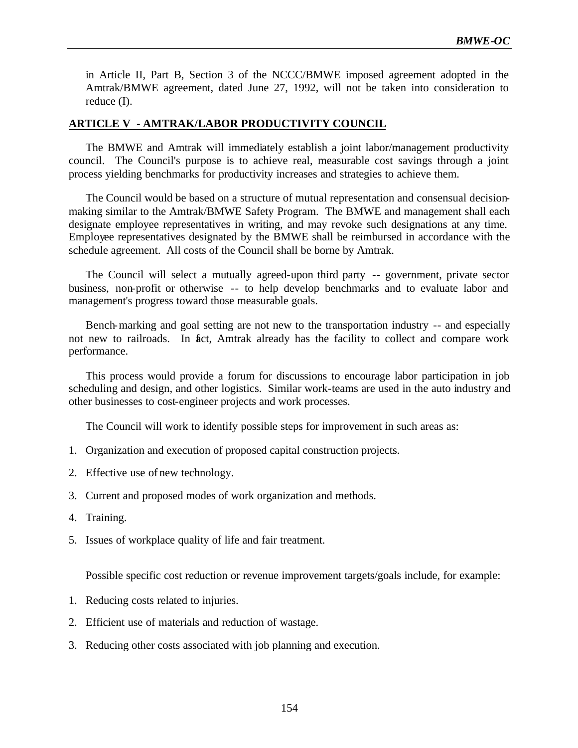in Article II, Part B, Section 3 of the NCCC/BMWE imposed agreement adopted in the Amtrak/BMWE agreement, dated June 27, 1992, will not be taken into consideration to reduce (I).

## ARTICLE V - AMTRAK/LABOR PRODUCTIVITY COUNCIL

The BMWE and Amtrak will immediately establish a joint labor/management productivity council. The Council's purpose is to achieve real, measurable cost savings through a joint process yielding benchmarks for productivity increases and strategies to achieve them.

The Council would be based on a structure of mutual representation and consensual decision-making similar to the Amtrak/BMWE Safety Program. The BMWE and management shall each designate employee representatives in writing, and may revoke such designations at any time. Employee representatives designated by the BMWE shall be reimbursed in accordance with the schedule agreement. All costs of the Council shall be borne by Amtrak.

The Council will select a mutually agreed-upon third party -- government, private sector business, non-profit or otherwise -- to help develop benchmarks and to evaluate labor and management's progress toward those measurable goals.

Bench-marking and goal setting are not new to the transportation industry -- and especially not new to railroads. In fact, Amtrak already has the facility to collect and compare work performance.

This process would provide a forum for discussions to encourage labor participation in job scheduling and design, and other logistics. Similar work-teams are used in the auto industry and other businesses to cost-engineer projects and work processes.

The Council will work to identify possible steps for improvement in such areas as:

1. Organization and execution of proposed capital construction projects.
2. Effective use of new technology.
3. Current and proposed modes of work organization and methods.
4. Training.
5. Issues of workplace quality of life and fair treatment.

Possible specific cost reduction or revenue improvement targets/goals include, for example:

1. Reducing costs related to injuries.
2. Efficient use of materials and reduction of wastage.
3. Reducing other costs associated with job planning and execution.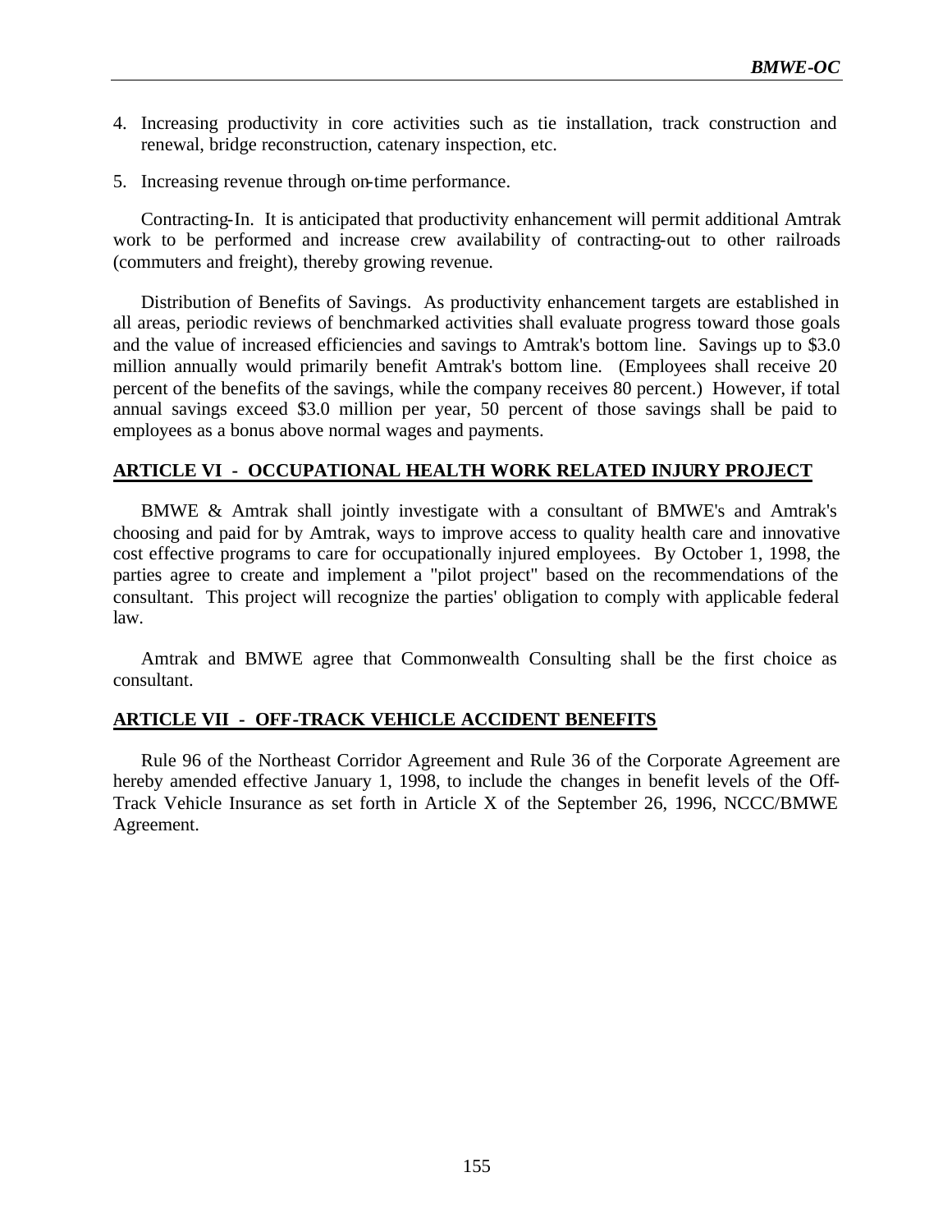4. Increasing productivity in core activities such as tie installation, track construction and renewal, bridge reconstruction, catenary inspection, etc.

5. Increasing revenue through on-time performance.

Contracting-In. It is anticipated that productivity enhancement will permit additional Amtrak work to be performed and increase crew availability of contracting-out to other railroads (commuters and freight), thereby growing revenue.

Distribution of Benefits of Savings. As productivity enhancement targets are established in all areas, periodic reviews of benchmarked activities shall evaluate progress toward those goals and the value of increased efficiencies and savings to Amtrak's bottom line. Savings up to $3.0 million annually would primarily benefit Amtrak's bottom line. (Employees shall receive 20 percent of the benefits of the savings, while the company receives 80 percent.) However, if total annual savings exceed $3.0 million per year, 50 percent of those savings shall be paid to employees as a bonus above normal wages and payments.

## ARTICLE VI - OCCUPATIONAL HEALTH WORK RELATED INJURY PROJECT

BMWE & Amtrak shall jointly investigate with a consultant of BMWE's and Amtrak's choosing and paid for by Amtrak, ways to improve access to quality health care and innovative cost effective programs to care for occupationally injured employees. By October 1, 1998, the parties agree to create and implement a "pilot project" based on the recommendations of the consultant. This project will recognize the parties' obligation to comply with applicable federal law.

Amtrak and BMWE agree that Commonwealth Consulting shall be the first choice as consultant.

## ARTICLE VII - OFF-TRACK VEHICLE ACCIDENT BENEFITS

Rule 96 of the Northeast Corridor Agreement and Rule 36 of the Corporate Agreement are hereby amended effective January 1, 1998, to include the changes in benefit levels of the Off-Track Vehicle Insurance as set forth in Article X of the September 26, 1996, NCCC/BMWE Agreement.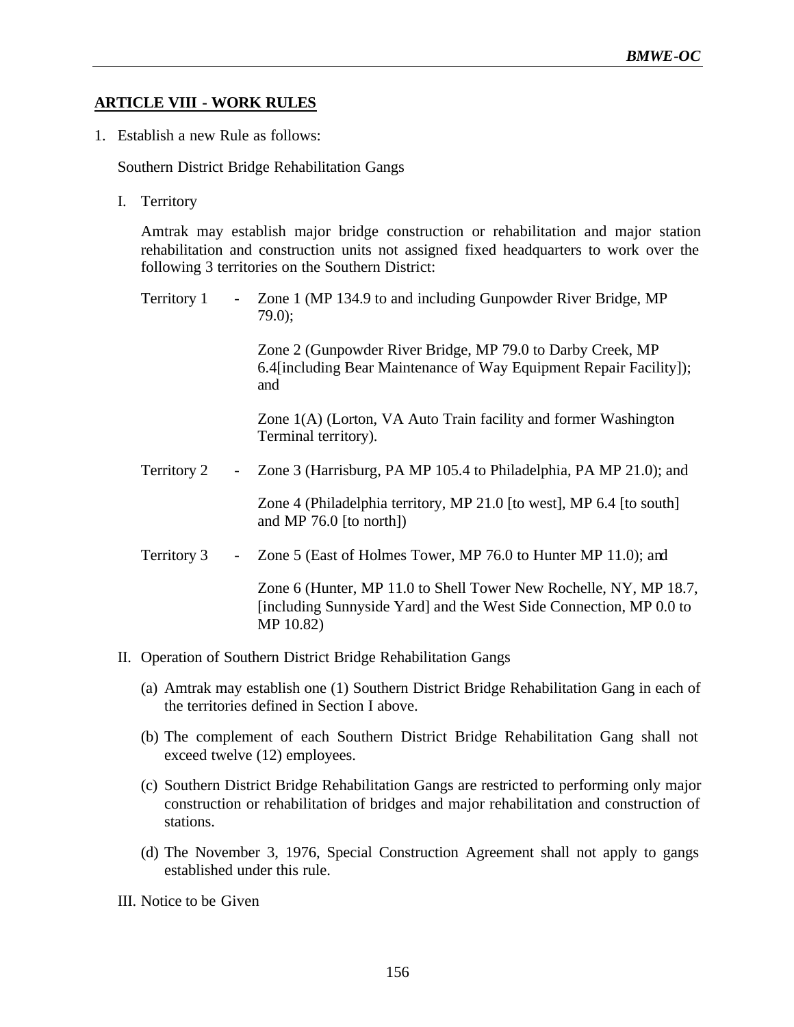## ARTICLE VIII - WORK RULES

1. Establish a new Rule as follows:

   Southern District Bridge Rehabilitation Gangs

   I. Territory

   Amtrak may establish major bridge construction or rehabilitation and major station rehabilitation and construction units not assigned fixed headquarters to work over the following 3 territories on the Southern District:

   Territory 1 - Zone 1 (MP 134.9 to and including Gunpowder River Bridge, MP 79.0);

   Zone 2 (Gunpowder River Bridge, MP 79.0 to Darby Creek, MP 6.4[including Bear Maintenance of Way Equipment Repair Facility]); and

   Zone 1(A) (Lorton, VA Auto Train facility and former Washington Terminal territory).

   Territory 2 - Zone 3 (Harrisburg, PA MP 105.4 to Philadelphia, PA MP 21.0); and

   Zone 4 (Philadelphia territory, MP 21.0 [to west], MP 6.4 [to south] and MP 76.0 [to north])

   Territory 3 - Zone 5 (East of Holmes Tower, MP 76.0 to Hunter MP 11.0); and

   Zone 6 (Hunter, MP 11.0 to Shell Tower New Rochelle, NY, MP 18.7, [including Sunnyside Yard] and the West Side Connection, MP 0.0 to MP 10.82)

   II. Operation of Southern District Bridge Rehabilitation Gangs

   (a) Amtrak may establish one (1) Southern District Bridge Rehabilitation Gang in each of the territories defined in Section I above.

   (b) The complement of each Southern District Bridge Rehabilitation Gang shall not exceed twelve (12) employees.

   (c) Southern District Bridge Rehabilitation Gangs are restricted to performing only major construction or rehabilitation of bridges and major rehabilitation and construction of stations.

   (d) The November 3, 1976, Special Construction Agreement shall not apply to gangs established under this rule.

   III. Notice to be Given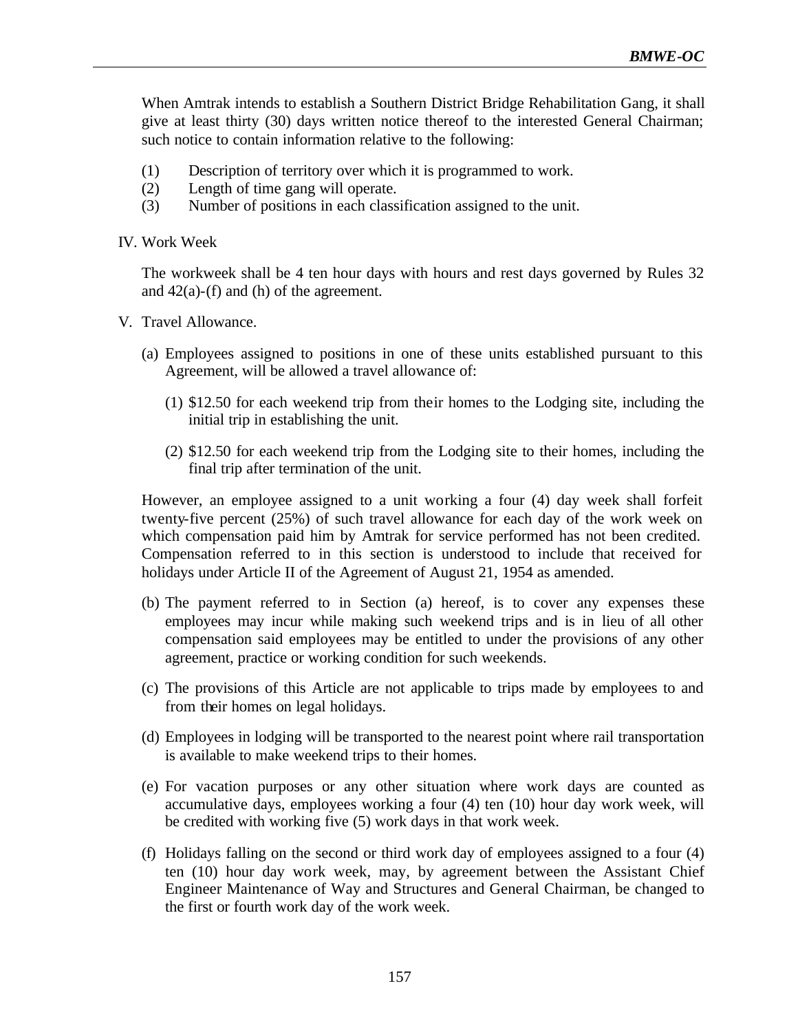When Amtrak intends to establish a Southern District Bridge Rehabilitation Gang, it shall give at least thirty (30) days written notice thereof to the interested General Chairman; such notice to contain information relative to the following:

(1) Description of territory over which it is programmed to work.
(2) Length of time gang will operate.
(3) Number of positions in each classification assigned to the unit.

IV. Work Week

The workweek shall be 4 ten hour days with hours and rest days governed by Rules 32 and 42(a)-(f) and (h) of the agreement.

V. Travel Allowance.

(a) Employees assigned to positions in one of these units established pursuant to this Agreement, will be allowed a travel allowance of:

(1) $12.50 for each weekend trip from their homes to the Lodging site, including the initial trip in establishing the unit.

(2) $12.50 for each weekend trip from the Lodging site to their homes, including the final trip after termination of the unit.

However, an employee assigned to a unit working a four (4) day week shall forfeit twenty-five percent (25%) of such travel allowance for each day of the work week on which compensation paid him by Amtrak for service performed has not been credited. Compensation referred to in this section is understood to include that received for holidays under Article II of the Agreement of August 21, 1954 as amended.

(b) The payment referred to in Section (a) hereof, is to cover any expenses these employees may incur while making such weekend trips and is in lieu of all other compensation said employees may be entitled to under the provisions of any other agreement, practice or working condition for such weekends.

(c) The provisions of this Article are not applicable to trips made by employees to and from their homes on legal holidays.

(d) Employees in lodging will be transported to the nearest point where rail transportation is available to make weekend trips to their homes.

(e) For vacation purposes or any other situation where work days are counted as accumulative days, employees working a four (4) ten (10) hour day work week, will be credited with working five (5) work days in that work week.

(f) Holidays falling on the second or third work day of employees assigned to a four (4) ten (10) hour day work week, may, by agreement between the Assistant Chief Engineer Maintenance of Way and Structures and General Chairman, be changed to the first or fourth work day of the work week.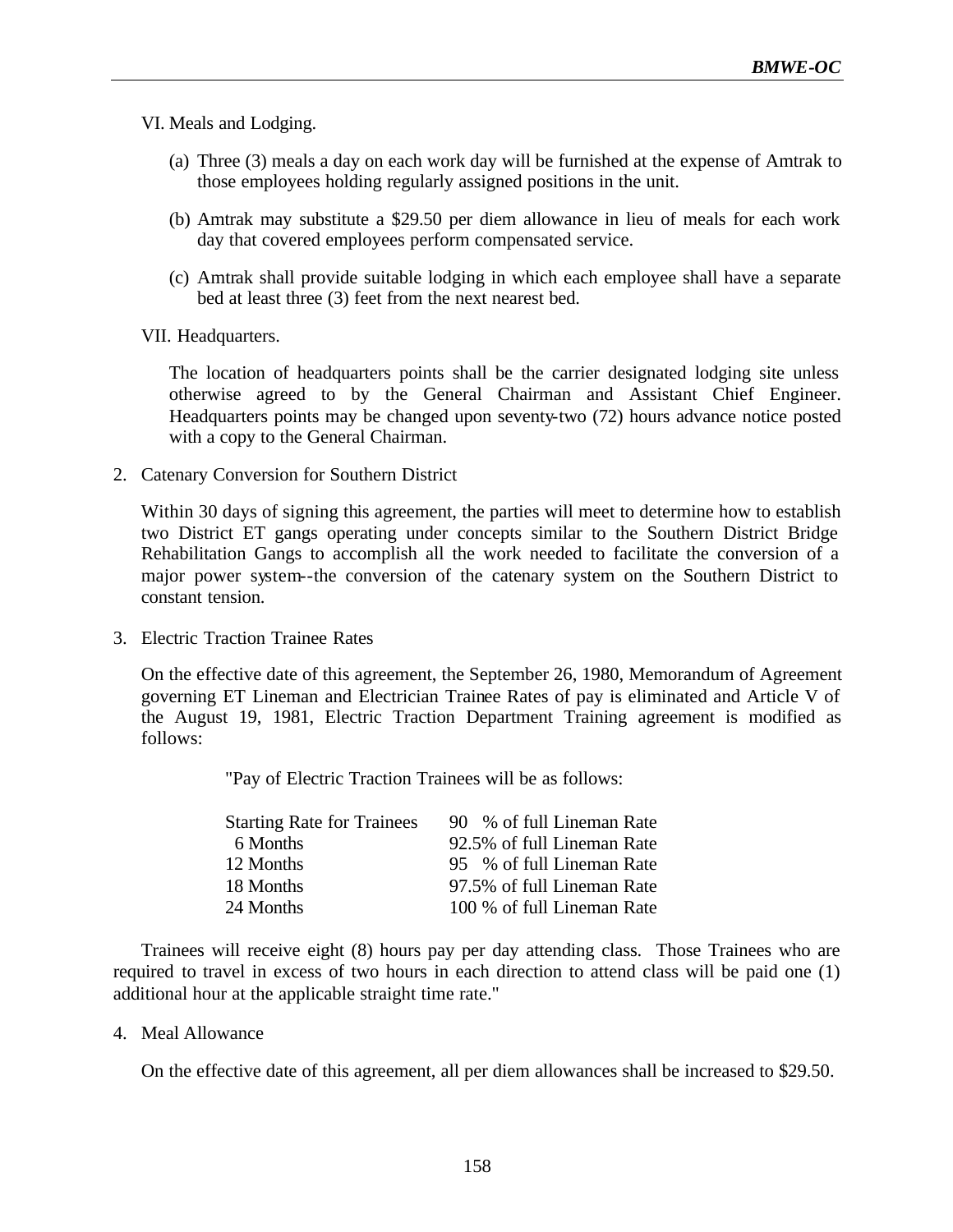VI. Meals and Lodging.

(a) Three (3) meals a day on each work day will be furnished at the expense of Amtrak to those employees holding regularly assigned positions in the unit.

(b) Amtrak may substitute a $29.50 per diem allowance in lieu of meals for each work day that covered employees perform compensated service.

(c) Amtrak shall provide suitable lodging in which each employee shall have a separate bed at least three (3) feet from the next nearest bed.

VII. Headquarters.

The location of headquarters points shall be the carrier designated lodging site unless otherwise agreed to by the General Chairman and Assistant Chief Engineer. Headquarters points may be changed upon seventy-two (72) hours advance notice posted with a copy to the General Chairman.

2. Catenary Conversion for Southern District

Within 30 days of signing this agreement, the parties will meet to determine how to establish two District ET gangs operating under concepts similar to the Southern District Bridge Rehabilitation Gangs to accomplish all the work needed to facilitate the conversion of a major power system--the conversion of the catenary system on the Southern District to constant tension.

3. Electric Traction Trainee Rates

On the effective date of this agreement, the September 26, 1980, Memorandum of Agreement governing ET Lineman and Electrician Trainee Rates of pay is eliminated and Article V of the August 19, 1981, Electric Traction Department Training agreement is modified as follows:

"Pay of Electric Traction Trainees will be as follows:

| | |
|---|---|
| Starting Rate for Trainees | 90 % of full Lineman Rate |
| 6 Months | 92.5% of full Lineman Rate |
| 12 Months | 95 % of full Lineman Rate |
| 18 Months | 97.5% of full Lineman Rate |
| 24 Months | 100 % of full Lineman Rate |

Trainees will receive eight (8) hours pay per day attending class. Those Trainees who are required to travel in excess of two hours in each direction to attend class will be paid one (1) additional hour at the applicable straight time rate."

4. Meal Allowance

On the effective date of this agreement, all per diem allowances shall be increased to $29.50.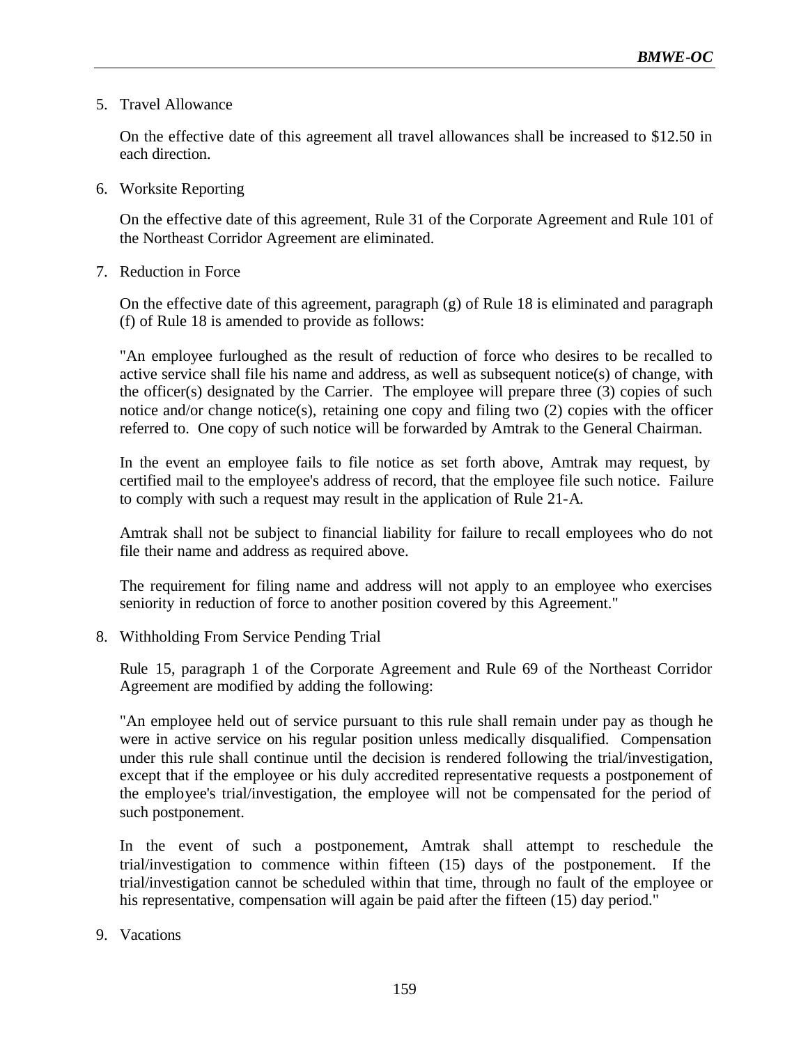5. Travel Allowance

   On the effective date of this agreement all travel allowances shall be increased to $12.50 in each direction.

6. Worksite Reporting

   On the effective date of this agreement, Rule 31 of the Corporate Agreement and Rule 101 of the Northeast Corridor Agreement are eliminated.

7. Reduction in Force

   On the effective date of this agreement, paragraph (g) of Rule 18 is eliminated and paragraph (f) of Rule 18 is amended to provide as follows:

   "An employee furloughed as the result of reduction of force who desires to be recalled to active service shall file his name and address, as well as subsequent notice(s) of change, with the officer(s) designated by the Carrier. The employee will prepare three (3) copies of such notice and/or change notice(s), retaining one copy and filing two (2) copies with the officer referred to. One copy of such notice will be forwarded by Amtrak to the General Chairman.

   In the event an employee fails to file notice as set forth above, Amtrak may request, by certified mail to the employee's address of record, that the employee file such notice. Failure to comply with such a request may result in the application of Rule 21-A.

   Amtrak shall not be subject to financial liability for failure to recall employees who do not file their name and address as required above.

   The requirement for filing name and address will not apply to an employee who exercises seniority in reduction of force to another position covered by this Agreement."

8. Withholding From Service Pending Trial

   Rule 15, paragraph 1 of the Corporate Agreement and Rule 69 of the Northeast Corridor Agreement are modified by adding the following:

   "An employee held out of service pursuant to this rule shall remain under pay as though he were in active service on his regular position unless medically disqualified. Compensation under this rule shall continue until the decision is rendered following the trial/investigation, except that if the employee or his duly accredited representative requests a postponement of the employee's trial/investigation, the employee will not be compensated for the period of such postponement.

   In the event of such a postponement, Amtrak shall attempt to reschedule the trial/investigation to commence within fifteen (15) days of the postponement. If the trial/investigation cannot be scheduled within that time, through no fault of the employee or his representative, compensation will again be paid after the fifteen (15) day period."

9. Vacations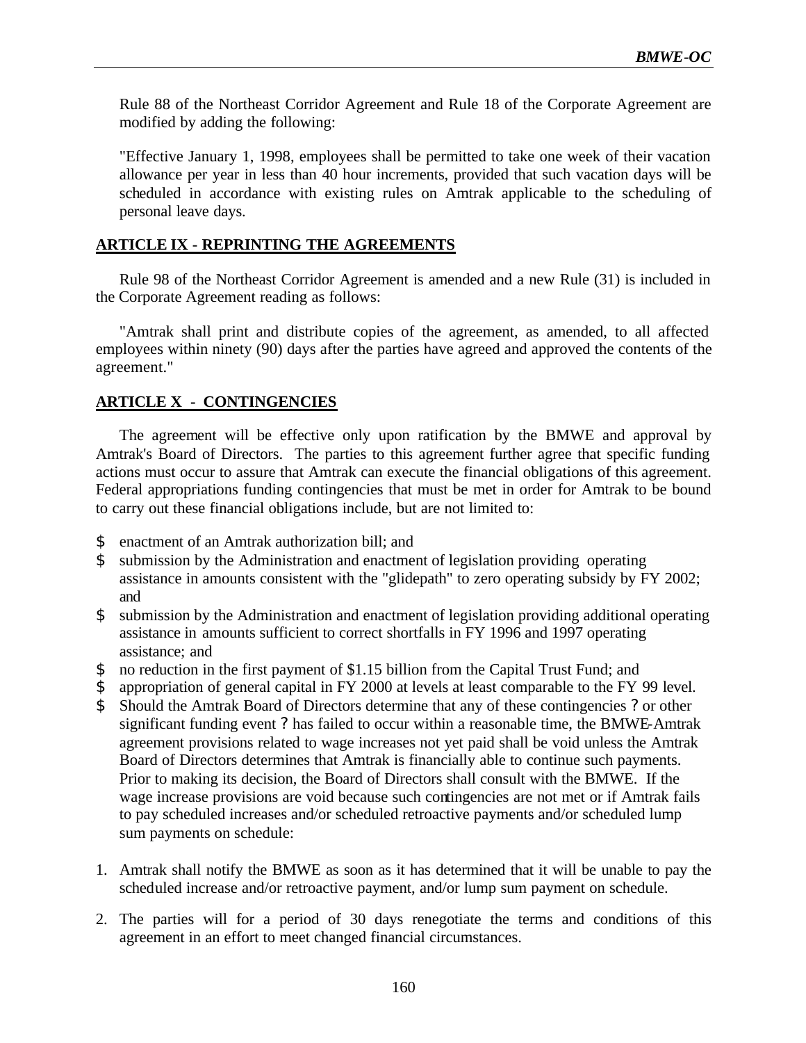Rule 88 of the Northeast Corridor Agreement and Rule 18 of the Corporate Agreement are modified by adding the following:

"Effective January 1, 1998, employees shall be permitted to take one week of their vacation allowance per year in less than 40 hour increments, provided that such vacation days will be scheduled in accordance with existing rules on Amtrak applicable to the scheduling of personal leave days.

## ARTICLE IX - REPRINTING THE AGREEMENTS

Rule 98 of the Northeast Corridor Agreement is amended and a new Rule (31) is included in the Corporate Agreement reading as follows:

"Amtrak shall print and distribute copies of the agreement, as amended, to all affected employees within ninety (90) days after the parties have agreed and approved the contents of the agreement."

## ARTICLE X - CONTINGENCIES

The agreement will be effective only upon ratification by the BMWE and approval by Amtrak's Board of Directors. The parties to this agreement further agree that specific funding actions must occur to assure that Amtrak can execute the financial obligations of this agreement. Federal appropriations funding contingencies that must be met in order for Amtrak to be bound to carry out these financial obligations include, but are not limited to:

- enactment of an Amtrak authorization bill; and
- submission by the Administration and enactment of legislation providing operating assistance in amounts consistent with the "glidepath" to zero operating subsidy by FY 2002; and
- submission by the Administration and enactment of legislation providing additional operating assistance in amounts sufficient to correct shortfalls in FY 1996 and 1997 operating assistance; and
- no reduction in the first payment of $1.15 billion from the Capital Trust Fund; and
- appropriation of general capital in FY 2000 at levels at least comparable to the FY 99 level.
- Should the Amtrak Board of Directors determine that any of these contingencies ? or other significant funding event ? has failed to occur within a reasonable time, the BMWE-Amtrak agreement provisions related to wage increases not yet paid shall be void unless the Amtrak Board of Directors determines that Amtrak is financially able to continue such payments. Prior to making its decision, the Board of Directors shall consult with the BMWE. If the wage increase provisions are void because such contingencies are not met or if Amtrak fails to pay scheduled increases and/or scheduled retroactive payments and/or scheduled lump sum payments on schedule:

1. Amtrak shall notify the BMWE as soon as it has determined that it will be unable to pay the scheduled increase and/or retroactive payment, and/or lump sum payment on schedule.

2. The parties will for a period of 30 days renegotiate the terms and conditions of this agreement in an effort to meet changed financial circumstances.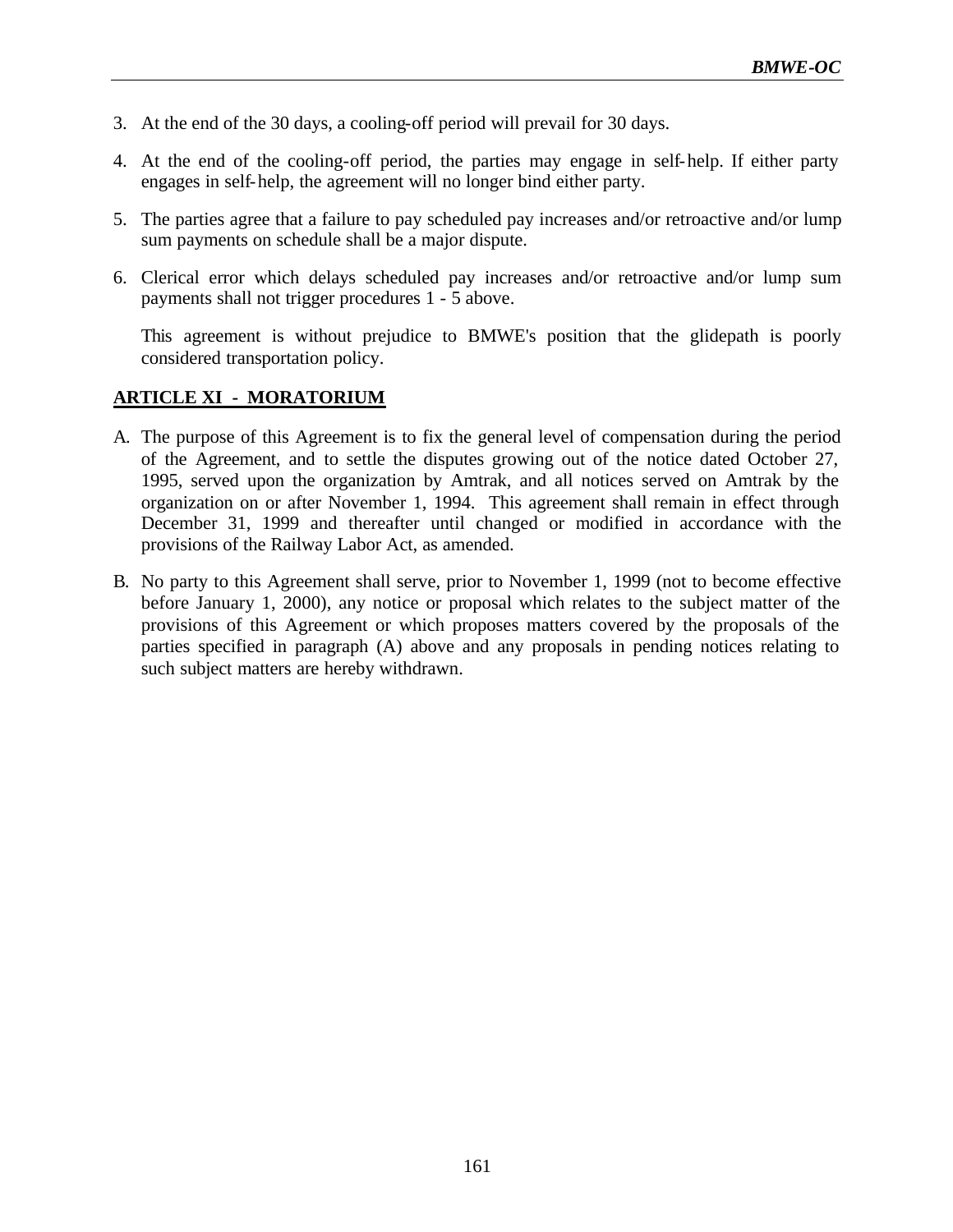3. At the end of the 30 days, a cooling-off period will prevail for 30 days.

4. At the end of the cooling-off period, the parties may engage in self-help. If either party engages in self-help, the agreement will no longer bind either party.

5. The parties agree that a failure to pay scheduled pay increases and/or retroactive and/or lump sum payments on schedule shall be a major dispute.

6. Clerical error which delays scheduled pay increases and/or retroactive and/or lump sum payments shall not trigger procedures 1 - 5 above.

   This agreement is without prejudice to BMWE's position that the glidepath is poorly considered transportation policy.

## ARTICLE XI - MORATORIUM

A. The purpose of this Agreement is to fix the general level of compensation during the period of the Agreement, and to settle the disputes growing out of the notice dated October 27, 1995, served upon the organization by Amtrak, and all notices served on Amtrak by the organization on or after November 1, 1994. This agreement shall remain in effect through December 31, 1999 and thereafter until changed or modified in accordance with the provisions of the Railway Labor Act, as amended.

B. No party to this Agreement shall serve, prior to November 1, 1999 (not to become effective before January 1, 2000), any notice or proposal which relates to the subject matter of the provisions of this Agreement or which proposes matters covered by the proposals of the parties specified in paragraph (A) above and any proposals in pending notices relating to such subject matters are hereby withdrawn.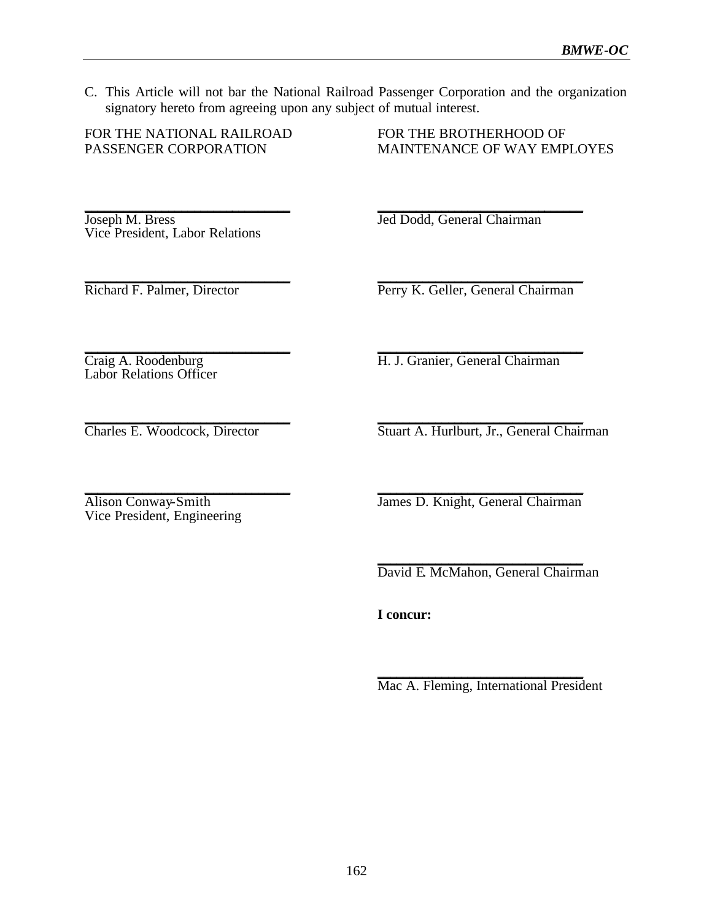C. This Article will not bar the National Railroad Passenger Corporation and the organization signatory hereto from agreeing upon any subject of mutual interest.

| FOR THE NATIONAL RAILROAD PASSENGER CORPORATION | FOR THE BROTHERHOOD OF MAINTENANCE OF WAY EMPLOYES |
|---|---|
| Joseph M. Bress<br>Vice President, Labor Relations | Jed Dodd, General Chairman |
| Richard F. Palmer, Director | Perry K. Geller, General Chairman |
| Craig A. Roodenburg<br>Labor Relations Officer | H. J. Granier, General Chairman |
| Charles E. Woodcock, Director | Stuart A. Hurlburt, Jr., General Chairman |
| Alison Conway-Smith<br>Vice President, Engineering | James D. Knight, General Chairman |
| | David E. McMahon, General Chairman |
| | **I concur:** |
| | Mac A. Fleming, International President |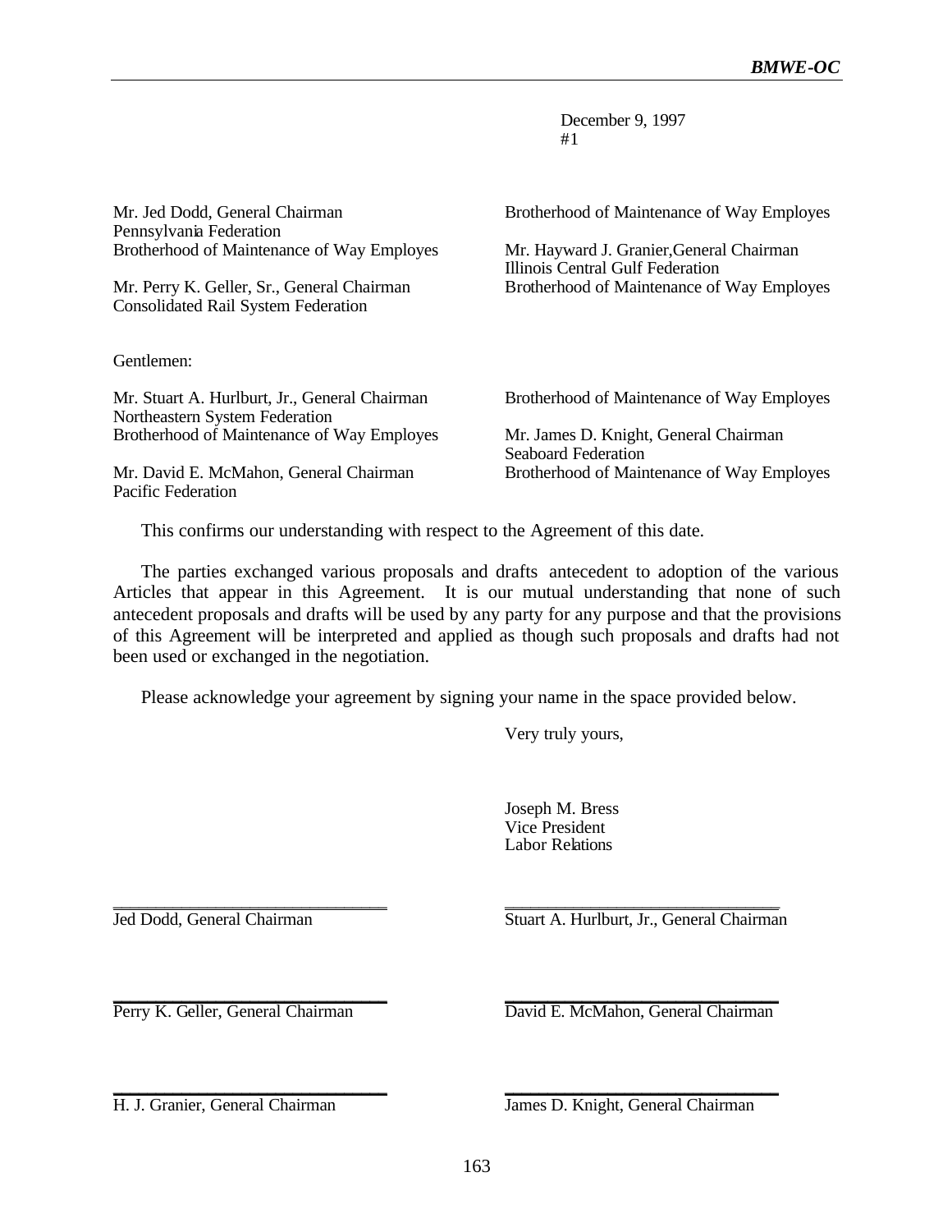December 9, 1997
#1

Mr. Jed Dodd, General Chairman
Pennsylvania Federation
Brotherhood of Maintenance of Way Employes

Mr. Perry K. Geller, Sr., General Chairman
Consolidated Rail System Federation
Brotherhood of Maintenance of Way Employes

Mr. Hayward J. Granier,General Chairman
Illinois Central Gulf Federation
Brotherhood of Maintenance of Way Employes

Gentlemen:

Mr. Stuart A. Hurlburt, Jr., General Chairman
Northeastern System Federation
Brotherhood of Maintenance of Way Employes

Mr. David E. McMahon, General Chairman
Pacific Federation
Brotherhood of Maintenance of Way Employes

Mr. James D. Knight, General Chairman
Seaboard Federation
Brotherhood of Maintenance of Way Employes

This confirms our understanding with respect to the Agreement of this date.

The parties exchanged various proposals and drafts antecedent to adoption of the various Articles that appear in this Agreement. It is our mutual understanding that none of such antecedent proposals and drafts will be used by any party for any purpose and that the provisions of this Agreement will be interpreted and applied as though such proposals and drafts had not been used or exchanged in the negotiation.

Please acknowledge your agreement by signing your name in the space provided below.

Very truly yours,

Joseph M. Bress
Vice President
Labor Relations

\_\_\_\_\_\_\_\_\_\_\_\_\_\_\_\_\_\_\_\_\_\_\_\_\_\_\_\_\_\_
Jed Dodd, General Chairman

\_\_\_\_\_\_\_\_\_\_\_\_\_\_\_\_\_\_\_\_\_\_\_\_\_\_\_\_\_\_
Stuart A. Hurlburt, Jr., General Chairman

\_\_\_\_\_\_\_\_\_\_\_\_\_\_\_\_\_\_\_\_\_\_\_\_\_\_\_\_\_\_
Perry K. Geller, General Chairman

\_\_\_\_\_\_\_\_\_\_\_\_\_\_\_\_\_\_\_\_\_\_\_\_\_\_\_\_\_\_
David E. McMahon, General Chairman

\_\_\_\_\_\_\_\_\_\_\_\_\_\_\_\_\_\_\_\_\_\_\_\_\_\_\_\_\_\_
H. J. Granier, General Chairman

\_\_\_\_\_\_\_\_\_\_\_\_\_\_\_\_\_\_\_\_\_\_\_\_\_\_\_\_\_\_
James D. Knight, General Chairman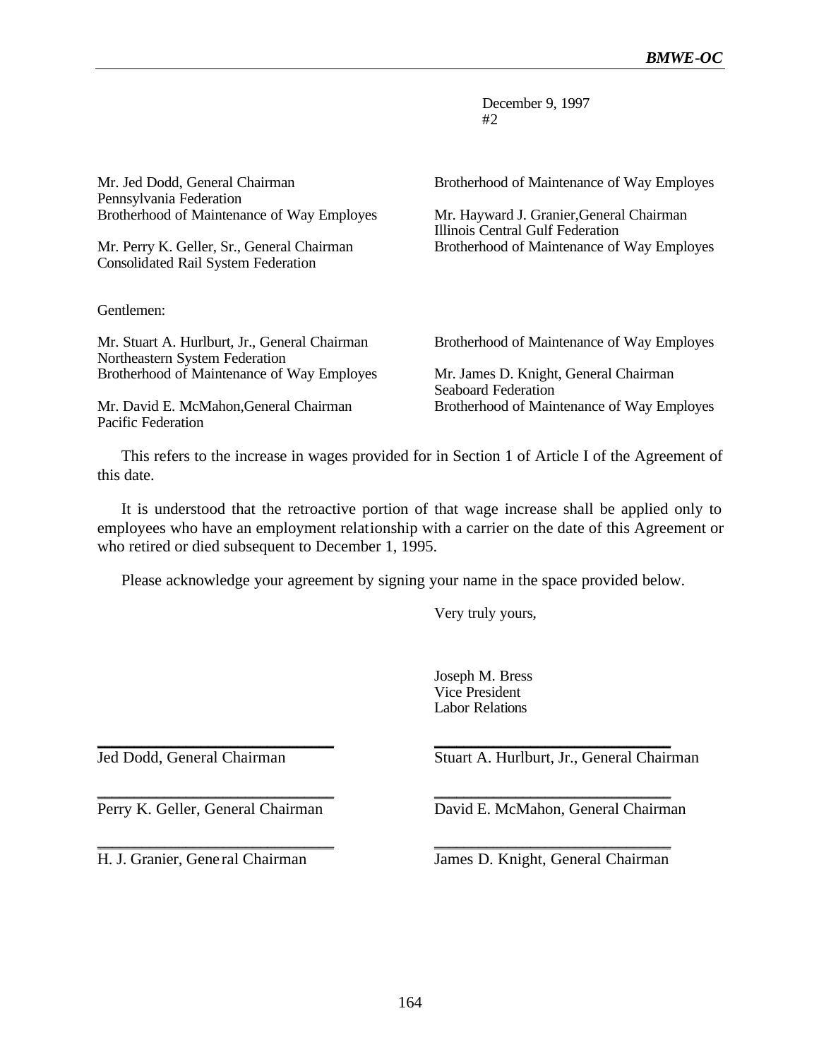December 9, 1997
#2

Mr. Jed Dodd, General Chairman
Pennsylvania Federation
Brotherhood of Maintenance of Way Employes

Mr. Perry K. Geller, Sr., General Chairman
Consolidated Rail System Federation
Brotherhood of Maintenance of Way Employes

Mr. Hayward J. Granier,General Chairman
Illinois Central Gulf Federation
Brotherhood of Maintenance of Way Employes

Gentlemen:

Mr. Stuart A. Hurlburt, Jr., General Chairman
Northeastern System Federation
Brotherhood of Maintenance of Way Employes

Mr. David E. McMahon,General Chairman
Pacific Federation
Brotherhood of Maintenance of Way Employes

Mr. James D. Knight, General Chairman
Seaboard Federation
Brotherhood of Maintenance of Way Employes

This refers to the increase in wages provided for in Section 1 of Article I of the Agreement of this date.

It is understood that the retroactive portion of that wage increase shall be applied only to employees who have an employment relationship with a carrier on the date of this Agreement or who retired or died subsequent to December 1, 1995.

Please acknowledge your agreement by signing your name in the space provided below.

Very truly yours,

Joseph M. Bress
Vice President
Labor Relations

_____________________________
Jed Dodd, General Chairman

_____________________________
Stuart A. Hurlburt, Jr., General Chairman

_____________________________
Perry K. Geller, General Chairman

_____________________________
David E. McMahon, General Chairman

_____________________________
H. J. Granier, General Chairman

_____________________________
James D. Knight, General Chairman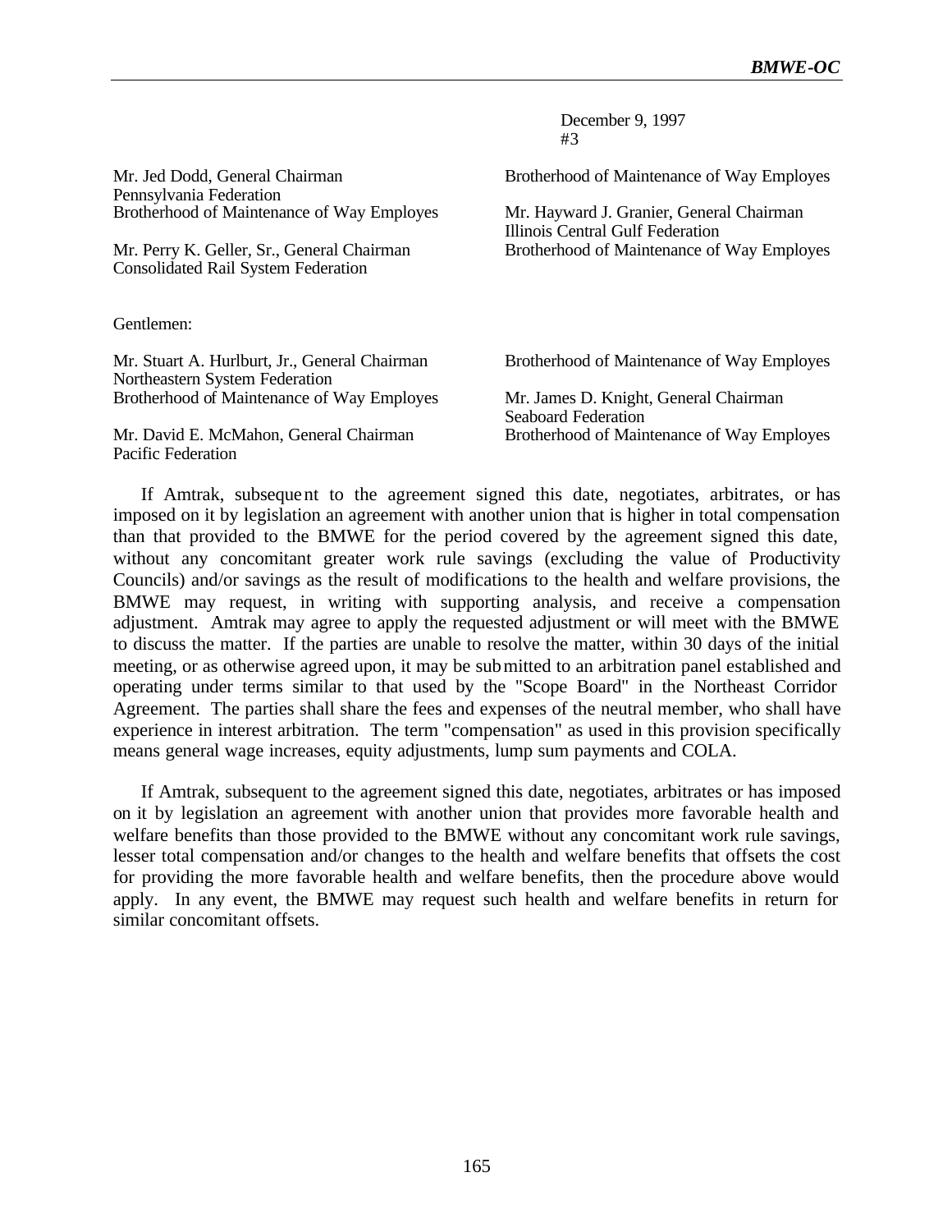December 9, 1997
#3

Mr. Jed Dodd, General Chairman
Pennsylvania Federation
Brotherhood of Maintenance of Way Employes

Mr. Perry K. Geller, Sr., General Chairman
Consolidated Rail System Federation
Brotherhood of Maintenance of Way Employes

Mr. Hayward J. Granier, General Chairman
Illinois Central Gulf Federation
Brotherhood of Maintenance of Way Employes

Mr. Stuart A. Hurlburt, Jr., General Chairman
Northeastern System Federation
Brotherhood of Maintenance of Way Employes

Mr. David E. McMahon, General Chairman
Pacific Federation
Brotherhood of Maintenance of Way Employes

Mr. James D. Knight, General Chairman
Seaboard Federation
Brotherhood of Maintenance of Way Employes

Gentlemen:

If Amtrak, subsequent to the agreement signed this date, negotiates, arbitrates, or has imposed on it by legislation an agreement with another union that is higher in total compensation than that provided to the BMWE for the period covered by the agreement signed this date, without any concomitant greater work rule savings (excluding the value of Productivity Councils) and/or savings as the result of modifications to the health and welfare provisions, the BMWE may request, in writing with supporting analysis, and receive a compensation adjustment. Amtrak may agree to apply the requested adjustment or will meet with the BMWE to discuss the matter. If the parties are unable to resolve the matter, within 30 days of the initial meeting, or as otherwise agreed upon, it may be submitted to an arbitration panel established and operating under terms similar to that used by the "Scope Board" in the Northeast Corridor Agreement. The parties shall share the fees and expenses of the neutral member, who shall have experience in interest arbitration. The term "compensation" as used in this provision specifically means general wage increases, equity adjustments, lump sum payments and COLA.

If Amtrak, subsequent to the agreement signed this date, negotiates, arbitrates or has imposed on it by legislation an agreement with another union that provides more favorable health and welfare benefits than those provided to the BMWE without any concomitant work rule savings, lesser total compensation and/or changes to the health and welfare benefits that offsets the cost for providing the more favorable health and welfare benefits, then the procedure above would apply. In any event, the BMWE may request such health and welfare benefits in return for similar concomitant offsets.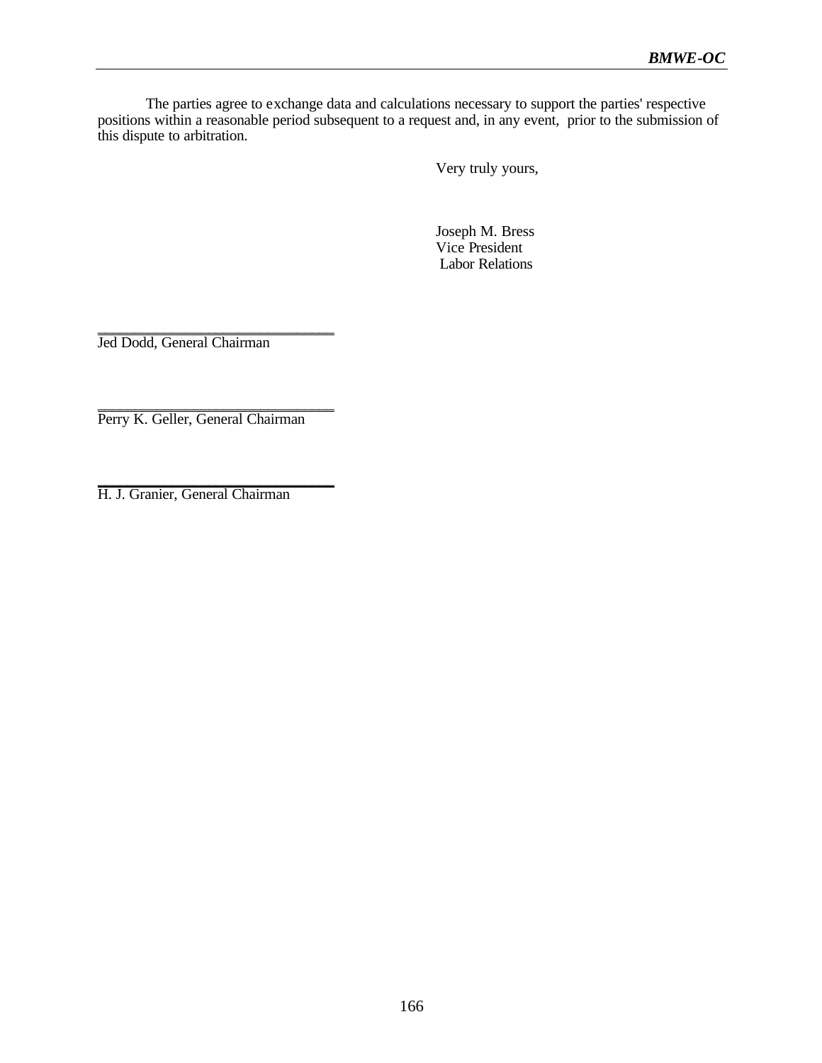The parties agree to exchange data and calculations necessary to support the parties' respective positions within a reasonable period subsequent to a request and, in any event, prior to the submission of this dispute to arbitration.

Very truly yours,

Joseph M. Bress  
Vice President  
Labor Relations

______________________________  
Jed Dodd, General Chairman

______________________________  
Perry K. Geller, General Chairman

______________________________  
H. J. Granier, General Chairman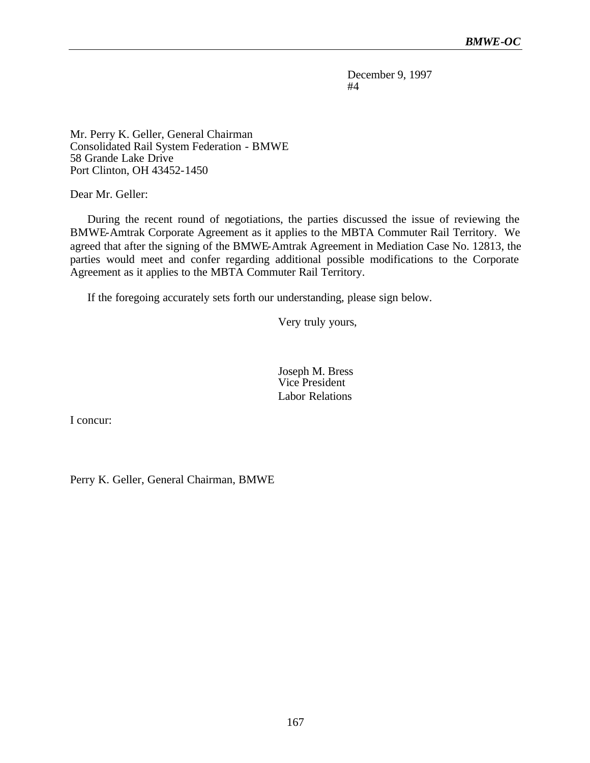December 9, 1997
#4

Mr. Perry K. Geller, General Chairman
Consolidated Rail System Federation - BMWE
58 Grande Lake Drive
Port Clinton, OH 43452-1450

Dear Mr. Geller:

During the recent round of negotiations, the parties discussed the issue of reviewing the BMWE-Amtrak Corporate Agreement as it applies to the MBTA Commuter Rail Territory. We agreed that after the signing of the BMWE-Amtrak Agreement in Mediation Case No. 12813, the parties would meet and confer regarding additional possible modifications to the Corporate Agreement as it applies to the MBTA Commuter Rail Territory.

If the foregoing accurately sets forth our understanding, please sign below.

Very truly yours,

Joseph M. Bress
Vice President
Labor Relations

I concur:

Perry K. Geller, General Chairman, BMWE